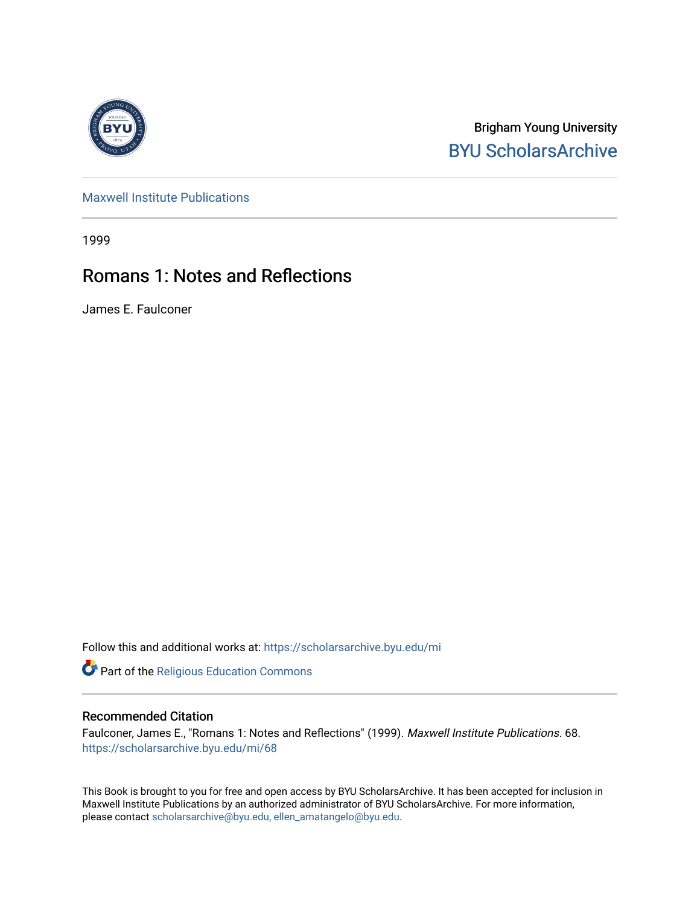Brigham Young University
BYU ScholarsArchive

Maxwell Institute Publications

1999

# Romans 1: Notes and Reflections

James E. Faulconer

Follow this and additional works at: https://scholarsarchive.byu.edu/mi

Part of the Religious Education Commons

## Recommended Citation

Faulconer, James E., "Romans 1: Notes and Reflections" (1999). *Maxwell Institute Publications*. 68.
https://scholarsarchive.byu.edu/mi/68

This Book is brought to you for free and open access by BYU ScholarsArchive. It has been accepted for inclusion in Maxwell Institute Publications by an authorized administrator of BYU ScholarsArchive. For more information, please contact scholarsarchive@byu.edu, ellen_amatangelo@byu.edu.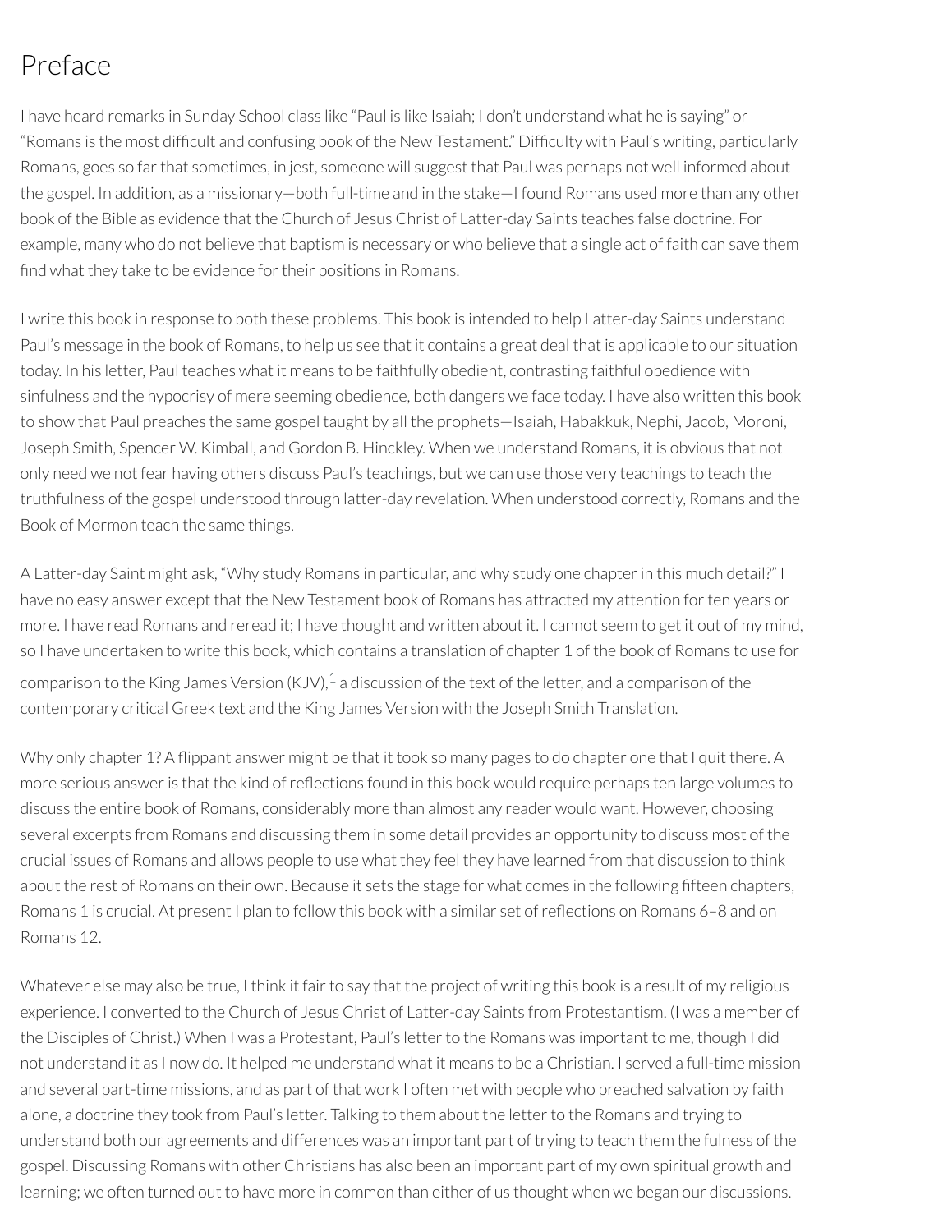# Preface

I have heard remarks in Sunday School class like "Paul is like Isaiah; I don't understand what he is saying" or "Romans is the most difficult and confusing book of the New Testament." Difficulty with Paul's writing, particularly Romans, goes so far that sometimes, in jest, someone will suggest that Paul was perhaps not well informed about the gospel. In addition, as a missionary—both full-time and in the stake—I found Romans used more than any other book of the Bible as evidence that the Church of Jesus Christ of Latter-day Saints teaches false doctrine. For example, many who do not believe that baptism is necessary or who believe that a single act of faith can save them find what they take to be evidence for their positions in Romans.

I write this book in response to both these problems. This book is intended to help Latter-day Saints understand Paul's message in the book of Romans, to help us see that it contains a great deal that is applicable to our situation today. In his letter, Paul teaches what it means to be faithfully obedient, contrasting faithful obedience with sinfulness and the hypocrisy of mere seeming obedience, both dangers we face today. I have also written this book to show that Paul preaches the same gospel taught by all the prophets—Isaiah, Habakkuk, Nephi, Jacob, Moroni, Joseph Smith, Spencer W. Kimball, and Gordon B. Hinckley. When we understand Romans, it is obvious that not only need we not fear having others discuss Paul's teachings, but we can use those very teachings to teach the truthfulness of the gospel understood through latter-day revelation. When understood correctly, Romans and the Book of Mormon teach the same things.

A Latter-day Saint might ask, "Why study Romans in particular, and why study one chapter in this much detail?" I have no easy answer except that the New Testament book of Romans has attracted my attention for ten years or more. I have read Romans and reread it; I have thought and written about it. I cannot seem to get it out of my mind, so I have undertaken to write this book, which contains a translation of chapter 1 of the book of Romans to use for comparison to the King James Version (KJV),[1] a discussion of the text of the letter, and a comparison of the contemporary critical Greek text and the King James Version with the Joseph Smith Translation.

Why only chapter 1? A flippant answer might be that it took so many pages to do chapter one that I quit there. A more serious answer is that the kind of reflections found in this book would require perhaps ten large volumes to discuss the entire book of Romans, considerably more than almost any reader would want. However, choosing several excerpts from Romans and discussing them in some detail provides an opportunity to discuss most of the crucial issues of Romans and allows people to use what they feel they have learned from that discussion to think about the rest of Romans on their own. Because it sets the stage for what comes in the following fifteen chapters, Romans 1 is crucial. At present I plan to follow this book with a similar set of reflections on Romans 6–8 and on Romans 12.

Whatever else may also be true, I think it fair to say that the project of writing this book is a result of my religious experience. I converted to the Church of Jesus Christ of Latter-day Saints from Protestantism. (I was a member of the Disciples of Christ.) When I was a Protestant, Paul's letter to the Romans was important to me, though I did not understand it as I now do. It helped me understand what it means to be a Christian. I served a full-time mission and several part-time missions, and as part of that work I often met with people who preached salvation by faith alone, a doctrine they took from Paul's letter. Talking to them about the letter to the Romans and trying to understand both our agreements and differences was an important part of trying to teach them the fulness of the gospel. Discussing Romans with other Christians has also been an important part of my own spiritual growth and learning; we often turned out to have more in common than either of us thought when we began our discussions.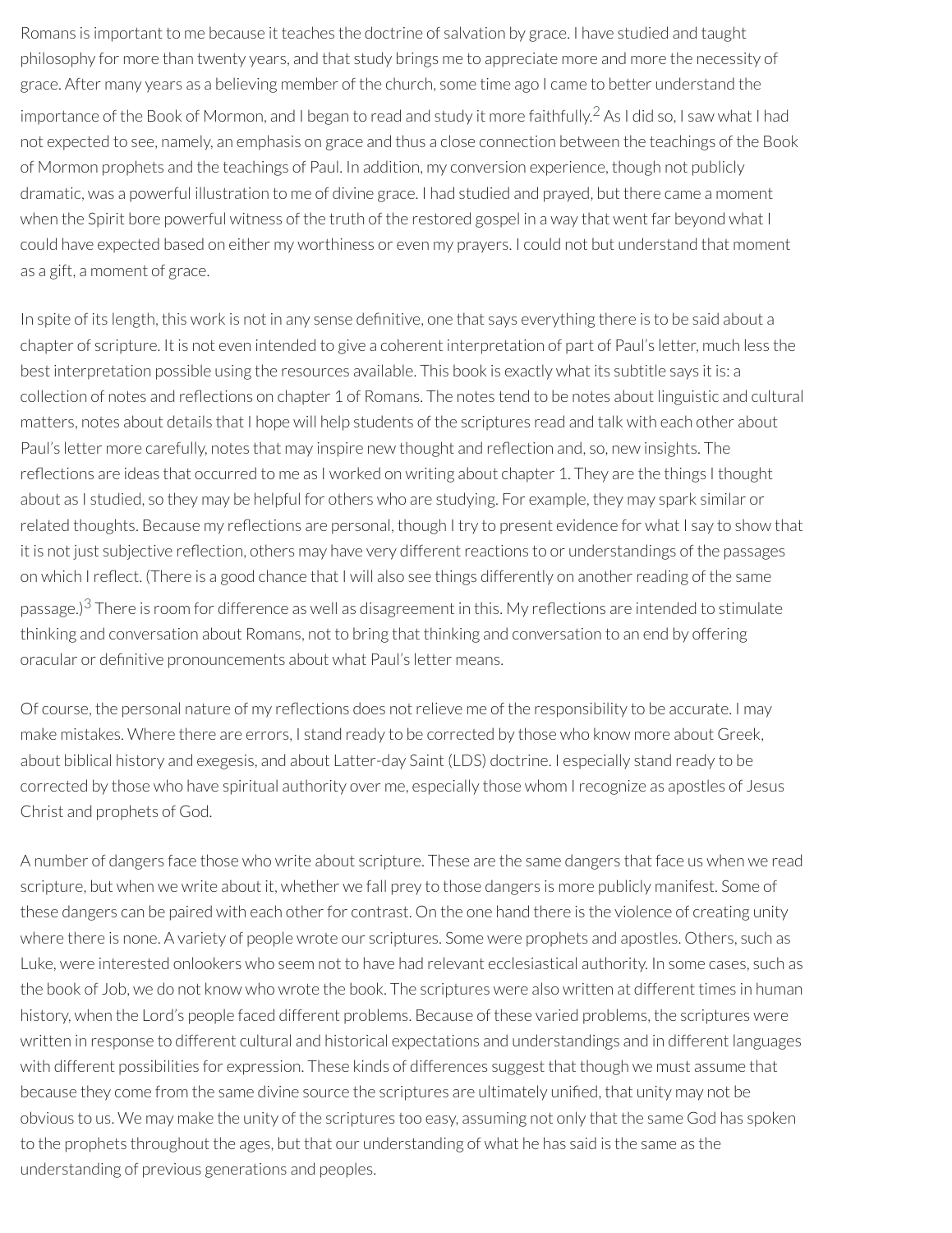Romans is important to me because it teaches the doctrine of salvation by grace. I have studied and taught philosophy for more than twenty years, and that study brings me to appreciate more and more the necessity of grace. After many years as a believing member of the church, some time ago I came to better understand the importance of the Book of Mormon, and I began to read and study it more faithfully.[2] As I did so, I saw what I had not expected to see, namely, an emphasis on grace and thus a close connection between the teachings of the Book of Mormon prophets and the teachings of Paul. In addition, my conversion experience, though not publicly dramatic, was a powerful illustration to me of divine grace. I had studied and prayed, but there came a moment when the Spirit bore powerful witness of the truth of the restored gospel in a way that went far beyond what I could have expected based on either my worthiness or even my prayers. I could not but understand that moment as a gift, a moment of grace.

In spite of its length, this work is not in any sense definitive, one that says everything there is to be said about a chapter of scripture. It is not even intended to give a coherent interpretation of part of Paul's letter, much less the best interpretation possible using the resources available. This book is exactly what its subtitle says it is: a collection of notes and reflections on chapter 1 of Romans. The notes tend to be notes about linguistic and cultural matters, notes about details that I hope will help students of the scriptures read and talk with each other about Paul's letter more carefully, notes that may inspire new thought and reflection and, so, new insights. The reflections are ideas that occurred to me as I worked on writing about chapter 1. They are the things I thought about as I studied, so they may be helpful for others who are studying. For example, they may spark similar or related thoughts. Because my reflections are personal, though I try to present evidence for what I say to show that it is not just subjective reflection, others may have very different reactions to or understandings of the passages on which I reflect. (There is a good chance that I will also see things differently on another reading of the same passage.)[3] There is room for difference as well as disagreement in this. My reflections are intended to stimulate thinking and conversation about Romans, not to bring that thinking and conversation to an end by offering oracular or definitive pronouncements about what Paul's letter means.

Of course, the personal nature of my reflections does not relieve me of the responsibility to be accurate. I may make mistakes. Where there are errors, I stand ready to be corrected by those who know more about Greek, about biblical history and exegesis, and about Latter-day Saint (LDS) doctrine. I especially stand ready to be corrected by those who have spiritual authority over me, especially those whom I recognize as apostles of Jesus Christ and prophets of God.

A number of dangers face those who write about scripture. These are the same dangers that face us when we read scripture, but when we write about it, whether we fall prey to those dangers is more publicly manifest. Some of these dangers can be paired with each other for contrast. On the one hand there is the violence of creating unity where there is none. A variety of people wrote our scriptures. Some were prophets and apostles. Others, such as Luke, were interested onlookers who seem not to have had relevant ecclesiastical authority. In some cases, such as the book of Job, we do not know who wrote the book. The scriptures were also written at different times in human history, when the Lord's people faced different problems. Because of these varied problems, the scriptures were written in response to different cultural and historical expectations and understandings and in different languages with different possibilities for expression. These kinds of differences suggest that though we must assume that because they come from the same divine source the scriptures are ultimately unified, that unity may not be obvious to us. We may make the unity of the scriptures too easy, assuming not only that the same God has spoken to the prophets throughout the ages, but that our understanding of what he has said is the same as the understanding of previous generations and peoples.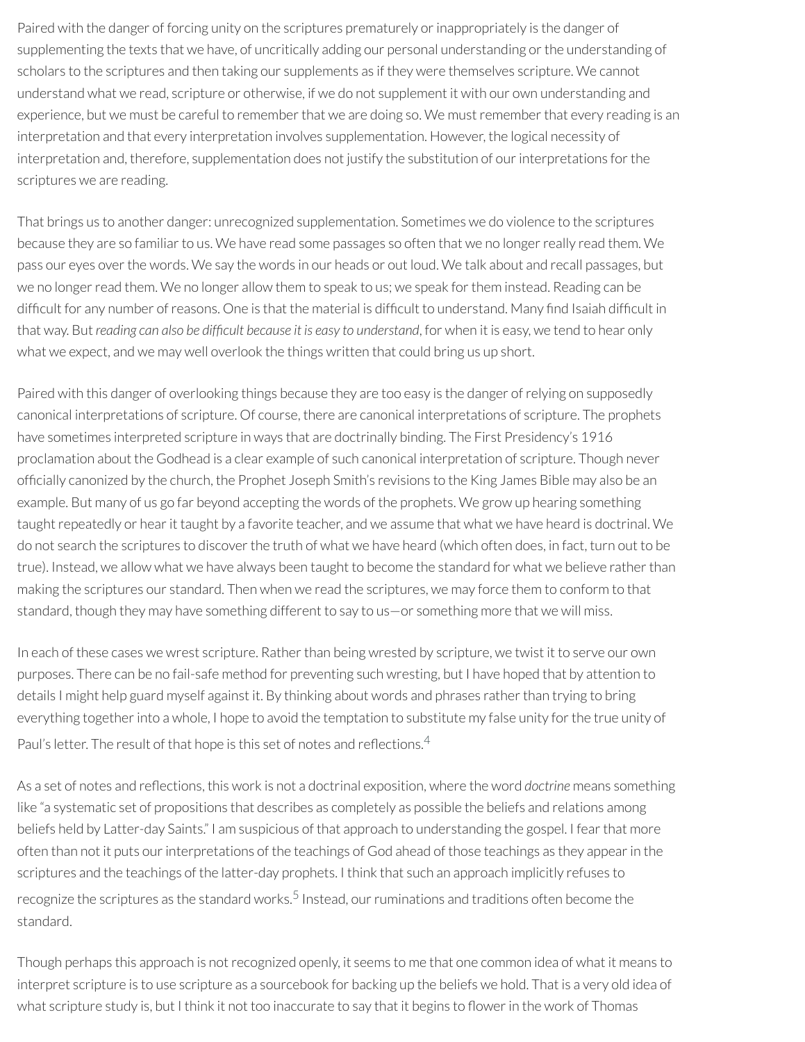Paired with the danger of forcing unity on the scriptures prematurely or inappropriately is the danger of supplementing the texts that we have, of uncritically adding our personal understanding or the understanding of scholars to the scriptures and then taking our supplements as if they were themselves scripture. We cannot understand what we read, scripture or otherwise, if we do not supplement it with our own understanding and experience, but we must be careful to remember that we are doing so. We must remember that every reading is an interpretation and that every interpretation involves supplementation. However, the logical necessity of interpretation and, therefore, supplementation does not justify the substitution of our interpretations for the scriptures we are reading.

That brings us to another danger: unrecognized supplementation. Sometimes we do violence to the scriptures because they are so familiar to us. We have read some passages so often that we no longer really read them. We pass our eyes over the words. We say the words in our heads or out loud. We talk about and recall passages, but we no longer read them. We no longer allow them to speak to us; we speak for them instead. Reading can be difficult for any number of reasons. One is that the material is difficult to understand. Many find Isaiah difficult in that way. But *reading can also be difficult because it is easy to understand*, for when it is easy, we tend to hear only what we expect, and we may well overlook the things written that could bring us up short.

Paired with this danger of overlooking things because they are too easy is the danger of relying on supposedly canonical interpretations of scripture. Of course, there are canonical interpretations of scripture. The prophets have sometimes interpreted scripture in ways that are doctrinally binding. The First Presidency's 1916 proclamation about the Godhead is a clear example of such canonical interpretation of scripture. Though never officially canonized by the church, the Prophet Joseph Smith's revisions to the King James Bible may also be an example. But many of us go far beyond accepting the words of the prophets. We grow up hearing something taught repeatedly or hear it taught by a favorite teacher, and we assume that what we have heard is doctrinal. We do not search the scriptures to discover the truth of what we have heard (which often does, in fact, turn out to be true). Instead, we allow what we have always been taught to become the standard for what we believe rather than making the scriptures our standard. Then when we read the scriptures, we may force them to conform to that standard, though they may have something different to say to us—or something more that we will miss.

In each of these cases we wrest scripture. Rather than being wrested by scripture, we twist it to serve our own purposes. There can be no fail-safe method for preventing such wresting, but I have hoped that by attention to details I might help guard myself against it. By thinking about words and phrases rather than trying to bring everything together into a whole, I hope to avoid the temptation to substitute my false unity for the true unity of Paul's letter. The result of that hope is this set of notes and reflections.[4]

As a set of notes and reflections, this work is not a doctrinal exposition, where the word *doctrine* means something like "a systematic set of propositions that describes as completely as possible the beliefs and relations among beliefs held by Latter-day Saints." I am suspicious of that approach to understanding the gospel. I fear that more often than not it puts our interpretations of the teachings of God ahead of those teachings as they appear in the scriptures and the teachings of the latter-day prophets. I think that such an approach implicitly refuses to recognize the scriptures as the standard works.[5] Instead, our ruminations and traditions often become the standard.

Though perhaps this approach is not recognized openly, it seems to me that one common idea of what it means to interpret scripture is to use scripture as a sourcebook for backing up the beliefs we hold. That is a very old idea of what scripture study is, but I think it not too inaccurate to say that it begins to flower in the work of Thomas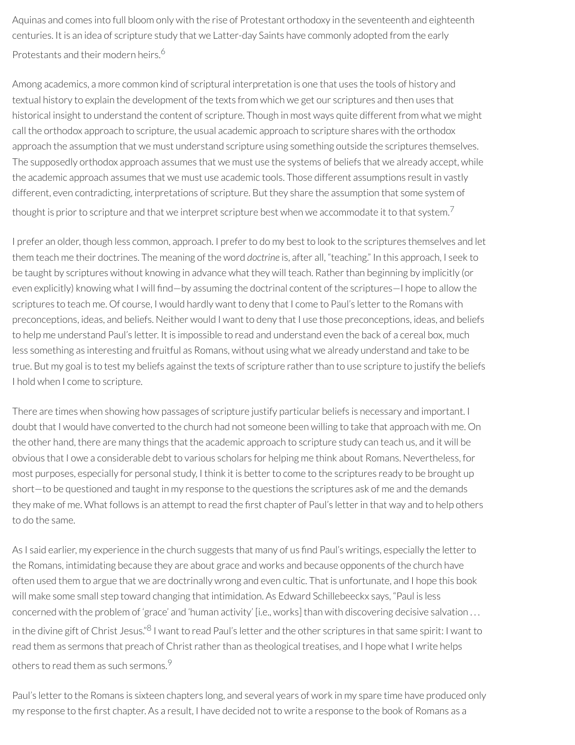Aquinas and comes into full bloom only with the rise of Protestant orthodoxy in the seventeenth and eighteenth centuries. It is an idea of scripture study that we Latter-day Saints have commonly adopted from the early Protestants and their modern heirs.[6]

Among academics, a more common kind of scriptural interpretation is one that uses the tools of history and textual history to explain the development of the texts from which we get our scriptures and then uses that historical insight to understand the content of scripture. Though in most ways quite different from what we might call the orthodox approach to scripture, the usual academic approach to scripture shares with the orthodox approach the assumption that we must understand scripture using something outside the scriptures themselves. The supposedly orthodox approach assumes that we must use the systems of beliefs that we already accept, while the academic approach assumes that we must use academic tools. Those different assumptions result in vastly different, even contradicting, interpretations of scripture. But they share the assumption that some system of thought is prior to scripture and that we interpret scripture best when we accommodate it to that system.[7]

I prefer an older, though less common, approach. I prefer to do my best to look to the scriptures themselves and let them teach me their doctrines. The meaning of the word *doctrine* is, after all, "teaching." In this approach, I seek to be taught by scriptures without knowing in advance what they will teach. Rather than beginning by implicitly (or even explicitly) knowing what I will find—by assuming the doctrinal content of the scriptures—I hope to allow the scriptures to teach me. Of course, I would hardly want to deny that I come to Paul's letter to the Romans with preconceptions, ideas, and beliefs. Neither would I want to deny that I use those preconceptions, ideas, and beliefs to help me understand Paul's letter. It is impossible to read and understand even the back of a cereal box, much less something as interesting and fruitful as Romans, without using what we already understand and take to be true. But my goal is to test my beliefs against the texts of scripture rather than to use scripture to justify the beliefs I hold when I come to scripture.

There are times when showing how passages of scripture justify particular beliefs is necessary and important. I doubt that I would have converted to the church had not someone been willing to take that approach with me. On the other hand, there are many things that the academic approach to scripture study can teach us, and it will be obvious that I owe a considerable debt to various scholars for helping me think about Romans. Nevertheless, for most purposes, especially for personal study, I think it is better to come to the scriptures ready to be brought up short—to be questioned and taught in my response to the questions the scriptures ask of me and the demands they make of me. What follows is an attempt to read the first chapter of Paul's letter in that way and to help others to do the same.

As I said earlier, my experience in the church suggests that many of us find Paul's writings, especially the letter to the Romans, intimidating because they are about grace and works and because opponents of the church have often used them to argue that we are doctrinally wrong and even cultic. That is unfortunate, and I hope this book will make some small step toward changing that intimidation. As Edward Schillebeeckx says, "Paul is less concerned with the problem of 'grace' and 'human activity' [i.e., works] than with discovering decisive salvation . . . in the divine gift of Christ Jesus."[8] I want to read Paul's letter and the other scriptures in that same spirit: I want to read them as sermons that preach of Christ rather than as theological treatises, and I hope what I write helps others to read them as such sermons.[9]

Paul's letter to the Romans is sixteen chapters long, and several years of work in my spare time have produced only my response to the first chapter. As a result, I have decided not to write a response to the book of Romans as a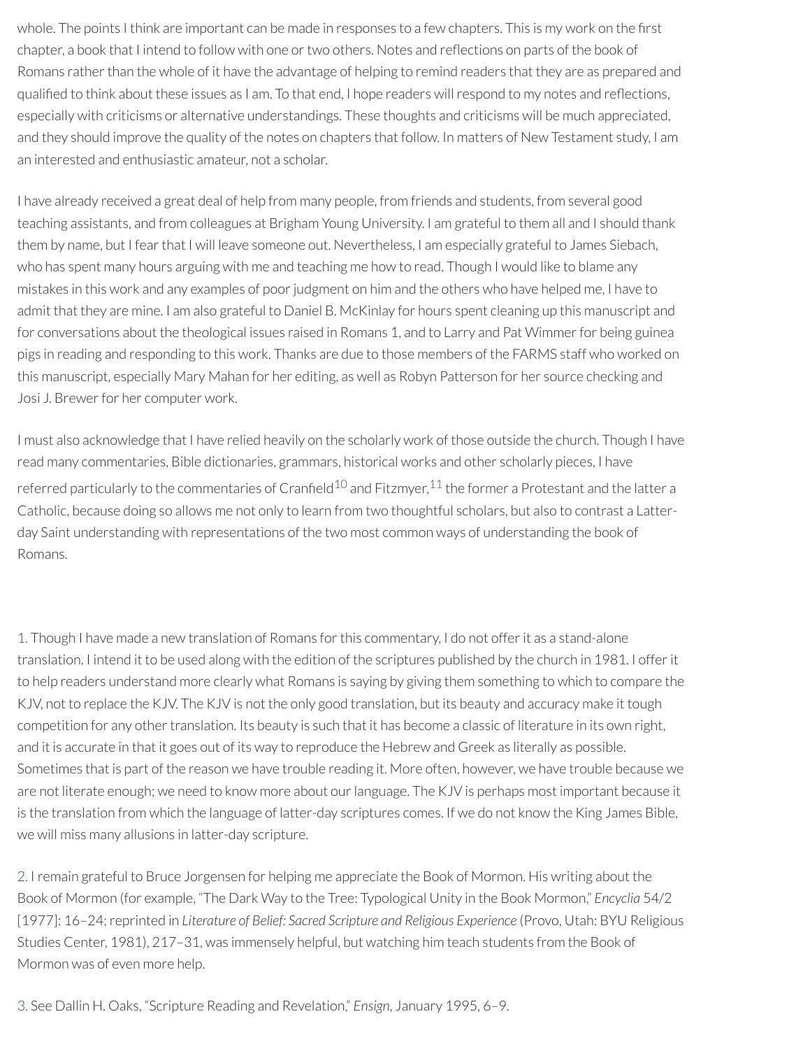whole. The points I think are important can be made in responses to a few chapters. This is my work on the first chapter, a book that I intend to follow with one or two others. Notes and reflections on parts of the book of Romans rather than the whole of it have the advantage of helping to remind readers that they are as prepared and qualified to think about these issues as I am. To that end, I hope readers will respond to my notes and reflections, especially with criticisms or alternative understandings. These thoughts and criticisms will be much appreciated, and they should improve the quality of the notes on chapters that follow. In matters of New Testament study, I am an interested and enthusiastic amateur, not a scholar.

I have already received a great deal of help from many people, from friends and students, from several good teaching assistants, and from colleagues at Brigham Young University. I am grateful to them all and I should thank them by name, but I fear that I will leave someone out. Nevertheless, I am especially grateful to James Siebach, who has spent many hours arguing with me and teaching me how to read. Though I would like to blame any mistakes in this work and any examples of poor judgment on him and the others who have helped me, I have to admit that they are mine. I am also grateful to Daniel B. McKinlay for hours spent cleaning up this manuscript and for conversations about the theological issues raised in Romans 1, and to Larry and Pat Wimmer for being guinea pigs in reading and responding to this work. Thanks are due to those members of the FARMS staff who worked on this manuscript, especially Mary Mahan for her editing, as well as Robyn Patterson for her source checking and Josi J. Brewer for her computer work.

I must also acknowledge that I have relied heavily on the scholarly work of those outside the church. Though I have read many commentaries, Bible dictionaries, grammars, historical works and other scholarly pieces, I have referred particularly to the commentaries of Cranfield[10] and Fitzmyer,[11] the former a Protestant and the latter a Catholic, because doing so allows me not only to learn from two thoughtful scholars, but also to contrast a Latter-day Saint understanding with representations of the two most common ways of understanding the book of Romans.

1. Though I have made a new translation of Romans for this commentary, I do not offer it as a stand-alone translation. I intend it to be used along with the edition of the scriptures published by the church in 1981. I offer it to help readers understand more clearly what Romans is saying by giving them something to which to compare the KJV, not to replace the KJV. The KJV is not the only good translation, but its beauty and accuracy make it tough competition for any other translation. Its beauty is such that it has become a classic of literature in its own right, and it is accurate in that it goes out of its way to reproduce the Hebrew and Greek as literally as possible. Sometimes that is part of the reason we have trouble reading it. More often, however, we have trouble because we are not literate enough; we need to know more about our language. The KJV is perhaps most important because it is the translation from which the language of latter-day scriptures comes. If we do not know the King James Bible, we will miss many allusions in latter-day scripture.

2. I remain grateful to Bruce Jorgensen for helping me appreciate the Book of Mormon. His writing about the Book of Mormon (for example, "The Dark Way to the Tree: Typological Unity in the Book Mormon," *Encyclia* 54/2 [1977]: 16–24; reprinted in *Literature of Belief: Sacred Scripture and Religious Experience* (Provo, Utah: BYU Religious Studies Center, 1981), 217–31, was immensely helpful, but watching him teach students from the Book of Mormon was of even more help.

3. See Dallin H. Oaks, "Scripture Reading and Revelation," *Ensign*, January 1995, 6–9.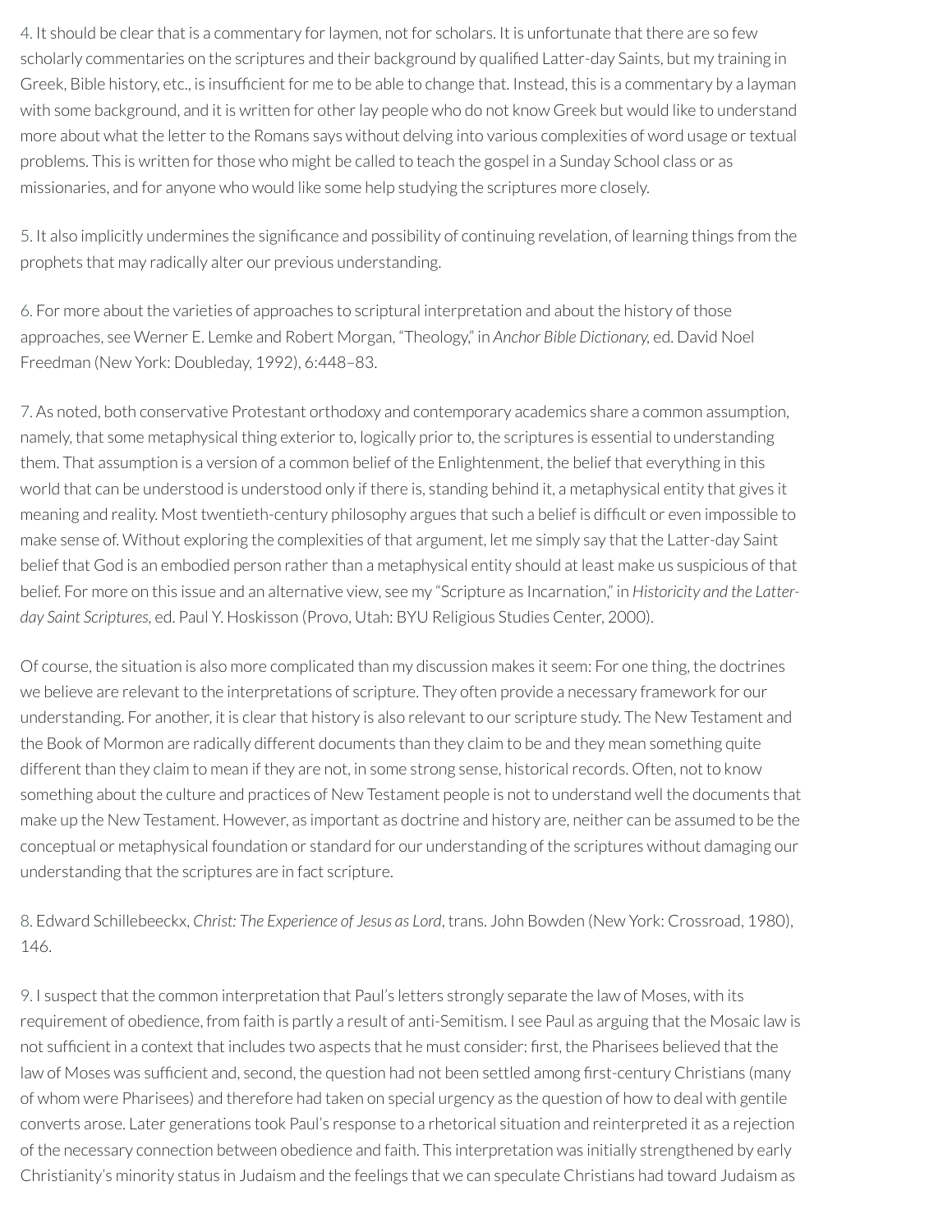4. It should be clear that is a commentary for laymen, not for scholars. It is unfortunate that there are so few scholarly commentaries on the scriptures and their background by qualified Latter-day Saints, but my training in Greek, Bible history, etc., is insufficient for me to be able to change that. Instead, this is a commentary by a layman with some background, and it is written for other lay people who do not know Greek but would like to understand more about what the letter to the Romans says without delving into various complexities of word usage or textual problems. This is written for those who might be called to teach the gospel in a Sunday School class or as missionaries, and for anyone who would like some help studying the scriptures more closely.

5. It also implicitly undermines the significance and possibility of continuing revelation, of learning things from the prophets that may radically alter our previous understanding.

6. For more about the varieties of approaches to scriptural interpretation and about the history of those approaches, see Werner E. Lemke and Robert Morgan, "Theology," in *Anchor Bible Dictionary*, ed. David Noel Freedman (New York: Doubleday, 1992), 6:448–83.

7. As noted, both conservative Protestant orthodoxy and contemporary academics share a common assumption, namely, that some metaphysical thing exterior to, logically prior to, the scriptures is essential to understanding them. That assumption is a version of a common belief of the Enlightenment, the belief that everything in this world that can be understood is understood only if there is, standing behind it, a metaphysical entity that gives it meaning and reality. Most twentieth-century philosophy argues that such a belief is difficult or even impossible to make sense of. Without exploring the complexities of that argument, let me simply say that the Latter-day Saint belief that God is an embodied person rather than a metaphysical entity should at least make us suspicious of that belief. For more on this issue and an alternative view, see my "Scripture as Incarnation," in *Historicity and the Latter-day Saint Scriptures*, ed. Paul Y. Hoskisson (Provo, Utah: BYU Religious Studies Center, 2000).

Of course, the situation is also more complicated than my discussion makes it seem: For one thing, the doctrines we believe are relevant to the interpretations of scripture. They often provide a necessary framework for our understanding. For another, it is clear that history is also relevant to our scripture study. The New Testament and the Book of Mormon are radically different documents than they claim to be and they mean something quite different than they claim to mean if they are not, in some strong sense, historical records. Often, not to know something about the culture and practices of New Testament people is not to understand well the documents that make up the New Testament. However, as important as doctrine and history are, neither can be assumed to be the conceptual or metaphysical foundation or standard for our understanding of the scriptures without damaging our understanding that the scriptures are in fact scripture.

8. Edward Schillebeeckx, *Christ: The Experience of Jesus as Lord*, trans. John Bowden (New York: Crossroad, 1980), 146.

9. I suspect that the common interpretation that Paul's letters strongly separate the law of Moses, with its requirement of obedience, from faith is partly a result of anti-Semitism. I see Paul as arguing that the Mosaic law is not sufficient in a context that includes two aspects that he must consider: first, the Pharisees believed that the law of Moses was sufficient and, second, the question had not been settled among first-century Christians (many of whom were Pharisees) and therefore had taken on special urgency as the question of how to deal with gentile converts arose. Later generations took Paul's response to a rhetorical situation and reinterpreted it as a rejection of the necessary connection between obedience and faith. This interpretation was initially strengthened by early Christianity's minority status in Judaism and the feelings that we can speculate Christians had toward Judaism as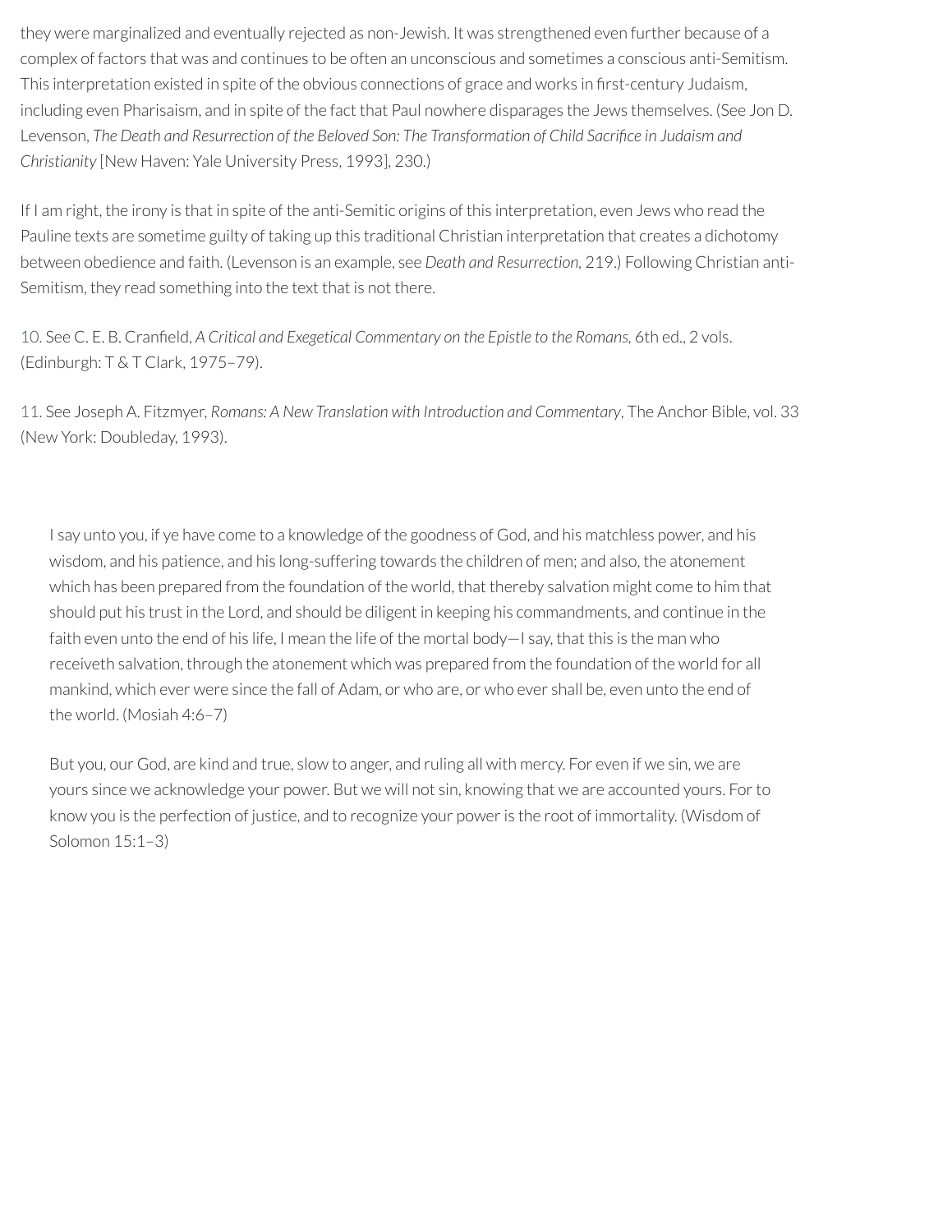they were marginalized and eventually rejected as non-Jewish. It was strengthened even further because of a complex of factors that was and continues to be often an unconscious and sometimes a conscious anti-Semitism. This interpretation existed in spite of the obvious connections of grace and works in first-century Judaism, including even Pharisaism, and in spite of the fact that Paul nowhere disparages the Jews themselves. (See Jon D. Levenson, *The Death and Resurrection of the Beloved Son: The Transformation of Child Sacrifice in Judaism and Christianity* [New Haven: Yale University Press, 1993], 230.)

If I am right, the irony is that in spite of the anti-Semitic origins of this interpretation, even Jews who read the Pauline texts are sometime guilty of taking up this traditional Christian interpretation that creates a dichotomy between obedience and faith. (Levenson is an example, see *Death and Resurrection*, 219.) Following Christian anti-Semitism, they read something into the text that is not there.

10. See C. E. B. Cranfield, *A Critical and Exegetical Commentary on the Epistle to the Romans*, 6th ed., 2 vols. (Edinburgh: T & T Clark, 1975–79).

11. See Joseph A. Fitzmyer, *Romans: A New Translation with Introduction and Commentary*, The Anchor Bible, vol. 33 (New York: Doubleday, 1993).

> I say unto you, if ye have come to a knowledge of the goodness of God, and his matchless power, and his wisdom, and his patience, and his long-suffering towards the children of men; and also, the atonement which has been prepared from the foundation of the world, that thereby salvation might come to him that should put his trust in the Lord, and should be diligent in keeping his commandments, and continue in the faith even unto the end of his life, I mean the life of the mortal body—I say, that this is the man who receiveth salvation, through the atonement which was prepared from the foundation of the world for all mankind, which ever were since the fall of Adam, or who are, or who ever shall be, even unto the end of the world. (Mosiah 4:6–7)

> But you, our God, are kind and true, slow to anger, and ruling all with mercy. For even if we sin, we are yours since we acknowledge your power. But we will not sin, knowing that we are accounted yours. For to know you is the perfection of justice, and to recognize your power is the root of immortality. (Wisdom of Solomon 15:1–3)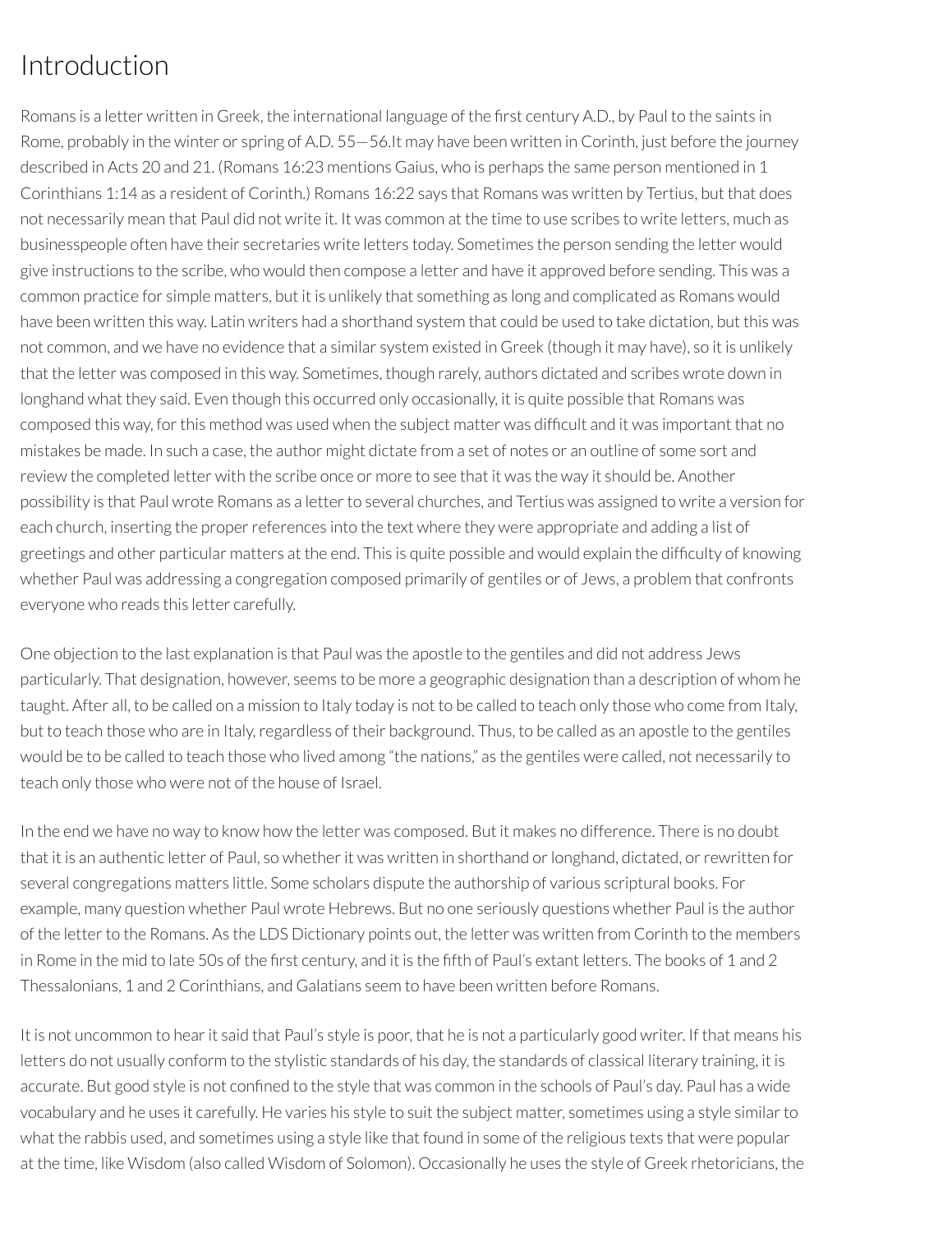# Introduction

Romans is a letter written in Greek, the international language of the first century A.D., by Paul to the saints in Rome, probably in the winter or spring of A.D. 55—56.It may have been written in Corinth, just before the journey described in Acts 20 and 21. (Romans 16:23 mentions Gaius, who is perhaps the same person mentioned in 1 Corinthians 1:14 as a resident of Corinth.) Romans 16:22 says that Romans was written by Tertius, but that does not necessarily mean that Paul did not write it. It was common at the time to use scribes to write letters, much as businesspeople often have their secretaries write letters today. Sometimes the person sending the letter would give instructions to the scribe, who would then compose a letter and have it approved before sending. This was a common practice for simple matters, but it is unlikely that something as long and complicated as Romans would have been written this way. Latin writers had a shorthand system that could be used to take dictation, but this was not common, and we have no evidence that a similar system existed in Greek (though it may have), so it is unlikely that the letter was composed in this way. Sometimes, though rarely, authors dictated and scribes wrote down in longhand what they said. Even though this occurred only occasionally, it is quite possible that Romans was composed this way, for this method was used when the subject matter was difficult and it was important that no mistakes be made. In such a case, the author might dictate from a set of notes or an outline of some sort and review the completed letter with the scribe once or more to see that it was the way it should be. Another possibility is that Paul wrote Romans as a letter to several churches, and Tertius was assigned to write a version for each church, inserting the proper references into the text where they were appropriate and adding a list of greetings and other particular matters at the end. This is quite possible and would explain the difficulty of knowing whether Paul was addressing a congregation composed primarily of gentiles or of Jews, a problem that confronts everyone who reads this letter carefully.

One objection to the last explanation is that Paul was the apostle to the gentiles and did not address Jews particularly. That designation, however, seems to be more a geographic designation than a description of whom he taught. After all, to be called on a mission to Italy today is not to be called to teach only those who come from Italy, but to teach those who are in Italy, regardless of their background. Thus, to be called as an apostle to the gentiles would be to be called to teach those who lived among "the nations," as the gentiles were called, not necessarily to teach only those who were not of the house of Israel.

In the end we have no way to know how the letter was composed. But it makes no difference. There is no doubt that it is an authentic letter of Paul, so whether it was written in shorthand or longhand, dictated, or rewritten for several congregations matters little. Some scholars dispute the authorship of various scriptural books. For example, many question whether Paul wrote Hebrews. But no one seriously questions whether Paul is the author of the letter to the Romans. As the LDS Dictionary points out, the letter was written from Corinth to the members in Rome in the mid to late 50s of the first century, and it is the fifth of Paul's extant letters. The books of 1 and 2 Thessalonians, 1 and 2 Corinthians, and Galatians seem to have been written before Romans.

It is not uncommon to hear it said that Paul's style is poor, that he is not a particularly good writer. If that means his letters do not usually conform to the stylistic standards of his day, the standards of classical literary training, it is accurate. But good style is not confined to the style that was common in the schools of Paul's day. Paul has a wide vocabulary and he uses it carefully. He varies his style to suit the subject matter, sometimes using a style similar to what the rabbis used, and sometimes using a style like that found in some of the religious texts that were popular at the time, like Wisdom (also called Wisdom of Solomon). Occasionally he uses the style of Greek rhetoricians, the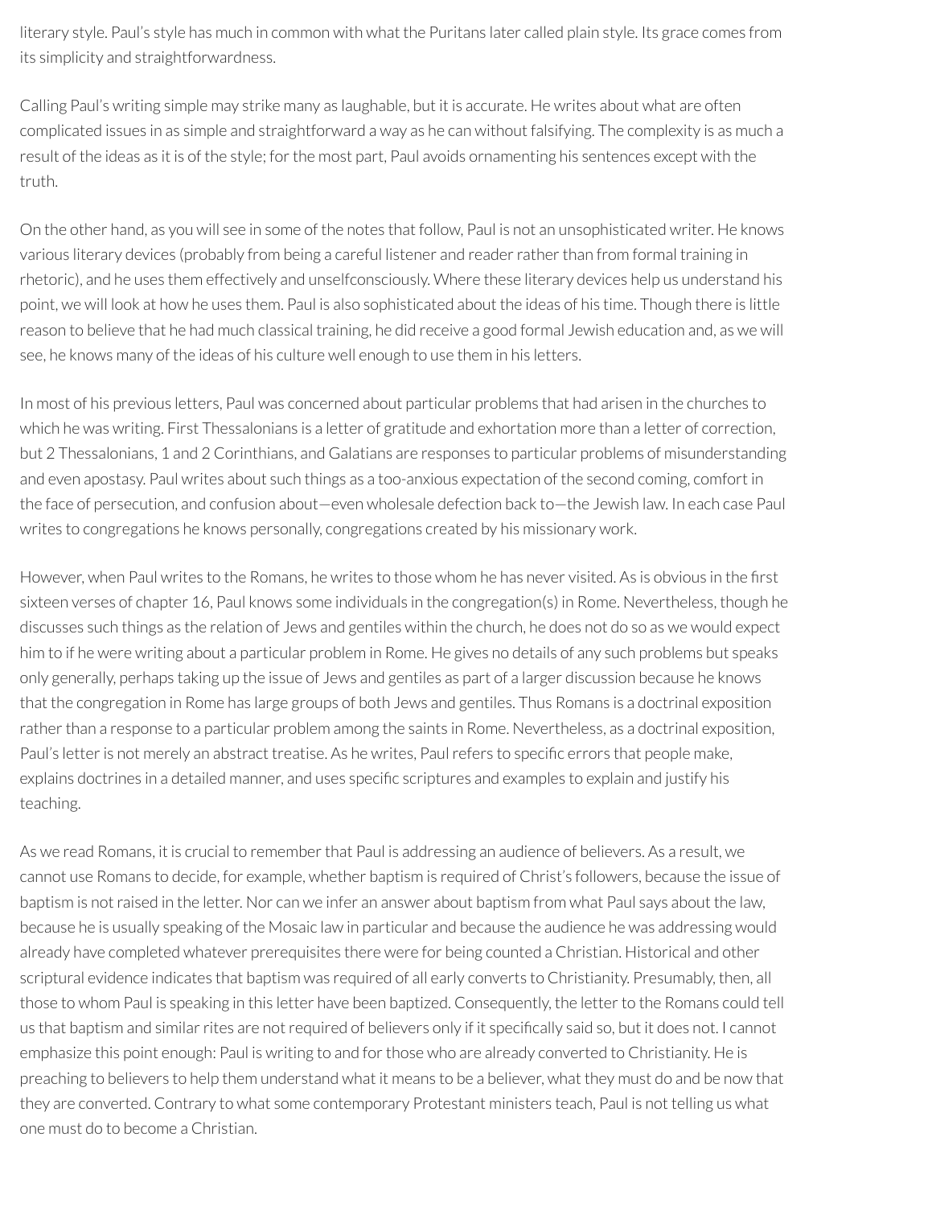literary style. Paul's style has much in common with what the Puritans later called plain style. Its grace comes from its simplicity and straightforwardness.

Calling Paul's writing simple may strike many as laughable, but it is accurate. He writes about what are often complicated issues in as simple and straightforward a way as he can without falsifying. The complexity is as much a result of the ideas as it is of the style; for the most part, Paul avoids ornamenting his sentences except with the truth.

On the other hand, as you will see in some of the notes that follow, Paul is not an unsophisticated writer. He knows various literary devices (probably from being a careful listener and reader rather than from formal training in rhetoric), and he uses them effectively and unselfconsciously. Where these literary devices help us understand his point, we will look at how he uses them. Paul is also sophisticated about the ideas of his time. Though there is little reason to believe that he had much classical training, he did receive a good formal Jewish education and, as we will see, he knows many of the ideas of his culture well enough to use them in his letters.

In most of his previous letters, Paul was concerned about particular problems that had arisen in the churches to which he was writing. First Thessalonians is a letter of gratitude and exhortation more than a letter of correction, but 2 Thessalonians, 1 and 2 Corinthians, and Galatians are responses to particular problems of misunderstanding and even apostasy. Paul writes about such things as a too-anxious expectation of the second coming, comfort in the face of persecution, and confusion about—even wholesale defection back to—the Jewish law. In each case Paul writes to congregations he knows personally, congregations created by his missionary work.

However, when Paul writes to the Romans, he writes to those whom he has never visited. As is obvious in the first sixteen verses of chapter 16, Paul knows some individuals in the congregation(s) in Rome. Nevertheless, though he discusses such things as the relation of Jews and gentiles within the church, he does not do so as we would expect him to if he were writing about a particular problem in Rome. He gives no details of any such problems but speaks only generally, perhaps taking up the issue of Jews and gentiles as part of a larger discussion because he knows that the congregation in Rome has large groups of both Jews and gentiles. Thus Romans is a doctrinal exposition rather than a response to a particular problem among the saints in Rome. Nevertheless, as a doctrinal exposition, Paul's letter is not merely an abstract treatise. As he writes, Paul refers to specific errors that people make, explains doctrines in a detailed manner, and uses specific scriptures and examples to explain and justify his teaching.

As we read Romans, it is crucial to remember that Paul is addressing an audience of believers. As a result, we cannot use Romans to decide, for example, whether baptism is required of Christ's followers, because the issue of baptism is not raised in the letter. Nor can we infer an answer about baptism from what Paul says about the law, because he is usually speaking of the Mosaic law in particular and because the audience he was addressing would already have completed whatever prerequisites there were for being counted a Christian. Historical and other scriptural evidence indicates that baptism was required of all early converts to Christianity. Presumably, then, all those to whom Paul is speaking in this letter have been baptized. Consequently, the letter to the Romans could tell us that baptism and similar rites are not required of believers only if it specifically said so, but it does not. I cannot emphasize this point enough: Paul is writing to and for those who are already converted to Christianity. He is preaching to believers to help them understand what it means to be a believer, what they must do and be now that they are converted. Contrary to what some contemporary Protestant ministers teach, Paul is not telling us what one must do to become a Christian.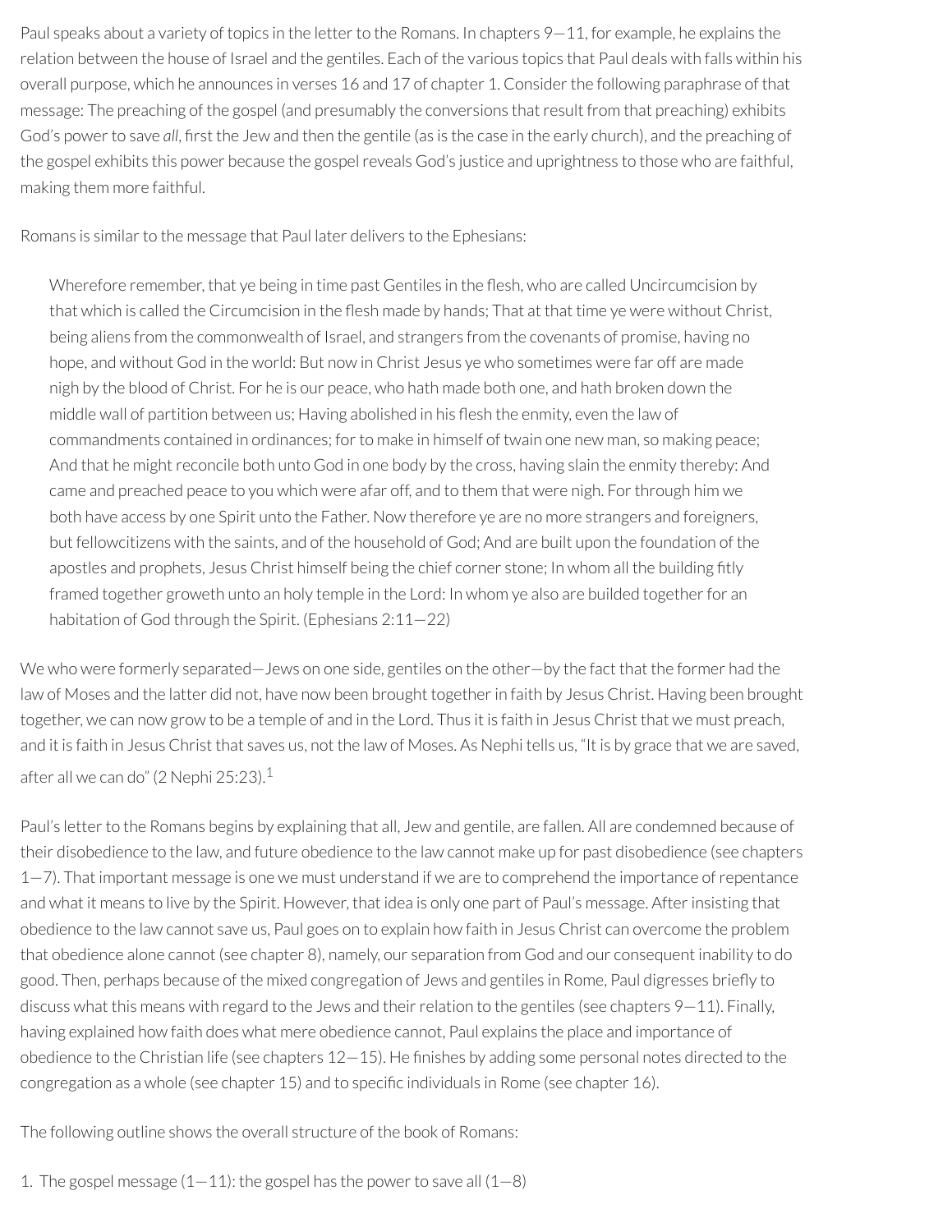Paul speaks about a variety of topics in the letter to the Romans. In chapters 9—11, for example, he explains the relation between the house of Israel and the gentiles. Each of the various topics that Paul deals with falls within his overall purpose, which he announces in verses 16 and 17 of chapter 1. Consider the following paraphrase of that message: The preaching of the gospel (and presumably the conversions that result from that preaching) exhibits God's power to save *all*, first the Jew and then the gentile (as is the case in the early church), and the preaching of the gospel exhibits this power because the gospel reveals God's justice and uprightness to those who are faithful, making them more faithful.

Romans is similar to the message that Paul later delivers to the Ephesians:

> Wherefore remember, that ye being in time past Gentiles in the flesh, who are called Uncircumcision by that which is called the Circumcision in the flesh made by hands; That at that time ye were without Christ, being aliens from the commonwealth of Israel, and strangers from the covenants of promise, having no hope, and without God in the world: But now in Christ Jesus ye who sometimes were far off are made nigh by the blood of Christ. For he is our peace, who hath made both one, and hath broken down the middle wall of partition between us; Having abolished in his flesh the enmity, even the law of commandments contained in ordinances; for to make in himself of twain one new man, so making peace; And that he might reconcile both unto God in one body by the cross, having slain the enmity thereby: And came and preached peace to you which were afar off, and to them that were nigh. For through him we both have access by one Spirit unto the Father. Now therefore ye are no more strangers and foreigners, but fellowcitizens with the saints, and of the household of God; And are built upon the foundation of the apostles and prophets, Jesus Christ himself being the chief corner stone; In whom all the building fitly framed together groweth unto an holy temple in the Lord: In whom ye also are builded together for an habitation of God through the Spirit. (Ephesians 2:11—22)

We who were formerly separated—Jews on one side, gentiles on the other—by the fact that the former had the law of Moses and the latter did not, have now been brought together in faith by Jesus Christ. Having been brought together, we can now grow to be a temple of and in the Lord. Thus it is faith in Jesus Christ that we must preach, and it is faith in Jesus Christ that saves us, not the law of Moses. As Nephi tells us, "It is by grace that we are saved, after all we can do" (2 Nephi 25:23).[1]

Paul's letter to the Romans begins by explaining that all, Jew and gentile, are fallen. All are condemned because of their disobedience to the law, and future obedience to the law cannot make up for past disobedience (see chapters 1—7). That important message is one we must understand if we are to comprehend the importance of repentance and what it means to live by the Spirit. However, that idea is only one part of Paul's message. After insisting that obedience to the law cannot save us, Paul goes on to explain how faith in Jesus Christ can overcome the problem that obedience alone cannot (see chapter 8), namely, our separation from God and our consequent inability to do good. Then, perhaps because of the mixed congregation of Jews and gentiles in Rome, Paul digresses briefly to discuss what this means with regard to the Jews and their relation to the gentiles (see chapters 9—11). Finally, having explained how faith does what mere obedience cannot, Paul explains the place and importance of obedience to the Christian life (see chapters 12—15). He finishes by adding some personal notes directed to the congregation as a whole (see chapter 15) and to specific individuals in Rome (see chapter 16).

The following outline shows the overall structure of the book of Romans:

1. The gospel message (1—11): the gospel has the power to save all (1—8)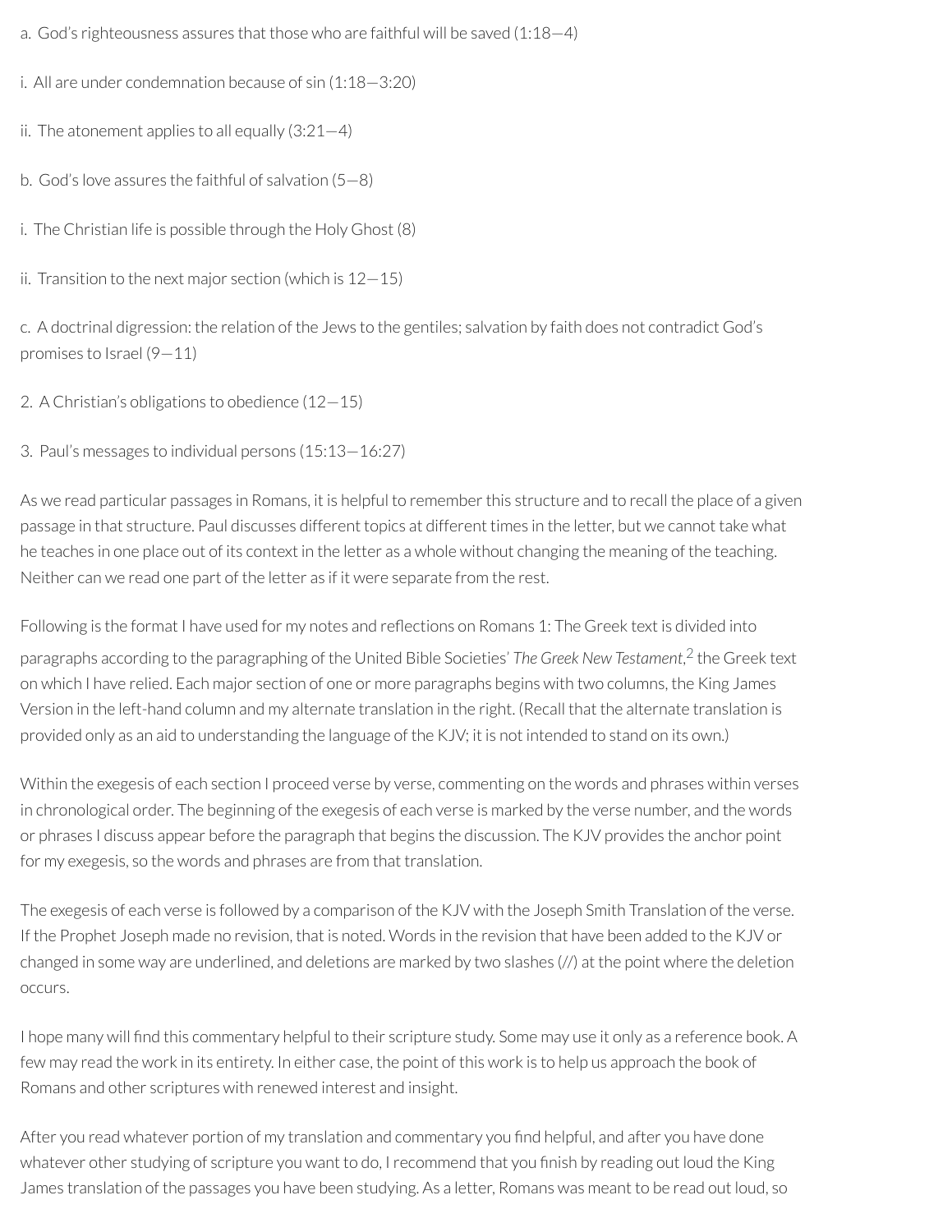a. God's righteousness assures that those who are faithful will be saved (1:18—4)

i. All are under condemnation because of sin (1:18—3:20)

ii. The atonement applies to all equally (3:21—4)

b. God's love assures the faithful of salvation (5—8)

i. The Christian life is possible through the Holy Ghost (8)

ii. Transition to the next major section (which is 12—15)

c. A doctrinal digression: the relation of the Jews to the gentiles; salvation by faith does not contradict God's promises to Israel (9—11)

2. A Christian's obligations to obedience (12—15)

3. Paul's messages to individual persons (15:13—16:27)

As we read particular passages in Romans, it is helpful to remember this structure and to recall the place of a given passage in that structure. Paul discusses different topics at different times in the letter, but we cannot take what he teaches in one place out of its context in the letter as a whole without changing the meaning of the teaching. Neither can we read one part of the letter as if it were separate from the rest.

Following is the format I have used for my notes and reflections on Romans 1: The Greek text is divided into paragraphs according to the paragraphing of the United Bible Societies' *The Greek New Testament*,[2] the Greek text on which I have relied. Each major section of one or more paragraphs begins with two columns, the King James Version in the left-hand column and my alternate translation in the right. (Recall that the alternate translation is provided only as an aid to understanding the language of the KJV; it is not intended to stand on its own.)

Within the exegesis of each section I proceed verse by verse, commenting on the words and phrases within verses in chronological order. The beginning of the exegesis of each verse is marked by the verse number, and the words or phrases I discuss appear before the paragraph that begins the discussion. The KJV provides the anchor point for my exegesis, so the words and phrases are from that translation.

The exegesis of each verse is followed by a comparison of the KJV with the Joseph Smith Translation of the verse. If the Prophet Joseph made no revision, that is noted. Words in the revision that have been added to the KJV or changed in some way are underlined, and deletions are marked by two slashes (//) at the point where the deletion occurs.

I hope many will find this commentary helpful to their scripture study. Some may use it only as a reference book. A few may read the work in its entirety. In either case, the point of this work is to help us approach the book of Romans and other scriptures with renewed interest and insight.

After you read whatever portion of my translation and commentary you find helpful, and after you have done whatever other studying of scripture you want to do, I recommend that you finish by reading out loud the King James translation of the passages you have been studying. As a letter, Romans was meant to be read out loud, so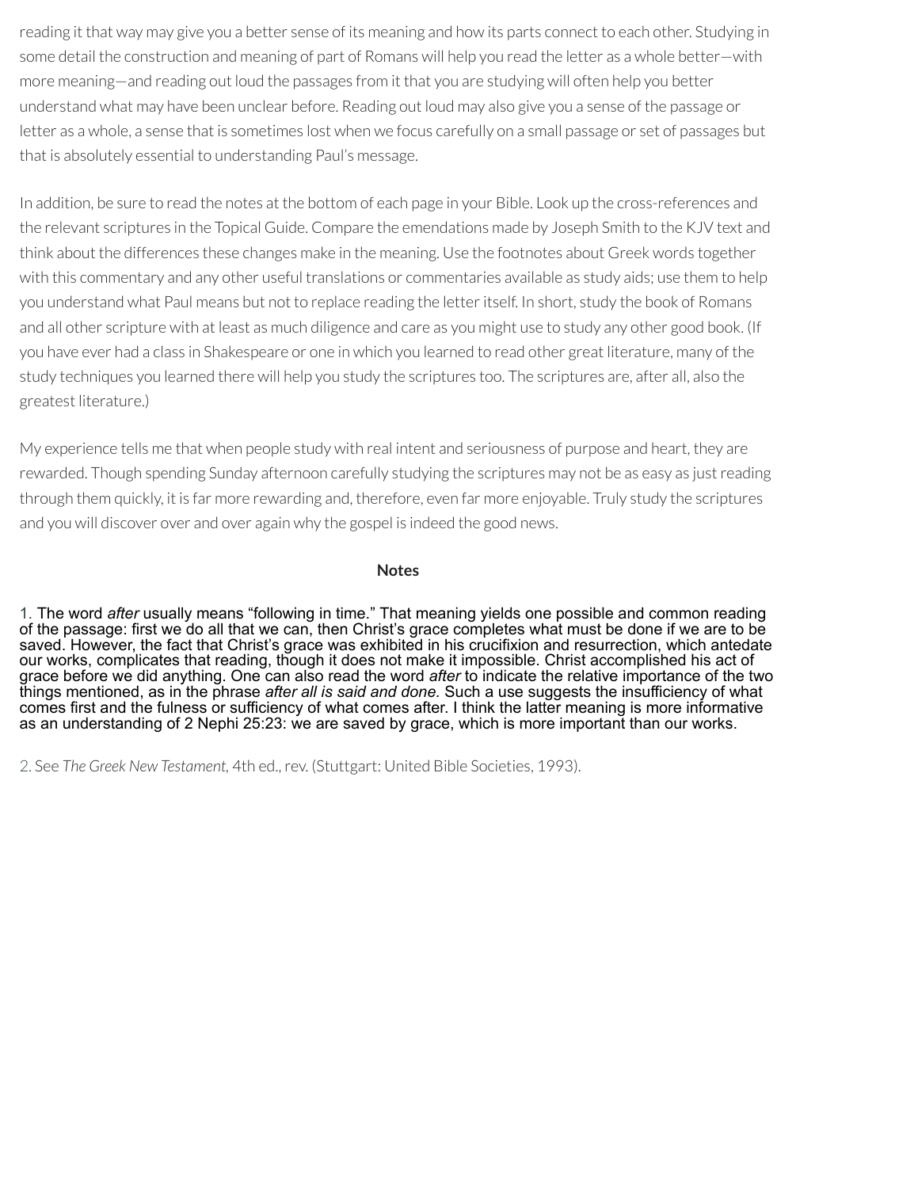reading it that way may give you a better sense of its meaning and how its parts connect to each other. Studying in some detail the construction and meaning of part of Romans will help you read the letter as a whole better—with more meaning—and reading out loud the passages from it that you are studying will often help you better understand what may have been unclear before. Reading out loud may also give you a sense of the passage or letter as a whole, a sense that is sometimes lost when we focus carefully on a small passage or set of passages but that is absolutely essential to understanding Paul's message.

In addition, be sure to read the notes at the bottom of each page in your Bible. Look up the cross-references and the relevant scriptures in the Topical Guide. Compare the emendations made by Joseph Smith to the KJV text and think about the differences these changes make in the meaning. Use the footnotes about Greek words together with this commentary and any other useful translations or commentaries available as study aids; use them to help you understand what Paul means but not to replace reading the letter itself. In short, study the book of Romans and all other scripture with at least as much diligence and care as you might use to study any other good book. (If you have ever had a class in Shakespeare or one in which you learned to read other great literature, many of the study techniques you learned there will help you study the scriptures too. The scriptures are, after all, also the greatest literature.)

My experience tells me that when people study with real intent and seriousness of purpose and heart, they are rewarded. Though spending Sunday afternoon carefully studying the scriptures may not be as easy as just reading through them quickly, it is far more rewarding and, therefore, even far more enjoyable. Truly study the scriptures and you will discover over and over again why the gospel is indeed the good news.

**Notes**

1. The word *after* usually means "following in time." That meaning yields one possible and common reading of the passage: first we do all that we can, then Christ's grace completes what must be done if we are to be saved. However, the fact that Christ's grace was exhibited in his crucifixion and resurrection, which antedate our works, complicates that reading, though it does not make it impossible. Christ accomplished his act of grace before we did anything. One can also read the word *after* to indicate the relative importance of the two things mentioned, as in the phrase *after all is said and done.* Such a use suggests the insufficiency of what comes first and the fulness or sufficiency of what comes after. I think the latter meaning is more informative as an understanding of 2 Nephi 25:23: we are saved by grace, which is more important than our works.

2. See *The Greek New Testament,* 4th ed., rev. (Stuttgart: United Bible Societies, 1993).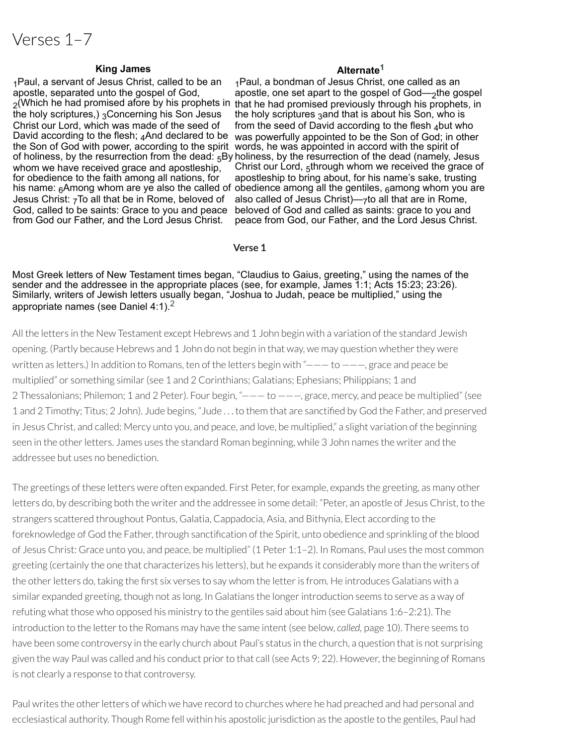# Verses 1–7

| King James | Alternate[1] |
| --- | --- |
| 1Paul, a servant of Jesus Christ, called to be an apostle, separated unto the gospel of God, 2(Which he had promised afore by his prophets in the holy scriptures,) 3Concerning his Son Jesus Christ our Lord, which was made of the seed of David according to the flesh; 4And declared to be the Son of God with power, according to the spirit of holiness, by the resurrection from the dead: 5By whom we have received grace and apostleship, for obedience to the faith among all nations, for his name: 6Among whom are ye also the called of Jesus Christ: 7To all that be in Rome, beloved of God, called to be saints: Grace to you and peace from God our Father, and the Lord Jesus Christ. | 1Paul, a bondman of Jesus Christ, one called as an apostle, one set apart to the gospel of God—2the gospel that he had promised previously through his prophets, in the holy scriptures 3and that is about his Son, who is from the seed of David according to the flesh 4but who was powerfully appointed to be the Son of God; in other words, he was appointed in accord with the spirit of holiness, by the resurrection of the dead (namely, Jesus Christ our Lord, 5through whom we received the grace of apostleship to bring about, for his name's sake, trusting obedience among all the gentiles, 6among whom you are also called of Jesus Christ)—7to all that are in Rome, beloved of God and called as saints: grace to you and peace from God, our Father, and the Lord Jesus Christ. |

### Verse 1

Most Greek letters of New Testament times began, "Claudius to Gaius, greeting," using the names of the sender and the addressee in the appropriate places (see, for example, James 1:1; Acts 15:23; 23:26). Similarly, writers of Jewish letters usually began, "Joshua to Judah, peace be multiplied," using the appropriate names (see Daniel 4:1).[2]

All the letters in the New Testament except Hebrews and 1 John begin with a variation of the standard Jewish opening. (Partly because Hebrews and 1 John do not begin in that way, we may question whether they were written as letters.) In addition to Romans, ten of the letters begin with "——— to ———, grace and peace be multiplied" or something similar (see 1 and 2 Corinthians; Galatians; Ephesians; Philippians; 1 and 2 Thessalonians; Philemon; 1 and 2 Peter). Four begin, "——— to ———, grace, mercy, and peace be multiplied" (see 1 and 2 Timothy; Titus; 2 John). Jude begins, "Jude . . . to them that are sanctified by God the Father, and preserved in Jesus Christ, and called: Mercy unto you, and peace, and love, be multiplied," a slight variation of the beginning seen in the other letters. James uses the standard Roman beginning, while 3 John names the writer and the addressee but uses no benediction.

The greetings of these letters were often expanded. First Peter, for example, expands the greeting, as many other letters do, by describing both the writer and the addressee in some detail: "Peter, an apostle of Jesus Christ, to the strangers scattered throughout Pontus, Galatia, Cappadocia, Asia, and Bithynia, Elect according to the foreknowledge of God the Father, through sanctification of the Spirit, unto obedience and sprinkling of the blood of Jesus Christ: Grace unto you, and peace, be multiplied" (1 Peter 1:1–2). In Romans, Paul uses the most common greeting (certainly the one that characterizes his letters), but he expands it considerably more than the writers of the other letters do, taking the first six verses to say whom the letter is from. He introduces Galatians with a similar expanded greeting, though not as long. In Galatians the longer introduction seems to serve as a way of refuting what those who opposed his ministry to the gentiles said about him (see Galatians 1:6–2:21). The introduction to the letter to the Romans may have the same intent (see below, *called*, page 10). There seems to have been some controversy in the early church about Paul's status in the church, a question that is not surprising given the way Paul was called and his conduct prior to that call (see Acts 9; 22). However, the beginning of Romans is not clearly a response to that controversy.

Paul writes the other letters of which we have record to churches where he had preached and had personal and ecclesiastical authority. Though Rome fell within his apostolic jurisdiction as the apostle to the gentiles, Paul had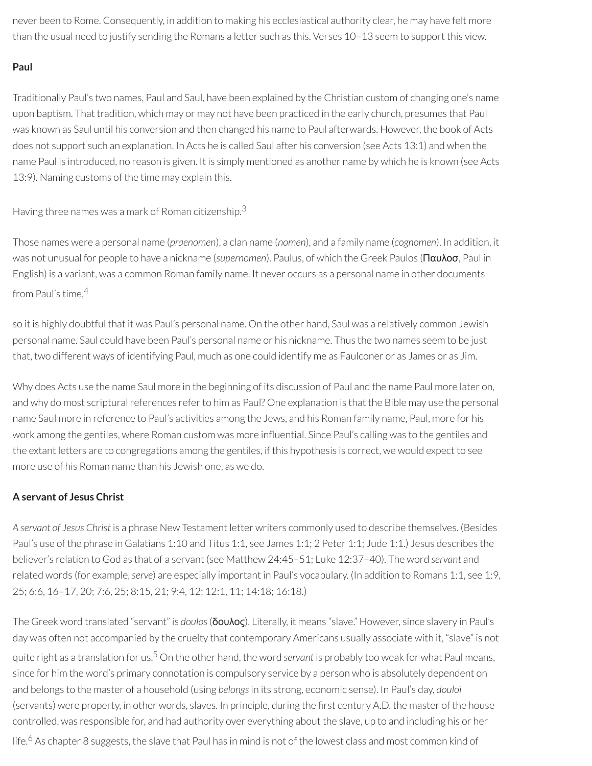never been to Rome. Consequently, in addition to making his ecclesiastical authority clear, he may have felt more than the usual need to justify sending the Romans a letter such as this. Verses 10–13 seem to support this view.

**Paul**

Traditionally Paul's two names, Paul and Saul, have been explained by the Christian custom of changing one's name upon baptism. That tradition, which may or may not have been practiced in the early church, presumes that Paul was known as Saul until his conversion and then changed his name to Paul afterwards. However, the book of Acts does not support such an explanation. In Acts he is called Saul after his conversion (see Acts 13:1) and when the name Paul is introduced, no reason is given. It is simply mentioned as another name by which he is known (see Acts 13:9). Naming customs of the time may explain this.

Having three names was a mark of Roman citizenship.[3]

Those names were a personal name (*praenomen*), a clan name (*nomen*), and a family name (*cognomen*). In addition, it was not unusual for people to have a nickname (*supernomen*). Paulus, of which the Greek Paulos (Παυλοσ, Paul in English) is a variant, was a common Roman family name. It never occurs as a personal name in other documents from Paul's time,[4]

so it is highly doubtful that it was Paul's personal name. On the other hand, Saul was a relatively common Jewish personal name. Saul could have been Paul's personal name or his nickname. Thus the two names seem to be just that, two different ways of identifying Paul, much as one could identify me as Faulconer or as James or as Jim.

Why does Acts use the name Saul more in the beginning of its discussion of Paul and the name Paul more later on, and why do most scriptural references refer to him as Paul? One explanation is that the Bible may use the personal name Saul more in reference to Paul's activities among the Jews, and his Roman family name, Paul, more for his work among the gentiles, where Roman custom was more influential. Since Paul's calling was to the gentiles and the extant letters are to congregations among the gentiles, if this hypothesis is correct, we would expect to see more use of his Roman name than his Jewish one, as we do.

**A servant of Jesus Christ**

*A servant of Jesus Christ* is a phrase New Testament letter writers commonly used to describe themselves. (Besides Paul's use of the phrase in Galatians 1:10 and Titus 1:1, see James 1:1; 2 Peter 1:1; Jude 1:1.) Jesus describes the believer's relation to God as that of a servant (see Matthew 24:45–51; Luke 12:37–40). The word *servant* and related words (for example, *serve*) are especially important in Paul's vocabulary. (In addition to Romans 1:1, see 1:9, 25; 6:6, 16–17, 20; 7:6, 25; 8:15, 21; 9:4, 12; 12:1, 11; 14:18; 16:18.)

The Greek word translated "servant" is *doulos* (δουλος). Literally, it means "slave." However, since slavery in Paul's day was often not accompanied by the cruelty that contemporary Americans usually associate with it, "slave" is not quite right as a translation for us.[5] On the other hand, the word *servant* is probably too weak for what Paul means, since for him the word's primary connotation is compulsory service by a person who is absolutely dependent on and belongs to the master of a household (using *belongs* in its strong, economic sense). In Paul's day, *douloi* (servants) were property, in other words, slaves. In principle, during the first century A.D. the master of the house controlled, was responsible for, and had authority over everything about the slave, up to and including his or her life.[6] As chapter 8 suggests, the slave that Paul has in mind is not of the lowest class and most common kind of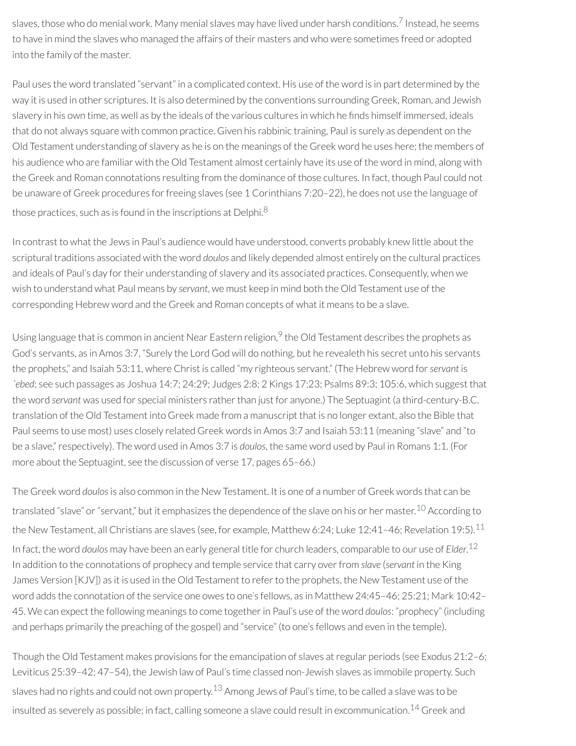slaves, those who do menial work. Many menial slaves may have lived under harsh conditions.[7] Instead, he seems to have in mind the slaves who managed the affairs of their masters and who were sometimes freed or adopted into the family of the master.

Paul uses the word translated "servant" in a complicated context. His use of the word is in part determined by the way it is used in other scriptures. It is also determined by the conventions surrounding Greek, Roman, and Jewish slavery in his own time, as well as by the ideals of the various cultures in which he finds himself immersed, ideals that do not always square with common practice. Given his rabbinic training, Paul is surely as dependent on the Old Testament understanding of slavery as he is on the meanings of the Greek word he uses here; the members of his audience who are familiar with the Old Testament almost certainly have its use of the word in mind, along with the Greek and Roman connotations resulting from the dominance of those cultures. In fact, though Paul could not be unaware of Greek procedures for freeing slaves (see 1 Corinthians 7:20–22), he does not use the language of those practices, such as is found in the inscriptions at Delphi.[8]

In contrast to what the Jews in Paul's audience would have understood, converts probably knew little about the scriptural traditions associated with the word *doulos* and likely depended almost entirely on the cultural practices and ideals of Paul's day for their understanding of slavery and its associated practices. Consequently, when we wish to understand what Paul means by *servant*, we must keep in mind both the Old Testament use of the corresponding Hebrew word and the Greek and Roman concepts of what it means to be a slave.

Using language that is common in ancient Near Eastern religion,[9] the Old Testament describes the prophets as God's servants, as in Amos 3:7, "Surely the Lord God will do nothing, but he revealeth his secret unto his servants the prophets," and Isaiah 53:11, where Christ is called "my righteous servant." (The Hebrew word for *servant* is *ʿebed*; see such passages as Joshua 14:7; 24:29; Judges 2:8; 2 Kings 17:23; Psalms 89:3; 105:6, which suggest that the word *servant* was used for special ministers rather than just for anyone.) The Septuagint (a third-century-B.C. translation of the Old Testament into Greek made from a manuscript that is no longer extant, also the Bible that Paul seems to use most) uses closely related Greek words in Amos 3:7 and Isaiah 53:11 (meaning "slave" and "to be a slave," respectively). The word used in Amos 3:7 is *doulos*, the same word used by Paul in Romans 1:1. (For more about the Septuagint, see the discussion of verse 17, pages 65–66.)

The Greek word *doulos* is also common in the New Testament. It is one of a number of Greek words that can be translated "slave" or "servant," but it emphasizes the dependence of the slave on his or her master.[10] According to the New Testament, all Christians are slaves (see, for example, Matthew 6:24; Luke 12:41–46; Revelation 19:5).[11] In fact, the word *doulos* may have been an early general title for church leaders, comparable to our use of *Elder*.[12] In addition to the connotations of prophecy and temple service that carry over from *slave* (*servant* in the King James Version [KJV]) as it is used in the Old Testament to refer to the prophets, the New Testament use of the word adds the connotation of the service one owes to one's fellows, as in Matthew 24:45–46; 25:21; Mark 10:42–45. We can expect the following meanings to come together in Paul's use of the word *doulos*: "prophecy" (including and perhaps primarily the preaching of the gospel) and "service" (to one's fellows and even in the temple).

Though the Old Testament makes provisions for the emancipation of slaves at regular periods (see Exodus 21:2–6; Leviticus 25:39–42; 47–54), the Jewish law of Paul's time classed non-Jewish slaves as immobile property. Such slaves had no rights and could not own property.[13] Among Jews of Paul's time, to be called a slave was to be insulted as severely as possible; in fact, calling someone a slave could result in excommunication.[14] Greek and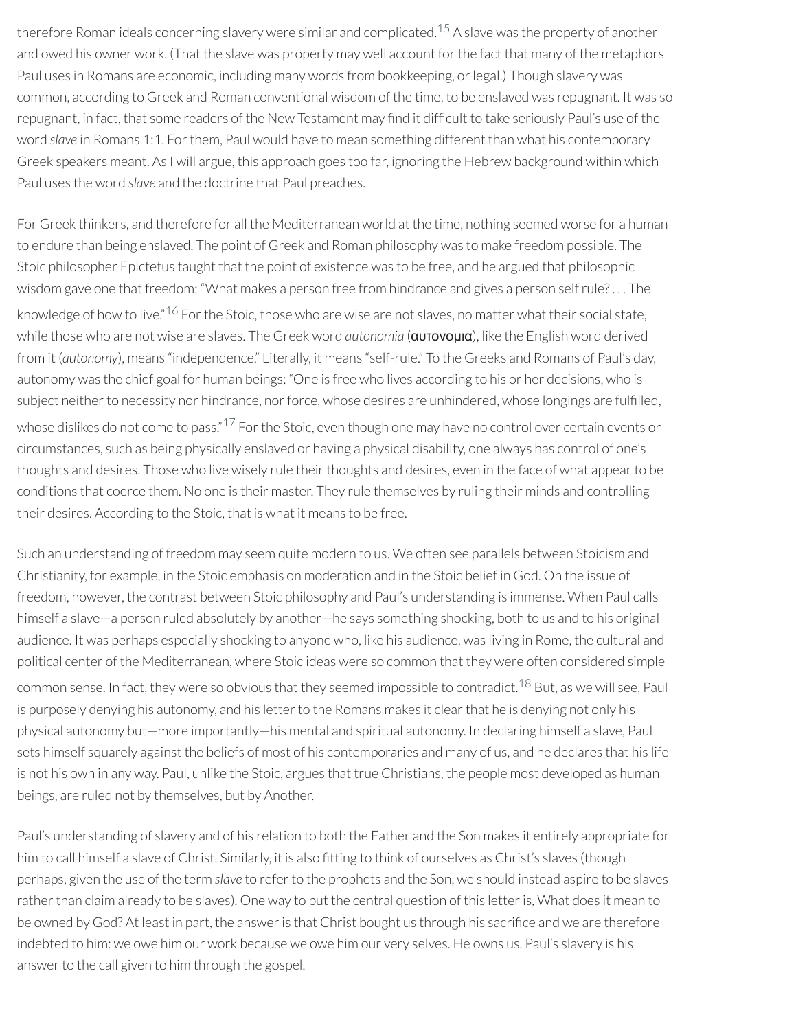therefore Roman ideals concerning slavery were similar and complicated.[15] A slave was the property of another and owed his owner work. (That the slave was property may well account for the fact that many of the metaphors Paul uses in Romans are economic, including many words from bookkeeping, or legal.) Though slavery was common, according to Greek and Roman conventional wisdom of the time, to be enslaved was repugnant. It was so repugnant, in fact, that some readers of the New Testament may find it difficult to take seriously Paul's use of the word *slave* in Romans 1:1. For them, Paul would have to mean something different than what his contemporary Greek speakers meant. As I will argue, this approach goes too far, ignoring the Hebrew background within which Paul uses the word *slave* and the doctrine that Paul preaches.

For Greek thinkers, and therefore for all the Mediterranean world at the time, nothing seemed worse for a human to endure than being enslaved. The point of Greek and Roman philosophy was to make freedom possible. The Stoic philosopher Epictetus taught that the point of existence was to be free, and he argued that philosophic wisdom gave one that freedom: "What makes a person free from hindrance and gives a person self rule? . . . The knowledge of how to live."[16] For the Stoic, those who are wise are not slaves, no matter what their social state, while those who are not wise are slaves. The Greek word *autonomia* (αυτονομια), like the English word derived from it (*autonomy*), means "independence." Literally, it means "self-rule." To the Greeks and Romans of Paul's day, autonomy was the chief goal for human beings: "One is free who lives according to his or her decisions, who is subject neither to necessity nor hindrance, nor force, whose desires are unhindered, whose longings are fulfilled, whose dislikes do not come to pass."[17] For the Stoic, even though one may have no control over certain events or circumstances, such as being physically enslaved or having a physical disability, one always has control of one's thoughts and desires. Those who live wisely rule their thoughts and desires, even in the face of what appear to be conditions that coerce them. No one is their master. They rule themselves by ruling their minds and controlling their desires. According to the Stoic, that is what it means to be free.

Such an understanding of freedom may seem quite modern to us. We often see parallels between Stoicism and Christianity, for example, in the Stoic emphasis on moderation and in the Stoic belief in God. On the issue of freedom, however, the contrast between Stoic philosophy and Paul's understanding is immense. When Paul calls himself a slave—a person ruled absolutely by another—he says something shocking, both to us and to his original audience. It was perhaps especially shocking to anyone who, like his audience, was living in Rome, the cultural and political center of the Mediterranean, where Stoic ideas were so common that they were often considered simple common sense. In fact, they were so obvious that they seemed impossible to contradict.[18] But, as we will see, Paul is purposely denying his autonomy, and his letter to the Romans makes it clear that he is denying not only his physical autonomy but—more importantly—his mental and spiritual autonomy. In declaring himself a slave, Paul sets himself squarely against the beliefs of most of his contemporaries and many of us, and he declares that his life is not his own in any way. Paul, unlike the Stoic, argues that true Christians, the people most developed as human beings, are ruled not by themselves, but by Another.

Paul's understanding of slavery and of his relation to both the Father and the Son makes it entirely appropriate for him to call himself a slave of Christ. Similarly, it is also fitting to think of ourselves as Christ's slaves (though perhaps, given the use of the term *slave* to refer to the prophets and the Son, we should instead aspire to be slaves rather than claim already to be slaves). One way to put the central question of this letter is, What does it mean to be owned by God? At least in part, the answer is that Christ bought us through his sacrifice and we are therefore indebted to him: we owe him our work because we owe him our very selves. He owns us. Paul's slavery is his answer to the call given to him through the gospel.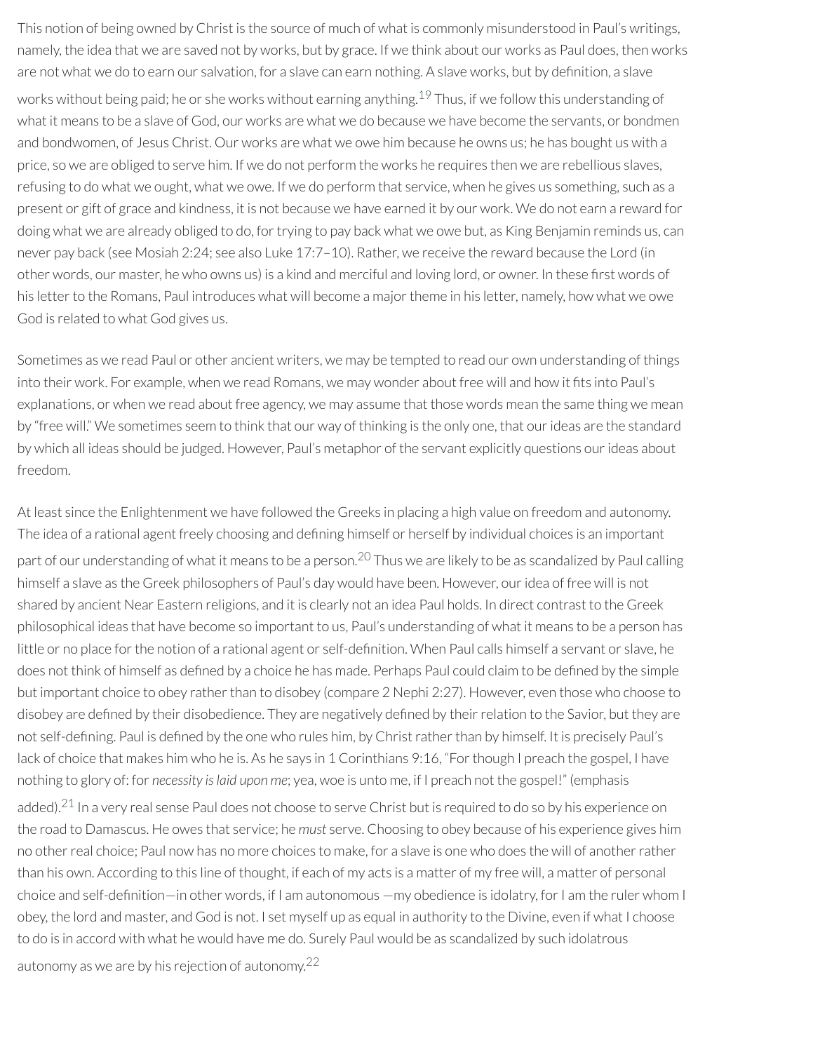This notion of being owned by Christ is the source of much of what is commonly misunderstood in Paul's writings, namely, the idea that we are saved not by works, but by grace. If we think about our works as Paul does, then works are not what we do to earn our salvation, for a slave can earn nothing. A slave works, but by definition, a slave works without being paid; he or she works without earning anything.[19] Thus, if we follow this understanding of what it means to be a slave of God, our works are what we do because we have become the servants, or bondmen and bondwomen, of Jesus Christ. Our works are what we owe him because he owns us; he has bought us with a price, so we are obliged to serve him. If we do not perform the works he requires then we are rebellious slaves, refusing to do what we ought, what we owe. If we do perform that service, when he gives us something, such as a present or gift of grace and kindness, it is not because we have earned it by our work. We do not earn a reward for doing what we are already obliged to do, for trying to pay back what we owe but, as King Benjamin reminds us, can never pay back (see Mosiah 2:24; see also Luke 17:7–10). Rather, we receive the reward because the Lord (in other words, our master, he who owns us) is a kind and merciful and loving lord, or owner. In these first words of his letter to the Romans, Paul introduces what will become a major theme in his letter, namely, how what we owe God is related to what God gives us.

Sometimes as we read Paul or other ancient writers, we may be tempted to read our own understanding of things into their work. For example, when we read Romans, we may wonder about free will and how it fits into Paul's explanations, or when we read about free agency, we may assume that those words mean the same thing we mean by "free will." We sometimes seem to think that our way of thinking is the only one, that our ideas are the standard by which all ideas should be judged. However, Paul's metaphor of the servant explicitly questions our ideas about freedom.

At least since the Enlightenment we have followed the Greeks in placing a high value on freedom and autonomy. The idea of a rational agent freely choosing and defining himself or herself by individual choices is an important part of our understanding of what it means to be a person.[20] Thus we are likely to be as scandalized by Paul calling himself a slave as the Greek philosophers of Paul's day would have been. However, our idea of free will is not shared by ancient Near Eastern religions, and it is clearly not an idea Paul holds. In direct contrast to the Greek philosophical ideas that have become so important to us, Paul's understanding of what it means to be a person has little or no place for the notion of a rational agent or self-definition. When Paul calls himself a servant or slave, he does not think of himself as defined by a choice he has made. Perhaps Paul could claim to be defined by the simple but important choice to obey rather than to disobey (compare 2 Nephi 2:27). However, even those who choose to disobey are defined by their disobedience. They are negatively defined by their relation to the Savior, but they are not self-defining. Paul is defined by the one who rules him, by Christ rather than by himself. It is precisely Paul's lack of choice that makes him who he is. As he says in 1 Corinthians 9:16, "For though I preach the gospel, I have nothing to glory of: for *necessity is laid upon me*; yea, woe is unto me, if I preach not the gospel!" (emphasis added).[21] In a very real sense Paul does not choose to serve Christ but is required to do so by his experience on the road to Damascus. He owes that service; he *must* serve. Choosing to obey because of his experience gives him no other real choice; Paul now has no more choices to make, for a slave is one who does the will of another rather than his own. According to this line of thought, if each of my acts is a matter of my free will, a matter of personal choice and self-definition—in other words, if I am autonomous —my obedience is idolatry, for I am the ruler whom I obey, the lord and master, and God is not. I set myself up as equal in authority to the Divine, even if what I choose to do is in accord with what he would have me do. Surely Paul would be as scandalized by such idolatrous autonomy as we are by his rejection of autonomy.[22]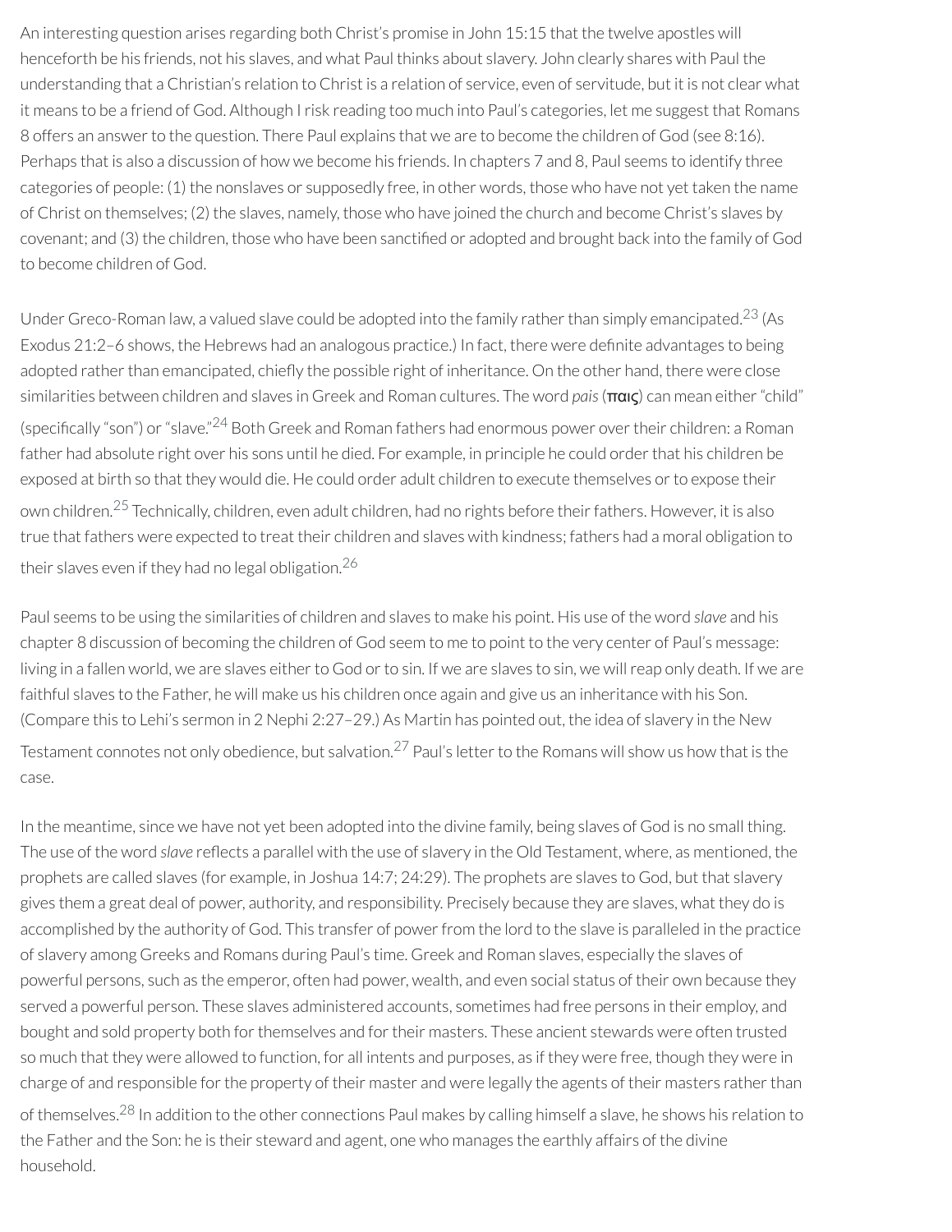An interesting question arises regarding both Christ's promise in John 15:15 that the twelve apostles will henceforth be his friends, not his slaves, and what Paul thinks about slavery. John clearly shares with Paul the understanding that a Christian's relation to Christ is a relation of service, even of servitude, but it is not clear what it means to be a friend of God. Although I risk reading too much into Paul's categories, let me suggest that Romans 8 offers an answer to the question. There Paul explains that we are to become the children of God (see 8:16). Perhaps that is also a discussion of how we become his friends. In chapters 7 and 8, Paul seems to identify three categories of people: (1) the nonslaves or supposedly free, in other words, those who have not yet taken the name of Christ on themselves; (2) the slaves, namely, those who have joined the church and become Christ's slaves by covenant; and (3) the children, those who have been sanctified or adopted and brought back into the family of God to become children of God.

Under Greco-Roman law, a valued slave could be adopted into the family rather than simply emancipated.[23] (As Exodus 21:2–6 shows, the Hebrews had an analogous practice.) In fact, there were definite advantages to being adopted rather than emancipated, chiefly the possible right of inheritance. On the other hand, there were close similarities between children and slaves in Greek and Roman cultures. The word *pais* (**παις**) can mean either "child" (specifically "son") or "slave."[24] Both Greek and Roman fathers had enormous power over their children: a Roman father had absolute right over his sons until he died. For example, in principle he could order that his children be exposed at birth so that they would die. He could order adult children to execute themselves or to expose their own children.[25] Technically, children, even adult children, had no rights before their fathers. However, it is also true that fathers were expected to treat their children and slaves with kindness; fathers had a moral obligation to their slaves even if they had no legal obligation.[26]

Paul seems to be using the similarities of children and slaves to make his point. His use of the word *slave* and his chapter 8 discussion of becoming the children of God seem to me to point to the very center of Paul's message: living in a fallen world, we are slaves either to God or to sin. If we are slaves to sin, we will reap only death. If we are faithful slaves to the Father, he will make us his children once again and give us an inheritance with his Son. (Compare this to Lehi's sermon in 2 Nephi 2:27–29.) As Martin has pointed out, the idea of slavery in the New Testament connotes not only obedience, but salvation.[27] Paul's letter to the Romans will show us how that is the case.

In the meantime, since we have not yet been adopted into the divine family, being slaves of God is no small thing. The use of the word *slave* reflects a parallel with the use of slavery in the Old Testament, where, as mentioned, the prophets are called slaves (for example, in Joshua 14:7; 24:29). The prophets are slaves to God, but that slavery gives them a great deal of power, authority, and responsibility. Precisely because they are slaves, what they do is accomplished by the authority of God. This transfer of power from the lord to the slave is paralleled in the practice of slavery among Greeks and Romans during Paul's time. Greek and Roman slaves, especially the slaves of powerful persons, such as the emperor, often had power, wealth, and even social status of their own because they served a powerful person. These slaves administered accounts, sometimes had free persons in their employ, and bought and sold property both for themselves and for their masters. These ancient stewards were often trusted so much that they were allowed to function, for all intents and purposes, as if they were free, though they were in charge of and responsible for the property of their master and were legally the agents of their masters rather than of themselves.[28] In addition to the other connections Paul makes by calling himself a slave, he shows his relation to the Father and the Son: he is their steward and agent, one who manages the earthly affairs of the divine household.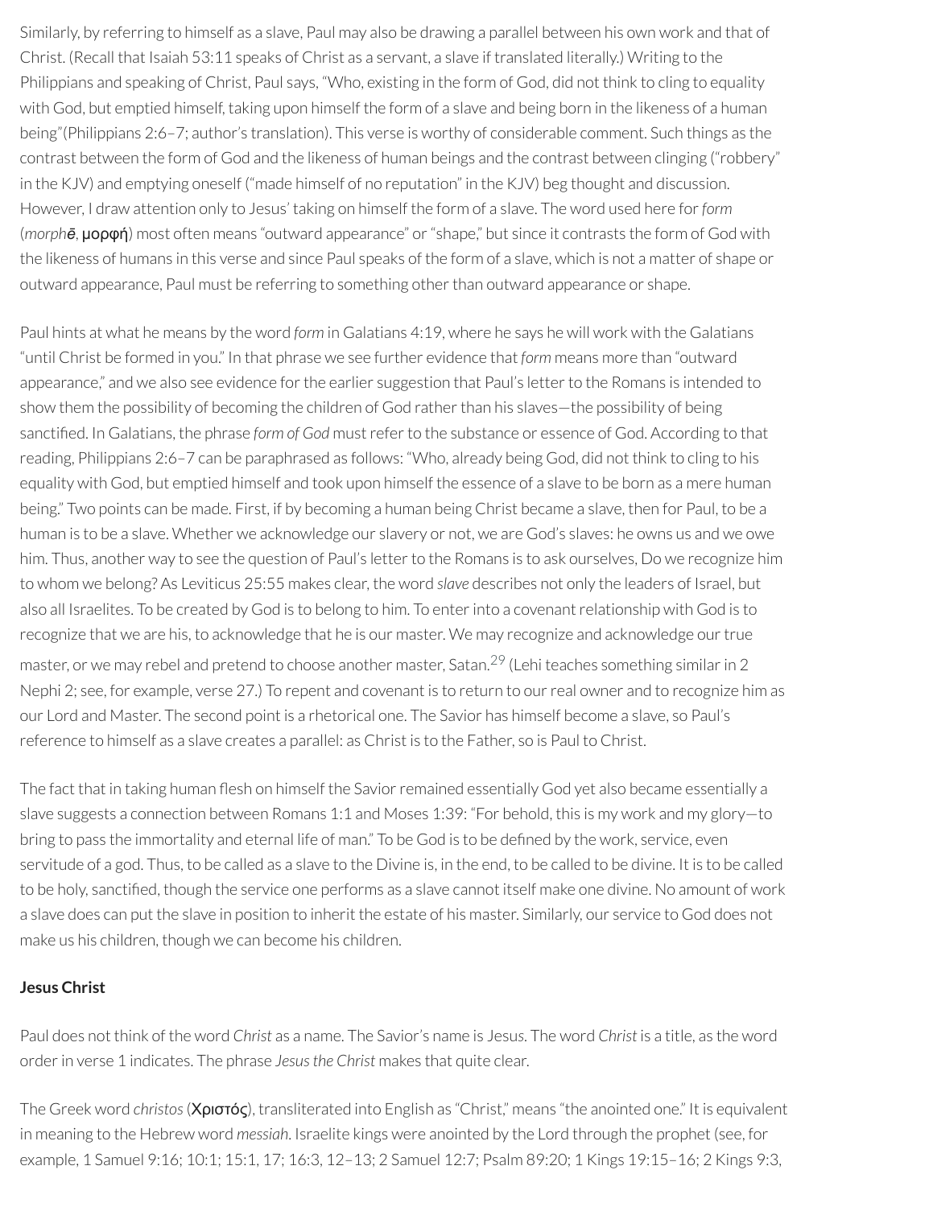Similarly, by referring to himself as a slave, Paul may also be drawing a parallel between his own work and that of Christ. (Recall that Isaiah 53:11 speaks of Christ as a servant, a slave if translated literally.) Writing to the Philippians and speaking of Christ, Paul says, "Who, existing in the form of God, did not think to cling to equality with God, but emptied himself, taking upon himself the form of a slave and being born in the likeness of a human being"(Philippians 2:6–7; author's translation). This verse is worthy of considerable comment. Such things as the contrast between the form of God and the likeness of human beings and the contrast between clinging ("robbery" in the KJV) and emptying oneself ("made himself of no reputation" in the KJV) beg thought and discussion. However, I draw attention only to Jesus' taking on himself the form of a slave. The word used here for *form* (*morphē*, μορφή) most often means "outward appearance" or "shape," but since it contrasts the form of God with the likeness of humans in this verse and since Paul speaks of the form of a slave, which is not a matter of shape or outward appearance, Paul must be referring to something other than outward appearance or shape.

Paul hints at what he means by the word *form* in Galatians 4:19, where he says he will work with the Galatians "until Christ be formed in you." In that phrase we see further evidence that *form* means more than "outward appearance," and we also see evidence for the earlier suggestion that Paul's letter to the Romans is intended to show them the possibility of becoming the children of God rather than his slaves—the possibility of being sanctified. In Galatians, the phrase *form of God* must refer to the substance or essence of God. According to that reading, Philippians 2:6–7 can be paraphrased as follows: "Who, already being God, did not think to cling to his equality with God, but emptied himself and took upon himself the essence of a slave to be born as a mere human being." Two points can be made. First, if by becoming a human being Christ became a slave, then for Paul, to be a human is to be a slave. Whether we acknowledge our slavery or not, we are God's slaves: he owns us and we owe him. Thus, another way to see the question of Paul's letter to the Romans is to ask ourselves, Do we recognize him to whom we belong? As Leviticus 25:55 makes clear, the word *slave* describes not only the leaders of Israel, but also all Israelites. To be created by God is to belong to him. To enter into a covenant relationship with God is to recognize that we are his, to acknowledge that he is our master. We may recognize and acknowledge our true master, or we may rebel and pretend to choose another master, Satan.[29] (Lehi teaches something similar in 2 Nephi 2; see, for example, verse 27.) To repent and covenant is to return to our real owner and to recognize him as our Lord and Master. The second point is a rhetorical one. The Savior has himself become a slave, so Paul's reference to himself as a slave creates a parallel: as Christ is to the Father, so is Paul to Christ.

The fact that in taking human flesh on himself the Savior remained essentially God yet also became essentially a slave suggests a connection between Romans 1:1 and Moses 1:39: "For behold, this is my work and my glory—to bring to pass the immortality and eternal life of man." To be God is to be defined by the work, service, even servitude of a god. Thus, to be called as a slave to the Divine is, in the end, to be called to be divine. It is to be called to be holy, sanctified, though the service one performs as a slave cannot itself make one divine. No amount of work a slave does can put the slave in position to inherit the estate of his master. Similarly, our service to God does not make us his children, though we can become his children.

**Jesus Christ**

Paul does not think of the word *Christ* as a name. The Savior's name is Jesus. The word *Christ* is a title, as the word order in verse 1 indicates. The phrase *Jesus the Christ* makes that quite clear.

The Greek word *christos* (Χριστός), transliterated into English as "Christ," means "the anointed one." It is equivalent in meaning to the Hebrew word *messiah*. Israelite kings were anointed by the Lord through the prophet (see, for example, 1 Samuel 9:16; 10:1; 15:1, 17; 16:3, 12–13; 2 Samuel 12:7; Psalm 89:20; 1 Kings 19:15–16; 2 Kings 9:3,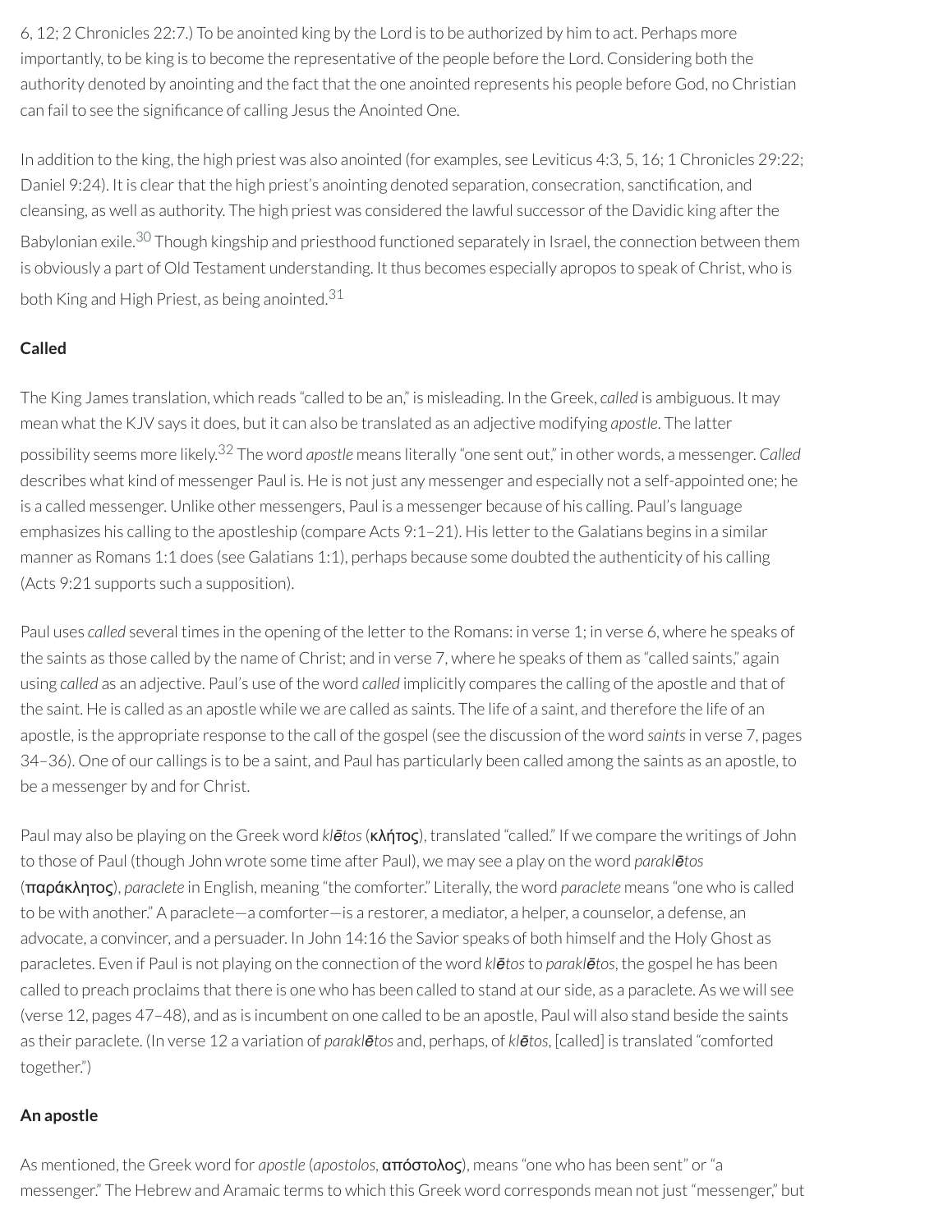6, 12; 2 Chronicles 22:7.) To be anointed king by the Lord is to be authorized by him to act. Perhaps more importantly, to be king is to become the representative of the people before the Lord. Considering both the authority denoted by anointing and the fact that the one anointed represents his people before God, no Christian can fail to see the significance of calling Jesus the Anointed One.

In addition to the king, the high priest was also anointed (for examples, see Leviticus 4:3, 5, 16; 1 Chronicles 29:22; Daniel 9:24). It is clear that the high priest's anointing denoted separation, consecration, sanctification, and cleansing, as well as authority. The high priest was considered the lawful successor of the Davidic king after the Babylonian exile.[30] Though kingship and priesthood functioned separately in Israel, the connection between them is obviously a part of Old Testament understanding. It thus becomes especially apropos to speak of Christ, who is both King and High Priest, as being anointed.[31]

**Called**

The King James translation, which reads "called to be an," is misleading. In the Greek, *called* is ambiguous. It may mean what the KJV says it does, but it can also be translated as an adjective modifying *apostle*. The latter possibility seems more likely.[32] The word *apostle* means literally "one sent out," in other words, a messenger. *Called* describes what kind of messenger Paul is. He is not just any messenger and especially not a self-appointed one; he is a called messenger. Unlike other messengers, Paul is a messenger because of his calling. Paul's language emphasizes his calling to the apostleship (compare Acts 9:1–21). His letter to the Galatians begins in a similar manner as Romans 1:1 does (see Galatians 1:1), perhaps because some doubted the authenticity of his calling (Acts 9:21 supports such a supposition).

Paul uses *called* several times in the opening of the letter to the Romans: in verse 1; in verse 6, where he speaks of the saints as those called by the name of Christ; and in verse 7, where he speaks of them as "called saints," again using *called* as an adjective. Paul's use of the word *called* implicitly compares the calling of the apostle and that of the saint. He is called as an apostle while we are called as saints. The life of a saint, and therefore the life of an apostle, is the appropriate response to the call of the gospel (see the discussion of the word *saints* in verse 7, pages 34–36). One of our callings is to be a saint, and Paul has particularly been called among the saints as an apostle, to be a messenger by and for Christ.

Paul may also be playing on the Greek word *klētos* (κλήτος), translated "called." If we compare the writings of John to those of Paul (though John wrote some time after Paul), we may see a play on the word *paraklētos* (παράκλητος), *paraclete* in English, meaning "the comforter." Literally, the word *paraclete* means "one who is called to be with another." A paraclete—a comforter—is a restorer, a mediator, a helper, a counselor, a defense, an advocate, a convincer, and a persuader. In John 14:16 the Savior speaks of both himself and the Holy Ghost as paracletes. Even if Paul is not playing on the connection of the word *klētos* to *paraklētos*, the gospel he has been called to preach proclaims that there is one who has been called to stand at our side, as a paraclete. As we will see (verse 12, pages 47–48), and as is incumbent on one called to be an apostle, Paul will also stand beside the saints as their paraclete. (In verse 12 a variation of *paraklētos* and, perhaps, of *klētos*, [called] is translated "comforted together.")

**An apostle**

As mentioned, the Greek word for *apostle* (*apostolos*, απόστολος), means "one who has been sent" or "a messenger." The Hebrew and Aramaic terms to which this Greek word corresponds mean not just "messenger," but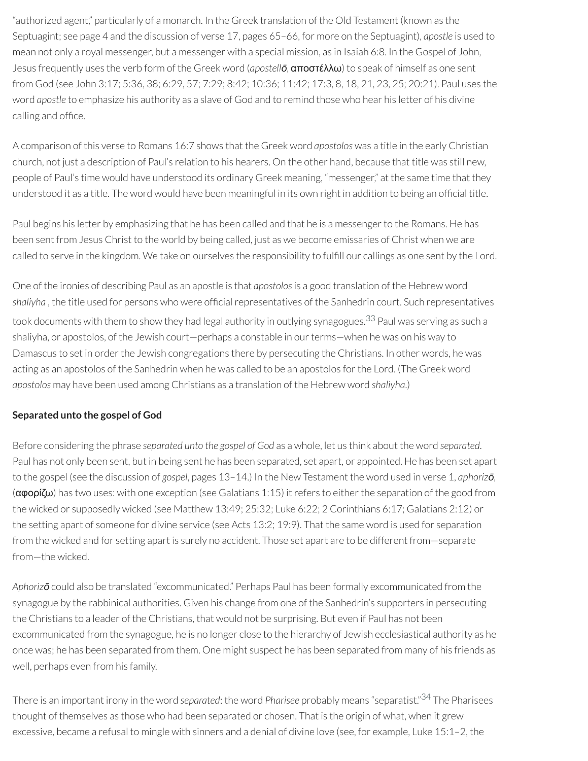"authorized agent," particularly of a monarch. In the Greek translation of the Old Testament (known as the Septuagint; see page 4 and the discussion of verse 17, pages 65–66, for more on the Septuagint), *apostle* is used to mean not only a royal messenger, but a messenger with a special mission, as in Isaiah 6:8. In the Gospel of John, Jesus frequently uses the verb form of the Greek word (*apostellō*, αποστέλλω) to speak of himself as one sent from God (see John 3:17; 5:36, 38; 6:29, 57; 7:29; 8:42; 10:36; 11:42; 17:3, 8, 18, 21, 23, 25; 20:21). Paul uses the word *apostle* to emphasize his authority as a slave of God and to remind those who hear his letter of his divine calling and office.

A comparison of this verse to Romans 16:7 shows that the Greek word *apostolos* was a title in the early Christian church, not just a description of Paul's relation to his hearers. On the other hand, because that title was still new, people of Paul's time would have understood its ordinary Greek meaning, "messenger," at the same time that they understood it as a title. The word would have been meaningful in its own right in addition to being an official title.

Paul begins his letter by emphasizing that he has been called and that he is a messenger to the Romans. He has been sent from Jesus Christ to the world by being called, just as we become emissaries of Christ when we are called to serve in the kingdom. We take on ourselves the responsibility to fulfill our callings as one sent by the Lord.

One of the ironies of describing Paul as an apostle is that *apostolos* is a good translation of the Hebrew word *shaliyha* , the title used for persons who were official representatives of the Sanhedrin court. Such representatives took documents with them to show they had legal authority in outlying synagogues.[33] Paul was serving as such a shaliyha, or apostolos, of the Jewish court—perhaps a constable in our terms—when he was on his way to Damascus to set in order the Jewish congregations there by persecuting the Christians. In other words, he was acting as an apostolos of the Sanhedrin when he was called to be an apostolos for the Lord. (The Greek word *apostolos* may have been used among Christians as a translation of the Hebrew word *shaliyha*.)

**Separated unto the gospel of God**

Before considering the phrase *separated unto the gospel of God* as a whole, let us think about the word *separated*. Paul has not only been sent, but in being sent he has been separated, set apart, or appointed. He has been set apart to the gospel (see the discussion of *gospel*, pages 13–14.) In the New Testament the word used in verse 1, *aphorizō*, (αφορίζω) has two uses: with one exception (see Galatians 1:15) it refers to either the separation of the good from the wicked or supposedly wicked (see Matthew 13:49; 25:32; Luke 6:22; 2 Corinthians 6:17; Galatians 2:12) or the setting apart of someone for divine service (see Acts 13:2; 19:9). That the same word is used for separation from the wicked and for setting apart is surely no accident. Those set apart are to be different from—separate from—the wicked.

*Aphorizō* could also be translated "excommunicated." Perhaps Paul has been formally excommunicated from the synagogue by the rabbinical authorities. Given his change from one of the Sanhedrin's supporters in persecuting the Christians to a leader of the Christians, that would not be surprising. But even if Paul has not been excommunicated from the synagogue, he is no longer close to the hierarchy of Jewish ecclesiastical authority as he once was; he has been separated from them. One might suspect he has been separated from many of his friends as well, perhaps even from his family.

There is an important irony in the word *separated*: the word *Pharisee* probably means "separatist."[34] The Pharisees thought of themselves as those who had been separated or chosen. That is the origin of what, when it grew excessive, became a refusal to mingle with sinners and a denial of divine love (see, for example, Luke 15:1–2, the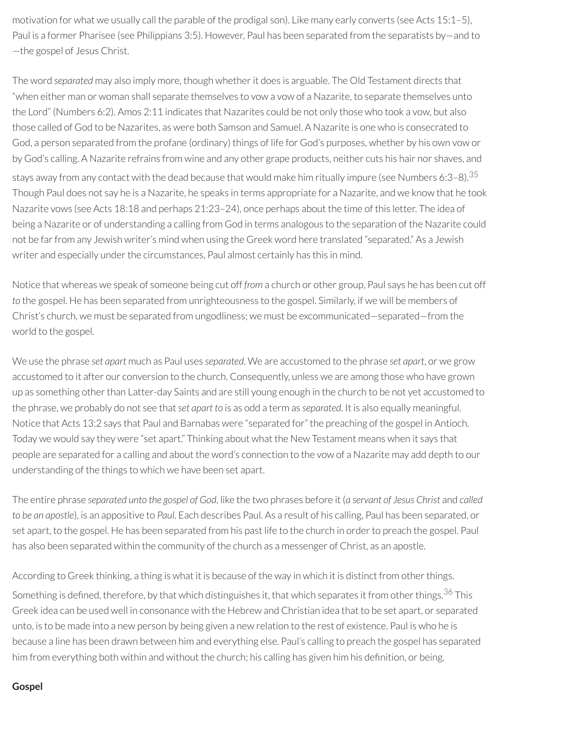motivation for what we usually call the parable of the prodigal son). Like many early converts (see Acts 15:1–5), Paul is a former Pharisee (see Philippians 3:5). However, Paul has been separated from the separatists by—and to—the gospel of Jesus Christ.

The word *separated* may also imply more, though whether it does is arguable. The Old Testament directs that "when either man or woman shall separate themselves to vow a vow of a Nazarite, to separate themselves unto the Lord" (Numbers 6:2). Amos 2:11 indicates that Nazarites could be not only those who took a vow, but also those called of God to be Nazarites, as were both Samson and Samuel. A Nazarite is one who is consecrated to God, a person separated from the profane (ordinary) things of life for God's purposes, whether by his own vow or by God's calling. A Nazarite refrains from wine and any other grape products, neither cuts his hair nor shaves, and stays away from any contact with the dead because that would make him ritually impure (see Numbers 6:3–8).[35] Though Paul does not say he is a Nazarite, he speaks in terms appropriate for a Nazarite, and we know that he took Nazarite vows (see Acts 18:18 and perhaps 21:23–24), once perhaps about the time of this letter. The idea of being a Nazarite or of understanding a calling from God in terms analogous to the separation of the Nazarite could not be far from any Jewish writer's mind when using the Greek word here translated "separated." As a Jewish writer and especially under the circumstances, Paul almost certainly has this in mind.

Notice that whereas we speak of someone being cut off *from* a church or other group, Paul says he has been cut off *to* the gospel. He has been separated from unrighteousness to the gospel. Similarly, if we will be members of Christ's church, we must be separated from ungodliness; we must be excommunicated—separated—from the world to the gospel.

We use the phrase *set apart* much as Paul uses *separated*. We are accustomed to the phrase *set apart*, or we grow accustomed to it after our conversion to the church. Consequently, unless we are among those who have grown up as something other than Latter-day Saints and are still young enough in the church to be not yet accustomed to the phrase, we probably do not see that *set apart to* is as odd a term as *separated*. It is also equally meaningful. Notice that Acts 13:2 says that Paul and Barnabas were "separated for" the preaching of the gospel in Antioch. Today we would say they were "set apart." Thinking about what the New Testament means when it says that people are separated for a calling and about the word's connection to the vow of a Nazarite may add depth to our understanding of the things to which we have been set apart.

The entire phrase *separated unto the gospel of God*, like the two phrases before it (*a servant of Jesus Christ* and *called to be an apostle*), is an appositive to *Paul*. Each describes Paul. As a result of his calling, Paul has been separated, or set apart, to the gospel. He has been separated from his past life to the church in order to preach the gospel. Paul has also been separated within the community of the church as a messenger of Christ, as an apostle.

According to Greek thinking, a thing is what it is because of the way in which it is distinct from other things. Something is defined, therefore, by that which distinguishes it, that which separates it from other things.[36] This Greek idea can be used well in consonance with the Hebrew and Christian idea that to be set apart, or separated unto, is to be made into a new person by being given a new relation to the rest of existence. Paul is who he is because a line has been drawn between him and everything else. Paul's calling to preach the gospel has separated him from everything both within and without the church; his calling has given him his definition, or being.

**Gospel**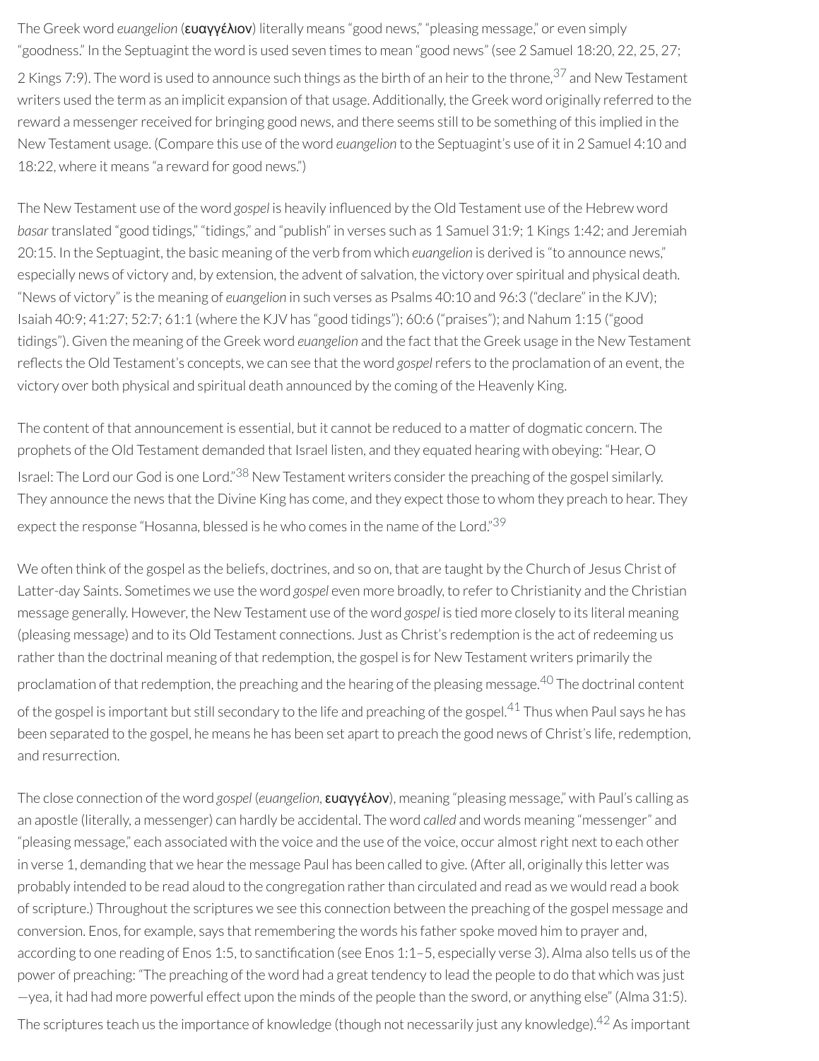The Greek word *euangelion* (**ευαγγέλιον**) literally means "good news," "pleasing message," or even simply "goodness." In the Septuagint the word is used seven times to mean "good news" (see 2 Samuel 18:20, 22, 25, 27; 2 Kings 7:9). The word is used to announce such things as the birth of an heir to the throne,[37] and New Testament writers used the term as an implicit expansion of that usage. Additionally, the Greek word originally referred to the reward a messenger received for bringing good news, and there seems still to be something of this implied in the New Testament usage. (Compare this use of the word *euangelion* to the Septuagint's use of it in 2 Samuel 4:10 and 18:22, where it means "a reward for good news.")

The New Testament use of the word *gospel* is heavily influenced by the Old Testament use of the Hebrew word *basar* translated "good tidings," "tidings," and "publish" in verses such as 1 Samuel 31:9; 1 Kings 1:42; and Jeremiah 20:15. In the Septuagint, the basic meaning of the verb from which *euangelion* is derived is "to announce news," especially news of victory and, by extension, the advent of salvation, the victory over spiritual and physical death. "News of victory" is the meaning of *euangelion* in such verses as Psalms 40:10 and 96:3 ("declare" in the KJV); Isaiah 40:9; 41:27; 52:7; 61:1 (where the KJV has "good tidings"); 60:6 ("praises"); and Nahum 1:15 ("good tidings"). Given the meaning of the Greek word *euangelion* and the fact that the Greek usage in the New Testament reflects the Old Testament's concepts, we can see that the word *gospel* refers to the proclamation of an event, the victory over both physical and spiritual death announced by the coming of the Heavenly King.

The content of that announcement is essential, but it cannot be reduced to a matter of dogmatic concern. The prophets of the Old Testament demanded that Israel listen, and they equated hearing with obeying: "Hear, O Israel: The Lord our God is one Lord."[38] New Testament writers consider the preaching of the gospel similarly. They announce the news that the Divine King has come, and they expect those to whom they preach to hear. They expect the response "Hosanna, blessed is he who comes in the name of the Lord."[39]

We often think of the gospel as the beliefs, doctrines, and so on, that are taught by the Church of Jesus Christ of Latter-day Saints. Sometimes we use the word *gospel* even more broadly, to refer to Christianity and the Christian message generally. However, the New Testament use of the word *gospel* is tied more closely to its literal meaning (pleasing message) and to its Old Testament connections. Just as Christ's redemption is the act of redeeming us rather than the doctrinal meaning of that redemption, the gospel is for New Testament writers primarily the proclamation of that redemption, the preaching and the hearing of the pleasing message.[40] The doctrinal content of the gospel is important but still secondary to the life and preaching of the gospel.[41] Thus when Paul says he has been separated to the gospel, he means he has been set apart to preach the good news of Christ's life, redemption, and resurrection.

The close connection of the word *gospel* (*euangelion*, **ευαγγέλον**), meaning "pleasing message," with Paul's calling as an apostle (literally, a messenger) can hardly be accidental. The word *called* and words meaning "messenger" and "pleasing message," each associated with the voice and the use of the voice, occur almost right next to each other in verse 1, demanding that we hear the message Paul has been called to give. (After all, originally this letter was probably intended to be read aloud to the congregation rather than circulated and read as we would read a book of scripture.) Throughout the scriptures we see this connection between the preaching of the gospel message and conversion. Enos, for example, says that remembering the words his father spoke moved him to prayer and, according to one reading of Enos 1:5, to sanctification (see Enos 1:1–5, especially verse 3). Alma also tells us of the power of preaching: "The preaching of the word had a great tendency to lead the people to do that which was just—yea, it had had more powerful effect upon the minds of the people than the sword, or anything else" (Alma 31:5). The scriptures teach us the importance of knowledge (though not necessarily just any knowledge).[42] As important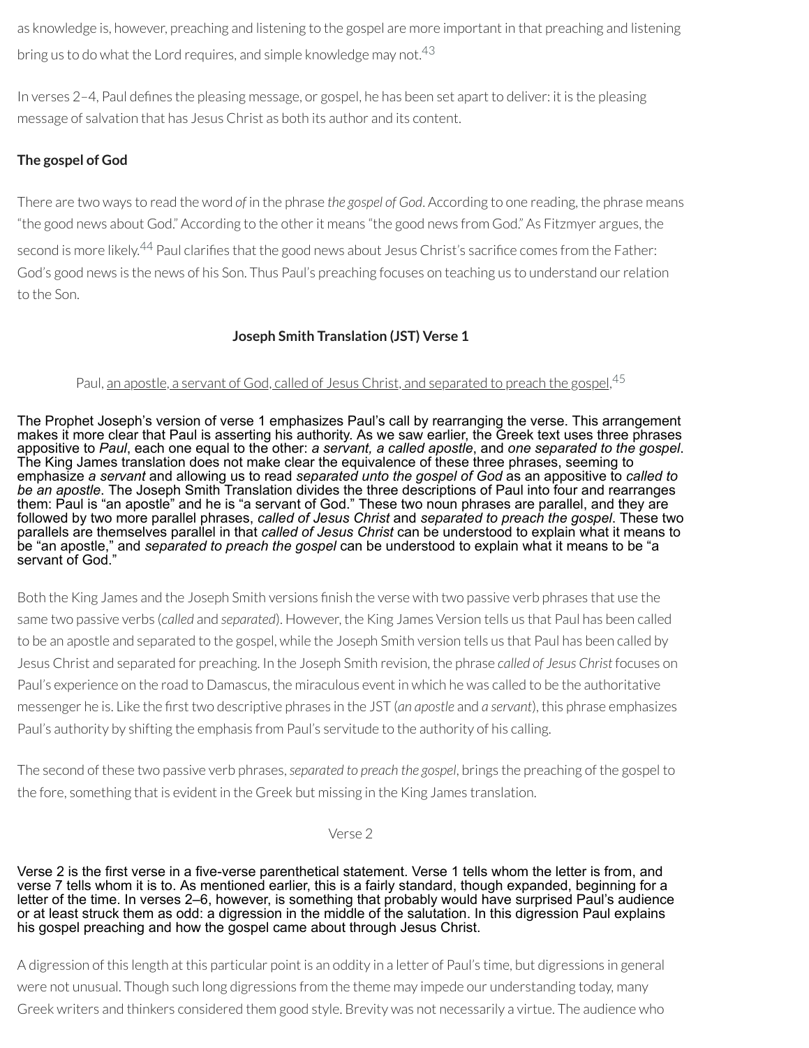as knowledge is, however, preaching and listening to the gospel are more important in that preaching and listening bring us to do what the Lord requires, and simple knowledge may not.[43]

In verses 2–4, Paul defines the pleasing message, or gospel, he has been set apart to deliver: it is the pleasing message of salvation that has Jesus Christ as both its author and its content.

**The gospel of God**

There are two ways to read the word *of* in the phrase *the gospel of God*. According to one reading, the phrase means "the good news about God." According to the other it means "the good news from God." As Fitzmyer argues, the second is more likely.[44] Paul clarifies that the good news about Jesus Christ's sacrifice comes from the Father: God's good news is the news of his Son. Thus Paul's preaching focuses on teaching us to understand our relation to the Son.

### Joseph Smith Translation (JST) Verse 1

> Paul, <u>an apostle, a servant of God, called of Jesus Christ, and separated to preach the gospel</u>,[45]

The Prophet Joseph's version of verse 1 emphasizes Paul's call by rearranging the verse. This arrangement makes it more clear that Paul is asserting his authority. As we saw earlier, the Greek text uses three phrases appositive to *Paul*, each one equal to the other: *a servant, a called apostle*, and *one separated to the gospel*. The King James translation does not make clear the equivalence of these three phrases, seeming to emphasize *a servant* and allowing us to read *separated unto the gospel of God* as an appositive to *called to be an apostle*. The Joseph Smith Translation divides the three descriptions of Paul into four and rearranges them: Paul is "an apostle" and he is "a servant of God." These two noun phrases are parallel, and they are followed by two more parallel phrases, *called of Jesus Christ* and *separated to preach the gospel*. These two parallels are themselves parallel in that *called of Jesus Christ* can be understood to explain what it means to be "an apostle," and *separated to preach the gospel* can be understood to explain what it means to be "a servant of God."

Both the King James and the Joseph Smith versions finish the verse with two passive verb phrases that use the same two passive verbs (*called* and *separated*). However, the King James Version tells us that Paul has been called to be an apostle and separated to the gospel, while the Joseph Smith version tells us that Paul has been called by Jesus Christ and separated for preaching. In the Joseph Smith revision, the phrase *called of Jesus Christ* focuses on Paul's experience on the road to Damascus, the miraculous event in which he was called to be the authoritative messenger he is. Like the first two descriptive phrases in the JST (*an apostle* and *a servant*), this phrase emphasizes Paul's authority by shifting the emphasis from Paul's servitude to the authority of his calling.

The second of these two passive verb phrases, *separated to preach the gospel*, brings the preaching of the gospel to the fore, something that is evident in the Greek but missing in the King James translation.

### Verse 2

Verse 2 is the first verse in a five-verse parenthetical statement. Verse 1 tells whom the letter is from, and verse 7 tells whom it is to. As mentioned earlier, this is a fairly standard, though expanded, beginning for a letter of the time. In verses 2–6, however, is something that probably would have surprised Paul's audience or at least struck them as odd: a digression in the middle of the salutation. In this digression Paul explains his gospel preaching and how the gospel came about through Jesus Christ.

A digression of this length at this particular point is an oddity in a letter of Paul's time, but digressions in general were not unusual. Though such long digressions from the theme may impede our understanding today, many Greek writers and thinkers considered them good style. Brevity was not necessarily a virtue. The audience who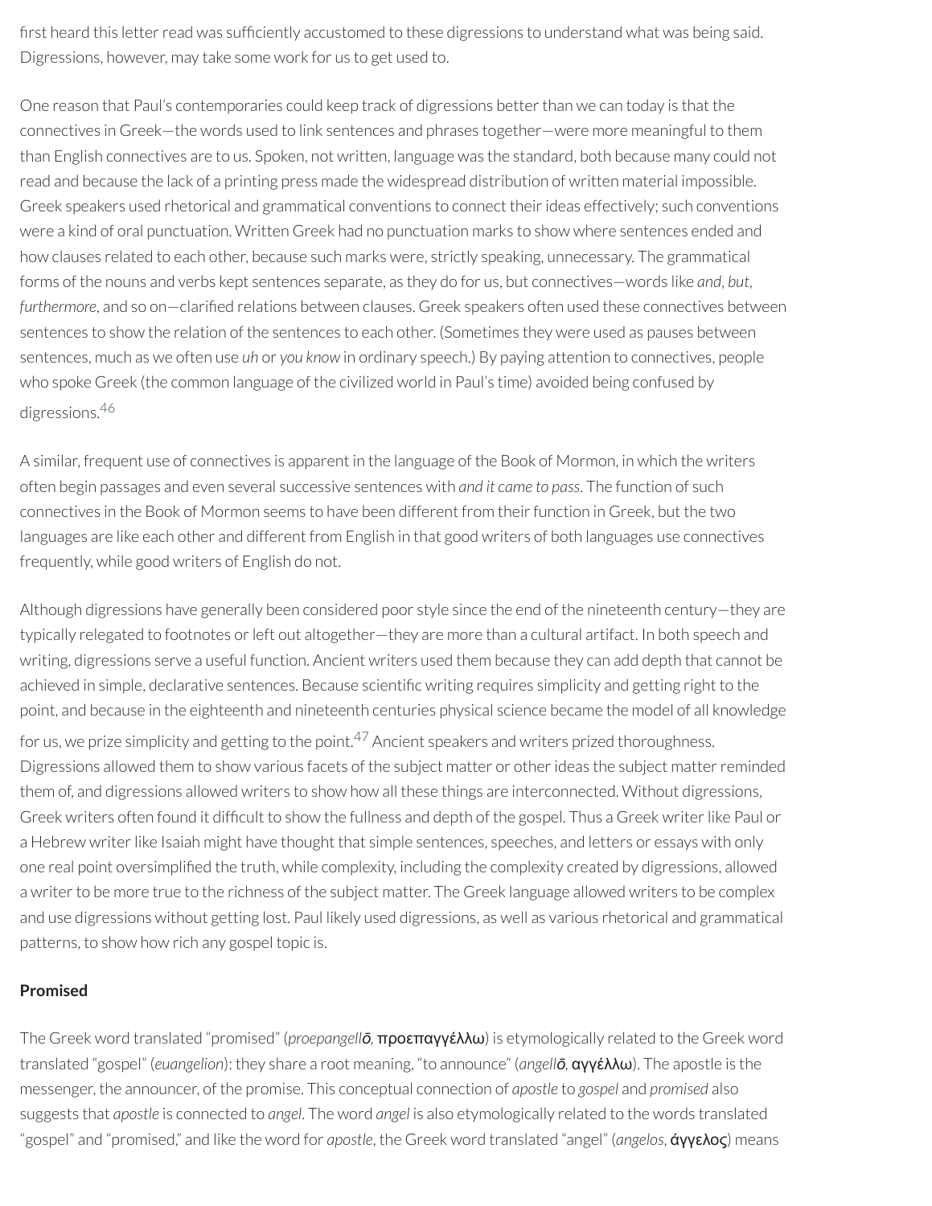first heard this letter read was sufficiently accustomed to these digressions to understand what was being said. Digressions, however, may take some work for us to get used to.

One reason that Paul's contemporaries could keep track of digressions better than we can today is that the connectives in Greek—the words used to link sentences and phrases together—were more meaningful to them than English connectives are to us. Spoken, not written, language was the standard, both because many could not read and because the lack of a printing press made the widespread distribution of written material impossible. Greek speakers used rhetorical and grammatical conventions to connect their ideas effectively; such conventions were a kind of oral punctuation. Written Greek had no punctuation marks to show where sentences ended and how clauses related to each other, because such marks were, strictly speaking, unnecessary. The grammatical forms of the nouns and verbs kept sentences separate, as they do for us, but connectives—words like *and*, *but*, *furthermore*, and so on—clarified relations between clauses. Greek speakers often used these connectives between sentences to show the relation of the sentences to each other. (Sometimes they were used as pauses between sentences, much as we often use *uh* or *you know* in ordinary speech.) By paying attention to connectives, people who spoke Greek (the common language of the civilized world in Paul's time) avoided being confused by digressions.[46]

A similar, frequent use of connectives is apparent in the language of the Book of Mormon, in which the writers often begin passages and even several successive sentences with *and it came to pass*. The function of such connectives in the Book of Mormon seems to have been different from their function in Greek, but the two languages are like each other and different from English in that good writers of both languages use connectives frequently, while good writers of English do not.

Although digressions have generally been considered poor style since the end of the nineteenth century—they are typically relegated to footnotes or left out altogether—they are more than a cultural artifact. In both speech and writing, digressions serve a useful function. Ancient writers used them because they can add depth that cannot be achieved in simple, declarative sentences. Because scientific writing requires simplicity and getting right to the point, and because in the eighteenth and nineteenth centuries physical science became the model of all knowledge for us, we prize simplicity and getting to the point.[47] Ancient speakers and writers prized thoroughness. Digressions allowed them to show various facets of the subject matter or other ideas the subject matter reminded them of, and digressions allowed writers to show how all these things are interconnected. Without digressions, Greek writers often found it difficult to show the fullness and depth of the gospel. Thus a Greek writer like Paul or a Hebrew writer like Isaiah might have thought that simple sentences, speeches, and letters or essays with only one real point oversimplified the truth, while complexity, including the complexity created by digressions, allowed a writer to be more true to the richness of the subject matter. The Greek language allowed writers to be complex and use digressions without getting lost. Paul likely used digressions, as well as various rhetorical and grammatical patterns, to show how rich any gospel topic is.

### Promised

The Greek word translated "promised" (*proepangellō*, προεπαγγέλλω) is etymologically related to the Greek word translated "gospel" (*euangelion*): they share a root meaning, "to announce" (*angellō*, αγγέλλω). The apostle is the messenger, the announcer, of the promise. This conceptual connection of *apostle* to *gospel* and *promised* also suggests that *apostle* is connected to *angel*. The word *angel* is also etymologically related to the words translated "gospel" and "promised," and like the word for *apostle*, the Greek word translated "angel" (*angelos*, ἄγγελος) means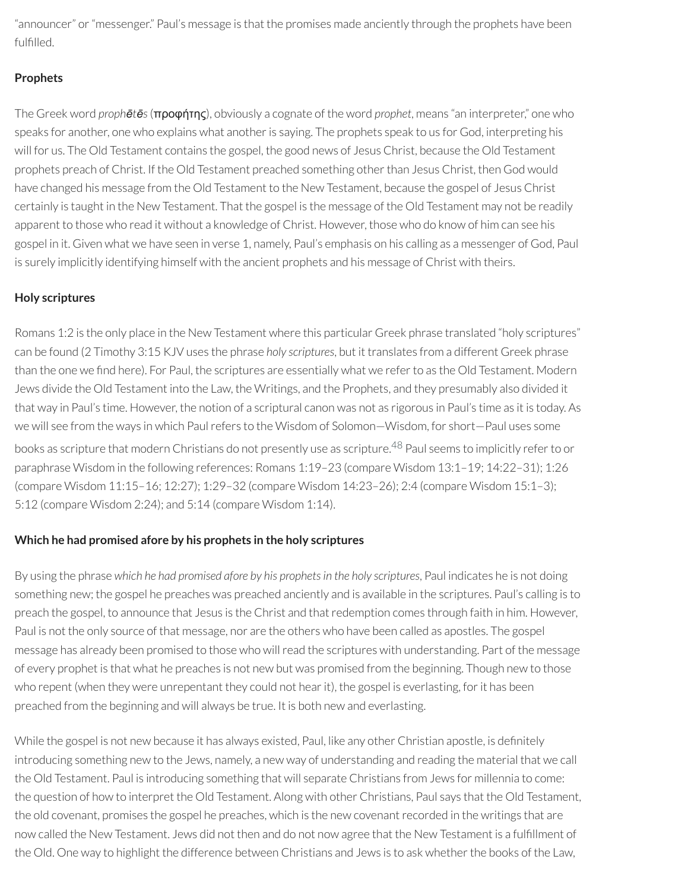"announcer" or "messenger." Paul's message is that the promises made anciently through the prophets have been fulfilled.

### Prophets

The Greek word *prophētēs* (προφήτης), obviously a cognate of the word *prophet*, means "an interpreter," one who speaks for another, one who explains what another is saying. The prophets speak to us for God, interpreting his will for us. The Old Testament contains the gospel, the good news of Jesus Christ, because the Old Testament prophets preach of Christ. If the Old Testament preached something other than Jesus Christ, then God would have changed his message from the Old Testament to the New Testament, because the gospel of Jesus Christ certainly is taught in the New Testament. That the gospel is the message of the Old Testament may not be readily apparent to those who read it without a knowledge of Christ. However, those who do know of him can see his gospel in it. Given what we have seen in verse 1, namely, Paul's emphasis on his calling as a messenger of God, Paul is surely implicitly identifying himself with the ancient prophets and his message of Christ with theirs.

### Holy scriptures

Romans 1:2 is the only place in the New Testament where this particular Greek phrase translated "holy scriptures" can be found (2 Timothy 3:15 KJV uses the phrase *holy scriptures*, but it translates from a different Greek phrase than the one we find here). For Paul, the scriptures are essentially what we refer to as the Old Testament. Modern Jews divide the Old Testament into the Law, the Writings, and the Prophets, and they presumably also divided it that way in Paul's time. However, the notion of a scriptural canon was not as rigorous in Paul's time as it is today. As we will see from the ways in which Paul refers to the Wisdom of Solomon—Wisdom, for short—Paul uses some books as scripture that modern Christians do not presently use as scripture.[48] Paul seems to implicitly refer to or paraphrase Wisdom in the following references: Romans 1:19–23 (compare Wisdom 13:1–19; 14:22–31); 1:26 (compare Wisdom 11:15–16; 12:27); 1:29–32 (compare Wisdom 14:23–26); 2:4 (compare Wisdom 15:1–3); 5:12 (compare Wisdom 2:24); and 5:14 (compare Wisdom 1:14).

### Which he had promised afore by his prophets in the holy scriptures

By using the phrase *which he had promised afore by his prophets in the holy scriptures*, Paul indicates he is not doing something new; the gospel he preaches was preached anciently and is available in the scriptures. Paul's calling is to preach the gospel, to announce that Jesus is the Christ and that redemption comes through faith in him. However, Paul is not the only source of that message, nor are the others who have been called as apostles. The gospel message has already been promised to those who will read the scriptures with understanding. Part of the message of every prophet is that what he preaches is not new but was promised from the beginning. Though new to those who repent (when they were unrepentant they could not hear it), the gospel is everlasting, for it has been preached from the beginning and will always be true. It is both new and everlasting.

While the gospel is not new because it has always existed, Paul, like any other Christian apostle, is definitely introducing something new to the Jews, namely, a new way of understanding and reading the material that we call the Old Testament. Paul is introducing something that will separate Christians from Jews for millennia to come: the question of how to interpret the Old Testament. Along with other Christians, Paul says that the Old Testament, the old covenant, promises the gospel he preaches, which is the new covenant recorded in the writings that are now called the New Testament. Jews did not then and do not now agree that the New Testament is a fulfillment of the Old. One way to highlight the difference between Christians and Jews is to ask whether the books of the Law,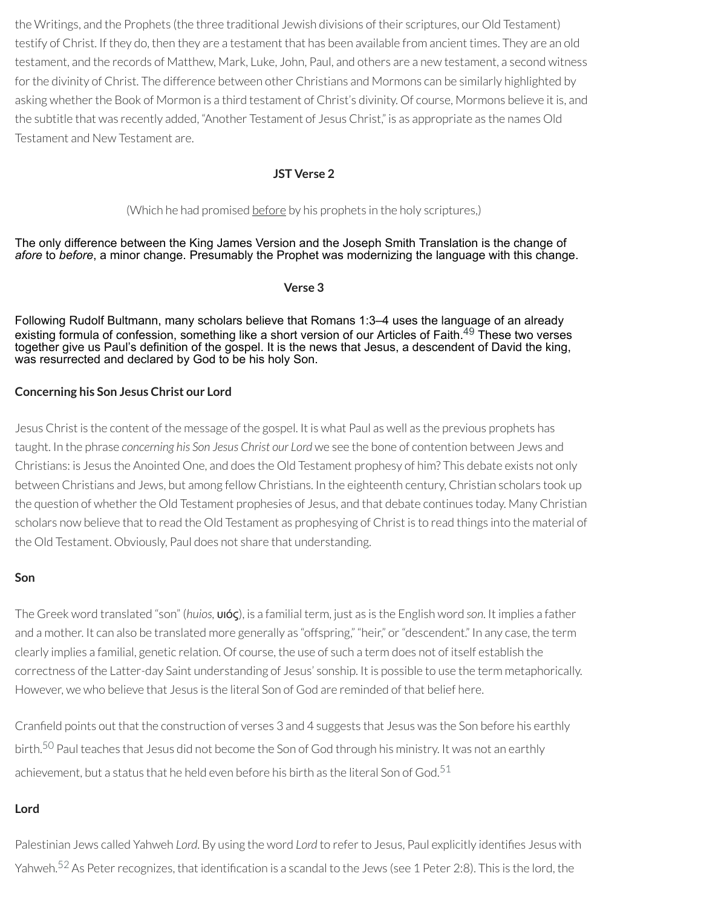the Writings, and the Prophets (the three traditional Jewish divisions of their scriptures, our Old Testament) testify of Christ. If they do, then they are a testament that has been available from ancient times. They are an old testament, and the records of Matthew, Mark, Luke, John, Paul, and others are a new testament, a second witness for the divinity of Christ. The difference between other Christians and Mormons can be similarly highlighted by asking whether the Book of Mormon is a third testament of Christ's divinity. Of course, Mormons believe it is, and the subtitle that was recently added, "Another Testament of Jesus Christ," is as appropriate as the names Old Testament and New Testament are.

### JST Verse 2

(Which he had promised before by his prophets in the holy scriptures,)

The only difference between the King James Version and the Joseph Smith Translation is the change of *afore* to *before*, a minor change. Presumably the Prophet was modernizing the language with this change.

### Verse 3

Following Rudolf Bultmann, many scholars believe that Romans 1:3–4 uses the language of an already existing formula of confession, something like a short version of our Articles of Faith.[49] These two verses together give us Paul's definition of the gospel. It is the news that Jesus, a descendent of David the king, was resurrected and declared by God to be his holy Son.

**Concerning his Son Jesus Christ our Lord**

Jesus Christ is the content of the message of the gospel. It is what Paul as well as the previous prophets has taught. In the phrase *concerning his Son Jesus Christ our Lord* we see the bone of contention between Jews and Christians: is Jesus the Anointed One, and does the Old Testament prophesy of him? This debate exists not only between Christians and Jews, but among fellow Christians. In the eighteenth century, Christian scholars took up the question of whether the Old Testament prophesies of Jesus, and that debate continues today. Many Christian scholars now believe that to read the Old Testament as prophesying of Christ is to read things into the material of the Old Testament. Obviously, Paul does not share that understanding.

**Son**

The Greek word translated "son" (*huios*, υιός), is a familial term, just as is the English word *son*. It implies a father and a mother. It can also be translated more generally as "offspring," "heir," or "descendent." In any case, the term clearly implies a familial, genetic relation. Of course, the use of such a term does not of itself establish the correctness of the Latter-day Saint understanding of Jesus' sonship. It is possible to use the term metaphorically. However, we who believe that Jesus is the literal Son of God are reminded of that belief here.

Cranfield points out that the construction of verses 3 and 4 suggests that Jesus was the Son before his earthly birth.[50] Paul teaches that Jesus did not become the Son of God through his ministry. It was not an earthly achievement, but a status that he held even before his birth as the literal Son of God.[51]

**Lord**

Palestinian Jews called Yahweh *Lord*. By using the word *Lord* to refer to Jesus, Paul explicitly identifies Jesus with Yahweh.[52] As Peter recognizes, that identification is a scandal to the Jews (see 1 Peter 2:8). This is the lord, the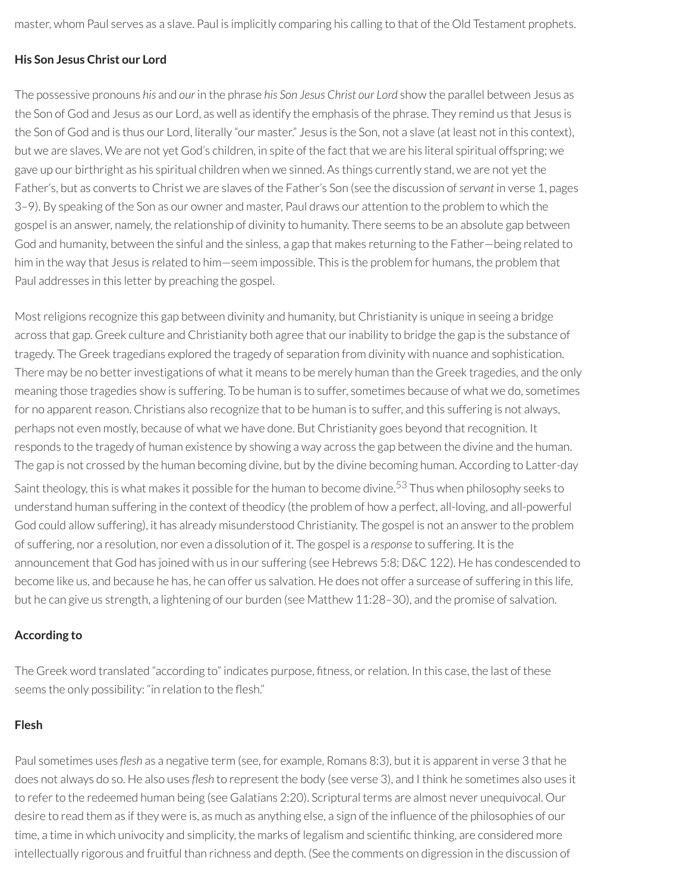master, whom Paul serves as a slave. Paul is implicitly comparing his calling to that of the Old Testament prophets.

### His Son Jesus Christ our Lord

The possessive pronouns *his* and *our* in the phrase *his Son Jesus Christ our Lord* show the parallel between Jesus as the Son of God and Jesus as our Lord, as well as identify the emphasis of the phrase. They remind us that Jesus is the Son of God and is thus our Lord, literally "our master." Jesus is the Son, not a slave (at least not in this context), but we are slaves. We are not yet God's children, in spite of the fact that we are his literal spiritual offspring; we gave up our birthright as his spiritual children when we sinned. As things currently stand, we are not yet the Father's, but as converts to Christ we are slaves of the Father's Son (see the discussion of *servant* in verse 1, pages 3–9). By speaking of the Son as our owner and master, Paul draws our attention to the problem to which the gospel is an answer, namely, the relationship of divinity to humanity. There seems to be an absolute gap between God and humanity, between the sinful and the sinless, a gap that makes returning to the Father—being related to him in the way that Jesus is related to him—seem impossible. This is the problem for humans, the problem that Paul addresses in this letter by preaching the gospel.

Most religions recognize this gap between divinity and humanity, but Christianity is unique in seeing a bridge across that gap. Greek culture and Christianity both agree that our inability to bridge the gap is the substance of tragedy. The Greek tragedians explored the tragedy of separation from divinity with nuance and sophistication. There may be no better investigations of what it means to be merely human than the Greek tragedies, and the only meaning those tragedies show is suffering. To be human is to suffer, sometimes because of what we do, sometimes for no apparent reason. Christians also recognize that to be human is to suffer, and this suffering is not always, perhaps not even mostly, because of what we have done. But Christianity goes beyond that recognition. It responds to the tragedy of human existence by showing a way across the gap between the divine and the human. The gap is not crossed by the human becoming divine, but by the divine becoming human. According to Latter-day Saint theology, this is what makes it possible for the human to become divine.[53] Thus when philosophy seeks to understand human suffering in the context of theodicy (the problem of how a perfect, all-loving, and all-powerful God could allow suffering), it has already misunderstood Christianity. The gospel is not an answer to the problem of suffering, nor a resolution, nor even a dissolution of it. The gospel is a *response* to suffering. It is the announcement that God has joined with us in our suffering (see Hebrews 5:8; D&C 122). He has condescended to become like us, and because he has, he can offer us salvation. He does not offer a surcease of suffering in this life, but he can give us strength, a lightening of our burden (see Matthew 11:28–30), and the promise of salvation.

### According to

The Greek word translated "according to" indicates purpose, fitness, or relation. In this case, the last of these seems the only possibility: "in relation to the flesh."

### Flesh

Paul sometimes uses *flesh* as a negative term (see, for example, Romans 8:3), but it is apparent in verse 3 that he does not always do so. He also uses *flesh* to represent the body (see verse 3), and I think he sometimes also uses it to refer to the redeemed human being (see Galatians 2:20). Scriptural terms are almost never unequivocal. Our desire to read them as if they were is, as much as anything else, a sign of the influence of the philosophies of our time, a time in which univocity and simplicity, the marks of legalism and scientific thinking, are considered more intellectually rigorous and fruitful than richness and depth. (See the comments on digression in the discussion of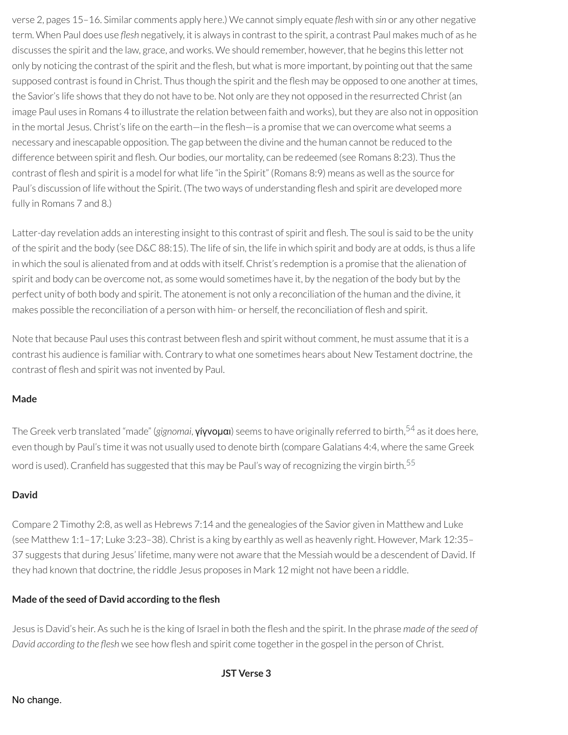verse 2, pages 15–16. Similar comments apply here.) We cannot simply equate *flesh* with *sin* or any other negative term. When Paul does use *flesh* negatively, it is always in contrast to the spirit, a contrast Paul makes much of as he discusses the spirit and the law, grace, and works. We should remember, however, that he begins this letter not only by noticing the contrast of the spirit and the flesh, but what is more important, by pointing out that the same supposed contrast is found in Christ. Thus though the spirit and the flesh may be opposed to one another at times, the Savior's life shows that they do not have to be. Not only are they not opposed in the resurrected Christ (an image Paul uses in Romans 4 to illustrate the relation between faith and works), but they are also not in opposition in the mortal Jesus. Christ's life on the earth—in the flesh—is a promise that we can overcome what seems a necessary and inescapable opposition. The gap between the divine and the human cannot be reduced to the difference between spirit and flesh. Our bodies, our mortality, can be redeemed (see Romans 8:23). Thus the contrast of flesh and spirit is a model for what life "in the Spirit" (Romans 8:9) means as well as the source for Paul's discussion of life without the Spirit. (The two ways of understanding flesh and spirit are developed more fully in Romans 7 and 8.)

Latter-day revelation adds an interesting insight to this contrast of spirit and flesh. The soul is said to be the unity of the spirit and the body (see D&C 88:15). The life of sin, the life in which spirit and body are at odds, is thus a life in which the soul is alienated from and at odds with itself. Christ's redemption is a promise that the alienation of spirit and body can be overcome not, as some would sometimes have it, by the negation of the body but by the perfect unity of both body and spirit. The atonement is not only a reconciliation of the human and the divine, it makes possible the reconciliation of a person with him- or herself, the reconciliation of flesh and spirit.

Note that because Paul uses this contrast between flesh and spirit without comment, he must assume that it is a contrast his audience is familiar with. Contrary to what one sometimes hears about New Testament doctrine, the contrast of flesh and spirit was not invented by Paul.

**Made**

The Greek verb translated "made" (*gignomai*, **γίγνομαι**) seems to have originally referred to birth,[54] as it does here, even though by Paul's time it was not usually used to denote birth (compare Galatians 4:4, where the same Greek word is used). Cranfield has suggested that this may be Paul's way of recognizing the virgin birth.[55]

**David**

Compare 2 Timothy 2:8, as well as Hebrews 7:14 and the genealogies of the Savior given in Matthew and Luke (see Matthew 1:1–17; Luke 3:23–38). Christ is a king by earthly as well as heavenly right. However, Mark 12:35–37 suggests that during Jesus' lifetime, many were not aware that the Messiah would be a descendent of David. If they had known that doctrine, the riddle Jesus proposes in Mark 12 might not have been a riddle.

**Made of the seed of David according to the flesh**

Jesus is David's heir. As such he is the king of Israel in both the flesh and the spirit. In the phrase *made of the seed of David according to the flesh* we see how flesh and spirit come together in the gospel in the person of Christ.

**JST Verse 3**

No change.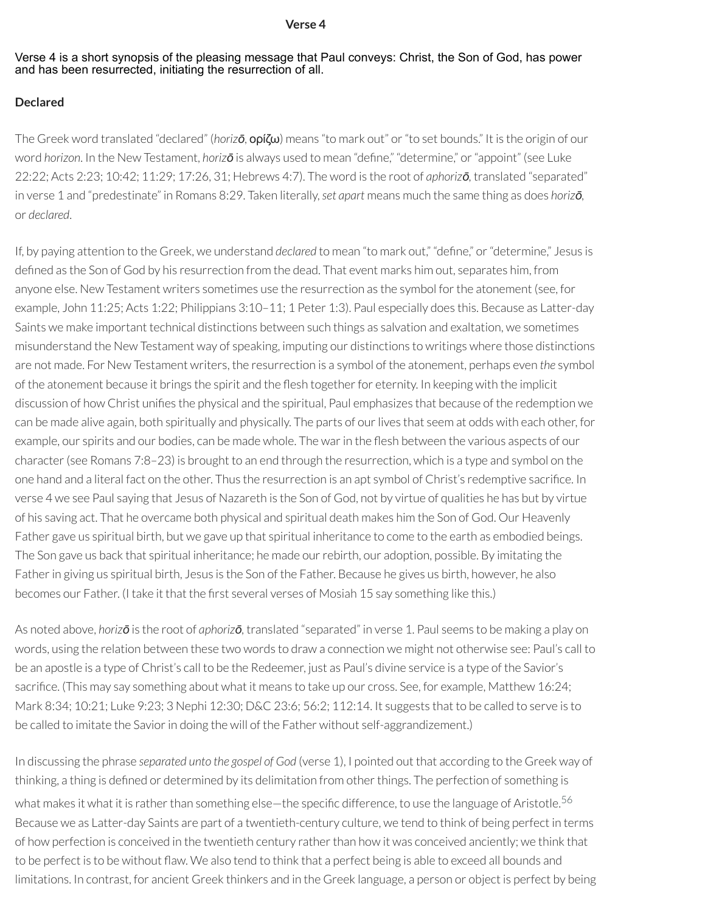## Verse 4

Verse 4 is a short synopsis of the pleasing message that Paul conveys: Christ, the Son of God, has power and has been resurrected, initiating the resurrection of all.

### Declared

The Greek word translated "declared" (*horizō*, **ορίζω**) means "to mark out" or "to set bounds." It is the origin of our word *horizon*. In the New Testament, *horizō* is always used to mean "define," "determine," or "appoint" (see Luke 22:22; Acts 2:23; 10:42; 11:29; 17:26, 31; Hebrews 4:7). The word is the root of *aphorizō*, translated "separated" in verse 1 and "predestinate" in Romans 8:29. Taken literally, *set apart* means much the same thing as does *horizō*, or *declared*.

If, by paying attention to the Greek, we understand *declared* to mean "to mark out," "define," or "determine," Jesus is defined as the Son of God by his resurrection from the dead. That event marks him out, separates him, from anyone else. New Testament writers sometimes use the resurrection as the symbol for the atonement (see, for example, John 11:25; Acts 1:22; Philippians 3:10–11; 1 Peter 1:3). Paul especially does this. Because as Latter-day Saints we make important technical distinctions between such things as salvation and exaltation, we sometimes misunderstand the New Testament way of speaking, imputing our distinctions to writings where those distinctions are not made. For New Testament writers, the resurrection is a symbol of the atonement, perhaps even *the* symbol of the atonement because it brings the spirit and the flesh together for eternity. In keeping with the implicit discussion of how Christ unifies the physical and the spiritual, Paul emphasizes that because of the redemption we can be made alive again, both spiritually and physically. The parts of our lives that seem at odds with each other, for example, our spirits and our bodies, can be made whole. The war in the flesh between the various aspects of our character (see Romans 7:8–23) is brought to an end through the resurrection, which is a type and symbol on the one hand and a literal fact on the other. Thus the resurrection is an apt symbol of Christ's redemptive sacrifice. In verse 4 we see Paul saying that Jesus of Nazareth is the Son of God, not by virtue of qualities he has but by virtue of his saving act. That he overcame both physical and spiritual death makes him the Son of God. Our Heavenly Father gave us spiritual birth, but we gave up that spiritual inheritance to come to the earth as embodied beings. The Son gave us back that spiritual inheritance; he made our rebirth, our adoption, possible. By imitating the Father in giving us spiritual birth, Jesus is the Son of the Father. Because he gives us birth, however, he also becomes our Father. (I take it that the first several verses of Mosiah 15 say something like this.)

As noted above, *horizō* is the root of *aphorizō*, translated "separated" in verse 1. Paul seems to be making a play on words, using the relation between these two words to draw a connection we might not otherwise see: Paul's call to be an apostle is a type of Christ's call to be the Redeemer, just as Paul's divine service is a type of the Savior's sacrifice. (This may say something about what it means to take up our cross. See, for example, Matthew 16:24; Mark 8:34; 10:21; Luke 9:23; 3 Nephi 12:30; D&C 23:6; 56:2; 112:14. It suggests that to be called to serve is to be called to imitate the Savior in doing the will of the Father without self-aggrandizement.)

In discussing the phrase *separated unto the gospel of God* (verse 1), I pointed out that according to the Greek way of thinking, a thing is defined or determined by its delimitation from other things. The perfection of something is what makes it what it is rather than something else—the specific difference, to use the language of Aristotle.[56] Because we as Latter-day Saints are part of a twentieth-century culture, we tend to think of being perfect in terms of how perfection is conceived in the twentieth century rather than how it was conceived anciently; we think that to be perfect is to be without flaw. We also tend to think that a perfect being is able to exceed all bounds and limitations. In contrast, for ancient Greek thinkers and in the Greek language, a person or object is perfect by being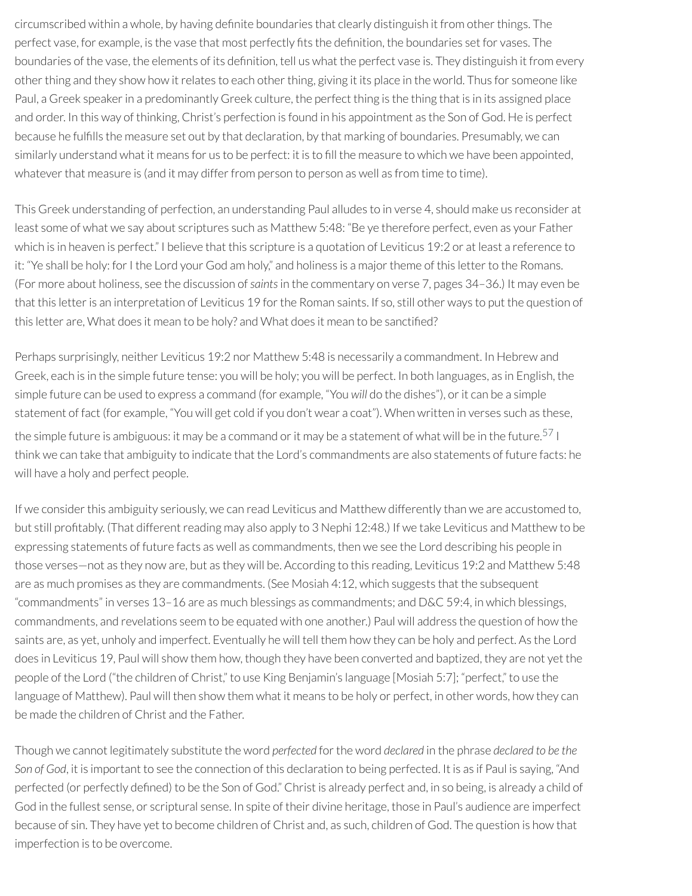circumscribed within a whole, by having definite boundaries that clearly distinguish it from other things. The perfect vase, for example, is the vase that most perfectly fits the definition, the boundaries set for vases. The boundaries of the vase, the elements of its definition, tell us what the perfect vase is. They distinguish it from every other thing and they show how it relates to each other thing, giving it its place in the world. Thus for someone like Paul, a Greek speaker in a predominantly Greek culture, the perfect thing is the thing that is in its assigned place and order. In this way of thinking, Christ's perfection is found in his appointment as the Son of God. He is perfect because he fulfills the measure set out by that declaration, by that marking of boundaries. Presumably, we can similarly understand what it means for us to be perfect: it is to fill the measure to which we have been appointed, whatever that measure is (and it may differ from person to person as well as from time to time).

This Greek understanding of perfection, an understanding Paul alludes to in verse 4, should make us reconsider at least some of what we say about scriptures such as Matthew 5:48: "Be ye therefore perfect, even as your Father which is in heaven is perfect." I believe that this scripture is a quotation of Leviticus 19:2 or at least a reference to it: "Ye shall be holy: for I the Lord your God am holy," and holiness is a major theme of this letter to the Romans. (For more about holiness, see the discussion of *saints* in the commentary on verse 7, pages 34–36.) It may even be that this letter is an interpretation of Leviticus 19 for the Roman saints. If so, still other ways to put the question of this letter are, What does it mean to be holy? and What does it mean to be sanctified?

Perhaps surprisingly, neither Leviticus 19:2 nor Matthew 5:48 is necessarily a commandment. In Hebrew and Greek, each is in the simple future tense: you will be holy; you will be perfect. In both languages, as in English, the simple future can be used to express a command (for example, "You *will* do the dishes"), or it can be a simple statement of fact (for example, "You will get cold if you don't wear a coat"). When written in verses such as these, the simple future is ambiguous: it may be a command or it may be a statement of what will be in the future.[57] I think we can take that ambiguity to indicate that the Lord's commandments are also statements of future facts: he will have a holy and perfect people.

If we consider this ambiguity seriously, we can read Leviticus and Matthew differently than we are accustomed to, but still profitably. (That different reading may also apply to 3 Nephi 12:48.) If we take Leviticus and Matthew to be expressing statements of future facts as well as commandments, then we see the Lord describing his people in those verses—not as they now are, but as they will be. According to this reading, Leviticus 19:2 and Matthew 5:48 are as much promises as they are commandments. (See Mosiah 4:12, which suggests that the subsequent "commandments" in verses 13–16 are as much blessings as commandments; and D&C 59:4, in which blessings, commandments, and revelations seem to be equated with one another.) Paul will address the question of how the saints are, as yet, unholy and imperfect. Eventually he will tell them how they can be holy and perfect. As the Lord does in Leviticus 19, Paul will show them how, though they have been converted and baptized, they are not yet the people of the Lord ("the children of Christ," to use King Benjamin's language [Mosiah 5:7]; "perfect," to use the language of Matthew). Paul will then show them what it means to be holy or perfect, in other words, how they can be made the children of Christ and the Father.

Though we cannot legitimately substitute the word *perfected* for the word *declared* in the phrase *declared to be the Son of God*, it is important to see the connection of this declaration to being perfected. It is as if Paul is saying, "And perfected (or perfectly defined) to be the Son of God." Christ is already perfect and, in so being, is already a child of God in the fullest sense, or scriptural sense. In spite of their divine heritage, those in Paul's audience are imperfect because of sin. They have yet to become children of Christ and, as such, children of God. The question is how that imperfection is to be overcome.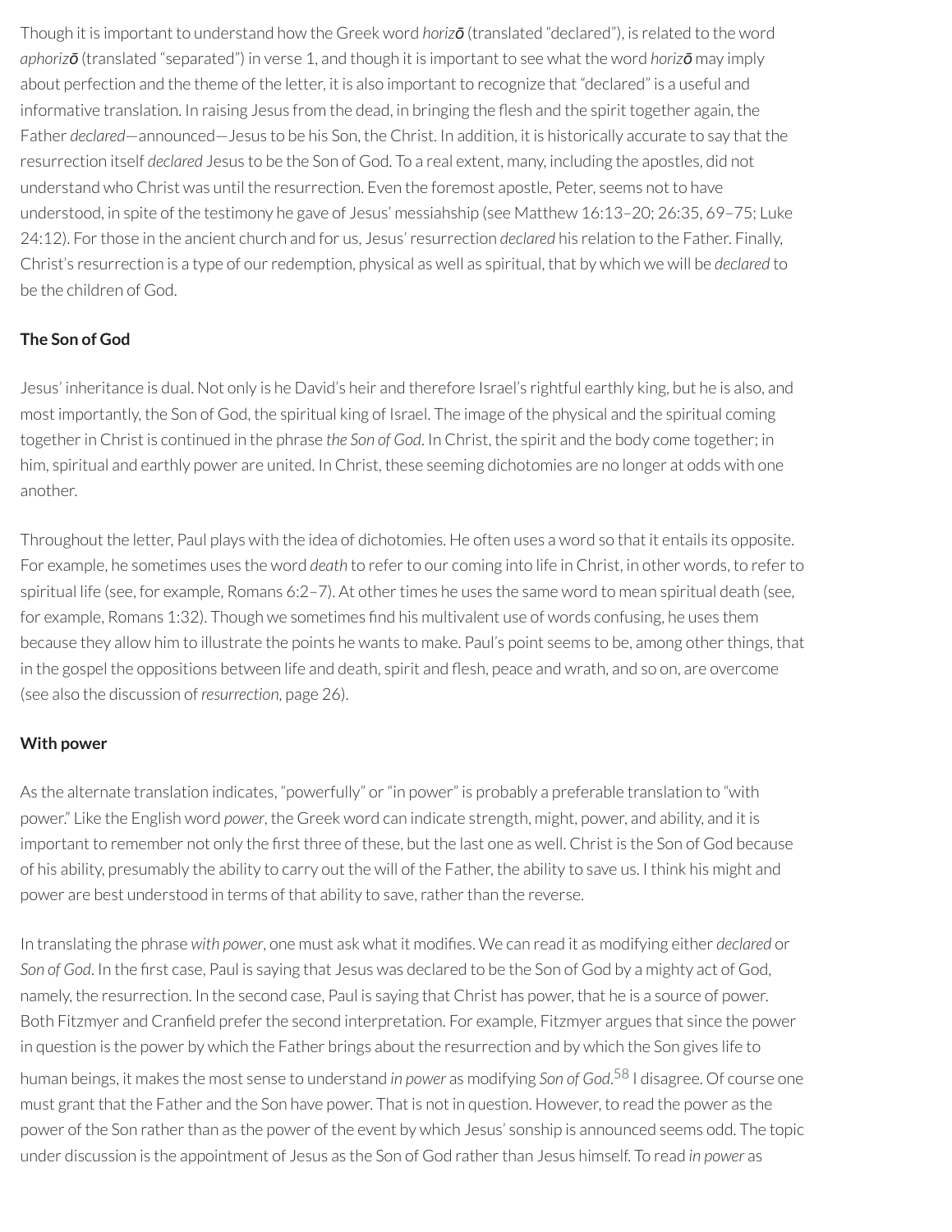Though it is important to understand how the Greek word *horizō* (translated "declared"), is related to the word *aphorizō* (translated "separated") in verse 1, and though it is important to see what the word *horizō* may imply about perfection and the theme of the letter, it is also important to recognize that "declared" is a useful and informative translation. In raising Jesus from the dead, in bringing the flesh and the spirit together again, the Father *declared*—announced—Jesus to be his Son, the Christ. In addition, it is historically accurate to say that the resurrection itself *declared* Jesus to be the Son of God. To a real extent, many, including the apostles, did not understand who Christ was until the resurrection. Even the foremost apostle, Peter, seems not to have understood, in spite of the testimony he gave of Jesus' messiahship (see Matthew 16:13–20; 26:35, 69–75; Luke 24:12). For those in the ancient church and for us, Jesus' resurrection *declared* his relation to the Father. Finally, Christ's resurrection is a type of our redemption, physical as well as spiritual, that by which we will be *declared* to be the children of God.

**The Son of God**

Jesus' inheritance is dual. Not only is he David's heir and therefore Israel's rightful earthly king, but he is also, and most importantly, the Son of God, the spiritual king of Israel. The image of the physical and the spiritual coming together in Christ is continued in the phrase *the Son of God*. In Christ, the spirit and the body come together; in him, spiritual and earthly power are united. In Christ, these seeming dichotomies are no longer at odds with one another.

Throughout the letter, Paul plays with the idea of dichotomies. He often uses a word so that it entails its opposite. For example, he sometimes uses the word *death* to refer to our coming into life in Christ, in other words, to refer to spiritual life (see, for example, Romans 6:2–7). At other times he uses the same word to mean spiritual death (see, for example, Romans 1:32). Though we sometimes find his multivalent use of words confusing, he uses them because they allow him to illustrate the points he wants to make. Paul's point seems to be, among other things, that in the gospel the oppositions between life and death, spirit and flesh, peace and wrath, and so on, are overcome (see also the discussion of *resurrection*, page 26).

**With power**

As the alternate translation indicates, "powerfully" or "in power" is probably a preferable translation to "with power." Like the English word *power*, the Greek word can indicate strength, might, power, and ability, and it is important to remember not only the first three of these, but the last one as well. Christ is the Son of God because of his ability, presumably the ability to carry out the will of the Father, the ability to save us. I think his might and power are best understood in terms of that ability to save, rather than the reverse.

In translating the phrase *with power*, one must ask what it modifies. We can read it as modifying either *declared* or *Son of God*. In the first case, Paul is saying that Jesus was declared to be the Son of God by a mighty act of God, namely, the resurrection. In the second case, Paul is saying that Christ has power, that he is a source of power. Both Fitzmyer and Cranfield prefer the second interpretation. For example, Fitzmyer argues that since the power in question is the power by which the Father brings about the resurrection and by which the Son gives life to human beings, it makes the most sense to understand *in power* as modifying *Son of God*.[58] I disagree. Of course one must grant that the Father and the Son have power. That is not in question. However, to read the power as the power of the Son rather than as the power of the event by which Jesus' sonship is announced seems odd. The topic under discussion is the appointment of Jesus as the Son of God rather than Jesus himself. To read *in power* as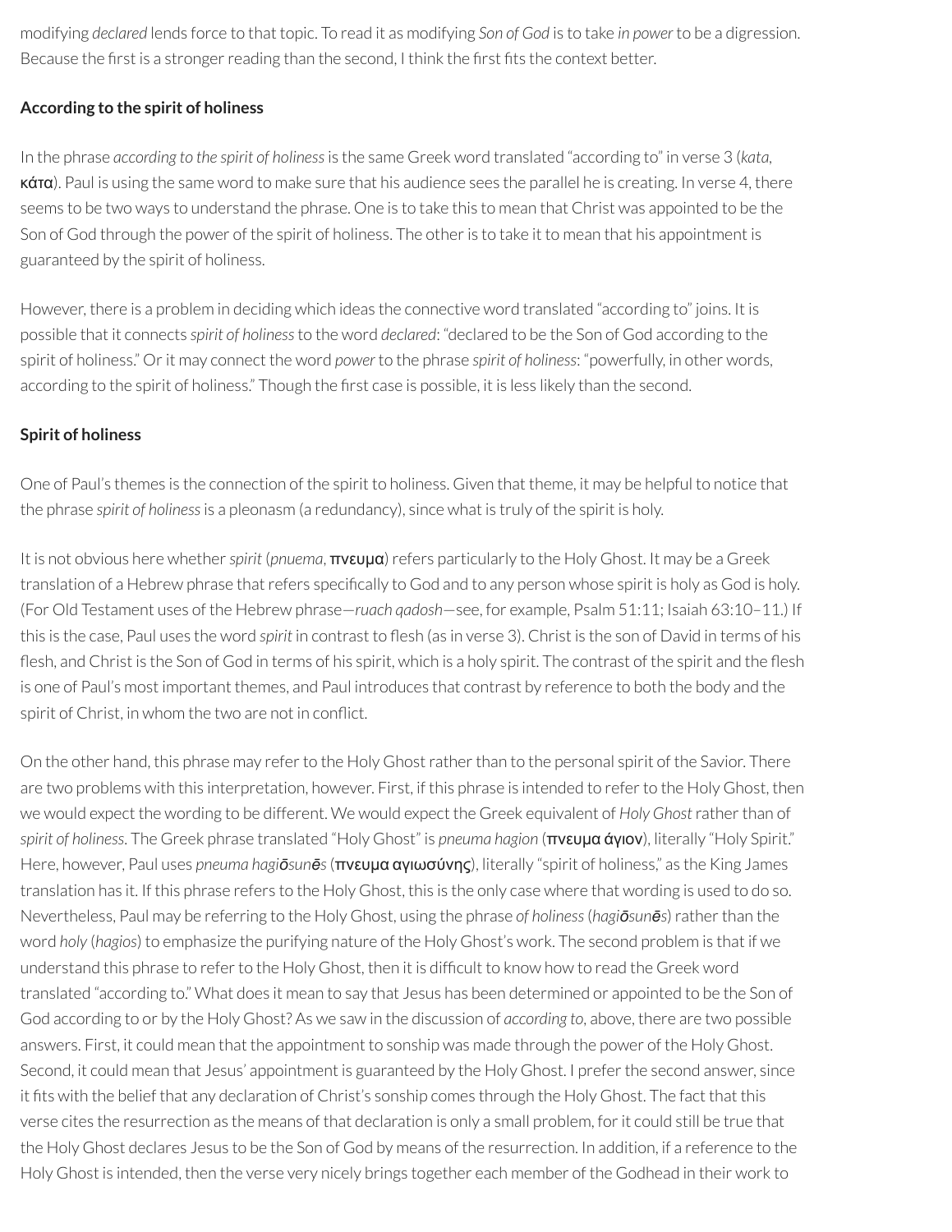modifying *declared* lends force to that topic. To read it as modifying *Son of God* is to take *in power* to be a digression. Because the first is a stronger reading than the second, I think the first fits the context better.

**According to the spirit of holiness**

In the phrase *according to the spirit of holiness* is the same Greek word translated "according to" in verse 3 (*kata*, **κάτα**). Paul is using the same word to make sure that his audience sees the parallel he is creating. In verse 4, there seems to be two ways to understand the phrase. One is to take this to mean that Christ was appointed to be the Son of God through the power of the spirit of holiness. The other is to take it to mean that his appointment is guaranteed by the spirit of holiness.

However, there is a problem in deciding which ideas the connective word translated "according to" joins. It is possible that it connects *spirit of holiness* to the word *declared*: "declared to be the Son of God according to the spirit of holiness." Or it may connect the word *power* to the phrase *spirit of holiness*: "powerfully, in other words, according to the spirit of holiness." Though the first case is possible, it is less likely than the second.

**Spirit of holiness**

One of Paul's themes is the connection of the spirit to holiness. Given that theme, it may be helpful to notice that the phrase *spirit of holiness* is a pleonasm (a redundancy), since what is truly of the spirit is holy.

It is not obvious here whether *spirit* (*pnuema*, **πνευμα**) refers particularly to the Holy Ghost. It may be a Greek translation of a Hebrew phrase that refers specifically to God and to any person whose spirit is holy as God is holy. (For Old Testament uses of the Hebrew phrase—*ruach qadosh*—see, for example, Psalm 51:11; Isaiah 63:10–11.) If this is the case, Paul uses the word *spirit* in contrast to flesh (as in verse 3). Christ is the son of David in terms of his flesh, and Christ is the Son of God in terms of his spirit, which is a holy spirit. The contrast of the spirit and the flesh is one of Paul's most important themes, and Paul introduces that contrast by reference to both the body and the spirit of Christ, in whom the two are not in conflict.

On the other hand, this phrase may refer to the Holy Ghost rather than to the personal spirit of the Savior. There are two problems with this interpretation, however. First, if this phrase is intended to refer to the Holy Ghost, then we would expect the wording to be different. We would expect the Greek equivalent of *Holy Ghost* rather than of *spirit of holiness*. The Greek phrase translated "Holy Ghost" is *pneuma hagion* (**πνευμα άγιον**), literally "Holy Spirit." Here, however, Paul uses *pneuma hagiōsunēs* (**πνευμα αγιωσύνης**), literally "spirit of holiness," as the King James translation has it. If this phrase refers to the Holy Ghost, this is the only case where that wording is used to do so. Nevertheless, Paul may be referring to the Holy Ghost, using the phrase *of holiness* (*hagiōsunēs*) rather than the word *holy* (*hagios*) to emphasize the purifying nature of the Holy Ghost's work. The second problem is that if we understand this phrase to refer to the Holy Ghost, then it is difficult to know how to read the Greek word translated "according to." What does it mean to say that Jesus has been determined or appointed to be the Son of God according to or by the Holy Ghost? As we saw in the discussion of *according to*, above, there are two possible answers. First, it could mean that the appointment to sonship was made through the power of the Holy Ghost. Second, it could mean that Jesus' appointment is guaranteed by the Holy Ghost. I prefer the second answer, since it fits with the belief that any declaration of Christ's sonship comes through the Holy Ghost. The fact that this verse cites the resurrection as the means of that declaration is only a small problem, for it could still be true that the Holy Ghost declares Jesus to be the Son of God by means of the resurrection. In addition, if a reference to the Holy Ghost is intended, then the verse very nicely brings together each member of the Godhead in their work to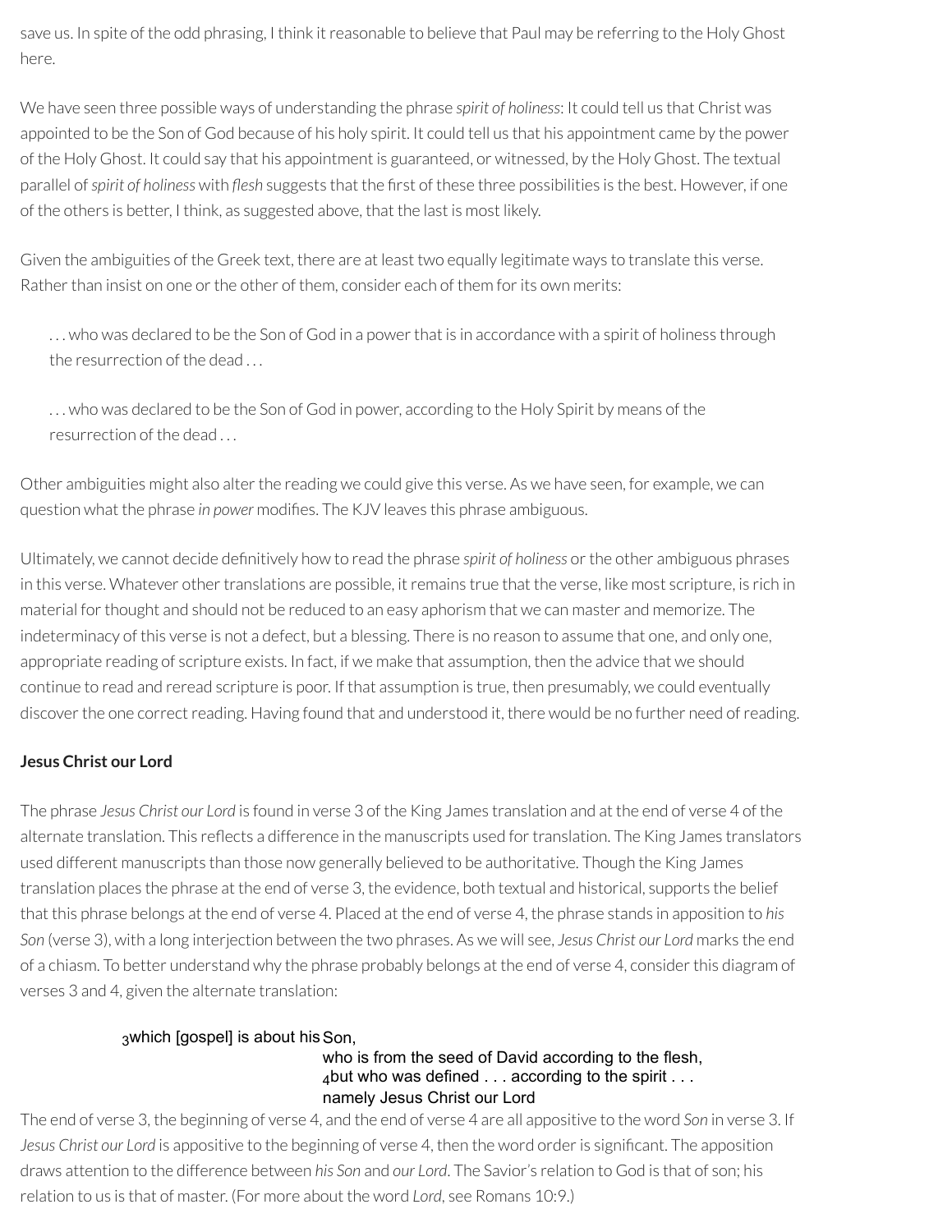save us. In spite of the odd phrasing, I think it reasonable to believe that Paul may be referring to the Holy Ghost here.

We have seen three possible ways of understanding the phrase *spirit of holiness*: It could tell us that Christ was appointed to be the Son of God because of his holy spirit. It could tell us that his appointment came by the power of the Holy Ghost. It could say that his appointment is guaranteed, or witnessed, by the Holy Ghost. The textual parallel of *spirit of holiness* with *flesh* suggests that the first of these three possibilities is the best. However, if one of the others is better, I think, as suggested above, that the last is most likely.

Given the ambiguities of the Greek text, there are at least two equally legitimate ways to translate this verse. Rather than insist on one or the other of them, consider each of them for its own merits:

> . . . who was declared to be the Son of God in a power that is in accordance with a spirit of holiness through the resurrection of the dead . . .

> . . . who was declared to be the Son of God in power, according to the Holy Spirit by means of the resurrection of the dead . . .

Other ambiguities might also alter the reading we could give this verse. As we have seen, for example, we can question what the phrase *in power* modifies. The KJV leaves this phrase ambiguous.

Ultimately, we cannot decide definitively how to read the phrase *spirit of holiness* or the other ambiguous phrases in this verse. Whatever other translations are possible, it remains true that the verse, like most scripture, is rich in material for thought and should not be reduced to an easy aphorism that we can master and memorize. The indeterminacy of this verse is not a defect, but a blessing. There is no reason to assume that one, and only one, appropriate reading of scripture exists. In fact, if we make that assumption, then the advice that we should continue to read and reread scripture is poor. If that assumption is true, then presumably, we could eventually discover the one correct reading. Having found that and understood it, there would be no further need of reading.

**Jesus Christ our Lord**

The phrase *Jesus Christ our Lord* is found in verse 3 of the King James translation and at the end of verse 4 of the alternate translation. This reflects a difference in the manuscripts used for translation. The King James translators used different manuscripts than those now generally believed to be authoritative. Though the King James translation places the phrase at the end of verse 3, the evidence, both textual and historical, supports the belief that this phrase belongs at the end of verse 4. Placed at the end of verse 4, the phrase stands in apposition to *his Son* (verse 3), with a long interjection between the two phrases. As we will see, *Jesus Christ our Lord* marks the end of a chiasm. To better understand why the phrase probably belongs at the end of verse 4, consider this diagram of verses 3 and 4, given the alternate translation:

```
3which [gospel] is about his Son,
                             who is from the seed of David according to the flesh,
                             4but who was defined . . . according to the spirit . . .
                             namely Jesus Christ our Lord
```

The end of verse 3, the beginning of verse 4, and the end of verse 4 are all appositive to the word *Son* in verse 3. If *Jesus Christ our Lord* is appositive to the beginning of verse 4, then the word order is significant. The apposition draws attention to the difference between *his Son* and *our Lord*. The Savior's relation to God is that of son; his relation to us is that of master. (For more about the word *Lord*, see Romans 10:9.)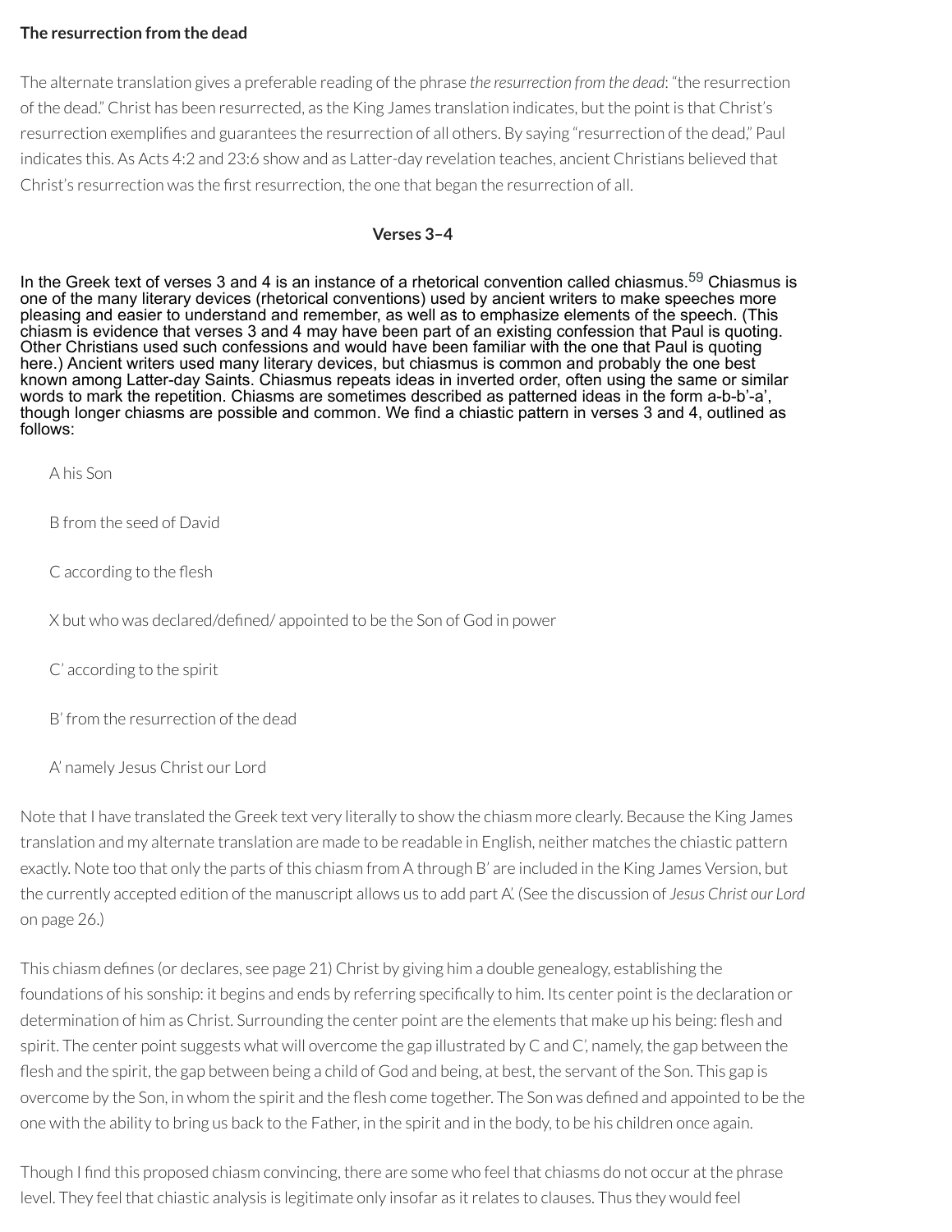**The resurrection from the dead**

The alternate translation gives a preferable reading of the phrase *the resurrection from the dead*: "the resurrection of the dead." Christ has been resurrected, as the King James translation indicates, but the point is that Christ's resurrection exemplifies and guarantees the resurrection of all others. By saying "resurrection of the dead," Paul indicates this. As Acts 4:2 and 23:6 show and as Latter-day revelation teaches, ancient Christians believed that Christ's resurrection was the first resurrection, the one that began the resurrection of all.

### Verses 3–4

In the Greek text of verses 3 and 4 is an instance of a rhetorical convention called chiasmus.[59] Chiasmus is one of the many literary devices (rhetorical conventions) used by ancient writers to make speeches more pleasing and easier to understand and remember, as well as to emphasize elements of the speech. (This chiasm is evidence that verses 3 and 4 may have been part of an existing confession that Paul is quoting. Other Christians used such confessions and would have been familiar with the one that Paul is quoting here.) Ancient writers used many literary devices, but chiasmus is common and probably the one best known among Latter-day Saints. Chiasmus repeats ideas in inverted order, often using the same or similar words to mark the repetition. Chiasms are sometimes described as patterned ideas in the form a-b-b'-a', though longer chiasms are possible and common. We find a chiastic pattern in verses 3 and 4, outlined as follows:

A his Son

B from the seed of David

C according to the flesh

X but who was declared/defined/ appointed to be the Son of God in power

C' according to the spirit

B' from the resurrection of the dead

A' namely Jesus Christ our Lord

Note that I have translated the Greek text very literally to show the chiasm more clearly. Because the King James translation and my alternate translation are made to be readable in English, neither matches the chiastic pattern exactly. Note too that only the parts of this chiasm from A through B' are included in the King James Version, but the currently accepted edition of the manuscript allows us to add part A'. (See the discussion of *Jesus Christ our Lord* on page 26.)

This chiasm defines (or declares, see page 21) Christ by giving him a double genealogy, establishing the foundations of his sonship: it begins and ends by referring specifically to him. Its center point is the declaration or determination of him as Christ. Surrounding the center point are the elements that make up his being: flesh and spirit. The center point suggests what will overcome the gap illustrated by C and C', namely, the gap between the flesh and the spirit, the gap between being a child of God and being, at best, the servant of the Son. This gap is overcome by the Son, in whom the spirit and the flesh come together. The Son was defined and appointed to be the one with the ability to bring us back to the Father, in the spirit and in the body, to be his children once again.

Though I find this proposed chiasm convincing, there are some who feel that chiasms do not occur at the phrase level. They feel that chiastic analysis is legitimate only insofar as it relates to clauses. Thus they would feel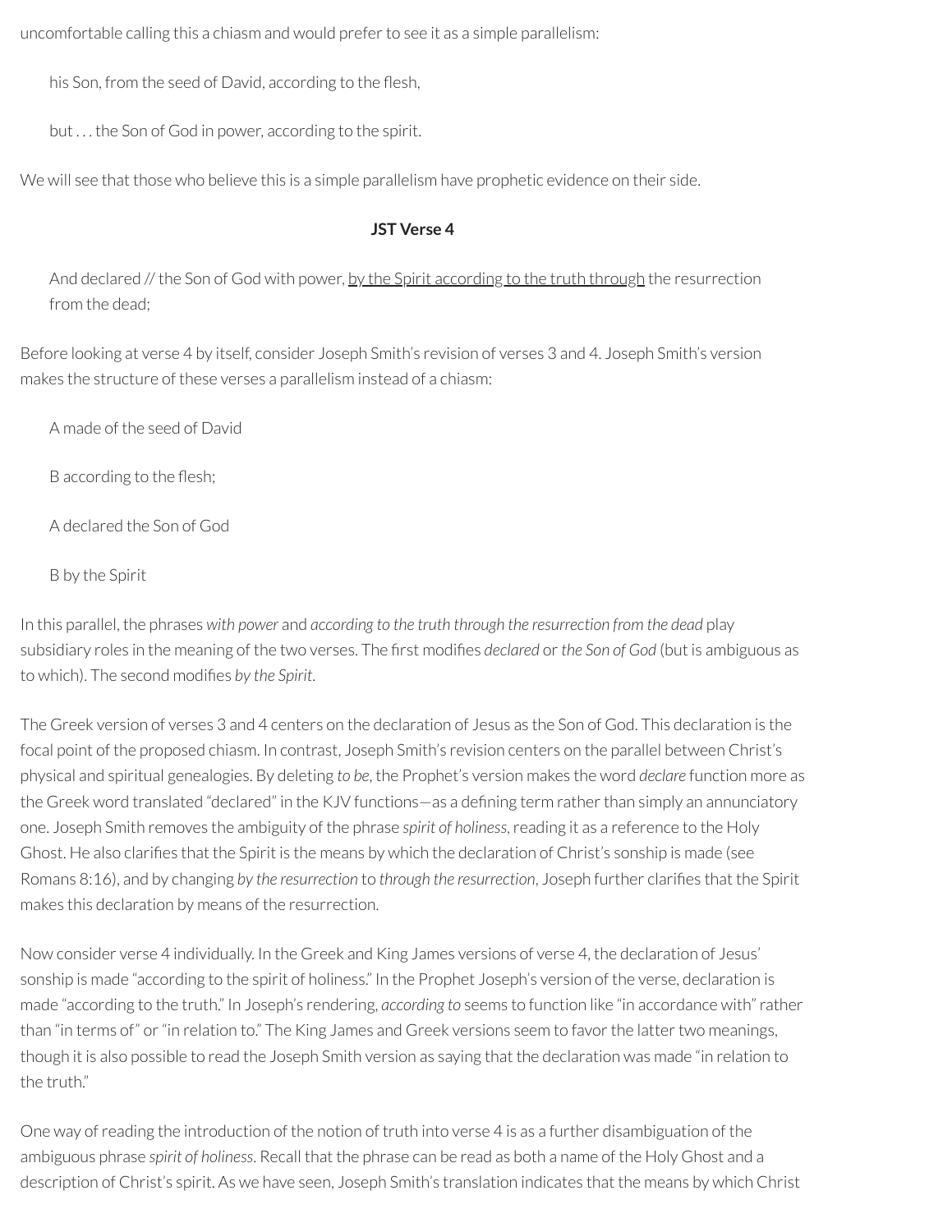uncomfortable calling this a chiasm and would prefer to see it as a simple parallelism:

> his Son, from the seed of David, according to the flesh,
>
> but . . . the Son of God in power, according to the spirit.

We will see that those who believe this is a simple parallelism have prophetic evidence on their side.

**JST Verse 4**

> And declared // the Son of God with power, <u>by the Spirit according to the truth through</u> the resurrection from the dead;

Before looking at verse 4 by itself, consider Joseph Smith's revision of verses 3 and 4. Joseph Smith's version makes the structure of these verses a parallelism instead of a chiasm:

> A made of the seed of David
>
> B according to the flesh;
>
> A declared the Son of God
>
> B by the Spirit

In this parallel, the phrases *with power* and *according to the truth through the resurrection from the dead* play subsidiary roles in the meaning of the two verses. The first modifies *declared* or *the Son of God* (but is ambiguous as to which). The second modifies *by the Spirit*.

The Greek version of verses 3 and 4 centers on the declaration of Jesus as the Son of God. This declaration is the focal point of the proposed chiasm. In contrast, Joseph Smith's revision centers on the parallel between Christ's physical and spiritual genealogies. By deleting *to be*, the Prophet's version makes the word *declare* function more as the Greek word translated "declared" in the KJV functions—as a defining term rather than simply an annunciatory one. Joseph Smith removes the ambiguity of the phrase *spirit of holiness*, reading it as a reference to the Holy Ghost. He also clarifies that the Spirit is the means by which the declaration of Christ's sonship is made (see Romans 8:16), and by changing *by the resurrection* to *through the resurrection*, Joseph further clarifies that the Spirit makes this declaration by means of the resurrection.

Now consider verse 4 individually. In the Greek and King James versions of verse 4, the declaration of Jesus' sonship is made "according to the spirit of holiness." In the Prophet Joseph's version of the verse, declaration is made "according to the truth." In Joseph's rendering, *according to* seems to function like "in accordance with" rather than "in terms of" or "in relation to." The King James and Greek versions seem to favor the latter two meanings, though it is also possible to read the Joseph Smith version as saying that the declaration was made "in relation to the truth."

One way of reading the introduction of the notion of truth into verse 4 is as a further disambiguation of the ambiguous phrase *spirit of holiness*. Recall that the phrase can be read as both a name of the Holy Ghost and a description of Christ's spirit. As we have seen, Joseph Smith's translation indicates that the means by which Christ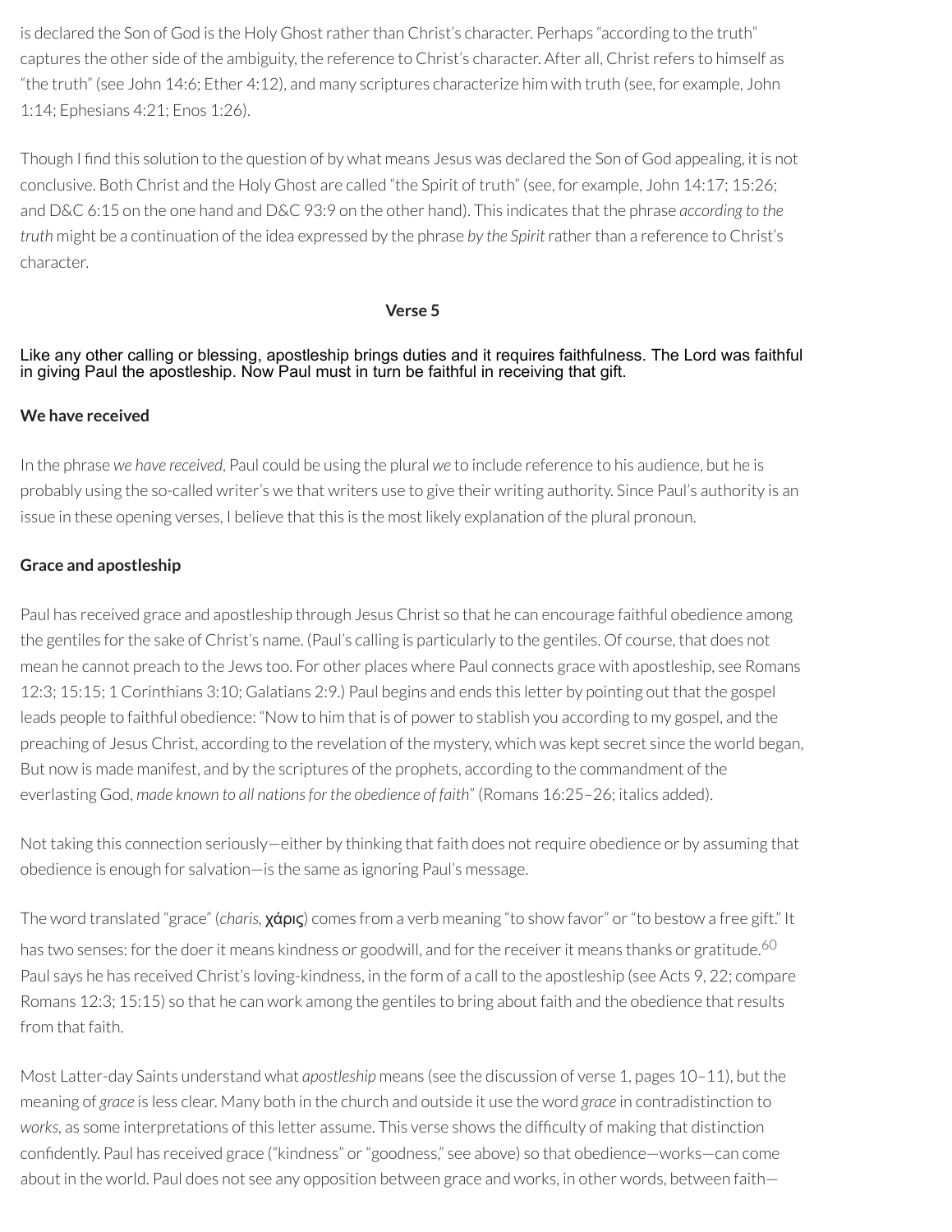is declared the Son of God is the Holy Ghost rather than Christ's character. Perhaps "according to the truth" captures the other side of the ambiguity, the reference to Christ's character. After all, Christ refers to himself as "the truth" (see John 14:6; Ether 4:12), and many scriptures characterize him with truth (see, for example, John 1:14; Ephesians 4:21; Enos 1:26).

Though I find this solution to the question of by what means Jesus was declared the Son of God appealing, it is not conclusive. Both Christ and the Holy Ghost are called "the Spirit of truth" (see, for example, John 14:17; 15:26; and D&C 6:15 on the one hand and D&C 93:9 on the other hand). This indicates that the phrase *according to the truth* might be a continuation of the idea expressed by the phrase *by the Spirit* rather than a reference to Christ's character.

## Verse 5

Like any other calling or blessing, apostleship brings duties and it requires faithfulness. The Lord was faithful in giving Paul the apostleship. Now Paul must in turn be faithful in receiving that gift.

### We have received

In the phrase *we have received*, Paul could be using the plural *we* to include reference to his audience, but he is probably using the so-called writer's we that writers use to give their writing authority. Since Paul's authority is an issue in these opening verses, I believe that this is the most likely explanation of the plural pronoun.

### Grace and apostleship

Paul has received grace and apostleship through Jesus Christ so that he can encourage faithful obedience among the gentiles for the sake of Christ's name. (Paul's calling is particularly to the gentiles. Of course, that does not mean he cannot preach to the Jews too. For other places where Paul connects grace with apostleship, see Romans 12:3; 15:15; 1 Corinthians 3:10; Galatians 2:9.) Paul begins and ends this letter by pointing out that the gospel leads people to faithful obedience: "Now to him that is of power to stablish you according to my gospel, and the preaching of Jesus Christ, according to the revelation of the mystery, which was kept secret since the world began, But now is made manifest, and by the scriptures of the prophets, according to the commandment of the everlasting God, *made known to all nations for the obedience of faith*" (Romans 16:25–26; italics added).

Not taking this connection seriously—either by thinking that faith does not require obedience or by assuming that obedience is enough for salvation—is the same as ignoring Paul's message.

The word translated "grace" (*charis*, χάρις) comes from a verb meaning "to show favor" or "to bestow a free gift." It has two senses: for the doer it means kindness or goodwill, and for the receiver it means thanks or gratitude.[60] Paul says he has received Christ's loving-kindness, in the form of a call to the apostleship (see Acts 9, 22; compare Romans 12:3; 15:15) so that he can work among the gentiles to bring about faith and the obedience that results from that faith.

Most Latter-day Saints understand what *apostleship* means (see the discussion of verse 1, pages 10–11), but the meaning of *grace* is less clear. Many both in the church and outside it use the word *grace* in contradistinction to *works*, as some interpretations of this letter assume. This verse shows the difficulty of making that distinction confidently. Paul has received grace ("kindness" or "goodness," see above) so that obedience—works—can come about in the world. Paul does not see any opposition between grace and works, in other words, between faith—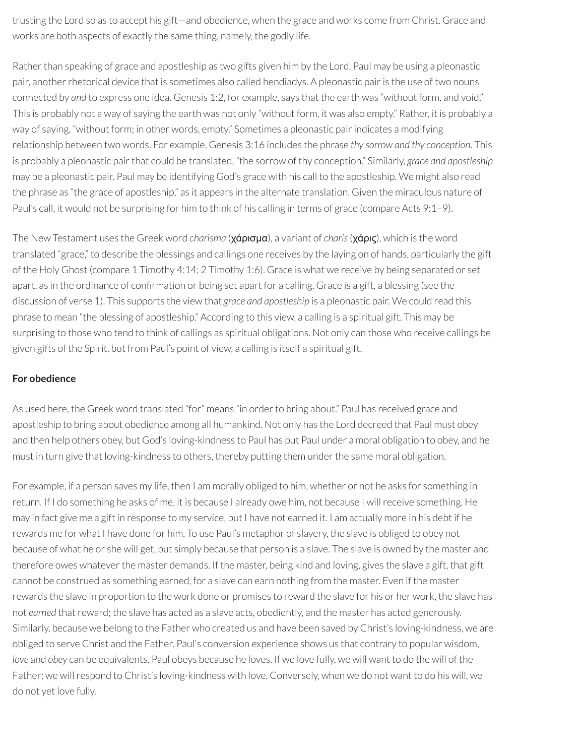trusting the Lord so as to accept his gift—and obedience, when the grace and works come from Christ. Grace and works are both aspects of exactly the same thing, namely, the godly life.

Rather than speaking of grace and apostleship as two gifts given him by the Lord, Paul may be using a pleonastic pair, another rhetorical device that is sometimes also called hendiadys. A pleonastic pair is the use of two nouns connected by *and* to express one idea. Genesis 1:2, for example, says that the earth was "without form, and void." This is probably not a way of saying the earth was not only "without form, it was also empty." Rather, it is probably a way of saying, "without form; in other words, empty." Sometimes a pleonastic pair indicates a modifying relationship between two words. For example, Genesis 3:16 includes the phrase *thy sorrow and thy conception*. This is probably a pleonastic pair that could be translated, "the sorrow of thy conception." Similarly, *grace and apostleship* may be a pleonastic pair. Paul may be identifying God's grace with his call to the apostleship. We might also read the phrase as "the grace of apostleship," as it appears in the alternate translation. Given the miraculous nature of Paul's call, it would not be surprising for him to think of his calling in terms of grace (compare Acts 9:1–9).

The New Testament uses the Greek word *charisma* (χάρισμα), a variant of *charis* (χάρις), which is the word translated "grace," to describe the blessings and callings one receives by the laying on of hands, particularly the gift of the Holy Ghost (compare 1 Timothy 4:14; 2 Timothy 1:6). Grace is what we receive by being separated or set apart, as in the ordinance of confirmation or being set apart for a calling. Grace is a gift, a blessing (see the discussion of verse 1). This supports the view that *grace and apostleship* is a pleonastic pair. We could read this phrase to mean "the blessing of apostleship." According to this view, a calling is a spiritual gift. This may be surprising to those who tend to think of callings as spiritual obligations. Not only can those who receive callings be given gifts of the Spirit, but from Paul's point of view, a calling is itself a spiritual gift.

**For obedience**

As used here, the Greek word translated "for" means "in order to bring about." Paul has received grace and apostleship to bring about obedience among all humankind. Not only has the Lord decreed that Paul must obey and then help others obey, but God's loving-kindness to Paul has put Paul under a moral obligation to obey, and he must in turn give that loving-kindness to others, thereby putting them under the same moral obligation.

For example, if a person saves my life, then I am morally obliged to him, whether or not he asks for something in return. If I do something he asks of me, it is because I already owe him, not because I will receive something. He may in fact give me a gift in response to my service, but I have not earned it. I am actually more in his debt if he rewards me for what I have done for him. To use Paul's metaphor of slavery, the slave is obliged to obey not because of what he or she will get, but simply because that person is a slave. The slave is owned by the master and therefore owes whatever the master demands. If the master, being kind and loving, gives the slave a gift, that gift cannot be construed as something earned, for a slave can earn nothing from the master. Even if the master rewards the slave in proportion to the work done or promises to reward the slave for his or her work, the slave has not *earned* that reward; the slave has acted as a slave acts, obediently, and the master has acted generously. Similarly, because we belong to the Father who created us and have been saved by Christ's loving-kindness, we are obliged to serve Christ and the Father. Paul's conversion experience shows us that contrary to popular wisdom, *love* and *obey* can be equivalents. Paul obeys because he loves. If we love fully, we will want to do the will of the Father; we will respond to Christ's loving-kindness with love. Conversely, when we do not want to do his will, we do not yet love fully.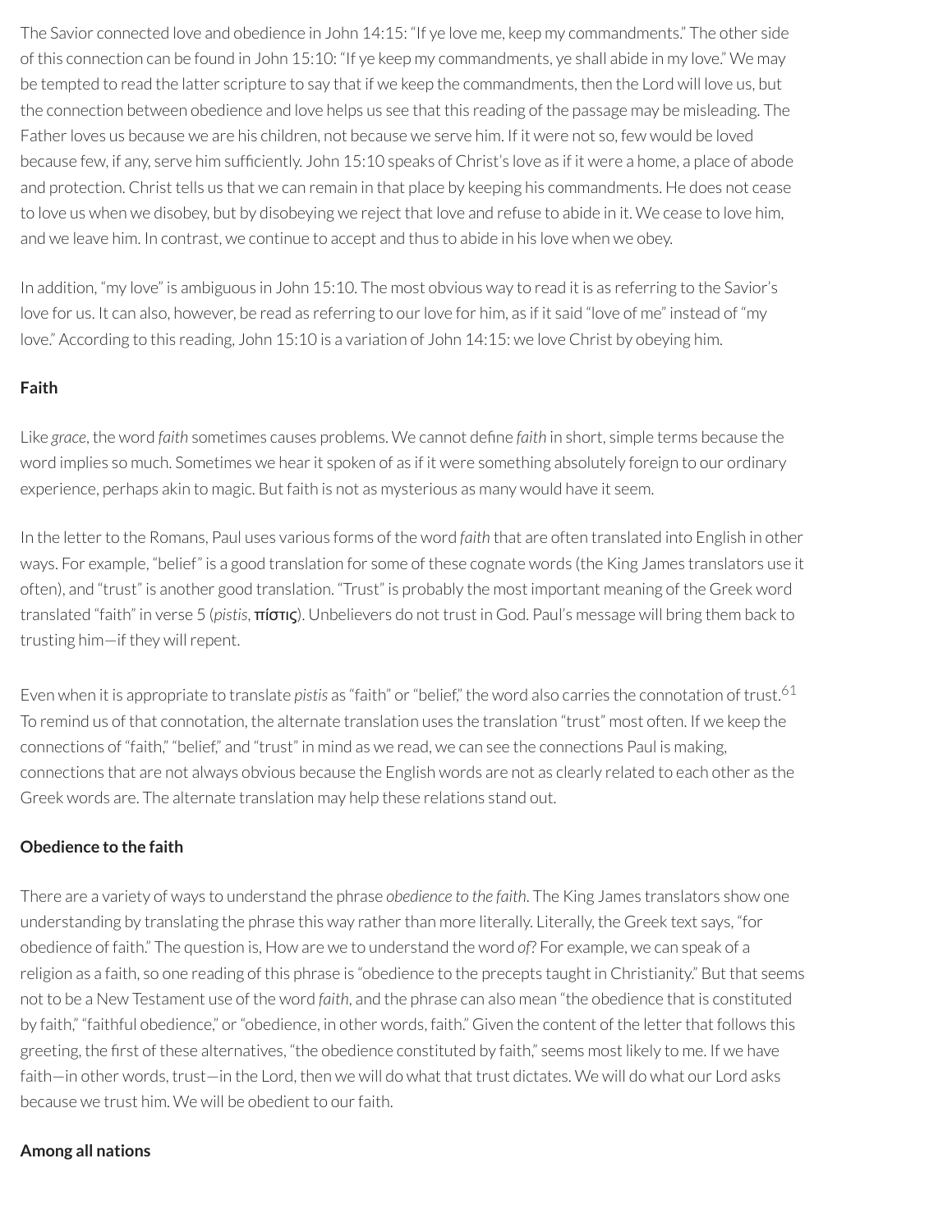The Savior connected love and obedience in John 14:15: "If ye love me, keep my commandments." The other side of this connection can be found in John 15:10: "If ye keep my commandments, ye shall abide in my love." We may be tempted to read the latter scripture to say that if we keep the commandments, then the Lord will love us, but the connection between obedience and love helps us see that this reading of the passage may be misleading. The Father loves us because we are his children, not because we serve him. If it were not so, few would be loved because few, if any, serve him sufficiently. John 15:10 speaks of Christ's love as if it were a home, a place of abode and protection. Christ tells us that we can remain in that place by keeping his commandments. He does not cease to love us when we disobey, but by disobeying we reject that love and refuse to abide in it. We cease to love him, and we leave him. In contrast, we continue to accept and thus to abide in his love when we obey.

In addition, "my love" is ambiguous in John 15:10. The most obvious way to read it is as referring to the Savior's love for us. It can also, however, be read as referring to our love for him, as if it said "love of me" instead of "my love." According to this reading, John 15:10 is a variation of John 14:15: we love Christ by obeying him.

**Faith**

Like *grace*, the word *faith* sometimes causes problems. We cannot define *faith* in short, simple terms because the word implies so much. Sometimes we hear it spoken of as if it were something absolutely foreign to our ordinary experience, perhaps akin to magic. But faith is not as mysterious as many would have it seem.

In the letter to the Romans, Paul uses various forms of the word *faith* that are often translated into English in other ways. For example, "belief" is a good translation for some of these cognate words (the King James translators use it often), and "trust" is another good translation. "Trust" is probably the most important meaning of the Greek word translated "faith" in verse 5 (*pistis*, **πίστις**). Unbelievers do not trust in God. Paul's message will bring them back to trusting him—if they will repent.

Even when it is appropriate to translate *pistis* as "faith" or "belief," the word also carries the connotation of trust.[61] To remind us of that connotation, the alternate translation uses the translation "trust" most often. If we keep the connections of "faith," "belief," and "trust" in mind as we read, we can see the connections Paul is making, connections that are not always obvious because the English words are not as clearly related to each other as the Greek words are. The alternate translation may help these relations stand out.

**Obedience to the faith**

There are a variety of ways to understand the phrase *obedience to the faith*. The King James translators show one understanding by translating the phrase this way rather than more literally. Literally, the Greek text says, "for obedience of faith." The question is, How are we to understand the word *of*? For example, we can speak of a religion as a faith, so one reading of this phrase is "obedience to the precepts taught in Christianity." But that seems not to be a New Testament use of the word *faith*, and the phrase can also mean "the obedience that is constituted by faith," "faithful obedience," or "obedience, in other words, faith." Given the content of the letter that follows this greeting, the first of these alternatives, "the obedience constituted by faith," seems most likely to me. If we have faith—in other words, trust—in the Lord, then we will do what that trust dictates. We will do what our Lord asks because we trust him. We will be obedient to our faith.

**Among all nations**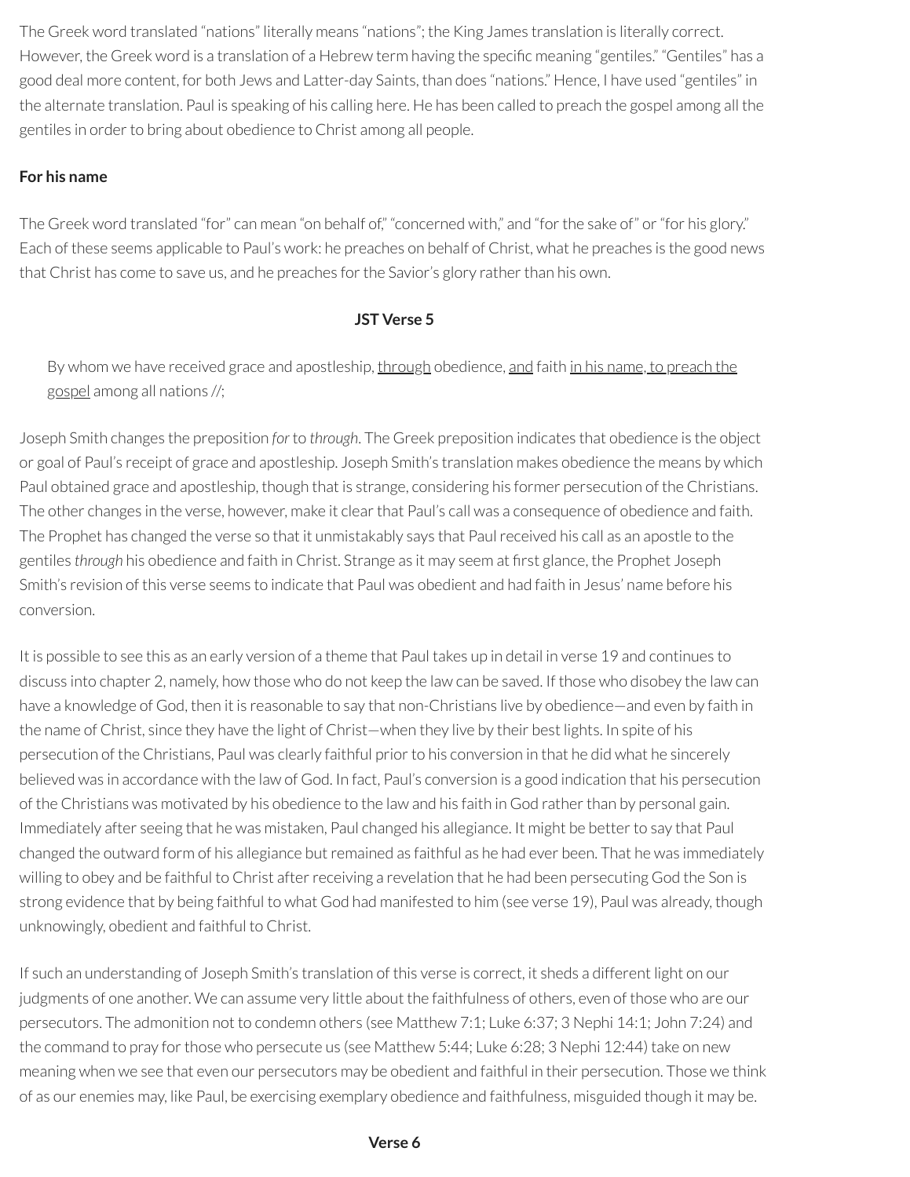The Greek word translated "nations" literally means "nations"; the King James translation is literally correct. However, the Greek word is a translation of a Hebrew term having the specific meaning "gentiles." "Gentiles" has a good deal more content, for both Jews and Latter-day Saints, than does "nations." Hence, I have used "gentiles" in the alternate translation. Paul is speaking of his calling here. He has been called to preach the gospel among all the gentiles in order to bring about obedience to Christ among all people.

**For his name**

The Greek word translated "for" can mean "on behalf of," "concerned with," and "for the sake of" or "for his glory." Each of these seems applicable to Paul's work: he preaches on behalf of Christ, what he preaches is the good news that Christ has come to save us, and he preaches for the Savior's glory rather than his own.

**JST Verse 5**

> By whom we have received grace and apostleship, <u>through</u> obedience, <u>and</u> faith <u>in his name, to preach the gospel</u> among all nations //;

Joseph Smith changes the preposition *for* to *through*. The Greek preposition indicates that obedience is the object or goal of Paul's receipt of grace and apostleship. Joseph Smith's translation makes obedience the means by which Paul obtained grace and apostleship, though that is strange, considering his former persecution of the Christians. The other changes in the verse, however, make it clear that Paul's call was a consequence of obedience and faith. The Prophet has changed the verse so that it unmistakably says that Paul received his call as an apostle to the gentiles *through* his obedience and faith in Christ. Strange as it may seem at first glance, the Prophet Joseph Smith's revision of this verse seems to indicate that Paul was obedient and had faith in Jesus' name before his conversion.

It is possible to see this as an early version of a theme that Paul takes up in detail in verse 19 and continues to discuss into chapter 2, namely, how those who do not keep the law can be saved. If those who disobey the law can have a knowledge of God, then it is reasonable to say that non-Christians live by obedience—and even by faith in the name of Christ, since they have the light of Christ—when they live by their best lights. In spite of his persecution of the Christians, Paul was clearly faithful prior to his conversion in that he did what he sincerely believed was in accordance with the law of God. In fact, Paul's conversion is a good indication that his persecution of the Christians was motivated by his obedience to the law and his faith in God rather than by personal gain. Immediately after seeing that he was mistaken, Paul changed his allegiance. It might be better to say that Paul changed the outward form of his allegiance but remained as faithful as he had ever been. That he was immediately willing to obey and be faithful to Christ after receiving a revelation that he had been persecuting God the Son is strong evidence that by being faithful to what God had manifested to him (see verse 19), Paul was already, though unknowingly, obedient and faithful to Christ.

If such an understanding of Joseph Smith's translation of this verse is correct, it sheds a different light on our judgments of one another. We can assume very little about the faithfulness of others, even of those who are our persecutors. The admonition not to condemn others (see Matthew 7:1; Luke 6:37; 3 Nephi 14:1; John 7:24) and the command to pray for those who persecute us (see Matthew 5:44; Luke 6:28; 3 Nephi 12:44) take on new meaning when we see that even our persecutors may be obedient and faithful in their persecution. Those we think of as our enemies may, like Paul, be exercising exemplary obedience and faithfulness, misguided though it may be.

**Verse 6**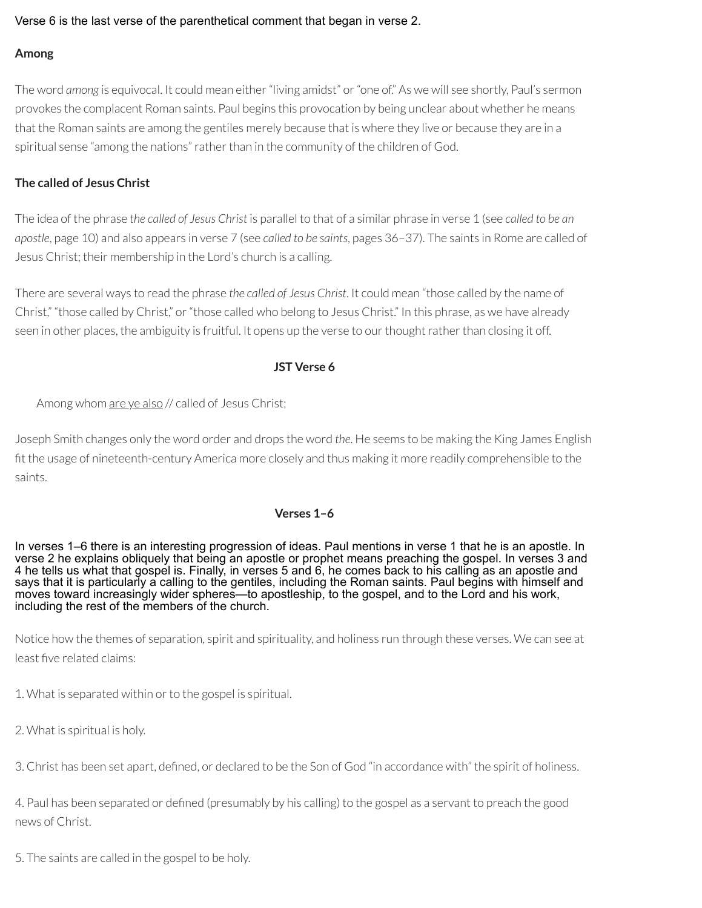Verse 6 is the last verse of the parenthetical comment that began in verse 2.

### Among

The word *among* is equivocal. It could mean either “living amidst” or “one of.” As we will see shortly, Paul’s sermon provokes the complacent Roman saints. Paul begins this provocation by being unclear about whether he means that the Roman saints are among the gentiles merely because that is where they live or because they are in a spiritual sense “among the nations” rather than in the community of the children of God.

### The called of Jesus Christ

The idea of the phrase *the called of Jesus Christ* is parallel to that of a similar phrase in verse 1 (see *called to be an apostle*, page 10) and also appears in verse 7 (see *called to be saints*, pages 36–37). The saints in Rome are called of Jesus Christ; their membership in the Lord’s church is a calling.

There are several ways to read the phrase *the called of Jesus Christ*. It could mean “those called by the name of Christ,” “those called by Christ,” or “those called who belong to Jesus Christ.” In this phrase, as we have already seen in other places, the ambiguity is fruitful. It opens up the verse to our thought rather than closing it off.

### JST Verse 6

> Among whom are ye also // called of Jesus Christ;

Joseph Smith changes only the word order and drops the word *the*. He seems to be making the King James English fit the usage of nineteenth-century America more closely and thus making it more readily comprehensible to the saints.

### Verses 1–6

In verses 1–6 there is an interesting progression of ideas. Paul mentions in verse 1 that he is an apostle. In verse 2 he explains obliquely that being an apostle or prophet means preaching the gospel. In verses 3 and 4 he tells us what that gospel is. Finally, in verses 5 and 6, he comes back to his calling as an apostle and says that it is particularly a calling to the gentiles, including the Roman saints. Paul begins with himself and moves toward increasingly wider spheres—to apostleship, to the gospel, and to the Lord and his work, including the rest of the members of the church.

Notice how the themes of separation, spirit and spirituality, and holiness run through these verses. We can see at least five related claims:

1. What is separated within or to the gospel is spiritual.

2. What is spiritual is holy.

3. Christ has been set apart, defined, or declared to be the Son of God “in accordance with” the spirit of holiness.

4. Paul has been separated or defined (presumably by his calling) to the gospel as a servant to preach the good news of Christ.

5. The saints are called in the gospel to be holy.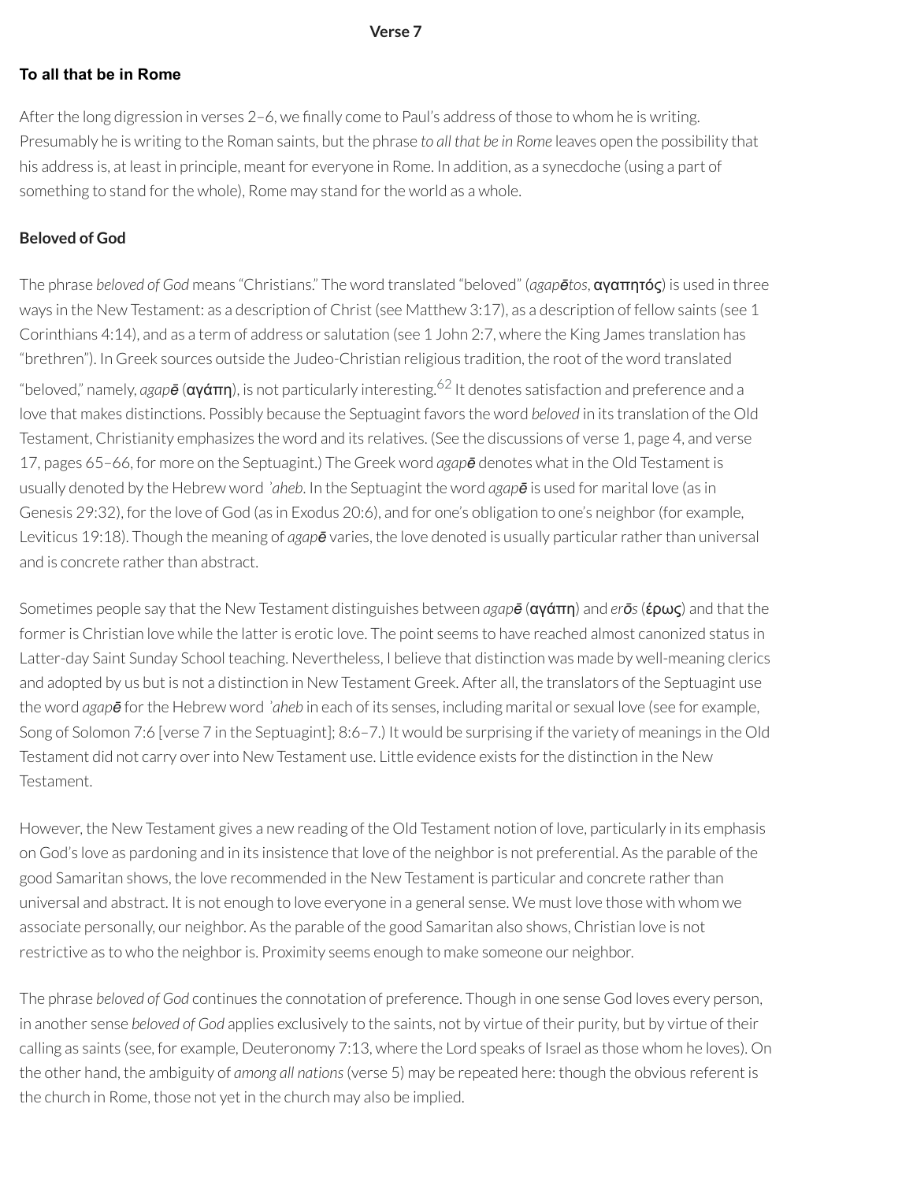## Verse 7

### To all that be in Rome

After the long digression in verses 2–6, we finally come to Paul's address of those to whom he is writing. Presumably he is writing to the Roman saints, but the phrase *to all that be in Rome* leaves open the possibility that his address is, at least in principle, meant for everyone in Rome. In addition, as a synecdoche (using a part of something to stand for the whole), Rome may stand for the world as a whole.

### Beloved of God

The phrase *beloved of God* means "Christians." The word translated "beloved" (*agapētos*, αγαπητός) is used in three ways in the New Testament: as a description of Christ (see Matthew 3:17), as a description of fellow saints (see 1 Corinthians 4:14), and as a term of address or salutation (see 1 John 2:7, where the King James translation has "brethren"). In Greek sources outside the Judeo-Christian religious tradition, the root of the word translated "beloved," namely, *agapē* (αγάπη), is not particularly interesting.[62] It denotes satisfaction and preference and a love that makes distinctions. Possibly because the Septuagint favors the word *beloved* in its translation of the Old Testament, Christianity emphasizes the word and its relatives. (See the discussions of verse 1, page 4, and verse 17, pages 65–66, for more on the Septuagint.) The Greek word *agapē* denotes what in the Old Testament is usually denoted by the Hebrew word *'aheb*. In the Septuagint the word *agapē* is used for marital love (as in Genesis 29:32), for the love of God (as in Exodus 20:6), and for one's obligation to one's neighbor (for example, Leviticus 19:18). Though the meaning of *agapē* varies, the love denoted is usually particular rather than universal and is concrete rather than abstract.

Sometimes people say that the New Testament distinguishes between *agapē* (αγάπη) and *erōs* (έρως) and that the former is Christian love while the latter is erotic love. The point seems to have reached almost canonized status in Latter-day Saint Sunday School teaching. Nevertheless, I believe that distinction was made by well-meaning clerics and adopted by us but is not a distinction in New Testament Greek. After all, the translators of the Septuagint use the word *agapē* for the Hebrew word *'aheb* in each of its senses, including marital or sexual love (see for example, Song of Solomon 7:6 [verse 7 in the Septuagint]; 8:6–7.) It would be surprising if the variety of meanings in the Old Testament did not carry over into New Testament use. Little evidence exists for the distinction in the New Testament.

However, the New Testament gives a new reading of the Old Testament notion of love, particularly in its emphasis on God's love as pardoning and in its insistence that love of the neighbor is not preferential. As the parable of the good Samaritan shows, the love recommended in the New Testament is particular and concrete rather than universal and abstract. It is not enough to love everyone in a general sense. We must love those with whom we associate personally, our neighbor. As the parable of the good Samaritan also shows, Christian love is not restrictive as to who the neighbor is. Proximity seems enough to make someone our neighbor.

The phrase *beloved of God* continues the connotation of preference. Though in one sense God loves every person, in another sense *beloved of God* applies exclusively to the saints, not by virtue of their purity, but by virtue of their calling as saints (see, for example, Deuteronomy 7:13, where the Lord speaks of Israel as those whom he loves). On the other hand, the ambiguity of *among all nations* (verse 5) may be repeated here: though the obvious referent is the church in Rome, those not yet in the church may also be implied.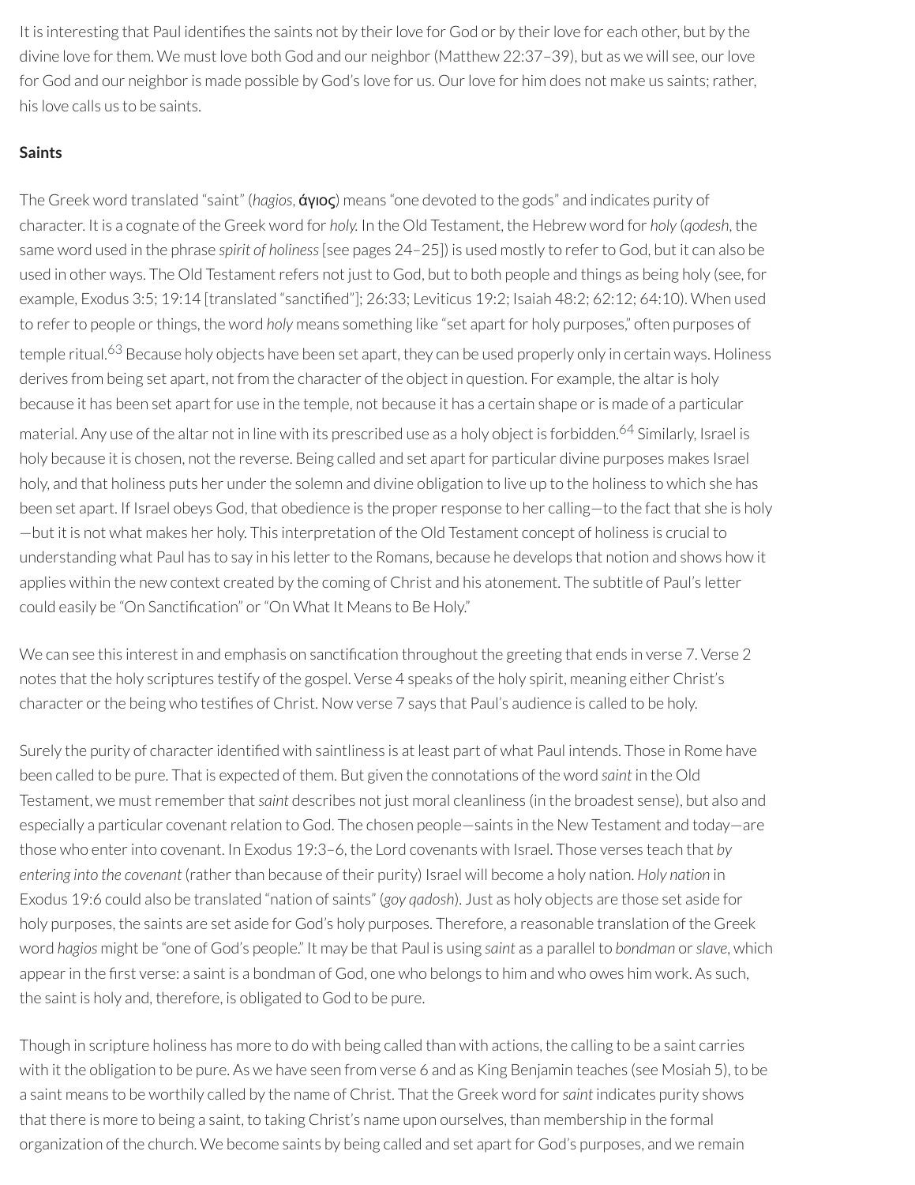It is interesting that Paul identifies the saints not by their love for God or by their love for each other, but by the divine love for them. We must love both God and our neighbor (Matthew 22:37–39), but as we will see, our love for God and our neighbor is made possible by God's love for us. Our love for him does not make us saints; rather, his love calls us to be saints.

**Saints**

The Greek word translated "saint" (*hagios*, **ἅγιος**) means "one devoted to the gods" and indicates purity of character. It is a cognate of the Greek word for *holy.* In the Old Testament, the Hebrew word for *holy* (*qodesh*, the same word used in the phrase *spirit of holiness* [see pages 24–25]) is used mostly to refer to God, but it can also be used in other ways. The Old Testament refers not just to God, but to both people and things as being holy (see, for example, Exodus 3:5; 19:14 [translated "sanctified"]; 26:33; Leviticus 19:2; Isaiah 48:2; 62:12; 64:10). When used to refer to people or things, the word *holy* means something like "set apart for holy purposes," often purposes of temple ritual.[63] Because holy objects have been set apart, they can be used properly only in certain ways. Holiness derives from being set apart, not from the character of the object in question. For example, the altar is holy because it has been set apart for use in the temple, not because it has a certain shape or is made of a particular material. Any use of the altar not in line with its prescribed use as a holy object is forbidden.[64] Similarly, Israel is holy because it is chosen, not the reverse. Being called and set apart for particular divine purposes makes Israel holy, and that holiness puts her under the solemn and divine obligation to live up to the holiness to which she has been set apart. If Israel obeys God, that obedience is the proper response to her calling—to the fact that she is holy—but it is not what makes her holy. This interpretation of the Old Testament concept of holiness is crucial to understanding what Paul has to say in his letter to the Romans, because he develops that notion and shows how it applies within the new context created by the coming of Christ and his atonement. The subtitle of Paul's letter could easily be "On Sanctification" or "On What It Means to Be Holy."

We can see this interest in and emphasis on sanctification throughout the greeting that ends in verse 7. Verse 2 notes that the holy scriptures testify of the gospel. Verse 4 speaks of the holy spirit, meaning either Christ's character or the being who testifies of Christ. Now verse 7 says that Paul's audience is called to be holy.

Surely the purity of character identified with saintliness is at least part of what Paul intends. Those in Rome have been called to be pure. That is expected of them. But given the connotations of the word *saint* in the Old Testament, we must remember that *saint* describes not just moral cleanliness (in the broadest sense), but also and especially a particular covenant relation to God. The chosen people—saints in the New Testament and today—are those who enter into covenant. In Exodus 19:3–6, the Lord covenants with Israel. Those verses teach that *by entering into the covenant* (rather than because of their purity) Israel will become a holy nation. *Holy nation* in Exodus 19:6 could also be translated "nation of saints" (*goy qadosh*). Just as holy objects are those set aside for holy purposes, the saints are set aside for God's holy purposes. Therefore, a reasonable translation of the Greek word *hagios* might be "one of God's people." It may be that Paul is using *saint* as a parallel to *bondman* or *slave*, which appear in the first verse: a saint is a bondman of God, one who belongs to him and who owes him work. As such, the saint is holy and, therefore, is obligated to God to be pure.

Though in scripture holiness has more to do with being called than with actions, the calling to be a saint carries with it the obligation to be pure. As we have seen from verse 6 and as King Benjamin teaches (see Mosiah 5), to be a saint means to be worthily called by the name of Christ. That the Greek word for *saint* indicates purity shows that there is more to being a saint, to taking Christ's name upon ourselves, than membership in the formal organization of the church. We become saints by being called and set apart for God's purposes, and we remain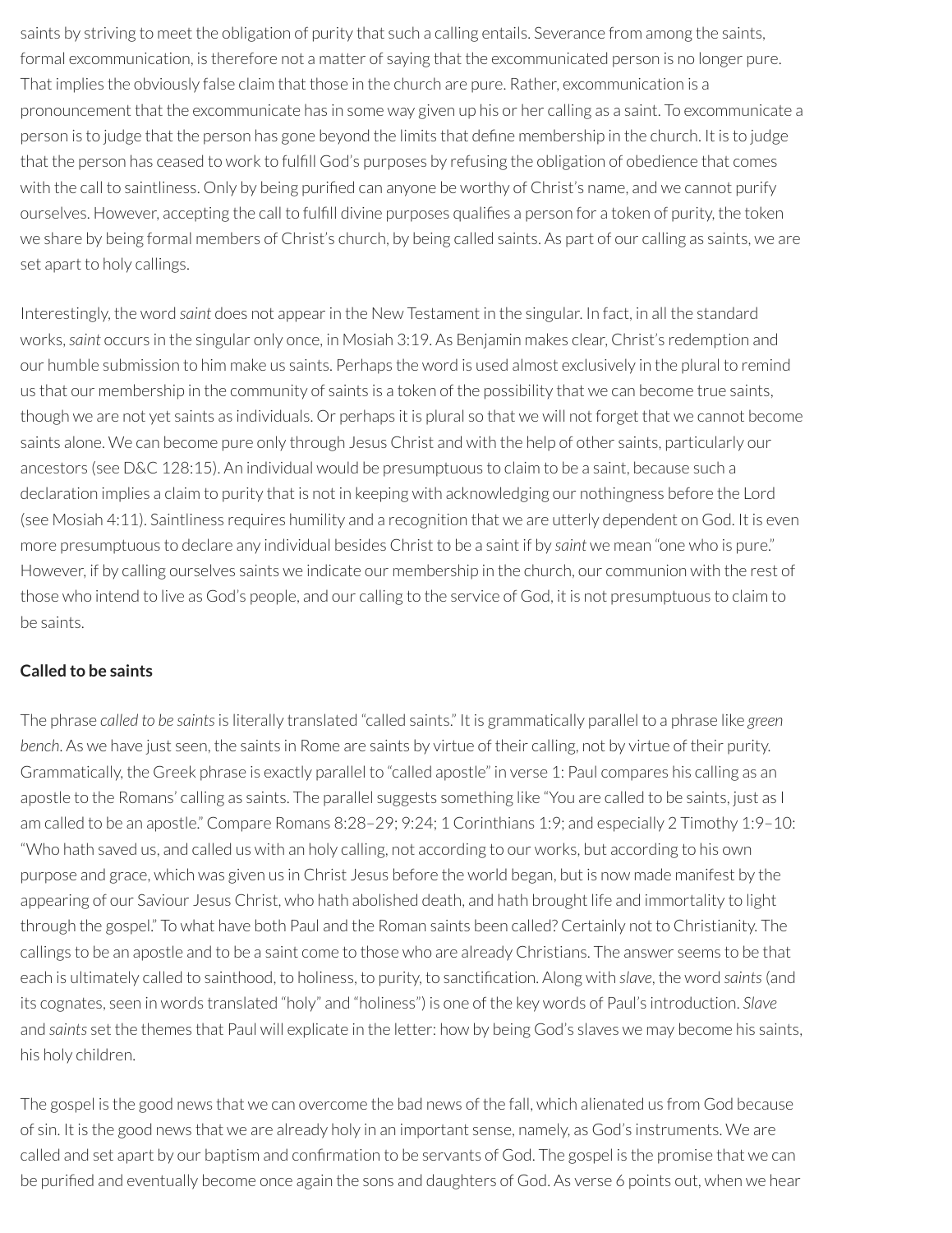saints by striving to meet the obligation of purity that such a calling entails. Severance from among the saints, formal excommunication, is therefore not a matter of saying that the excommunicated person is no longer pure. That implies the obviously false claim that those in the church are pure. Rather, excommunication is a pronouncement that the excommunicate has in some way given up his or her calling as a saint. To excommunicate a person is to judge that the person has gone beyond the limits that define membership in the church. It is to judge that the person has ceased to work to fulfill God's purposes by refusing the obligation of obedience that comes with the call to saintliness. Only by being purified can anyone be worthy of Christ's name, and we cannot purify ourselves. However, accepting the call to fulfill divine purposes qualifies a person for a token of purity, the token we share by being formal members of Christ's church, by being called saints. As part of our calling as saints, we are set apart to holy callings.

Interestingly, the word *saint* does not appear in the New Testament in the singular. In fact, in all the standard works, *saint* occurs in the singular only once, in Mosiah 3:19. As Benjamin makes clear, Christ's redemption and our humble submission to him make us saints. Perhaps the word is used almost exclusively in the plural to remind us that our membership in the community of saints is a token of the possibility that we can become true saints, though we are not yet saints as individuals. Or perhaps it is plural so that we will not forget that we cannot become saints alone. We can become pure only through Jesus Christ and with the help of other saints, particularly our ancestors (see D&C 128:15). An individual would be presumptuous to claim to be a saint, because such a declaration implies a claim to purity that is not in keeping with acknowledging our nothingness before the Lord (see Mosiah 4:11). Saintliness requires humility and a recognition that we are utterly dependent on God. It is even more presumptuous to declare any individual besides Christ to be a saint if by *saint* we mean "one who is pure." However, if by calling ourselves saints we indicate our membership in the church, our communion with the rest of those who intend to live as God's people, and our calling to the service of God, it is not presumptuous to claim to be saints.

**Called to be saints**

The phrase *called to be saints* is literally translated "called saints." It is grammatically parallel to a phrase like *green bench*. As we have just seen, the saints in Rome are saints by virtue of their calling, not by virtue of their purity. Grammatically, the Greek phrase is exactly parallel to "called apostle" in verse 1: Paul compares his calling as an apostle to the Romans' calling as saints. The parallel suggests something like "You are called to be saints, just as I am called to be an apostle." Compare Romans 8:28–29; 9:24; 1 Corinthians 1:9; and especially 2 Timothy 1:9–10: "Who hath saved us, and called us with an holy calling, not according to our works, but according to his own purpose and grace, which was given us in Christ Jesus before the world began, but is now made manifest by the appearing of our Saviour Jesus Christ, who hath abolished death, and hath brought life and immortality to light through the gospel." To what have both Paul and the Roman saints been called? Certainly not to Christianity. The callings to be an apostle and to be a saint come to those who are already Christians. The answer seems to be that each is ultimately called to sainthood, to holiness, to purity, to sanctification. Along with *slave*, the word *saints* (and its cognates, seen in words translated "holy" and "holiness") is one of the key words of Paul's introduction. *Slave* and *saints* set the themes that Paul will explicate in the letter: how by being God's slaves we may become his saints, his holy children.

The gospel is the good news that we can overcome the bad news of the fall, which alienated us from God because of sin. It is the good news that we are already holy in an important sense, namely, as God's instruments. We are called and set apart by our baptism and confirmation to be servants of God. The gospel is the promise that we can be purified and eventually become once again the sons and daughters of God. As verse 6 points out, when we hear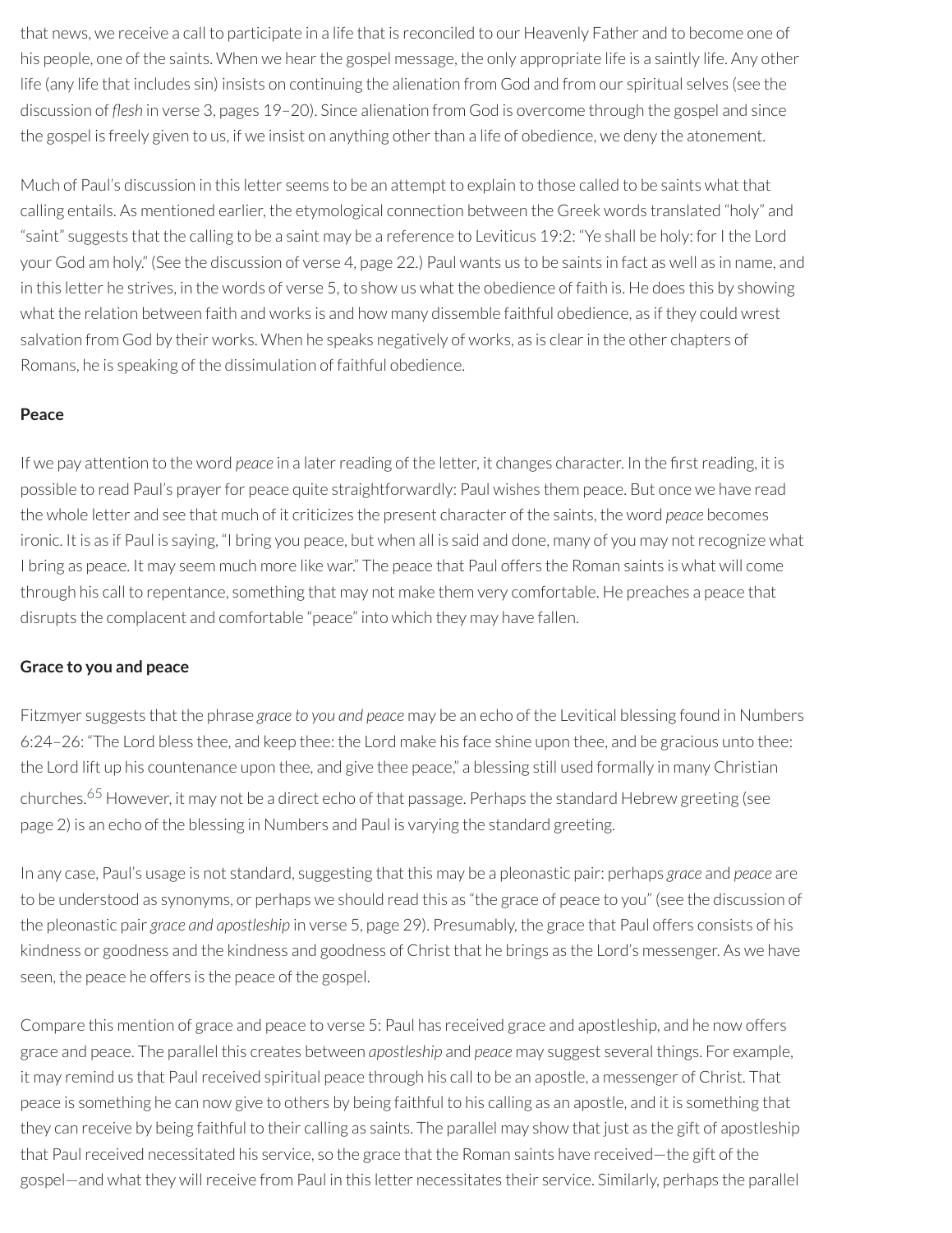that news, we receive a call to participate in a life that is reconciled to our Heavenly Father and to become one of his people, one of the saints. When we hear the gospel message, the only appropriate life is a saintly life. Any other life (any life that includes sin) insists on continuing the alienation from God and from our spiritual selves (see the discussion of *flesh* in verse 3, pages 19–20). Since alienation from God is overcome through the gospel and since the gospel is freely given to us, if we insist on anything other than a life of obedience, we deny the atonement.

Much of Paul's discussion in this letter seems to be an attempt to explain to those called to be saints what that calling entails. As mentioned earlier, the etymological connection between the Greek words translated "holy" and "saint" suggests that the calling to be a saint may be a reference to Leviticus 19:2: "Ye shall be holy: for I the Lord your God am holy." (See the discussion of verse 4, page 22.) Paul wants us to be saints in fact as well as in name, and in this letter he strives, in the words of verse 5, to show us what the obedience of faith is. He does this by showing what the relation between faith and works is and how many dissemble faithful obedience, as if they could wrest salvation from God by their works. When he speaks negatively of works, as is clear in the other chapters of Romans, he is speaking of the dissimulation of faithful obedience.

**Peace**

If we pay attention to the word *peace* in a later reading of the letter, it changes character. In the first reading, it is possible to read Paul's prayer for peace quite straightforwardly: Paul wishes them peace. But once we have read the whole letter and see that much of it criticizes the present character of the saints, the word *peace* becomes ironic. It is as if Paul is saying, "I bring you peace, but when all is said and done, many of you may not recognize what I bring as peace. It may seem much more like war." The peace that Paul offers the Roman saints is what will come through his call to repentance, something that may not make them very comfortable. He preaches a peace that disrupts the complacent and comfortable "peace" into which they may have fallen.

**Grace to you and peace**

Fitzmyer suggests that the phrase *grace to you and peace* may be an echo of the Levitical blessing found in Numbers 6:24–26: "The Lord bless thee, and keep thee: the Lord make his face shine upon thee, and be gracious unto thee: the Lord lift up his countenance upon thee, and give thee peace," a blessing still used formally in many Christian churches.[65] However, it may not be a direct echo of that passage. Perhaps the standard Hebrew greeting (see page 2) is an echo of the blessing in Numbers and Paul is varying the standard greeting.

In any case, Paul's usage is not standard, suggesting that this may be a pleonastic pair: perhaps *grace* and *peace* are to be understood as synonyms, or perhaps we should read this as "the grace of peace to you" (see the discussion of the pleonastic pair *grace and apostleship* in verse 5, page 29). Presumably, the grace that Paul offers consists of his kindness or goodness and the kindness and goodness of Christ that he brings as the Lord's messenger. As we have seen, the peace he offers is the peace of the gospel.

Compare this mention of grace and peace to verse 5: Paul has received grace and apostleship, and he now offers grace and peace. The parallel this creates between *apostleship* and *peace* may suggest several things. For example, it may remind us that Paul received spiritual peace through his call to be an apostle, a messenger of Christ. That peace is something he can now give to others by being faithful to his calling as an apostle, and it is something that they can receive by being faithful to their calling as saints. The parallel may show that just as the gift of apostleship that Paul received necessitated his service, so the grace that the Roman saints have received—the gift of the gospel—and what they will receive from Paul in this letter necessitates their service. Similarly, perhaps the parallel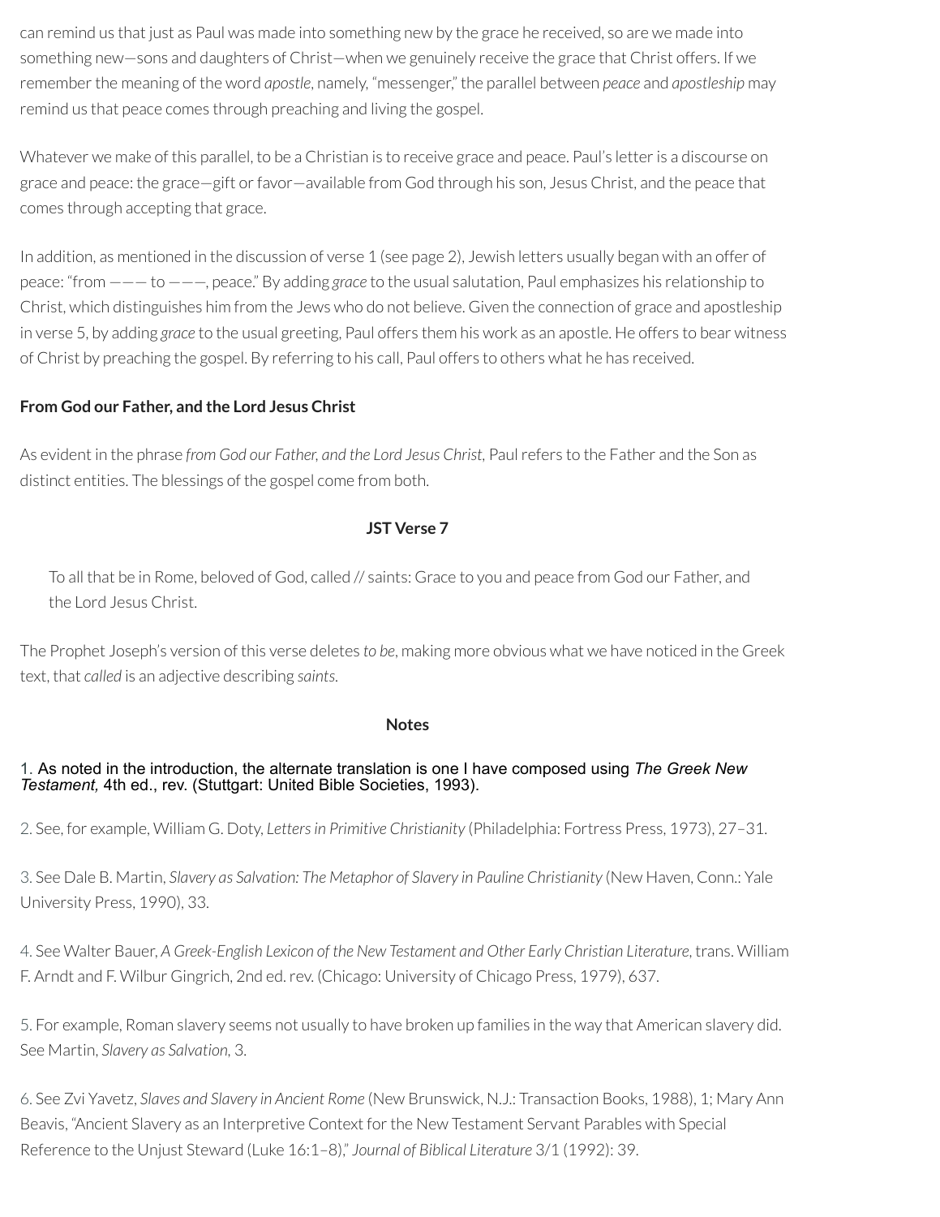can remind us that just as Paul was made into something new by the grace he received, so are we made into something new—sons and daughters of Christ—when we genuinely receive the grace that Christ offers. If we remember the meaning of the word *apostle*, namely, "messenger," the parallel between *peace* and *apostleship* may remind us that peace comes through preaching and living the gospel.

Whatever we make of this parallel, to be a Christian is to receive grace and peace. Paul's letter is a discourse on grace and peace: the grace—gift or favor—available from God through his son, Jesus Christ, and the peace that comes through accepting that grace.

In addition, as mentioned in the discussion of verse 1 (see page 2), Jewish letters usually began with an offer of peace: "from ——— to ———, peace." By adding *grace* to the usual salutation, Paul emphasizes his relationship to Christ, which distinguishes him from the Jews who do not believe. Given the connection of grace and apostleship in verse 5, by adding *grace* to the usual greeting, Paul offers them his work as an apostle. He offers to bear witness of Christ by preaching the gospel. By referring to his call, Paul offers to others what he has received.

**From God our Father, and the Lord Jesus Christ**

As evident in the phrase *from God our Father, and the Lord Jesus Christ,* Paul refers to the Father and the Son as distinct entities. The blessings of the gospel come from both.

### JST Verse 7

> To all that be in Rome, beloved of God, called // saints: Grace to you and peace from God our Father, and the Lord Jesus Christ.

The Prophet Joseph's version of this verse deletes *to be*, making more obvious what we have noticed in the Greek text, that *called* is an adjective describing *saints.*

### Notes

1. As noted in the introduction, the alternate translation is one I have composed using *The Greek New Testament,* 4th ed., rev. (Stuttgart: United Bible Societies, 1993).

2. See, for example, William G. Doty, *Letters in Primitive Christianity* (Philadelphia: Fortress Press, 1973), 27–31.

3. See Dale B. Martin, *Slavery as Salvation: The Metaphor of Slavery in Pauline Christianity* (New Haven, Conn.: Yale University Press, 1990), 33.

4. See Walter Bauer, *A Greek-English Lexicon of the New Testament and Other Early Christian Literature,* trans. William F. Arndt and F. Wilbur Gingrich, 2nd ed. rev. (Chicago: University of Chicago Press, 1979), 637.

5. For example, Roman slavery seems not usually to have broken up families in the way that American slavery did. See Martin, *Slavery as Salvation,* 3.

6. See Zvi Yavetz, *Slaves and Slavery in Ancient Rome* (New Brunswick, N.J.: Transaction Books, 1988), 1; Mary Ann Beavis, "Ancient Slavery as an Interpretive Context for the New Testament Servant Parables with Special Reference to the Unjust Steward (Luke 16:1–8)," *Journal of Biblical Literature* 3/1 (1992): 39.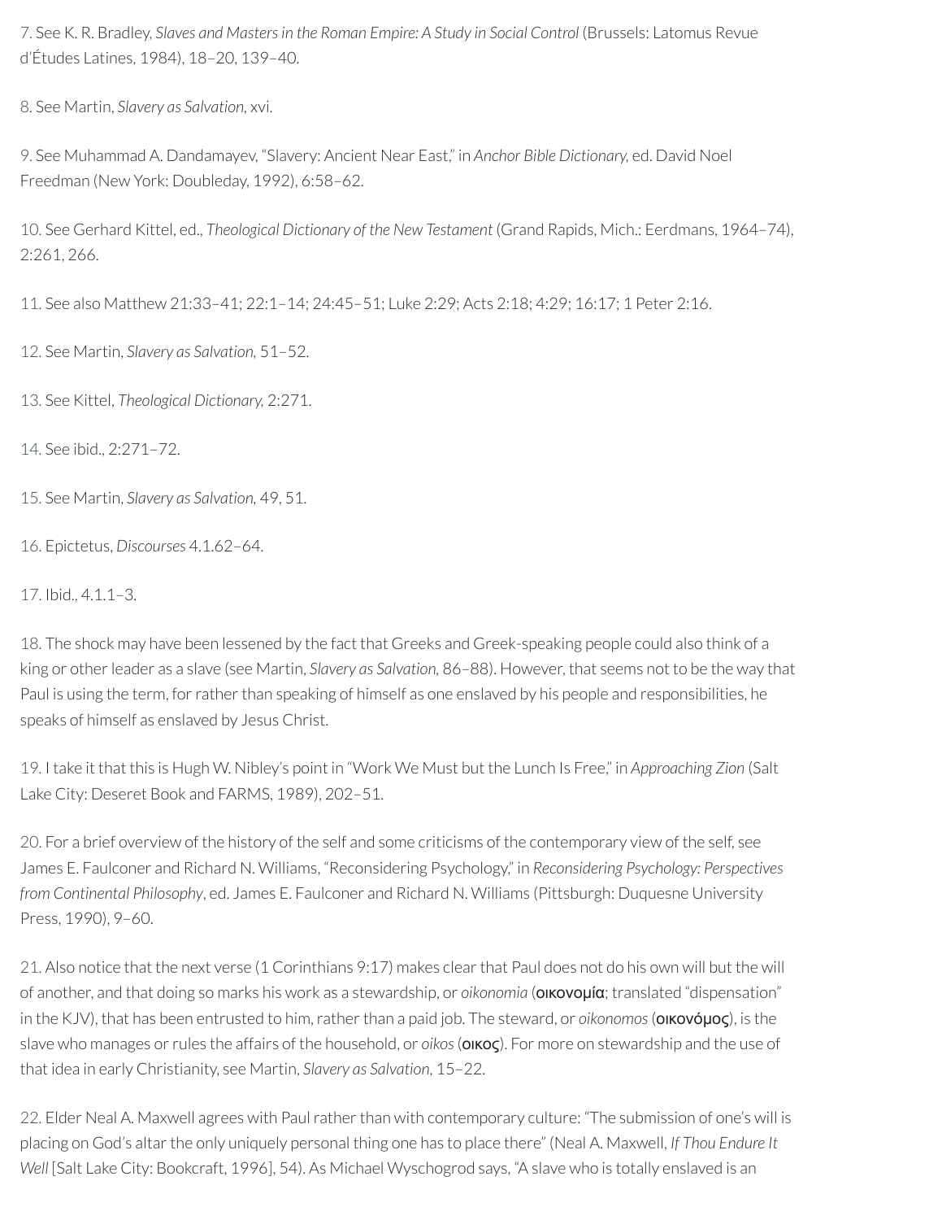7. See K. R. Bradley, *Slaves and Masters in the Roman Empire: A Study in Social Control* (Brussels: Latomus Revue d'Études Latines, 1984), 18–20, 139–40.

8. See Martin, *Slavery as Salvation*, xvi.

9. See Muhammad A. Dandamayev, "Slavery: Ancient Near East," in *Anchor Bible Dictionary*, ed. David Noel Freedman (New York: Doubleday, 1992), 6:58–62.

10. See Gerhard Kittel, ed., *Theological Dictionary of the New Testament* (Grand Rapids, Mich.: Eerdmans, 1964–74), 2:261, 266.

11. See also Matthew 21:33–41; 22:1–14; 24:45–51; Luke 2:29; Acts 2:18; 4:29; 16:17; 1 Peter 2:16.

12. See Martin, *Slavery as Salvation*, 51–52.

13. See Kittel, *Theological Dictionary*, 2:271.

14. See ibid., 2:271–72.

15. See Martin, *Slavery as Salvation*, 49, 51.

16. Epictetus, *Discourses* 4.1.62–64.

17. Ibid., 4.1.1–3.

18. The shock may have been lessened by the fact that Greeks and Greek-speaking people could also think of a king or other leader as a slave (see Martin, *Slavery as Salvation*, 86–88). However, that seems not to be the way that Paul is using the term, for rather than speaking of himself as one enslaved by his people and responsibilities, he speaks of himself as enslaved by Jesus Christ.

19. I take it that this is Hugh W. Nibley's point in "Work We Must but the Lunch Is Free," in *Approaching Zion* (Salt Lake City: Deseret Book and FARMS, 1989), 202–51.

20. For a brief overview of the history of the self and some criticisms of the contemporary view of the self, see James E. Faulconer and Richard N. Williams, "Reconsidering Psychology," in *Reconsidering Psychology: Perspectives from Continental Philosophy*, ed. James E. Faulconer and Richard N. Williams (Pittsburgh: Duquesne University Press, 1990), 9–60.

21. Also notice that the next verse (1 Corinthians 9:17) makes clear that Paul does not do his own will but the will of another, and that doing so marks his work as a stewardship, or *oikonomia* (**οικονομία**; translated "dispensation" in the KJV), that has been entrusted to him, rather than a paid job. The steward, or *oikonomos* (**οικονόμος**), is the slave who manages or rules the affairs of the household, or *oikos* (**οικος**). For more on stewardship and the use of that idea in early Christianity, see Martin, *Slavery as Salvation*, 15–22.

22. Elder Neal A. Maxwell agrees with Paul rather than with contemporary culture: "The submission of one's will is placing on God's altar the only uniquely personal thing one has to place there" (Neal A. Maxwell, *If Thou Endure It Well* [Salt Lake City: Bookcraft, 1996], 54). As Michael Wyschogrod says, "A slave who is totally enslaved is an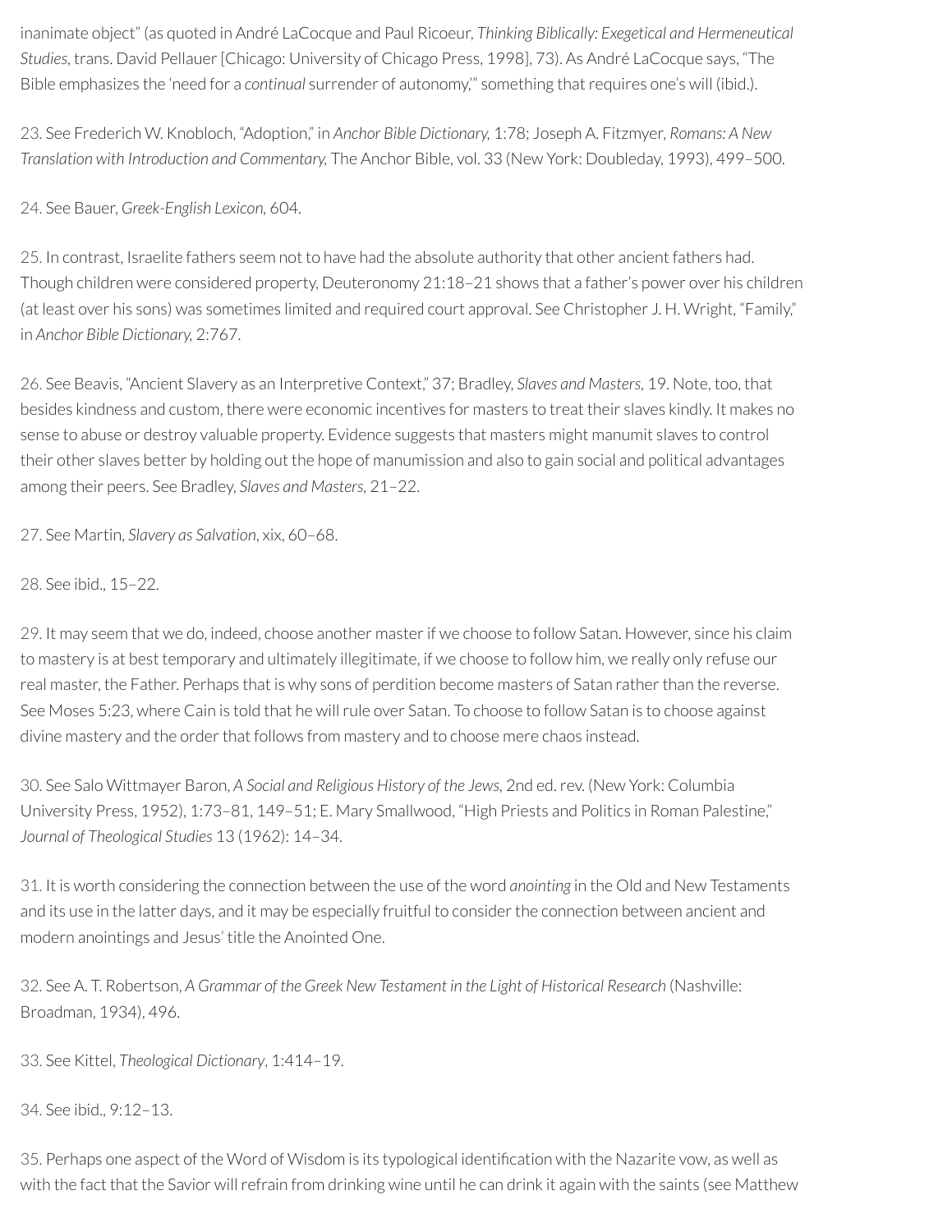inanimate object" (as quoted in André LaCocque and Paul Ricoeur, *Thinking Biblically: Exegetical and Hermeneutical Studies*, trans. David Pellauer [Chicago: University of Chicago Press, 1998], 73). As André LaCocque says, "The Bible emphasizes the 'need for a *continual* surrender of autonomy,'" something that requires one's will (ibid.).

23. See Frederich W. Knobloch, "Adoption," in *Anchor Bible Dictionary,* 1:78; Joseph A. Fitzmyer, *Romans: A New Translation with Introduction and Commentary,* The Anchor Bible, vol. 33 (New York: Doubleday, 1993), 499–500.

24. See Bauer, *Greek-English Lexicon,* 604.

25. In contrast, Israelite fathers seem not to have had the absolute authority that other ancient fathers had. Though children were considered property, Deuteronomy 21:18–21 shows that a father's power over his children (at least over his sons) was sometimes limited and required court approval. See Christopher J. H. Wright, "Family," in *Anchor Bible Dictionary,* 2:767.

26. See Beavis, "Ancient Slavery as an Interpretive Context," 37; Bradley, *Slaves and Masters,* 19. Note, too, that besides kindness and custom, there were economic incentives for masters to treat their slaves kindly. It makes no sense to abuse or destroy valuable property. Evidence suggests that masters might manumit slaves to control their other slaves better by holding out the hope of manumission and also to gain social and political advantages among their peers. See Bradley, *Slaves and Masters,* 21–22.

27. See Martin, *Slavery as Salvation*, xix, 60–68.

28. See ibid., 15–22.

29. It may seem that we do, indeed, choose another master if we choose to follow Satan. However, since his claim to mastery is at best temporary and ultimately illegitimate, if we choose to follow him, we really only refuse our real master, the Father. Perhaps that is why sons of perdition become masters of Satan rather than the reverse. See Moses 5:23, where Cain is told that he will rule over Satan. To choose to follow Satan is to choose against divine mastery and the order that follows from mastery and to choose mere chaos instead.

30. See Salo Wittmayer Baron, *A Social and Religious History of the Jews,* 2nd ed. rev. (New York: Columbia University Press, 1952), 1:73–81, 149–51; E. Mary Smallwood, "High Priests and Politics in Roman Palestine," *Journal of Theological Studies* 13 (1962): 14–34.

31. It is worth considering the connection between the use of the word *anointing* in the Old and New Testaments and its use in the latter days, and it may be especially fruitful to consider the connection between ancient and modern anointings and Jesus' title the Anointed One.

32. See A. T. Robertson, *A Grammar of the Greek New Testament in the Light of Historical Research* (Nashville: Broadman, 1934), 496.

33. See Kittel, *Theological Dictionary*, 1:414–19.

34. See ibid., 9:12–13.

35. Perhaps one aspect of the Word of Wisdom is its typological identification with the Nazarite vow, as well as with the fact that the Savior will refrain from drinking wine until he can drink it again with the saints (see Matthew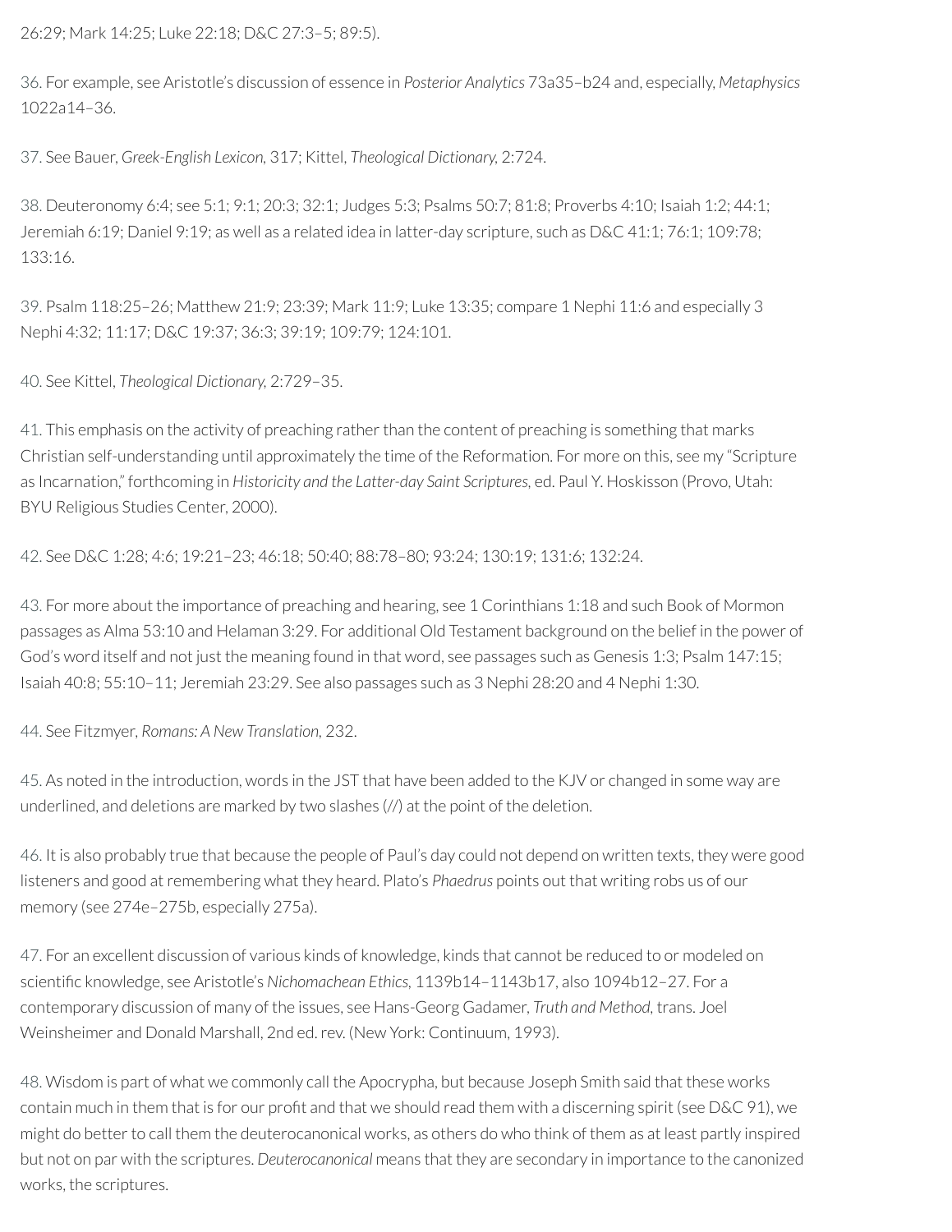26:29; Mark 14:25; Luke 22:18; D&C 27:3–5; 89:5).

36. For example, see Aristotle's discussion of essence in *Posterior Analytics* 73a35–b24 and, especially, *Metaphysics* 1022a14–36.

37. See Bauer, *Greek-English Lexicon,* 317; Kittel, *Theological Dictionary,* 2:724.

38. Deuteronomy 6:4; see 5:1; 9:1; 20:3; 32:1; Judges 5:3; Psalms 50:7; 81:8; Proverbs 4:10; Isaiah 1:2; 44:1; Jeremiah 6:19; Daniel 9:19; as well as a related idea in latter-day scripture, such as D&C 41:1; 76:1; 109:78; 133:16.

39. Psalm 118:25–26; Matthew 21:9; 23:39; Mark 11:9; Luke 13:35; compare 1 Nephi 11:6 and especially 3 Nephi 4:32; 11:17; D&C 19:37; 36:3; 39:19; 109:79; 124:101.

40. See Kittel, *Theological Dictionary,* 2:729–35.

41. This emphasis on the activity of preaching rather than the content of preaching is something that marks Christian self-understanding until approximately the time of the Reformation. For more on this, see my "Scripture as Incarnation," forthcoming in *Historicity and the Latter-day Saint Scriptures,* ed. Paul Y. Hoskisson (Provo, Utah: BYU Religious Studies Center, 2000).

42. See D&C 1:28; 4:6; 19:21–23; 46:18; 50:40; 88:78–80; 93:24; 130:19; 131:6; 132:24.

43. For more about the importance of preaching and hearing, see 1 Corinthians 1:18 and such Book of Mormon passages as Alma 53:10 and Helaman 3:29. For additional Old Testament background on the belief in the power of God's word itself and not just the meaning found in that word, see passages such as Genesis 1:3; Psalm 147:15; Isaiah 40:8; 55:10–11; Jeremiah 23:29. See also passages such as 3 Nephi 28:20 and 4 Nephi 1:30.

44. See Fitzmyer, *Romans: A New Translation,* 232.

45. As noted in the introduction, words in the JST that have been added to the KJV or changed in some way are underlined, and deletions are marked by two slashes (//) at the point of the deletion.

46. It is also probably true that because the people of Paul's day could not depend on written texts, they were good listeners and good at remembering what they heard. Plato's *Phaedrus* points out that writing robs us of our memory (see 274e–275b, especially 275a).

47. For an excellent discussion of various kinds of knowledge, kinds that cannot be reduced to or modeled on scientific knowledge, see Aristotle's *Nichomachean Ethics,* 1139b14–1143b17, also 1094b12–27. For a contemporary discussion of many of the issues, see Hans-Georg Gadamer, *Truth and Method,* trans. Joel Weinsheimer and Donald Marshall, 2nd ed. rev. (New York: Continuum, 1993).

48. Wisdom is part of what we commonly call the Apocrypha, but because Joseph Smith said that these works contain much in them that is for our profit and that we should read them with a discerning spirit (see D&C 91), we might do better to call them the deuterocanonical works, as others do who think of them as at least partly inspired but not on par with the scriptures. *Deuterocanonical* means that they are secondary in importance to the canonized works, the scriptures.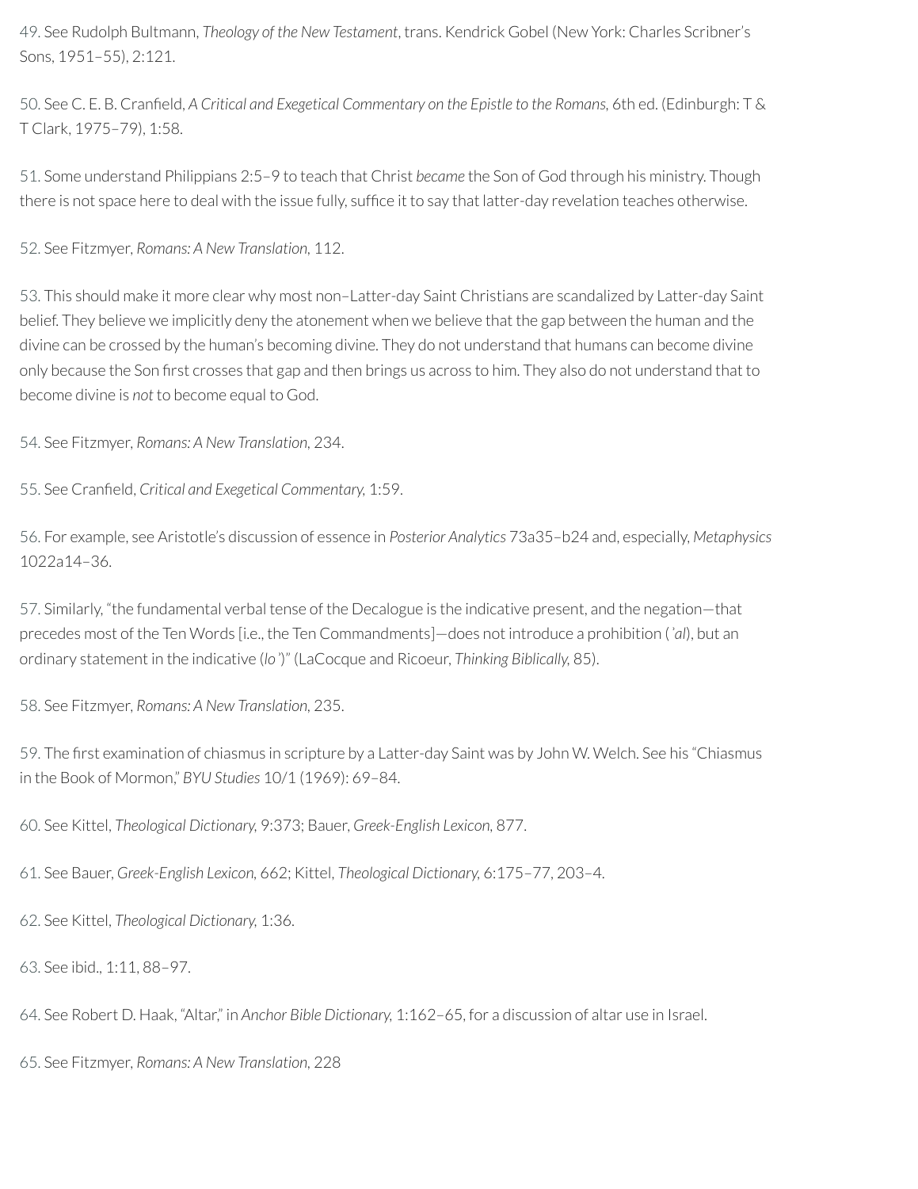49. See Rudolph Bultmann, *Theology of the New Testament*, trans. Kendrick Gobel (New York: Charles Scribner's Sons, 1951–55), 2:121.

50. See C. E. B. Cranfield, *A Critical and Exegetical Commentary on the Epistle to the Romans,* 6th ed. (Edinburgh: T & T Clark, 1975–79), 1:58.

51. Some understand Philippians 2:5–9 to teach that Christ *became* the Son of God through his ministry. Though there is not space here to deal with the issue fully, suffice it to say that latter-day revelation teaches otherwise.

52. See Fitzmyer, *Romans: A New Translation,* 112.

53. This should make it more clear why most non–Latter-day Saint Christians are scandalized by Latter-day Saint belief. They believe we implicitly deny the atonement when we believe that the gap between the human and the divine can be crossed by the human's becoming divine. They do not understand that humans can become divine only because the Son first crosses that gap and then brings us across to him. They also do not understand that to become divine is *not* to become equal to God.

54. See Fitzmyer, *Romans: A New Translation,* 234.

55. See Cranfield, *Critical and Exegetical Commentary,* 1:59.

56. For example, see Aristotle's discussion of essence in *Posterior Analytics* 73a35–b24 and, especially, *Metaphysics* 1022a14–36.

57. Similarly, "the fundamental verbal tense of the Decalogue is the indicative present, and the negation—that precedes most of the Ten Words [i.e., the Ten Commandments]—does not introduce a prohibition (*'al*), but an ordinary statement in the indicative (*lo'*)" (LaCocque and Ricoeur, *Thinking Biblically,* 85).

58. See Fitzmyer, *Romans: A New Translation,* 235.

59. The first examination of chiasmus in scripture by a Latter-day Saint was by John W. Welch. See his "Chiasmus in the Book of Mormon," *BYU Studies* 10/1 (1969): 69–84.

60. See Kittel, *Theological Dictionary,* 9:373; Bauer, *Greek-English Lexicon,* 877.

61. See Bauer, *Greek-English Lexicon,* 662; Kittel, *Theological Dictionary,* 6:175–77, 203–4.

62. See Kittel, *Theological Dictionary,* 1:36.

63. See ibid., 1:11, 88–97.

64. See Robert D. Haak, "Altar," in *Anchor Bible Dictionary,* 1:162–65, for a discussion of altar use in Israel.

65. See Fitzmyer, *Romans: A New Translation,* 228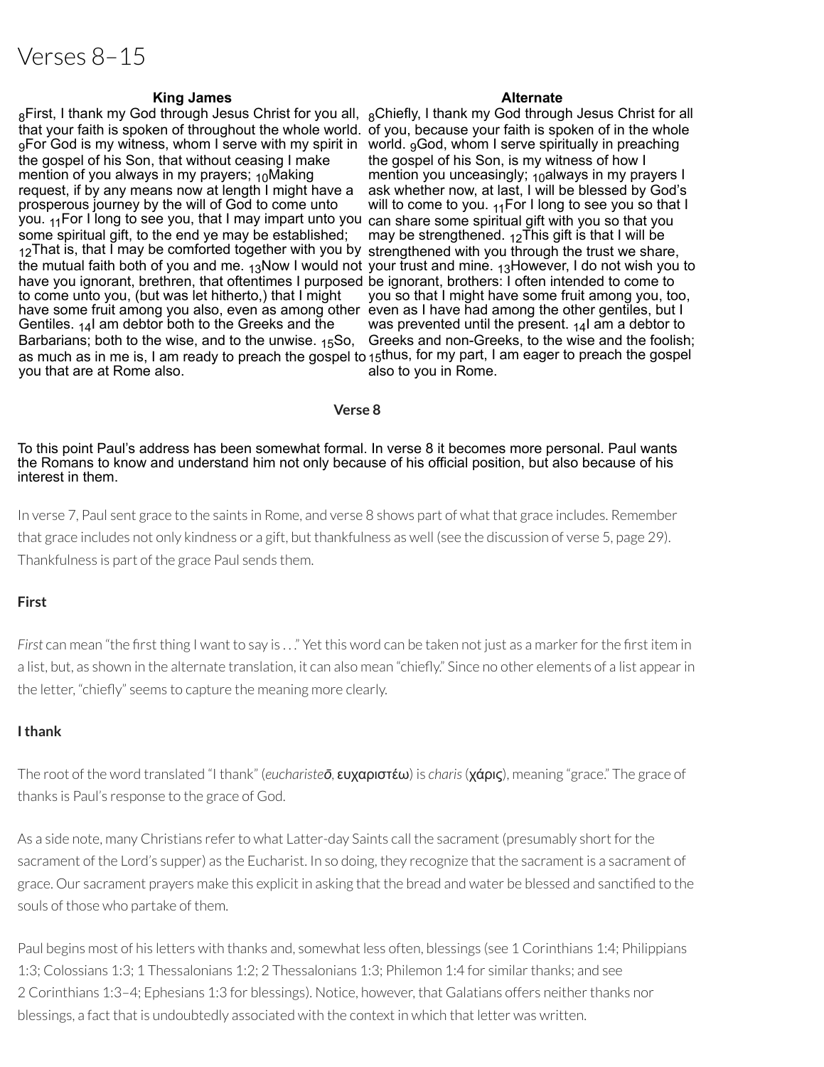# Verses 8–15

| King James | Alternate |
|---|---|
| 8First, I thank my God through Jesus Christ for you all, that your faith is spoken of throughout the whole world. 9For God is my witness, whom I serve with my spirit in the gospel of his Son, that without ceasing I make mention of you always in my prayers; 10Making request, if by any means now at length I might have a prosperous journey by the will of God to come unto you. 11For I long to see you, that I may impart unto you some spiritual gift, to the end ye may be established; 12That is, that I may be comforted together with you by the mutual faith both of you and me. 13Now I would not have you ignorant, brethren, that oftentimes I purposed to come unto you, (but was let hitherto,) that I might have some fruit among you also, even as among other Gentiles. 14I am debtor both to the Greeks and the Barbarians; both to the wise, and to the unwise. 15So, as much as in me is, I am ready to preach the gospel to you that are at Rome also. | 8Chiefly, I thank my God through Jesus Christ for all of you, because your faith is spoken of in the whole world. 9God, whom I serve spiritually in preaching the gospel of his Son, is my witness of how I mention you unceasingly; 10always in my prayers I ask whether now, at last, I will be blessed by God's will to come to you. 11For I long to see you so that I can share some spiritual gift with you so that you may be strengthened. 12This gift is that I will be strengthened with you through the trust we share, your trust and mine. 13However, I do not wish you to be ignorant, brothers: I often intended to come to you so that I might have some fruit among you, too, even as I have had among the other gentiles, but I was prevented until the present. 14I am a debtor to Greeks and non-Greeks, to the wise and the foolish; 15thus, for my part, I am eager to preach the gospel also to you in Rome. |

### Verse 8

To this point Paul's address has been somewhat formal. In verse 8 it becomes more personal. Paul wants the Romans to know and understand him not only because of his official position, but also because of his interest in them.

In verse 7, Paul sent grace to the saints in Rome, and verse 8 shows part of what that grace includes. Remember that grace includes not only kindness or a gift, but thankfulness as well (see the discussion of verse 5, page 29). Thankfulness is part of the grace Paul sends them.

#### First

*First* can mean "the first thing I want to say is . . ." Yet this word can be taken not just as a marker for the first item in a list, but, as shown in the alternate translation, it can also mean "chiefly." Since no other elements of a list appear in the letter, "chiefly" seems to capture the meaning more clearly.

#### I thank

The root of the word translated "I thank" (*eucharisteō*, εὐχαριστέω) is *charis* (χάρις), meaning "grace." The grace of thanks is Paul's response to the grace of God.

As a side note, many Christians refer to what Latter-day Saints call the sacrament (presumably short for the sacrament of the Lord's supper) as the Eucharist. In so doing, they recognize that the sacrament is a sacrament of grace. Our sacrament prayers make this explicit in asking that the bread and water be blessed and sanctified to the souls of those who partake of them.

Paul begins most of his letters with thanks and, somewhat less often, blessings (see 1 Corinthians 1:4; Philippians 1:3; Colossians 1:3; 1 Thessalonians 1:2; 2 Thessalonians 1:3; Philemon 1:4 for similar thanks; and see 2 Corinthians 1:3–4; Ephesians 1:3 for blessings). Notice, however, that Galatians offers neither thanks nor blessings, a fact that is undoubtedly associated with the context in which that letter was written.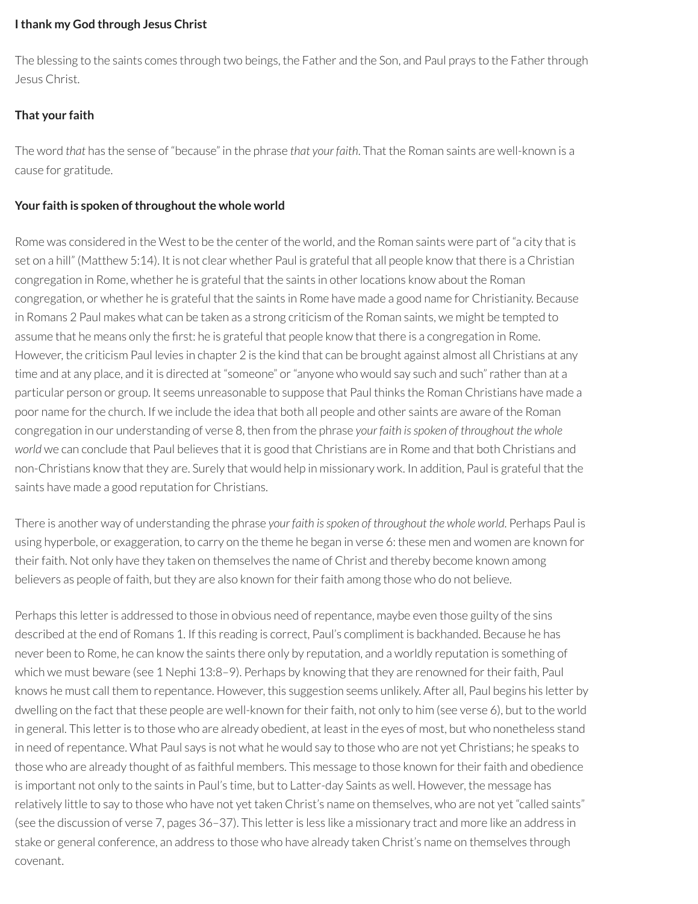**I thank my God through Jesus Christ**

The blessing to the saints comes through two beings, the Father and the Son, and Paul prays to the Father through Jesus Christ.

**That your faith**

The word *that* has the sense of "because" in the phrase *that your faith*. That the Roman saints are well-known is a cause for gratitude.

**Your faith is spoken of throughout the whole world**

Rome was considered in the West to be the center of the world, and the Roman saints were part of "a city that is set on a hill" (Matthew 5:14). It is not clear whether Paul is grateful that all people know that there is a Christian congregation in Rome, whether he is grateful that the saints in other locations know about the Roman congregation, or whether he is grateful that the saints in Rome have made a good name for Christianity. Because in Romans 2 Paul makes what can be taken as a strong criticism of the Roman saints, we might be tempted to assume that he means only the first: he is grateful that people know that there is a congregation in Rome. However, the criticism Paul levies in chapter 2 is the kind that can be brought against almost all Christians at any time and at any place, and it is directed at "someone" or "anyone who would say such and such" rather than at a particular person or group. It seems unreasonable to suppose that Paul thinks the Roman Christians have made a poor name for the church. If we include the idea that both all people and other saints are aware of the Roman congregation in our understanding of verse 8, then from the phrase *your faith is spoken of throughout the whole world* we can conclude that Paul believes that it is good that Christians are in Rome and that both Christians and non-Christians know that they are. Surely that would help in missionary work. In addition, Paul is grateful that the saints have made a good reputation for Christians.

There is another way of understanding the phrase *your faith is spoken of throughout the whole world*. Perhaps Paul is using hyperbole, or exaggeration, to carry on the theme he began in verse 6: these men and women are known for their faith. Not only have they taken on themselves the name of Christ and thereby become known among believers as people of faith, but they are also known for their faith among those who do not believe.

Perhaps this letter is addressed to those in obvious need of repentance, maybe even those guilty of the sins described at the end of Romans 1. If this reading is correct, Paul's compliment is backhanded. Because he has never been to Rome, he can know the saints there only by reputation, and a worldly reputation is something of which we must beware (see 1 Nephi 13:8–9). Perhaps by knowing that they are renowned for their faith, Paul knows he must call them to repentance. However, this suggestion seems unlikely. After all, Paul begins his letter by dwelling on the fact that these people are well-known for their faith, not only to him (see verse 6), but to the world in general. This letter is to those who are already obedient, at least in the eyes of most, but who nonetheless stand in need of repentance. What Paul says is not what he would say to those who are not yet Christians; he speaks to those who are already thought of as faithful members. This message to those known for their faith and obedience is important not only to the saints in Paul's time, but to Latter-day Saints as well. However, the message has relatively little to say to those who have not yet taken Christ's name on themselves, who are not yet "called saints" (see the discussion of verse 7, pages 36–37). This letter is less like a missionary tract and more like an address in stake or general conference, an address to those who have already taken Christ's name on themselves through covenant.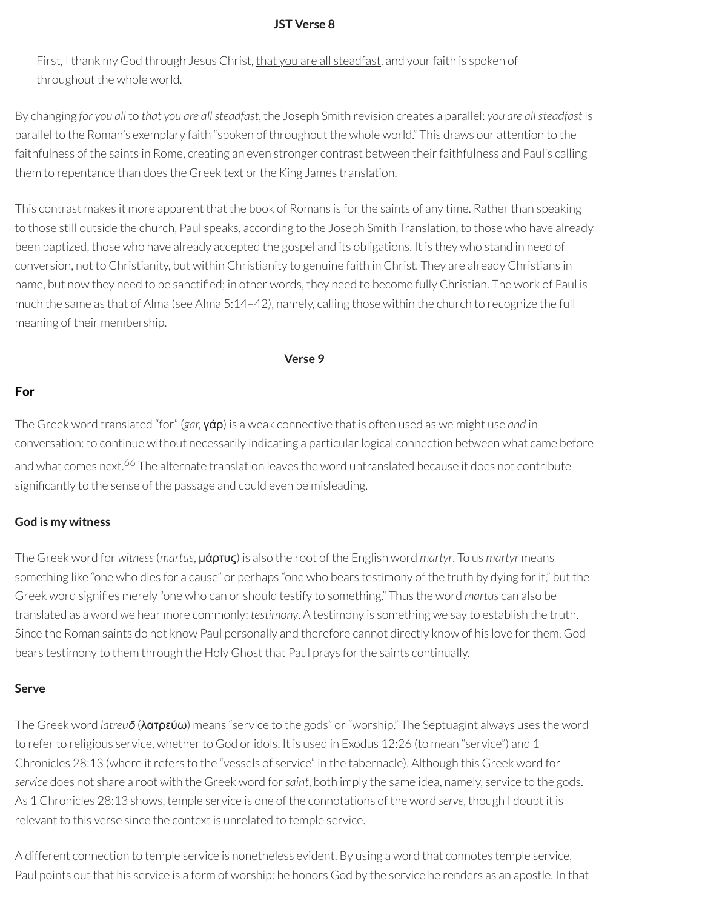### JST Verse 8

> First, I thank my God through Jesus Christ, <u>that you are all steadfast</u>, and your faith is spoken of throughout the whole world.

By changing *for you all* to *that you are all steadfast*, the Joseph Smith revision creates a parallel: *you are all steadfast* is parallel to the Roman's exemplary faith "spoken of throughout the whole world." This draws our attention to the faithfulness of the saints in Rome, creating an even stronger contrast between their faithfulness and Paul's calling them to repentance than does the Greek text or the King James translation.

This contrast makes it more apparent that the book of Romans is for the saints of any time. Rather than speaking to those still outside the church, Paul speaks, according to the Joseph Smith Translation, to those who have already been baptized, those who have already accepted the gospel and its obligations. It is they who stand in need of conversion, not to Christianity, but within Christianity to genuine faith in Christ. They are already Christians in name, but now they need to be sanctified; in other words, they need to become fully Christian. The work of Paul is much the same as that of Alma (see Alma 5:14–42), namely, calling those within the church to recognize the full meaning of their membership.

### Verse 9

#### For

The Greek word translated "for" (*gar*, γάρ) is a weak connective that is often used as we might use *and* in conversation: to continue without necessarily indicating a particular logical connection between what came before and what comes next.[66] The alternate translation leaves the word untranslated because it does not contribute significantly to the sense of the passage and could even be misleading.

#### God is my witness

The Greek word for *witness* (*martus*, μάρτυς) is also the root of the English word *martyr*. To us *martyr* means something like "one who dies for a cause" or perhaps "one who bears testimony of the truth by dying for it," but the Greek word signifies merely "one who can or should testify to something." Thus the word *martus* can also be translated as a word we hear more commonly: *testimony*. A testimony is something we say to establish the truth. Since the Roman saints do not know Paul personally and therefore cannot directly know of his love for them, God bears testimony to them through the Holy Ghost that Paul prays for the saints continually.

#### Serve

The Greek word *latreuō* (λατρεύω) means "service to the gods" or "worship." The Septuagint always uses the word to refer to religious service, whether to God or idols. It is used in Exodus 12:26 (to mean "service") and 1 Chronicles 28:13 (where it refers to the "vessels of service" in the tabernacle). Although this Greek word for *service* does not share a root with the Greek word for *saint*, both imply the same idea, namely, service to the gods. As 1 Chronicles 28:13 shows, temple service is one of the connotations of the word *serve*, though I doubt it is relevant to this verse since the context is unrelated to temple service.

A different connection to temple service is nonetheless evident. By using a word that connotes temple service, Paul points out that his service is a form of worship: he honors God by the service he renders as an apostle. In that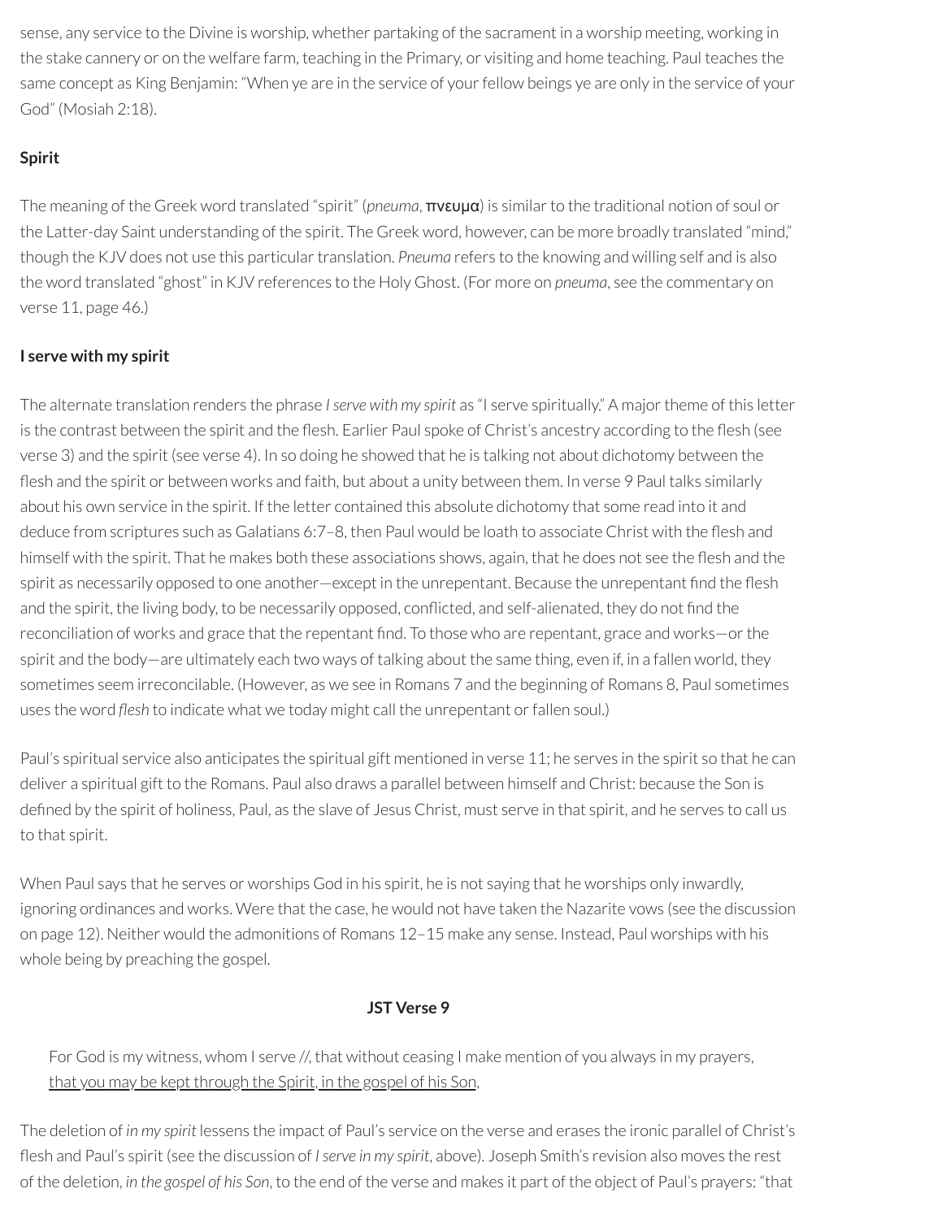sense, any service to the Divine is worship, whether partaking of the sacrament in a worship meeting, working in the stake cannery or on the welfare farm, teaching in the Primary, or visiting and home teaching. Paul teaches the same concept as King Benjamin: "When ye are in the service of your fellow beings ye are only in the service of your God" (Mosiah 2:18).

**Spirit**

The meaning of the Greek word translated "spirit" (*pneuma*, **πνευμα**) is similar to the traditional notion of soul or the Latter-day Saint understanding of the spirit. The Greek word, however, can be more broadly translated "mind," though the KJV does not use this particular translation. *Pneuma* refers to the knowing and willing self and is also the word translated "ghost" in KJV references to the Holy Ghost. (For more on *pneuma*, see the commentary on verse 11, page 46.)

**I serve with my spirit**

The alternate translation renders the phrase *I serve with my spirit* as "I serve spiritually." A major theme of this letter is the contrast between the spirit and the flesh. Earlier Paul spoke of Christ's ancestry according to the flesh (see verse 3) and the spirit (see verse 4). In so doing he showed that he is talking not about dichotomy between the flesh and the spirit or between works and faith, but about a unity between them. In verse 9 Paul talks similarly about his own service in the spirit. If the letter contained this absolute dichotomy that some read into it and deduce from scriptures such as Galatians 6:7–8, then Paul would be loath to associate Christ with the flesh and himself with the spirit. That he makes both these associations shows, again, that he does not see the flesh and the spirit as necessarily opposed to one another—except in the unrepentant. Because the unrepentant find the flesh and the spirit, the living body, to be necessarily opposed, conflicted, and self-alienated, they do not find the reconciliation of works and grace that the repentant find. To those who are repentant, grace and works—or the spirit and the body—are ultimately each two ways of talking about the same thing, even if, in a fallen world, they sometimes seem irreconcilable. (However, as we see in Romans 7 and the beginning of Romans 8, Paul sometimes uses the word *flesh* to indicate what we today might call the unrepentant or fallen soul.)

Paul's spiritual service also anticipates the spiritual gift mentioned in verse 11; he serves in the spirit so that he can deliver a spiritual gift to the Romans. Paul also draws a parallel between himself and Christ: because the Son is defined by the spirit of holiness, Paul, as the slave of Jesus Christ, must serve in that spirit, and he serves to call us to that spirit.

When Paul says that he serves or worships God in his spirit, he is not saying that he worships only inwardly, ignoring ordinances and works. Were that the case, he would not have taken the Nazarite vows (see the discussion on page 12). Neither would the admonitions of Romans 12–15 make any sense. Instead, Paul worships with his whole being by preaching the gospel.

**JST Verse 9**

> For God is my witness, whom I serve //, that without ceasing I make mention of you always in my prayers, <u>that you may be kept through the Spirit, in the gospel of his Son</u>,

The deletion of *in my spirit* lessens the impact of Paul's service on the verse and erases the ironic parallel of Christ's flesh and Paul's spirit (see the discussion of *I serve in my spirit*, above). Joseph Smith's revision also moves the rest of the deletion, *in the gospel of his Son*, to the end of the verse and makes it part of the object of Paul's prayers: "that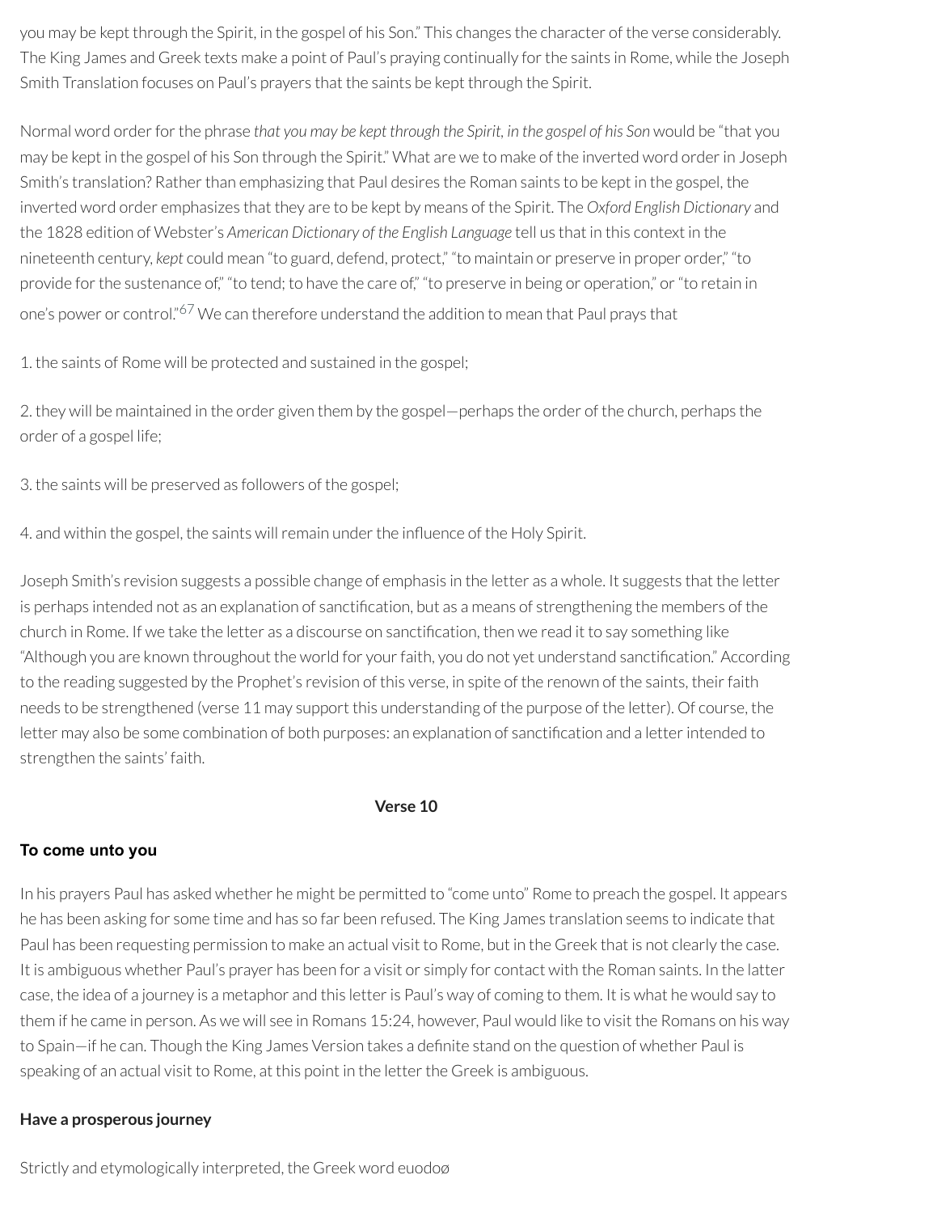you may be kept through the Spirit, in the gospel of his Son." This changes the character of the verse considerably. The King James and Greek texts make a point of Paul's praying continually for the saints in Rome, while the Joseph Smith Translation focuses on Paul's prayers that the saints be kept through the Spirit.

Normal word order for the phrase *that you may be kept through the Spirit, in the gospel of his Son* would be "that you may be kept in the gospel of his Son through the Spirit." What are we to make of the inverted word order in Joseph Smith's translation? Rather than emphasizing that Paul desires the Roman saints to be kept in the gospel, the inverted word order emphasizes that they are to be kept by means of the Spirit. The *Oxford English Dictionary* and the 1828 edition of Webster's *American Dictionary of the English Language* tell us that in this context in the nineteenth century, *kept* could mean "to guard, defend, protect," "to maintain or preserve in proper order," "to provide for the sustenance of," "to tend; to have the care of," "to preserve in being or operation," or "to retain in one's power or control."[67] We can therefore understand the addition to mean that Paul prays that

1. the saints of Rome will be protected and sustained in the gospel;

2. they will be maintained in the order given them by the gospel—perhaps the order of the church, perhaps the order of a gospel life;

3. the saints will be preserved as followers of the gospel;

4. and within the gospel, the saints will remain under the influence of the Holy Spirit.

Joseph Smith's revision suggests a possible change of emphasis in the letter as a whole. It suggests that the letter is perhaps intended not as an explanation of sanctification, but as a means of strengthening the members of the church in Rome. If we take the letter as a discourse on sanctification, then we read it to say something like "Although you are known throughout the world for your faith, you do not yet understand sanctification." According to the reading suggested by the Prophet's revision of this verse, in spite of the renown of the saints, their faith needs to be strengthened (verse 11 may support this understanding of the purpose of the letter). Of course, the letter may also be some combination of both purposes: an explanation of sanctification and a letter intended to strengthen the saints' faith.

### Verse 10

#### To come unto you

In his prayers Paul has asked whether he might be permitted to "come unto" Rome to preach the gospel. It appears he has been asking for some time and has so far been refused. The King James translation seems to indicate that Paul has been requesting permission to make an actual visit to Rome, but in the Greek that is not clearly the case. It is ambiguous whether Paul's prayer has been for a visit or simply for contact with the Roman saints. In the latter case, the idea of a journey is a metaphor and this letter is Paul's way of coming to them. It is what he would say to them if he came in person. As we will see in Romans 15:24, however, Paul would like to visit the Romans on his way to Spain—if he can. Though the King James Version takes a definite stand on the question of whether Paul is speaking of an actual visit to Rome, at this point in the letter the Greek is ambiguous.

#### Have a prosperous journey

Strictly and etymologically interpreted, the Greek word euodoø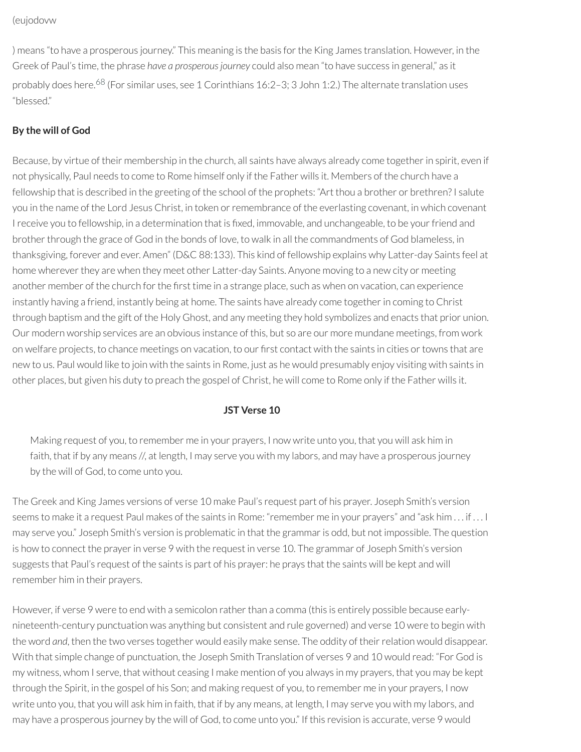(eujodovw

) means "to have a prosperous journey." This meaning is the basis for the King James translation. However, in the Greek of Paul's time, the phrase *have a prosperous journey* could also mean "to have success in general," as it probably does here.[68] (For similar uses, see 1 Corinthians 16:2–3; 3 John 1:2.) The alternate translation uses "blessed."

**By the will of God**

Because, by virtue of their membership in the church, all saints have always already come together in spirit, even if not physically, Paul needs to come to Rome himself only if the Father wills it. Members of the church have a fellowship that is described in the greeting of the school of the prophets: "Art thou a brother or brethren? I salute you in the name of the Lord Jesus Christ, in token or remembrance of the everlasting covenant, in which covenant I receive you to fellowship, in a determination that is fixed, immovable, and unchangeable, to be your friend and brother through the grace of God in the bonds of love, to walk in all the commandments of God blameless, in thanksgiving, forever and ever. Amen" (D&C 88:133). This kind of fellowship explains why Latter-day Saints feel at home wherever they are when they meet other Latter-day Saints. Anyone moving to a new city or meeting another member of the church for the first time in a strange place, such as when on vacation, can experience instantly having a friend, instantly being at home. The saints have already come together in coming to Christ through baptism and the gift of the Holy Ghost, and any meeting they hold symbolizes and enacts that prior union. Our modern worship services are an obvious instance of this, but so are our more mundane meetings, from work on welfare projects, to chance meetings on vacation, to our first contact with the saints in cities or towns that are new to us. Paul would like to join with the saints in Rome, just as he would presumably enjoy visiting with saints in other places, but given his duty to preach the gospel of Christ, he will come to Rome only if the Father wills it.

### JST Verse 10

> Making request of you, to remember me in your prayers, I now write unto you, that you will ask him in faith, that if by any means //, at length, I may serve you with my labors, and may have a prosperous journey by the will of God, to come unto you.

The Greek and King James versions of verse 10 make Paul's request part of his prayer. Joseph Smith's version seems to make it a request Paul makes of the saints in Rome: "remember me in your prayers" and "ask him . . . if . . . I may serve you." Joseph Smith's version is problematic in that the grammar is odd, but not impossible. The question is how to connect the prayer in verse 9 with the request in verse 10. The grammar of Joseph Smith's version suggests that Paul's request of the saints is part of his prayer: he prays that the saints will be kept and will remember him in their prayers.

However, if verse 9 were to end with a semicolon rather than a comma (this is entirely possible because early-nineteenth-century punctuation was anything but consistent and rule governed) and verse 10 were to begin with the word *and*, then the two verses together would easily make sense. The oddity of their relation would disappear. With that simple change of punctuation, the Joseph Smith Translation of verses 9 and 10 would read: "For God is my witness, whom I serve, that without ceasing I make mention of you always in my prayers, that you may be kept through the Spirit, in the gospel of his Son; and making request of you, to remember me in your prayers, I now write unto you, that you will ask him in faith, that if by any means, at length, I may serve you with my labors, and may have a prosperous journey by the will of God, to come unto you." If this revision is accurate, verse 9 would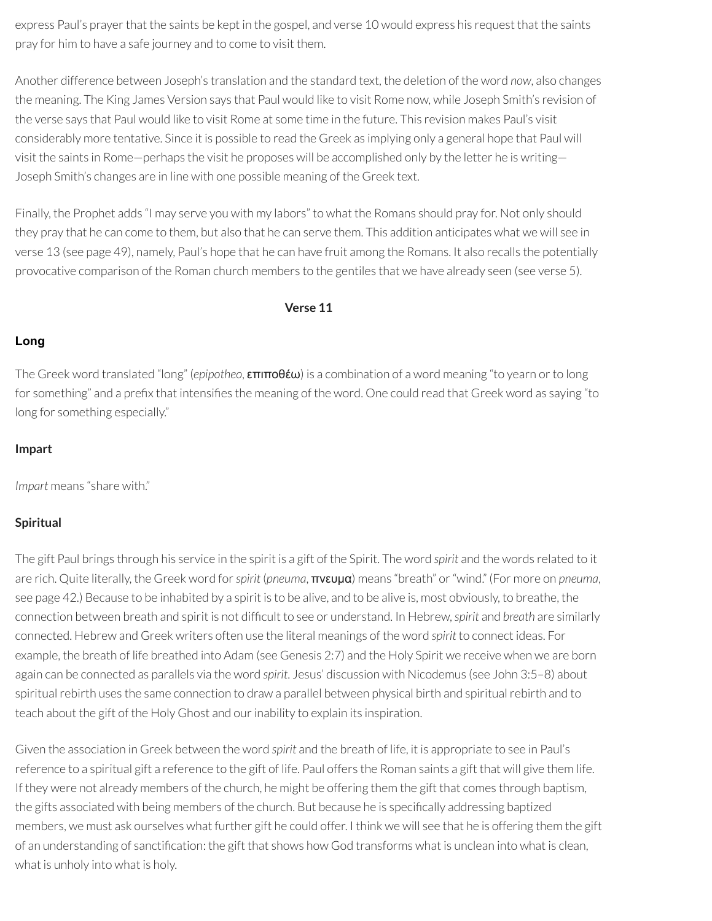express Paul's prayer that the saints be kept in the gospel, and verse 10 would express his request that the saints pray for him to have a safe journey and to come to visit them.

Another difference between Joseph's translation and the standard text, the deletion of the word *now*, also changes the meaning. The King James Version says that Paul would like to visit Rome now, while Joseph Smith's revision of the verse says that Paul would like to visit Rome at some time in the future. This revision makes Paul's visit considerably more tentative. Since it is possible to read the Greek as implying only a general hope that Paul will visit the saints in Rome—perhaps the visit he proposes will be accomplished only by the letter he is writing—Joseph Smith's changes are in line with one possible meaning of the Greek text.

Finally, the Prophet adds "I may serve you with my labors" to what the Romans should pray for. Not only should they pray that he can come to them, but also that he can serve them. This addition anticipates what we will see in verse 13 (see page 49), namely, Paul's hope that he can have fruit among the Romans. It also recalls the potentially provocative comparison of the Roman church members to the gentiles that we have already seen (see verse 5).

## Verse 11

### Long

The Greek word translated "long" (*epipotheo*, επιποθέω) is a combination of a word meaning "to yearn or to long for something" and a prefix that intensifies the meaning of the word. One could read that Greek word as saying "to long for something especially."

### Impart

*Impart* means "share with."

### Spiritual

The gift Paul brings through his service in the spirit is a gift of the Spirit. The word *spirit* and the words related to it are rich. Quite literally, the Greek word for *spirit* (*pneuma*, πνευμα) means "breath" or "wind." (For more on *pneuma*, see page 42.) Because to be inhabited by a spirit is to be alive, and to be alive is, most obviously, to breathe, the connection between breath and spirit is not difficult to see or understand. In Hebrew, *spirit* and *breath* are similarly connected. Hebrew and Greek writers often use the literal meanings of the word *spirit* to connect ideas. For example, the breath of life breathed into Adam (see Genesis 2:7) and the Holy Spirit we receive when we are born again can be connected as parallels via the word *spirit*. Jesus' discussion with Nicodemus (see John 3:5–8) about spiritual rebirth uses the same connection to draw a parallel between physical birth and spiritual rebirth and to teach about the gift of the Holy Ghost and our inability to explain its inspiration.

Given the association in Greek between the word *spirit* and the breath of life, it is appropriate to see in Paul's reference to a spiritual gift a reference to the gift of life. Paul offers the Roman saints a gift that will give them life. If they were not already members of the church, he might be offering them the gift that comes through baptism, the gifts associated with being members of the church. But because he is specifically addressing baptized members, we must ask ourselves what further gift he could offer. I think we will see that he is offering them the gift of an understanding of sanctification: the gift that shows how God transforms what is unclean into what is clean, what is unholy into what is holy.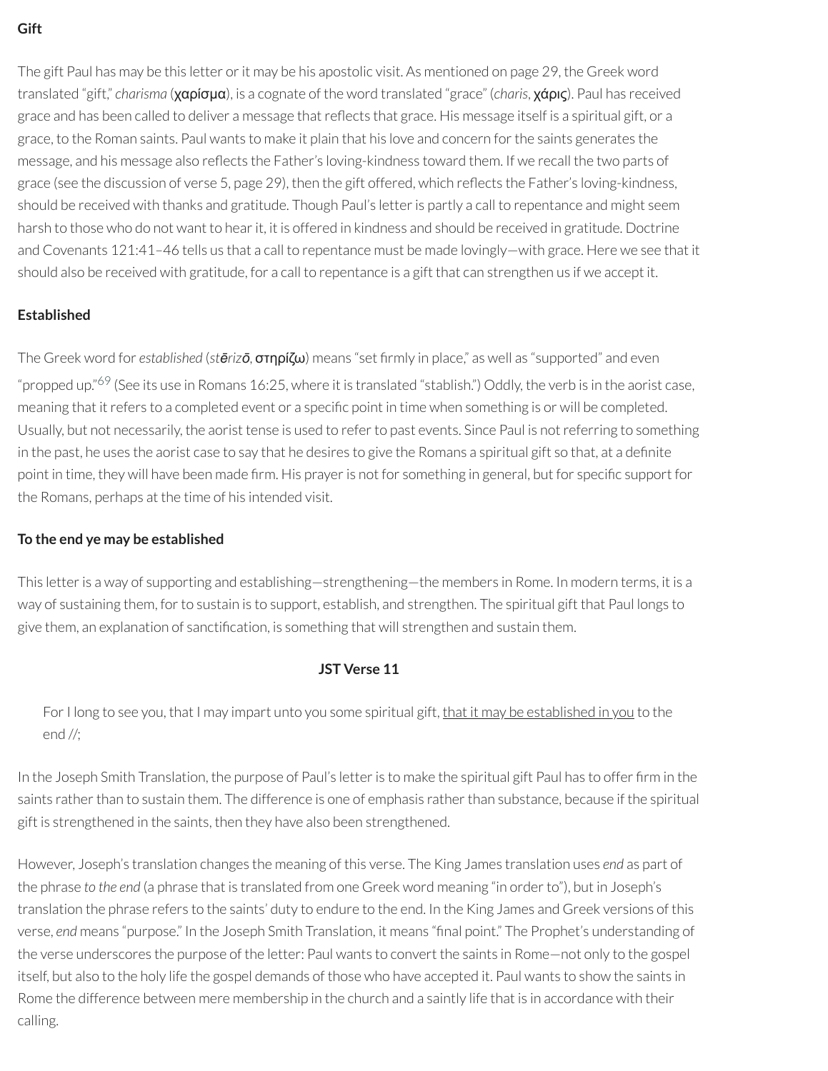**Gift**

The gift Paul has may be this letter or it may be his apostolic visit. As mentioned on page 29, the Greek word translated "gift," *charisma* (χαρίσμα), is a cognate of the word translated "grace" (*charis*, χάρις). Paul has received grace and has been called to deliver a message that reflects that grace. His message itself is a spiritual gift, or a grace, to the Roman saints. Paul wants to make it plain that his love and concern for the saints generates the message, and his message also reflects the Father's loving-kindness toward them. If we recall the two parts of grace (see the discussion of verse 5, page 29), then the gift offered, which reflects the Father's loving-kindness, should be received with thanks and gratitude. Though Paul's letter is partly a call to repentance and might seem harsh to those who do not want to hear it, it is offered in kindness and should be received in gratitude. Doctrine and Covenants 121:41–46 tells us that a call to repentance must be made lovingly—with grace. Here we see that it should also be received with gratitude, for a call to repentance is a gift that can strengthen us if we accept it.

**Established**

The Greek word for *established* (*stērizō*, στηρίζω) means "set firmly in place," as well as "supported" and even "propped up."[69] (See its use in Romans 16:25, where it is translated "stablish.") Oddly, the verb is in the aorist case, meaning that it refers to a completed event or a specific point in time when something is or will be completed. Usually, but not necessarily, the aorist tense is used to refer to past events. Since Paul is not referring to something in the past, he uses the aorist case to say that he desires to give the Romans a spiritual gift so that, at a definite point in time, they will have been made firm. His prayer is not for something in general, but for specific support for the Romans, perhaps at the time of his intended visit.

**To the end ye may be established**

This letter is a way of supporting and establishing—strengthening—the members in Rome. In modern terms, it is a way of sustaining them, for to sustain is to support, establish, and strengthen. The spiritual gift that Paul longs to give them, an explanation of sanctification, is something that will strengthen and sustain them.

**JST Verse 11**

> For I long to see you, that I may impart unto you some spiritual gift, <u>that it may be established in you</u> to the end //;

In the Joseph Smith Translation, the purpose of Paul's letter is to make the spiritual gift Paul has to offer firm in the saints rather than to sustain them. The difference is one of emphasis rather than substance, because if the spiritual gift is strengthened in the saints, then they have also been strengthened.

However, Joseph's translation changes the meaning of this verse. The King James translation uses *end* as part of the phrase *to the end* (a phrase that is translated from one Greek word meaning "in order to"), but in Joseph's translation the phrase refers to the saints' duty to endure to the end. In the King James and Greek versions of this verse, *end* means "purpose." In the Joseph Smith Translation, it means "final point." The Prophet's understanding of the verse underscores the purpose of the letter: Paul wants to convert the saints in Rome—not only to the gospel itself, but also to the holy life the gospel demands of those who have accepted it. Paul wants to show the saints in Rome the difference between mere membership in the church and a saintly life that is in accordance with their calling.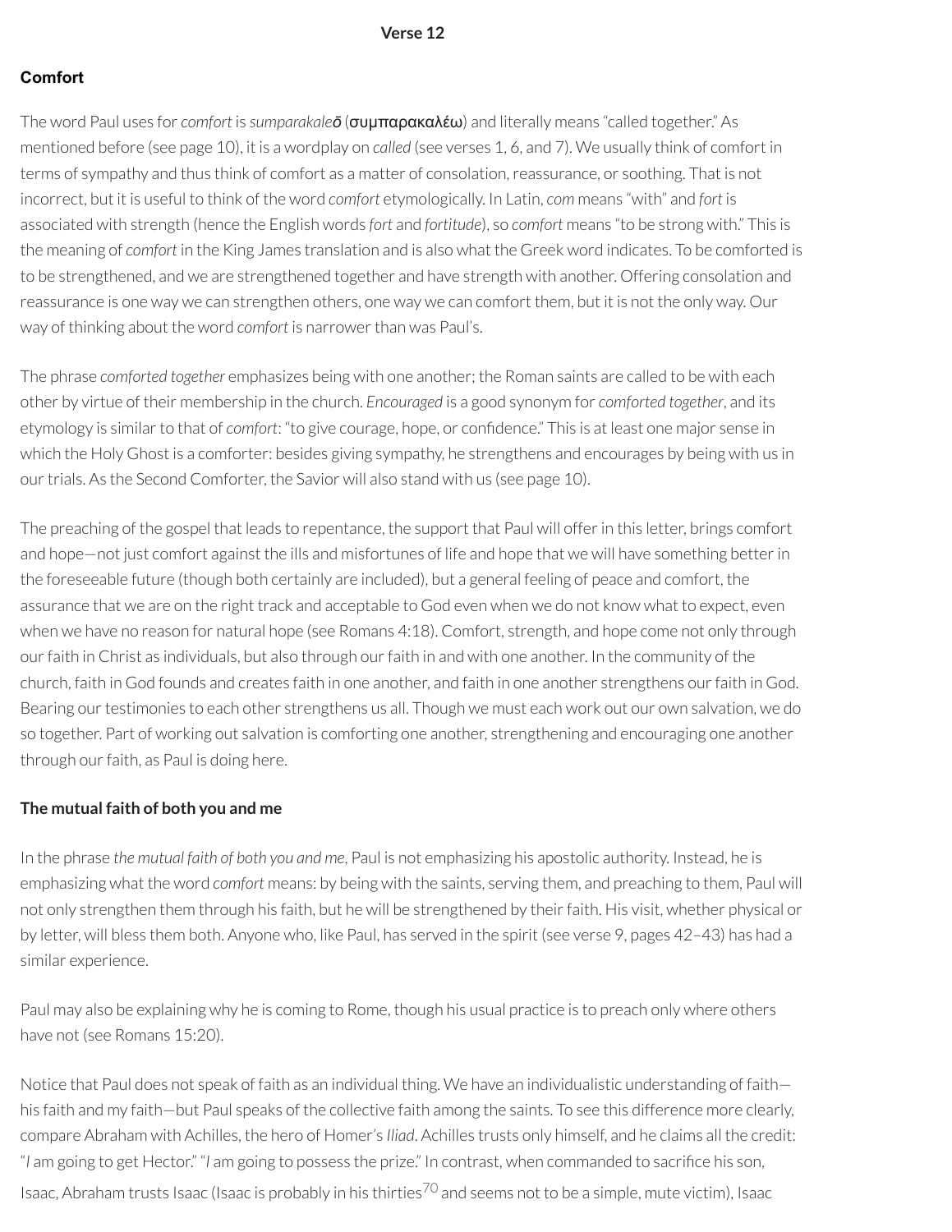### Verse 12

#### Comfort

The word Paul uses for *comfort* is *sumparakaleō* (συμπαρακαλέω) and literally means "called together." As mentioned before (see page 10), it is a wordplay on *called* (see verses 1, 6, and 7). We usually think of comfort in terms of sympathy and thus think of comfort as a matter of consolation, reassurance, or soothing. That is not incorrect, but it is useful to think of the word *comfort* etymologically. In Latin, *com* means "with" and *fort* is associated with strength (hence the English words *fort* and *fortitude*), so *comfort* means "to be strong with." This is the meaning of *comfort* in the King James translation and is also what the Greek word indicates. To be comforted is to be strengthened, and we are strengthened together and have strength with another. Offering consolation and reassurance is one way we can strengthen others, one way we can comfort them, but it is not the only way. Our way of thinking about the word *comfort* is narrower than was Paul's.

The phrase *comforted together* emphasizes being with one another; the Roman saints are called to be with each other by virtue of their membership in the church. *Encouraged* is a good synonym for *comforted together*, and its etymology is similar to that of *comfort*: "to give courage, hope, or confidence." This is at least one major sense in which the Holy Ghost is a comforter: besides giving sympathy, he strengthens and encourages by being with us in our trials. As the Second Comforter, the Savior will also stand with us (see page 10).

The preaching of the gospel that leads to repentance, the support that Paul will offer in this letter, brings comfort and hope—not just comfort against the ills and misfortunes of life and hope that we will have something better in the foreseeable future (though both certainly are included), but a general feeling of peace and comfort, the assurance that we are on the right track and acceptable to God even when we do not know what to expect, even when we have no reason for natural hope (see Romans 4:18). Comfort, strength, and hope come not only through our faith in Christ as individuals, but also through our faith in and with one another. In the community of the church, faith in God founds and creates faith in one another, and faith in one another strengthens our faith in God. Bearing our testimonies to each other strengthens us all. Though we must each work out our own salvation, we do so together. Part of working out salvation is comforting one another, strengthening and encouraging one another through our faith, as Paul is doing here.

#### The mutual faith of both you and me

In the phrase *the mutual faith of both you and me*, Paul is not emphasizing his apostolic authority. Instead, he is emphasizing what the word *comfort* means: by being with the saints, serving them, and preaching to them, Paul will not only strengthen them through his faith, but he will be strengthened by their faith. His visit, whether physical or by letter, will bless them both. Anyone who, like Paul, has served in the spirit (see verse 9, pages 42–43) has had a similar experience.

Paul may also be explaining why he is coming to Rome, though his usual practice is to preach only where others have not (see Romans 15:20).

Notice that Paul does not speak of faith as an individual thing. We have an individualistic understanding of faith—his faith and my faith—but Paul speaks of the collective faith among the saints. To see this difference more clearly, compare Abraham with Achilles, the hero of Homer's *Iliad*. Achilles trusts only himself, and he claims all the credit: "*I* am going to get Hector." "*I* am going to possess the prize." In contrast, when commanded to sacrifice his son, Isaac, Abraham trusts Isaac (Isaac is probably in his thirties[70] and seems not to be a simple, mute victim), Isaac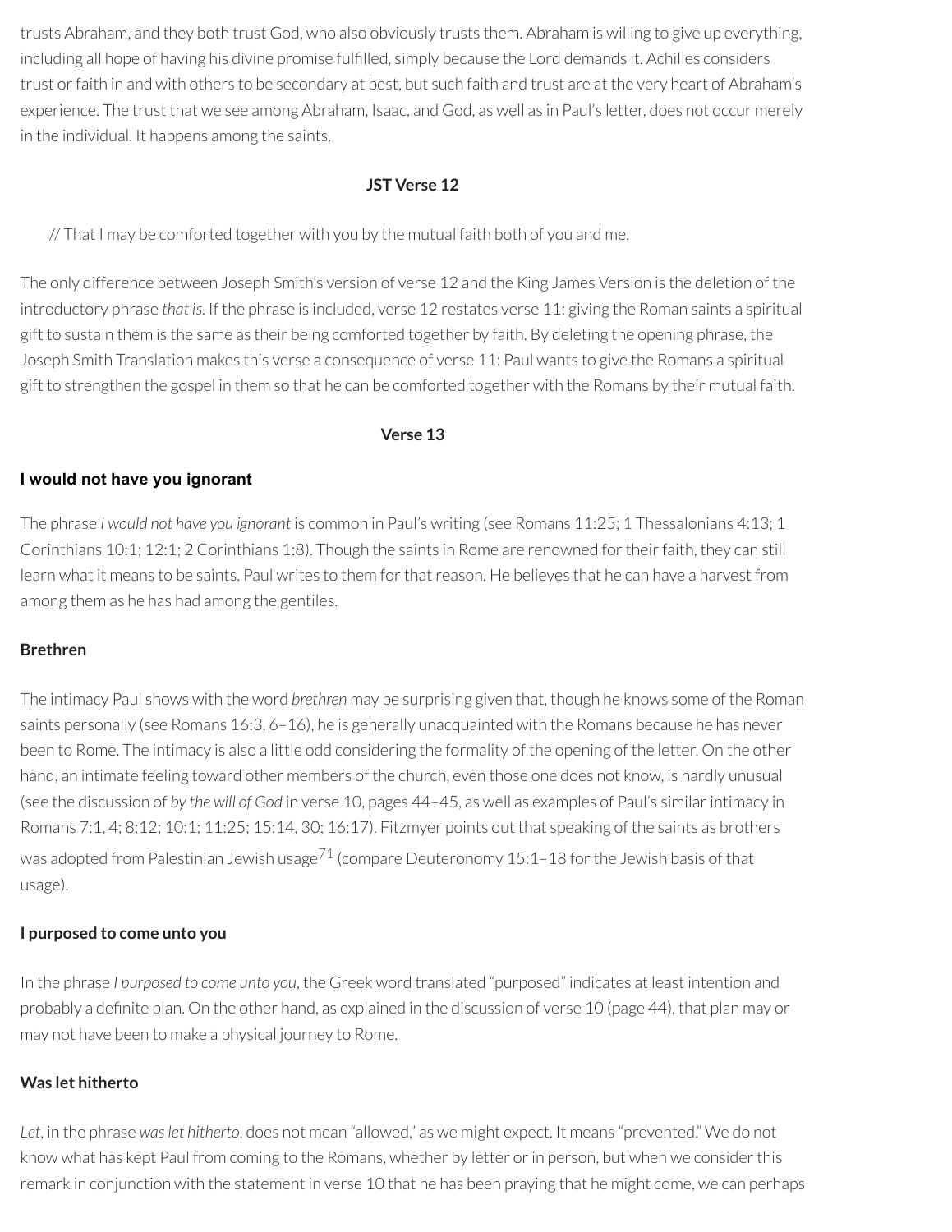trusts Abraham, and they both trust God, who also obviously trusts them. Abraham is willing to give up everything, including all hope of having his divine promise fulfilled, simply because the Lord demands it. Achilles considers trust or faith in and with others to be secondary at best, but such faith and trust are at the very heart of Abraham's experience. The trust that we see among Abraham, Isaac, and God, as well as in Paul's letter, does not occur merely in the individual. It happens among the saints.

### JST Verse 12

// That I may be comforted together with you by the mutual faith both of you and me.

The only difference between Joseph Smith's version of verse 12 and the King James Version is the deletion of the introductory phrase *that is*. If the phrase is included, verse 12 restates verse 11: giving the Roman saints a spiritual gift to sustain them is the same as their being comforted together by faith. By deleting the opening phrase, the Joseph Smith Translation makes this verse a consequence of verse 11: Paul wants to give the Romans a spiritual gift to strengthen the gospel in them so that he can be comforted together with the Romans by their mutual faith.

### Verse 13

#### I would not have you ignorant

The phrase *I would not have you ignorant* is common in Paul's writing (see Romans 11:25; 1 Thessalonians 4:13; 1 Corinthians 10:1; 12:1; 2 Corinthians 1:8). Though the saints in Rome are renowned for their faith, they can still learn what it means to be saints. Paul writes to them for that reason. He believes that he can have a harvest from among them as he has had among the gentiles.

#### Brethren

The intimacy Paul shows with the word *brethren* may be surprising given that, though he knows some of the Roman saints personally (see Romans 16:3, 6–16), he is generally unacquainted with the Romans because he has never been to Rome. The intimacy is also a little odd considering the formality of the opening of the letter. On the other hand, an intimate feeling toward other members of the church, even those one does not know, is hardly unusual (see the discussion of *by the will of God* in verse 10, pages 44–45, as well as examples of Paul's similar intimacy in Romans 7:1, 4; 8:12; 10:1; 11:25; 15:14, 30; 16:17). Fitzmyer points out that speaking of the saints as brothers was adopted from Palestinian Jewish usage[71] (compare Deuteronomy 15:1–18 for the Jewish basis of that usage).

#### I purposed to come unto you

In the phrase *I purposed to come unto you*, the Greek word translated "purposed" indicates at least intention and probably a definite plan. On the other hand, as explained in the discussion of verse 10 (page 44), that plan may or may not have been to make a physical journey to Rome.

#### Was let hitherto

*Let*, in the phrase *was let hitherto*, does not mean "allowed," as we might expect. It means "prevented." We do not know what has kept Paul from coming to the Romans, whether by letter or in person, but when we consider this remark in conjunction with the statement in verse 10 that he has been praying that he might come, we can perhaps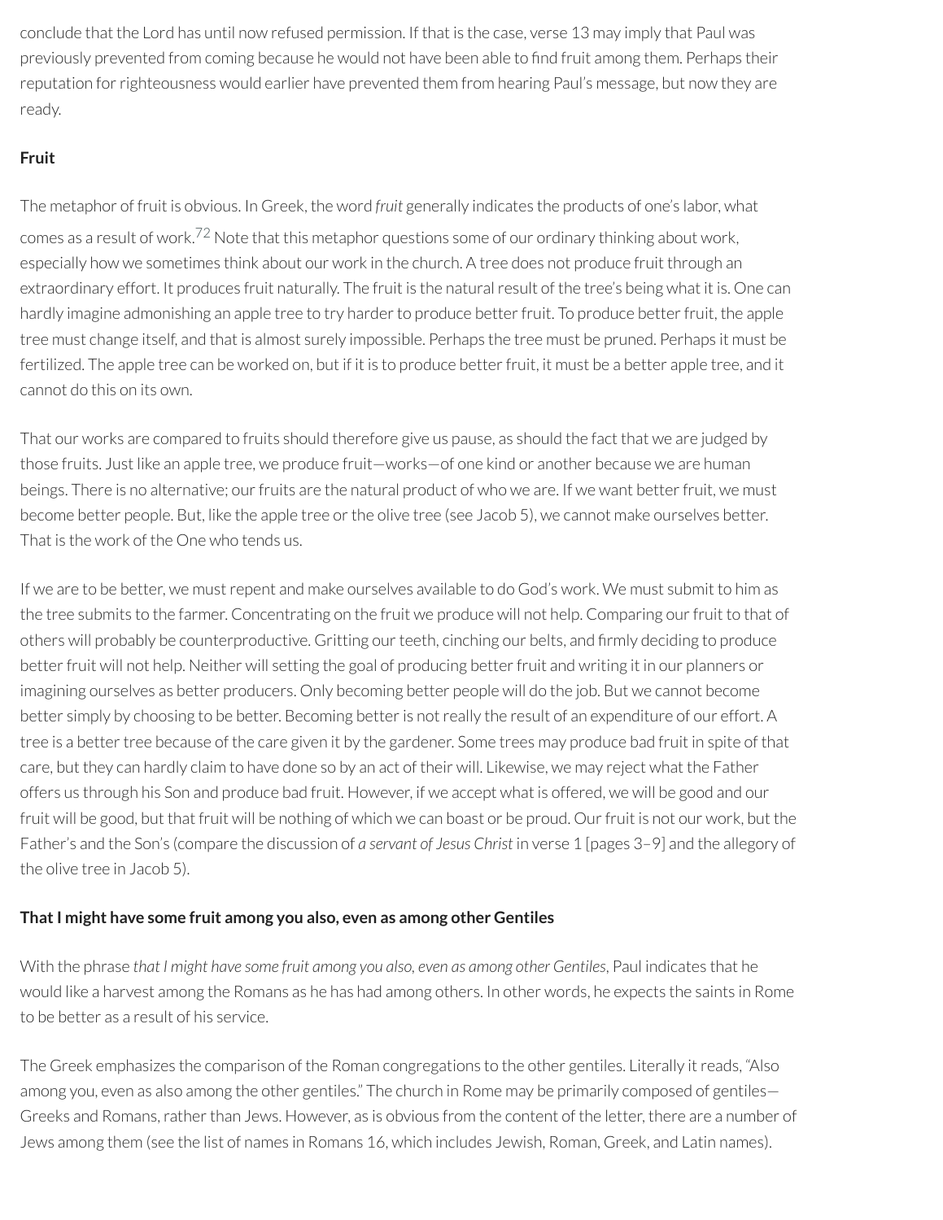conclude that the Lord has until now refused permission. If that is the case, verse 13 may imply that Paul was previously prevented from coming because he would not have been able to find fruit among them. Perhaps their reputation for righteousness would earlier have prevented them from hearing Paul's message, but now they are ready.

**Fruit**

The metaphor of fruit is obvious. In Greek, the word *fruit* generally indicates the products of one's labor, what comes as a result of work.[72] Note that this metaphor questions some of our ordinary thinking about work, especially how we sometimes think about our work in the church. A tree does not produce fruit through an extraordinary effort. It produces fruit naturally. The fruit is the natural result of the tree's being what it is. One can hardly imagine admonishing an apple tree to try harder to produce better fruit. To produce better fruit, the apple tree must change itself, and that is almost surely impossible. Perhaps the tree must be pruned. Perhaps it must be fertilized. The apple tree can be worked on, but if it is to produce better fruit, it must be a better apple tree, and it cannot do this on its own.

That our works are compared to fruits should therefore give us pause, as should the fact that we are judged by those fruits. Just like an apple tree, we produce fruit—works—of one kind or another because we are human beings. There is no alternative; our fruits are the natural product of who we are. If we want better fruit, we must become better people. But, like the apple tree or the olive tree (see Jacob 5), we cannot make ourselves better. That is the work of the One who tends us.

If we are to be better, we must repent and make ourselves available to do God's work. We must submit to him as the tree submits to the farmer. Concentrating on the fruit we produce will not help. Comparing our fruit to that of others will probably be counterproductive. Gritting our teeth, cinching our belts, and firmly deciding to produce better fruit will not help. Neither will setting the goal of producing better fruit and writing it in our planners or imagining ourselves as better producers. Only becoming better people will do the job. But we cannot become better simply by choosing to be better. Becoming better is not really the result of an expenditure of our effort. A tree is a better tree because of the care given it by the gardener. Some trees may produce bad fruit in spite of that care, but they can hardly claim to have done so by an act of their will. Likewise, we may reject what the Father offers us through his Son and produce bad fruit. However, if we accept what is offered, we will be good and our fruit will be good, but that fruit will be nothing of which we can boast or be proud. Our fruit is not our work, but the Father's and the Son's (compare the discussion of *a servant of Jesus Christ* in verse 1 [pages 3–9] and the allegory of the olive tree in Jacob 5).

**That I might have some fruit among you also, even as among other Gentiles**

With the phrase *that I might have some fruit among you also, even as among other Gentiles*, Paul indicates that he would like a harvest among the Romans as he has had among others. In other words, he expects the saints in Rome to be better as a result of his service.

The Greek emphasizes the comparison of the Roman congregations to the other gentiles. Literally it reads, "Also among you, even as also among the other gentiles." The church in Rome may be primarily composed of gentiles—Greeks and Romans, rather than Jews. However, as is obvious from the content of the letter, there are a number of Jews among them (see the list of names in Romans 16, which includes Jewish, Roman, Greek, and Latin names).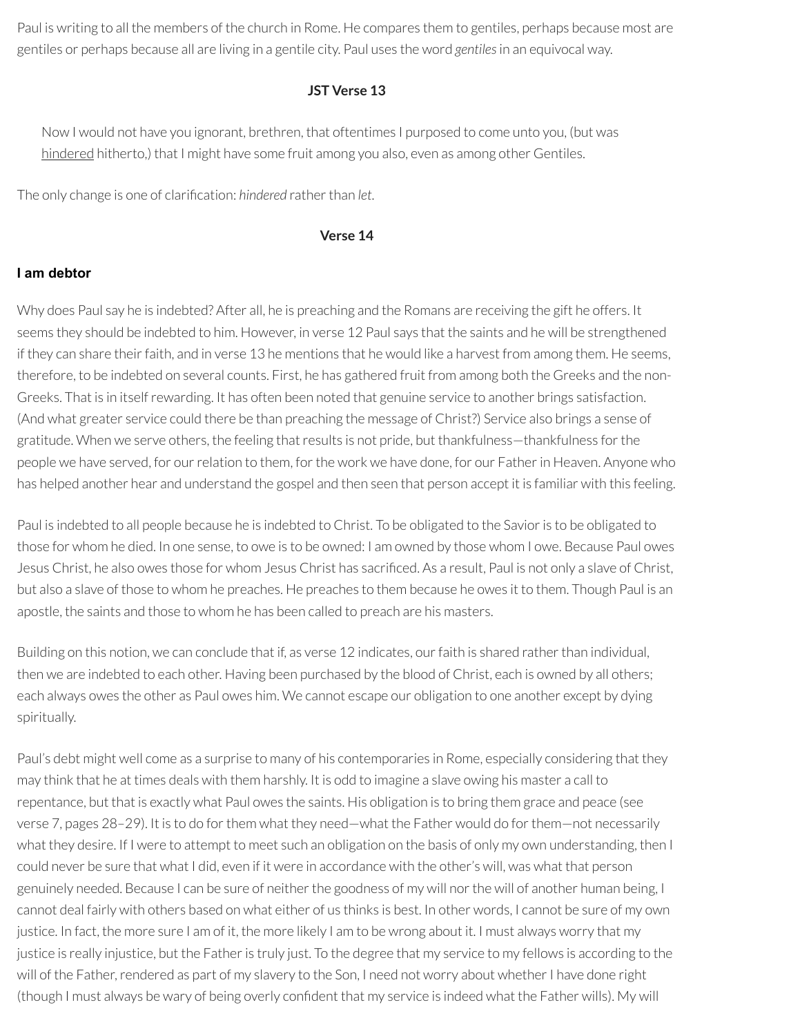Paul is writing to all the members of the church in Rome. He compares them to gentiles, perhaps because most are gentiles or perhaps because all are living in a gentile city. Paul uses the word *gentiles* in an equivocal way.

### JST Verse 13

> Now I would not have you ignorant, brethren, that oftentimes I purposed to come unto you, (but was <u>hindered</u> hitherto,) that I might have some fruit among you also, even as among other Gentiles.

The only change is one of clarification: *hindered* rather than *let*.

### Verse 14

#### I am debtor

Why does Paul say he is indebted? After all, he is preaching and the Romans are receiving the gift he offers. It seems they should be indebted to him. However, in verse 12 Paul says that the saints and he will be strengthened if they can share their faith, and in verse 13 he mentions that he would like a harvest from among them. He seems, therefore, to be indebted on several counts. First, he has gathered fruit from among both the Greeks and the non-Greeks. That is in itself rewarding. It has often been noted that genuine service to another brings satisfaction. (And what greater service could there be than preaching the message of Christ?) Service also brings a sense of gratitude. When we serve others, the feeling that results is not pride, but thankfulness—thankfulness for the people we have served, for our relation to them, for the work we have done, for our Father in Heaven. Anyone who has helped another hear and understand the gospel and then seen that person accept it is familiar with this feeling.

Paul is indebted to all people because he is indebted to Christ. To be obligated to the Savior is to be obligated to those for whom he died. In one sense, to owe is to be owned: I am owned by those whom I owe. Because Paul owes Jesus Christ, he also owes those for whom Jesus Christ has sacrificed. As a result, Paul is not only a slave of Christ, but also a slave of those to whom he preaches. He preaches to them because he owes it to them. Though Paul is an apostle, the saints and those to whom he has been called to preach are his masters.

Building on this notion, we can conclude that if, as verse 12 indicates, our faith is shared rather than individual, then we are indebted to each other. Having been purchased by the blood of Christ, each is owned by all others; each always owes the other as Paul owes him. We cannot escape our obligation to one another except by dying spiritually.

Paul's debt might well come as a surprise to many of his contemporaries in Rome, especially considering that they may think that he at times deals with them harshly. It is odd to imagine a slave owing his master a call to repentance, but that is exactly what Paul owes the saints. His obligation is to bring them grace and peace (see verse 7, pages 28–29). It is to do for them what they need—what the Father would do for them—not necessarily what they desire. If I were to attempt to meet such an obligation on the basis of only my own understanding, then I could never be sure that what I did, even if it were in accordance with the other's will, was what that person genuinely needed. Because I can be sure of neither the goodness of my will nor the will of another human being, I cannot deal fairly with others based on what either of us thinks is best. In other words, I cannot be sure of my own justice. In fact, the more sure I am of it, the more likely I am to be wrong about it. I must always worry that my justice is really injustice, but the Father is truly just. To the degree that my service to my fellows is according to the will of the Father, rendered as part of my slavery to the Son, I need not worry about whether I have done right (though I must always be wary of being overly confident that my service is indeed what the Father wills). My will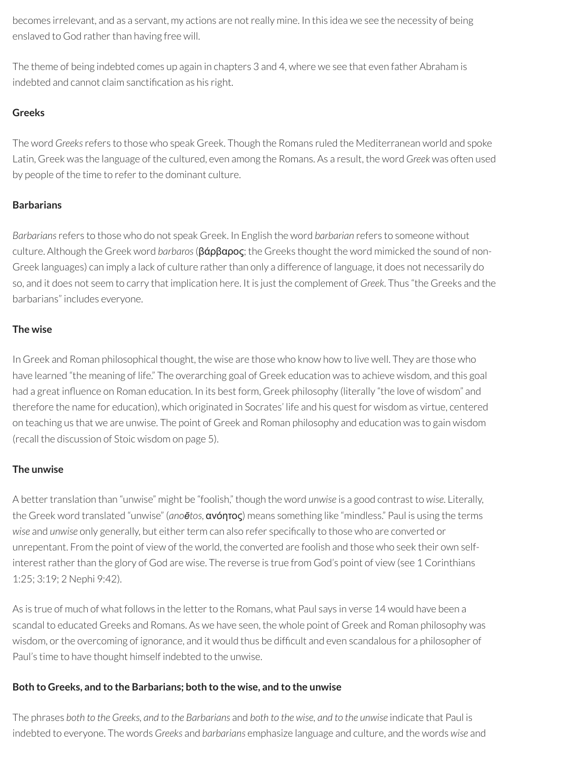becomes irrelevant, and as a servant, my actions are not really mine. In this idea we see the necessity of being enslaved to God rather than having free will.

The theme of being indebted comes up again in chapters 3 and 4, where we see that even father Abraham is indebted and cannot claim sanctification as his right.

**Greeks**

The word *Greeks* refers to those who speak Greek. Though the Romans ruled the Mediterranean world and spoke Latin, Greek was the language of the cultured, even among the Romans. As a result, the word *Greek* was often used by people of the time to refer to the dominant culture.

**Barbarians**

*Barbarians* refers to those who do not speak Greek. In English the word *barbarian* refers to someone without culture. Although the Greek word *barbaros* (**βάρβαρος**; the Greeks thought the word mimicked the sound of non-Greek languages) can imply a lack of culture rather than only a difference of language, it does not necessarily do so, and it does not seem to carry that implication here. It is just the complement of *Greek*. Thus "the Greeks and the barbarians" includes everyone.

**The wise**

In Greek and Roman philosophical thought, the wise are those who know how to live well. They are those who have learned "the meaning of life." The overarching goal of Greek education was to achieve wisdom, and this goal had a great influence on Roman education. In its best form, Greek philosophy (literally "the love of wisdom" and therefore the name for education), which originated in Socrates' life and his quest for wisdom as virtue, centered on teaching us that we are unwise. The point of Greek and Roman philosophy and education was to gain wisdom (recall the discussion of Stoic wisdom on page 5).

**The unwise**

A better translation than "unwise" might be "foolish," though the word *unwise* is a good contrast to *wise*. Literally, the Greek word translated "unwise" (*anoētos*, **ανόητος**) means something like "mindless." Paul is using the terms *wise* and *unwise* only generally, but either term can also refer specifically to those who are converted or unrepentant. From the point of view of the world, the converted are foolish and those who seek their own self-interest rather than the glory of God are wise. The reverse is true from God's point of view (see 1 Corinthians 1:25; 3:19; 2 Nephi 9:42).

As is true of much of what follows in the letter to the Romans, what Paul says in verse 14 would have been a scandal to educated Greeks and Romans. As we have seen, the whole point of Greek and Roman philosophy was wisdom, or the overcoming of ignorance, and it would thus be difficult and even scandalous for a philosopher of Paul's time to have thought himself indebted to the unwise.

**Both to Greeks, and to the Barbarians; both to the wise, and to the unwise**

The phrases *both to the Greeks, and to the Barbarians* and *both to the wise, and to the unwise* indicate that Paul is indebted to everyone. The words *Greeks* and *barbarians* emphasize language and culture, and the words *wise* and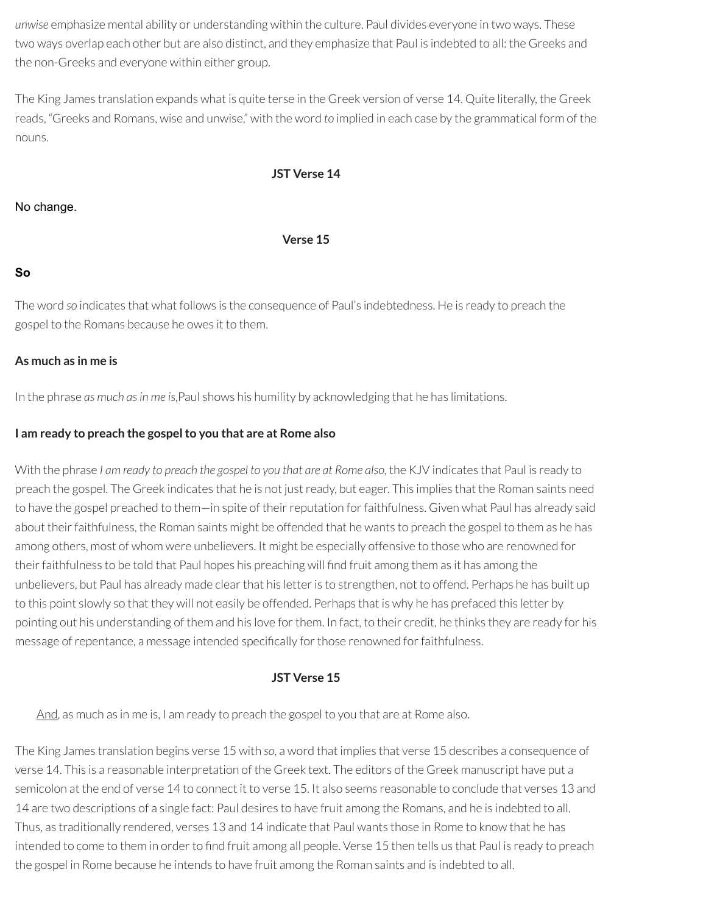*unwise* emphasize mental ability or understanding within the culture. Paul divides everyone in two ways. These two ways overlap each other but are also distinct, and they emphasize that Paul is indebted to all: the Greeks and the non-Greeks and everyone within either group.

The King James translation expands what is quite terse in the Greek version of verse 14. Quite literally, the Greek reads, "Greeks and Romans, wise and unwise," with the word *to* implied in each case by the grammatical form of the nouns.

### JST Verse 14

No change.

### Verse 15

**So**

The word *so* indicates that what follows is the consequence of Paul's indebtedness. He is ready to preach the gospel to the Romans because he owes it to them.

**As much as in me is**

In the phrase *as much as in me is*,Paul shows his humility by acknowledging that he has limitations.

**I am ready to preach the gospel to you that are at Rome also**

With the phrase *I am ready to preach the gospel to you that are at Rome also,* the KJV indicates that Paul is ready to preach the gospel. The Greek indicates that he is not just ready, but eager. This implies that the Roman saints need to have the gospel preached to them—in spite of their reputation for faithfulness. Given what Paul has already said about their faithfulness, the Roman saints might be offended that he wants to preach the gospel to them as he has among others, most of whom were unbelievers. It might be especially offensive to those who are renowned for their faithfulness to be told that Paul hopes his preaching will find fruit among them as it has among the unbelievers, but Paul has already made clear that his letter is to strengthen, not to offend. Perhaps he has built up to this point slowly so that they will not easily be offended. Perhaps that is why he has prefaced this letter by pointing out his understanding of them and his love for them. In fact, to their credit, he thinks they are ready for his message of repentance, a message intended specifically for those renowned for faithfulness.

### JST Verse 15

> <u>And</u>, as much as in me is, I am ready to preach the gospel to you that are at Rome also.

The King James translation begins verse 15 with *so,* a word that implies that verse 15 describes a consequence of verse 14. This is a reasonable interpretation of the Greek text. The editors of the Greek manuscript have put a semicolon at the end of verse 14 to connect it to verse 15. It also seems reasonable to conclude that verses 13 and 14 are two descriptions of a single fact: Paul desires to have fruit among the Romans, and he is indebted to all. Thus, as traditionally rendered, verses 13 and 14 indicate that Paul wants those in Rome to know that he has intended to come to them in order to find fruit among all people. Verse 15 then tells us that Paul is ready to preach the gospel in Rome because he intends to have fruit among the Roman saints and is indebted to all.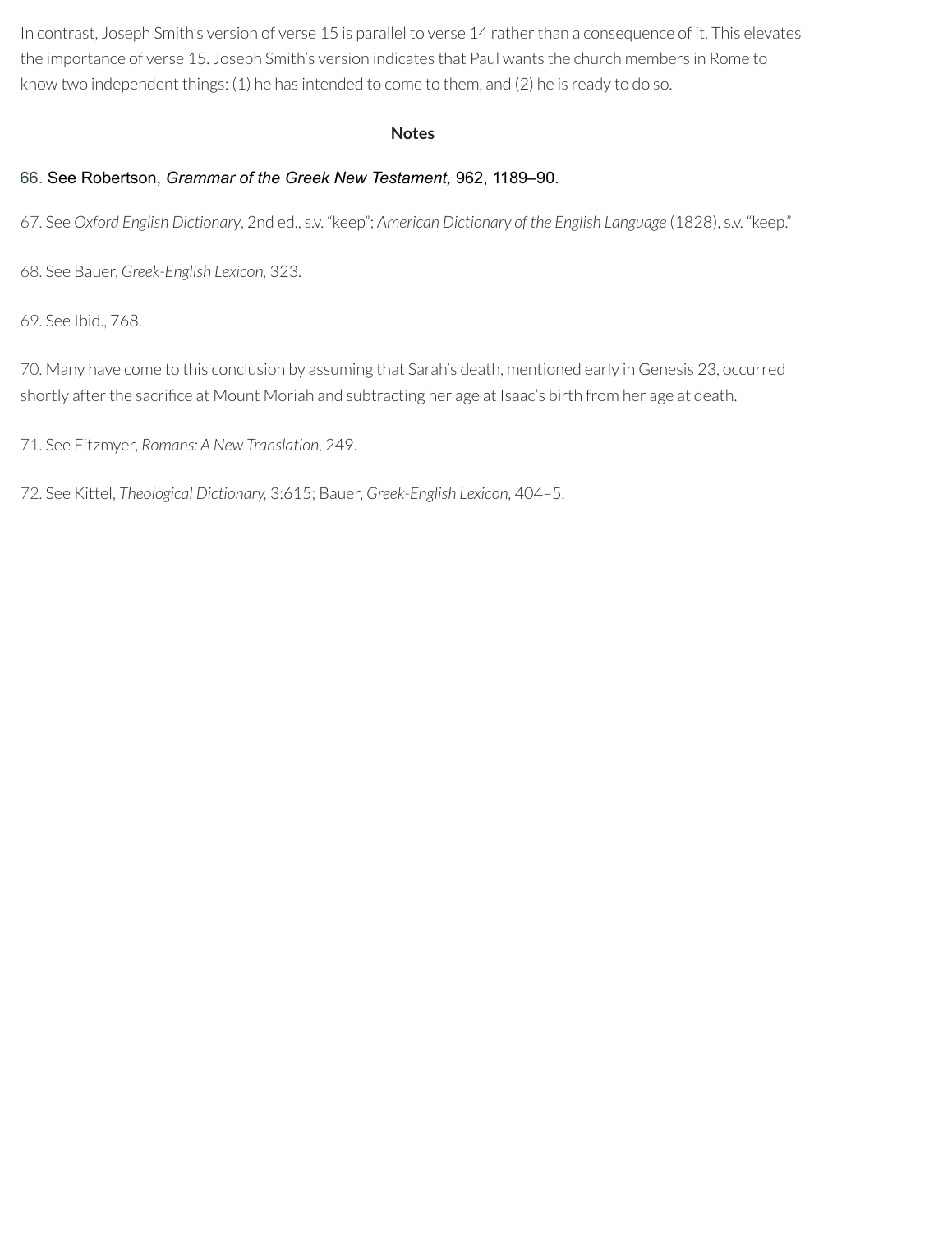In contrast, Joseph Smith's version of verse 15 is parallel to verse 14 rather than a consequence of it. This elevates the importance of verse 15. Joseph Smith's version indicates that Paul wants the church members in Rome to know two independent things: (1) he has intended to come to them, and (2) he is ready to do so.

**Notes**

66. See Robertson, *Grammar of the Greek New Testament,* 962, 1189–90.

67. See *Oxford English Dictionary*, 2nd ed., s.v. "keep"; *American Dictionary of the English Language* (1828), s.v. "keep."

68. See Bauer, *Greek-English Lexicon,* 323.

69. See Ibid., 768.

70. Many have come to this conclusion by assuming that Sarah's death, mentioned early in Genesis 23, occurred shortly after the sacrifice at Mount Moriah and subtracting her age at Isaac's birth from her age at death.

71. See Fitzmyer, *Romans: A New Translation,* 249.

72. See Kittel, *Theological Dictionary,* 3:615; Bauer, *Greek-English Lexicon,* 404–5.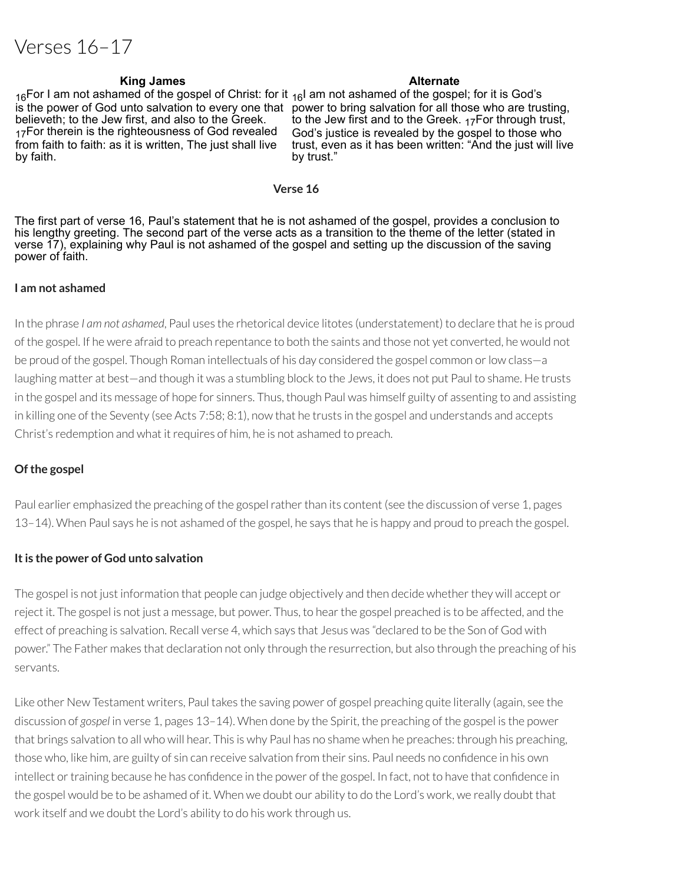# Verses 16–17

| King James | Alternate |
| --- | --- |
| 16For I am not ashamed of the gospel of Christ: for it is the power of God unto salvation to every one that believeth; to the Jew first, and also to the Greek. 17For therein is the righteousness of God revealed from faith to faith: as it is written, The just shall live by faith. | 16I am not ashamed of the gospel; for it is God's power to bring salvation for all those who are trusting, to the Jew first and to the Greek. 17For through trust, God's justice is revealed by the gospel to those who trust, even as it has been written: "And the just will live by trust." |

### Verse 16

The first part of verse 16, Paul's statement that he is not ashamed of the gospel, provides a conclusion to his lengthy greeting. The second part of the verse acts as a transition to the theme of the letter (stated in verse 17), explaining why Paul is not ashamed of the gospel and setting up the discussion of the saving power of faith.

**I am not ashamed**

In the phrase *I am not ashamed*, Paul uses the rhetorical device litotes (understatement) to declare that he is proud of the gospel. If he were afraid to preach repentance to both the saints and those not yet converted, he would not be proud of the gospel. Though Roman intellectuals of his day considered the gospel common or low class—a laughing matter at best—and though it was a stumbling block to the Jews, it does not put Paul to shame. He trusts in the gospel and its message of hope for sinners. Thus, though Paul was himself guilty of assenting to and assisting in killing one of the Seventy (see Acts 7:58; 8:1), now that he trusts in the gospel and understands and accepts Christ's redemption and what it requires of him, he is not ashamed to preach.

**Of the gospel**

Paul earlier emphasized the preaching of the gospel rather than its content (see the discussion of verse 1, pages 13–14). When Paul says he is not ashamed of the gospel, he says that he is happy and proud to preach the gospel.

**It is the power of God unto salvation**

The gospel is not just information that people can judge objectively and then decide whether they will accept or reject it. The gospel is not just a message, but power. Thus, to hear the gospel preached is to be affected, and the effect of preaching is salvation. Recall verse 4, which says that Jesus was "declared to be the Son of God with power." The Father makes that declaration not only through the resurrection, but also through the preaching of his servants.

Like other New Testament writers, Paul takes the saving power of gospel preaching quite literally (again, see the discussion of *gospel* in verse 1, pages 13–14). When done by the Spirit, the preaching of the gospel is the power that brings salvation to all who will hear. This is why Paul has no shame when he preaches: through his preaching, those who, like him, are guilty of sin can receive salvation from their sins. Paul needs no confidence in his own intellect or training because he has confidence in the power of the gospel. In fact, not to have that confidence in the gospel would be to be ashamed of it. When we doubt our ability to do the Lord's work, we really doubt that work itself and we doubt the Lord's ability to do his work through us.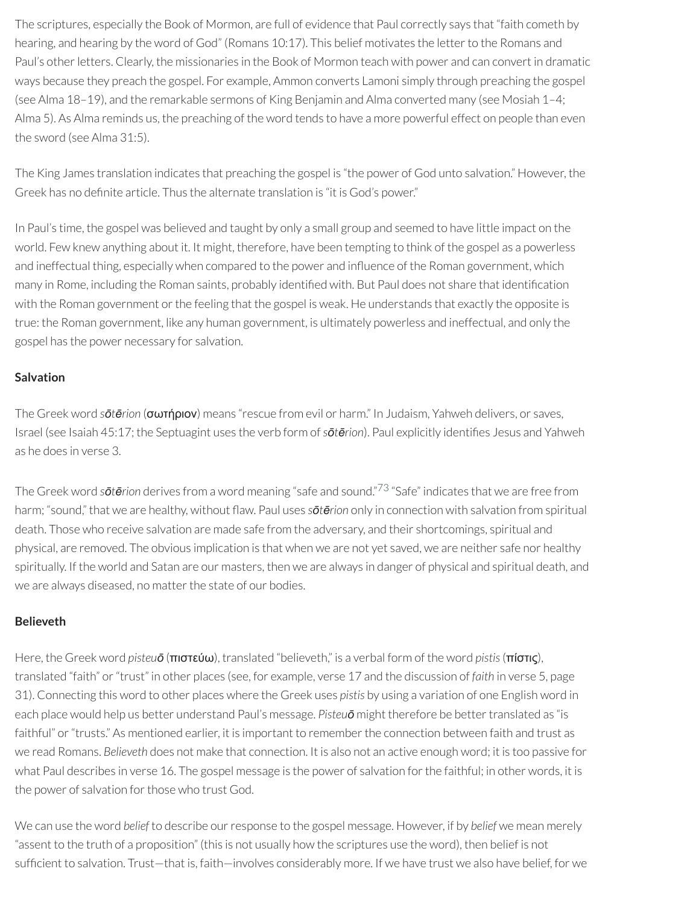The scriptures, especially the Book of Mormon, are full of evidence that Paul correctly says that "faith cometh by hearing, and hearing by the word of God" (Romans 10:17). This belief motivates the letter to the Romans and Paul's other letters. Clearly, the missionaries in the Book of Mormon teach with power and can convert in dramatic ways because they preach the gospel. For example, Ammon converts Lamoni simply through preaching the gospel (see Alma 18–19), and the remarkable sermons of King Benjamin and Alma converted many (see Mosiah 1–4; Alma 5). As Alma reminds us, the preaching of the word tends to have a more powerful effect on people than even the sword (see Alma 31:5).

The King James translation indicates that preaching the gospel is "the power of God unto salvation." However, the Greek has no definite article. Thus the alternate translation is "it is God's power."

In Paul's time, the gospel was believed and taught by only a small group and seemed to have little impact on the world. Few knew anything about it. It might, therefore, have been tempting to think of the gospel as a powerless and ineffectual thing, especially when compared to the power and influence of the Roman government, which many in Rome, including the Roman saints, probably identified with. But Paul does not share that identification with the Roman government or the feeling that the gospel is weak. He understands that exactly the opposite is true: the Roman government, like any human government, is ultimately powerless and ineffectual, and only the gospel has the power necessary for salvation.

### Salvation

The Greek word *sōtērion* (σωτήριον) means "rescue from evil or harm." In Judaism, Yahweh delivers, or saves, Israel (see Isaiah 45:17; the Septuagint uses the verb form of *sōtērion*). Paul explicitly identifies Jesus and Yahweh as he does in verse 3.

The Greek word *sōtērion* derives from a word meaning "safe and sound."[73] "Safe" indicates that we are free from harm; "sound," that we are healthy, without flaw. Paul uses *sōtērion* only in connection with salvation from spiritual death. Those who receive salvation are made safe from the adversary, and their shortcomings, spiritual and physical, are removed. The obvious implication is that when we are not yet saved, we are neither safe nor healthy spiritually. If the world and Satan are our masters, then we are always in danger of physical and spiritual death, and we are always diseased, no matter the state of our bodies.

### Believeth

Here, the Greek word *pisteuō* (πιστεύω), translated "believeth," is a verbal form of the word *pistis* (πίστις), translated "faith" or "trust" in other places (see, for example, verse 17 and the discussion of *faith* in verse 5, page 31). Connecting this word to other places where the Greek uses *pistis* by using a variation of one English word in each place would help us better understand Paul's message. *Pisteuō* might therefore be better translated as "is faithful" or "trusts." As mentioned earlier, it is important to remember the connection between faith and trust as we read Romans. *Believeth* does not make that connection. It is also not an active enough word; it is too passive for what Paul describes in verse 16. The gospel message is the power of salvation for the faithful; in other words, it is the power of salvation for those who trust God.

We can use the word *belief* to describe our response to the gospel message. However, if by *belief* we mean merely "assent to the truth of a proposition" (this is not usually how the scriptures use the word), then belief is not sufficient to salvation. Trust—that is, faith—involves considerably more. If we have trust we also have belief, for we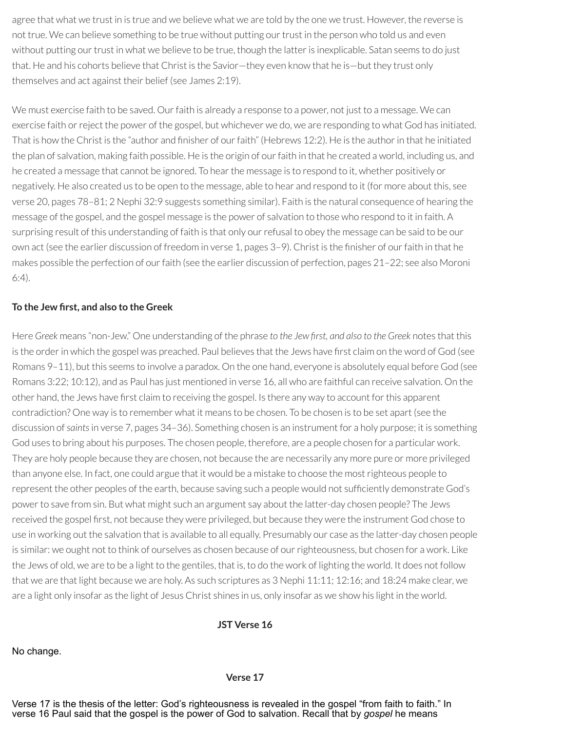agree that what we trust in is true and we believe what we are told by the one we trust. However, the reverse is not true. We can believe something to be true without putting our trust in the person who told us and even without putting our trust in what we believe to be true, though the latter is inexplicable. Satan seems to do just that. He and his cohorts believe that Christ is the Savior—they even know that he is—but they trust only themselves and act against their belief (see James 2:19).

We must exercise faith to be saved. Our faith is already a response to a power, not just to a message. We can exercise faith or reject the power of the gospel, but whichever we do, we are responding to what God has initiated. That is how the Christ is the "author and finisher of our faith" (Hebrews 12:2). He is the author in that he initiated the plan of salvation, making faith possible. He is the origin of our faith in that he created a world, including us, and he created a message that cannot be ignored. To hear the message is to respond to it, whether positively or negatively. He also created us to be open to the message, able to hear and respond to it (for more about this, see verse 20, pages 78–81; 2 Nephi 32:9 suggests something similar). Faith is the natural consequence of hearing the message of the gospel, and the gospel message is the power of salvation to those who respond to it in faith. A surprising result of this understanding of faith is that only our refusal to obey the message can be said to be our own act (see the earlier discussion of freedom in verse 1, pages 3–9). Christ is the finisher of our faith in that he makes possible the perfection of our faith (see the earlier discussion of perfection, pages 21–22; see also Moroni 6:4).

**To the Jew first, and also to the Greek**

Here *Greek* means "non-Jew." One understanding of the phrase *to the Jew first, and also to the Greek* notes that this is the order in which the gospel was preached. Paul believes that the Jews have first claim on the word of God (see Romans 9–11), but this seems to involve a paradox. On the one hand, everyone is absolutely equal before God (see Romans 3:22; 10:12), and as Paul has just mentioned in verse 16, all who are faithful can receive salvation. On the other hand, the Jews have first claim to receiving the gospel. Is there any way to account for this apparent contradiction? One way is to remember what it means to be chosen. To be chosen is to be set apart (see the discussion of *saints* in verse 7, pages 34–36). Something chosen is an instrument for a holy purpose; it is something God uses to bring about his purposes. The chosen people, therefore, are a people chosen for a particular work. They are holy people because they are chosen, not because the are necessarily any more pure or more privileged than anyone else. In fact, one could argue that it would be a mistake to choose the most righteous people to represent the other peoples of the earth, because saving such a people would not sufficiently demonstrate God's power to save from sin. But what might such an argument say about the latter-day chosen people? The Jews received the gospel first, not because they were privileged, but because they were the instrument God chose to use in working out the salvation that is available to all equally. Presumably our case as the latter-day chosen people is similar: we ought not to think of ourselves as chosen because of our righteousness, but chosen for a work. Like the Jews of old, we are to be a light to the gentiles, that is, to do the work of lighting the world. It does not follow that we are that light because we are holy. As such scriptures as 3 Nephi 11:11; 12:16; and 18:24 make clear, we are a light only insofar as the light of Jesus Christ shines in us, only insofar as we show his light in the world.

**JST Verse 16**

No change.

**Verse 17**

Verse 17 is the thesis of the letter: God's righteousness is revealed in the gospel "from faith to faith." In verse 16 Paul said that the gospel is the power of God to salvation. Recall that by *gospel* he means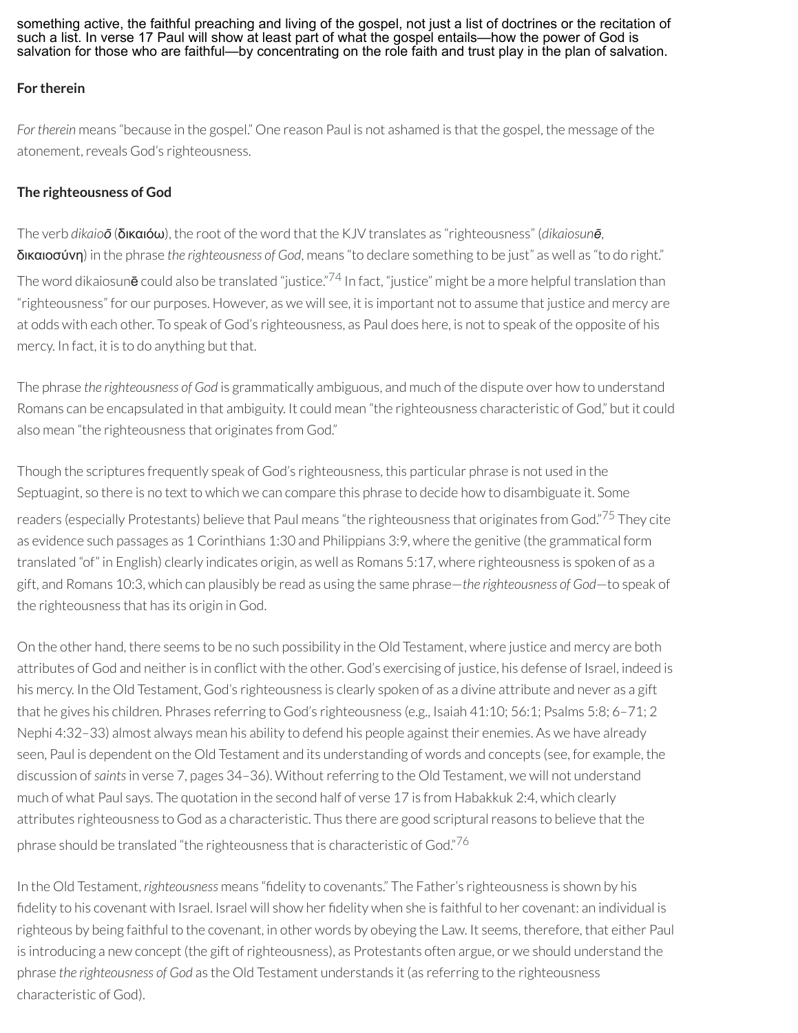something active, the faithful preaching and living of the gospel, not just a list of doctrines or the recitation of such a list. In verse 17 Paul will show at least part of what the gospel entails—how the power of God is salvation for those who are faithful—by concentrating on the role faith and trust play in the plan of salvation.

**For therein**

*For therein* means "because in the gospel." One reason Paul is not ashamed is that the gospel, the message of the atonement, reveals God's righteousness.

**The righteousness of God**

The verb *dikaioō* (**δικαιόω**), the root of the word that the KJV translates as "righteousness" (*dikaiosunē*, **δικαιοσύνη**) in the phrase *the righteousness of God*, means "to declare something to be just" as well as "to do right." The word dikaiosunē could also be translated "justice."[74] In fact, "justice" might be a more helpful translation than "righteousness" for our purposes. However, as we will see, it is important not to assume that justice and mercy are at odds with each other. To speak of God's righteousness, as Paul does here, is not to speak of the opposite of his mercy. In fact, it is to do anything but that.

The phrase *the righteousness of God* is grammatically ambiguous, and much of the dispute over how to understand Romans can be encapsulated in that ambiguity. It could mean "the righteousness characteristic of God," but it could also mean "the righteousness that originates from God."

Though the scriptures frequently speak of God's righteousness, this particular phrase is not used in the Septuagint, so there is no text to which we can compare this phrase to decide how to disambiguate it. Some readers (especially Protestants) believe that Paul means "the righteousness that originates from God."[75] They cite as evidence such passages as 1 Corinthians 1:30 and Philippians 3:9, where the genitive (the grammatical form translated "of" in English) clearly indicates origin, as well as Romans 5:17, where righteousness is spoken of as a gift, and Romans 10:3, which can plausibly be read as using the same phrase—*the righteousness of God*—to speak of the righteousness that has its origin in God.

On the other hand, there seems to be no such possibility in the Old Testament, where justice and mercy are both attributes of God and neither is in conflict with the other. God's exercising of justice, his defense of Israel, indeed is his mercy. In the Old Testament, God's righteousness is clearly spoken of as a divine attribute and never as a gift that he gives his children. Phrases referring to God's righteousness (e.g., Isaiah 41:10; 56:1; Psalms 5:8; 6–71; 2 Nephi 4:32–33) almost always mean his ability to defend his people against their enemies. As we have already seen, Paul is dependent on the Old Testament and its understanding of words and concepts (see, for example, the discussion of *saints* in verse 7, pages 34–36). Without referring to the Old Testament, we will not understand much of what Paul says. The quotation in the second half of verse 17 is from Habakkuk 2:4, which clearly attributes righteousness to God as a characteristic. Thus there are good scriptural reasons to believe that the phrase should be translated "the righteousness that is characteristic of God."[76]

In the Old Testament, *righteousness* means "fidelity to covenants." The Father's righteousness is shown by his fidelity to his covenant with Israel. Israel will show her fidelity when she is faithful to her covenant: an individual is righteous by being faithful to the covenant, in other words by obeying the Law. It seems, therefore, that either Paul is introducing a new concept (the gift of righteousness), as Protestants often argue, or we should understand the phrase *the righteousness of God* as the Old Testament understands it (as referring to the righteousness characteristic of God).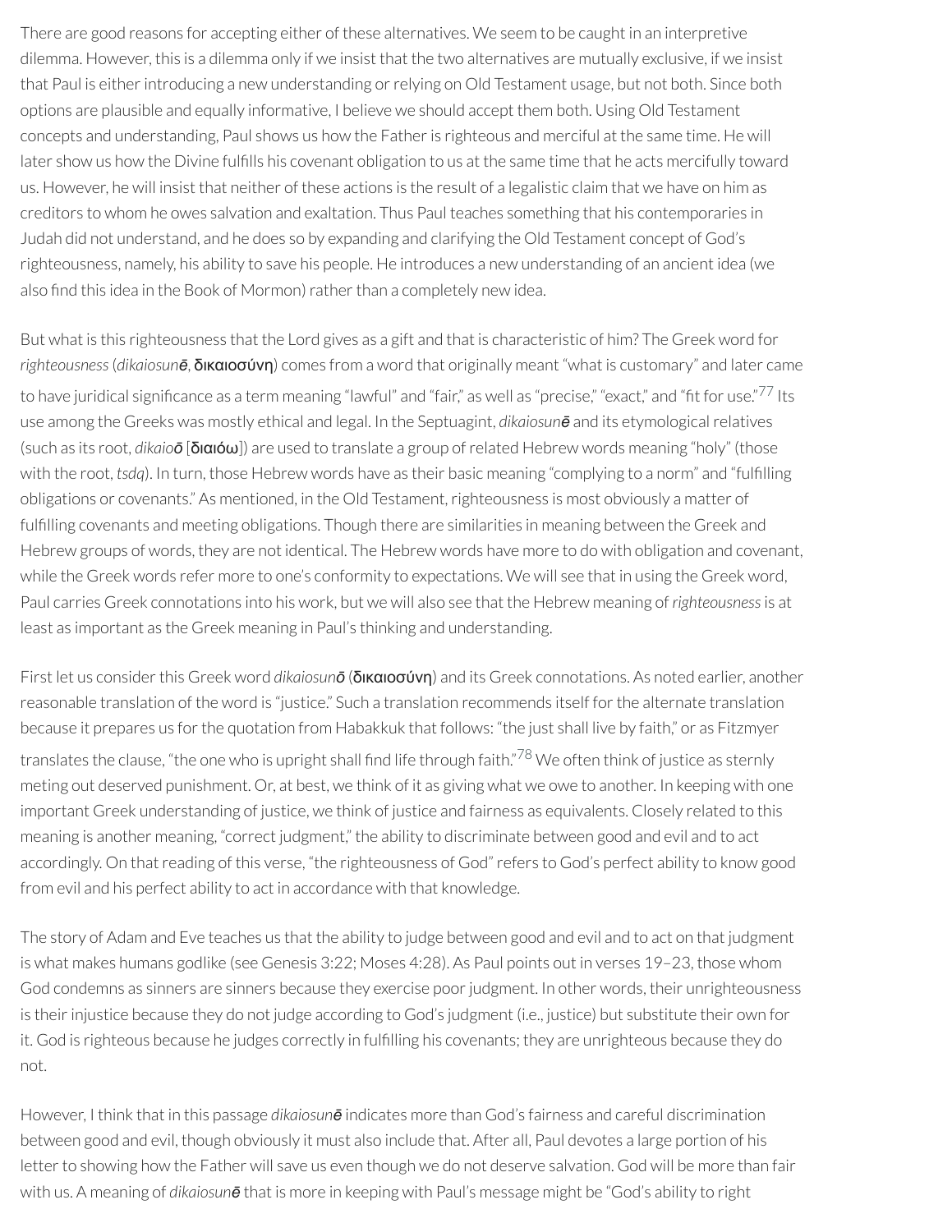There are good reasons for accepting either of these alternatives. We seem to be caught in an interpretive dilemma. However, this is a dilemma only if we insist that the two alternatives are mutually exclusive, if we insist that Paul is either introducing a new understanding or relying on Old Testament usage, but not both. Since both options are plausible and equally informative, I believe we should accept them both. Using Old Testament concepts and understanding, Paul shows us how the Father is righteous and merciful at the same time. He will later show us how the Divine fulfills his covenant obligation to us at the same time that he acts mercifully toward us. However, he will insist that neither of these actions is the result of a legalistic claim that we have on him as creditors to whom he owes salvation and exaltation. Thus Paul teaches something that his contemporaries in Judah did not understand, and he does so by expanding and clarifying the Old Testament concept of God's righteousness, namely, his ability to save his people. He introduces a new understanding of an ancient idea (we also find this idea in the Book of Mormon) rather than a completely new idea.

But what is this righteousness that the Lord gives as a gift and that is characteristic of him? The Greek word for *righteousness* (*dikaiosunē*, δικαιοσύνη) comes from a word that originally meant "what is customary" and later came to have juridical significance as a term meaning "lawful" and "fair," as well as "precise," "exact," and "fit for use."[77] Its use among the Greeks was mostly ethical and legal. In the Septuagint, *dikaiosunē* and its etymological relatives (such as its root, *dikaioō* [διαιόω]) are used to translate a group of related Hebrew words meaning "holy" (those with the root, *tsdq*). In turn, those Hebrew words have as their basic meaning "complying to a norm" and "fulfilling obligations or covenants." As mentioned, in the Old Testament, righteousness is most obviously a matter of fulfilling covenants and meeting obligations. Though there are similarities in meaning between the Greek and Hebrew groups of words, they are not identical. The Hebrew words have more to do with obligation and covenant, while the Greek words refer more to one's conformity to expectations. We will see that in using the Greek word, Paul carries Greek connotations into his work, but we will also see that the Hebrew meaning of *righteousness* is at least as important as the Greek meaning in Paul's thinking and understanding.

First let us consider this Greek word *dikaiosunō* (δικαιοσύνη) and its Greek connotations. As noted earlier, another reasonable translation of the word is "justice." Such a translation recommends itself for the alternate translation because it prepares us for the quotation from Habakkuk that follows: "the just shall live by faith," or as Fitzmyer translates the clause, "the one who is upright shall find life through faith."[78] We often think of justice as sternly meting out deserved punishment. Or, at best, we think of it as giving what we owe to another. In keeping with one important Greek understanding of justice, we think of justice and fairness as equivalents. Closely related to this meaning is another meaning, "correct judgment," the ability to discriminate between good and evil and to act accordingly. On that reading of this verse, "the righteousness of God" refers to God's perfect ability to know good from evil and his perfect ability to act in accordance with that knowledge.

The story of Adam and Eve teaches us that the ability to judge between good and evil and to act on that judgment is what makes humans godlike (see Genesis 3:22; Moses 4:28). As Paul points out in verses 19–23, those whom God condemns as sinners are sinners because they exercise poor judgment. In other words, their unrighteousness is their injustice because they do not judge according to God's judgment (i.e., justice) but substitute their own for it. God is righteous because he judges correctly in fulfilling his covenants; they are unrighteous because they do not.

However, I think that in this passage *dikaiosunē* indicates more than God's fairness and careful discrimination between good and evil, though obviously it must also include that. After all, Paul devotes a large portion of his letter to showing how the Father will save us even though we do not deserve salvation. God will be more than fair with us. A meaning of *dikaiosunē* that is more in keeping with Paul's message might be "God's ability to right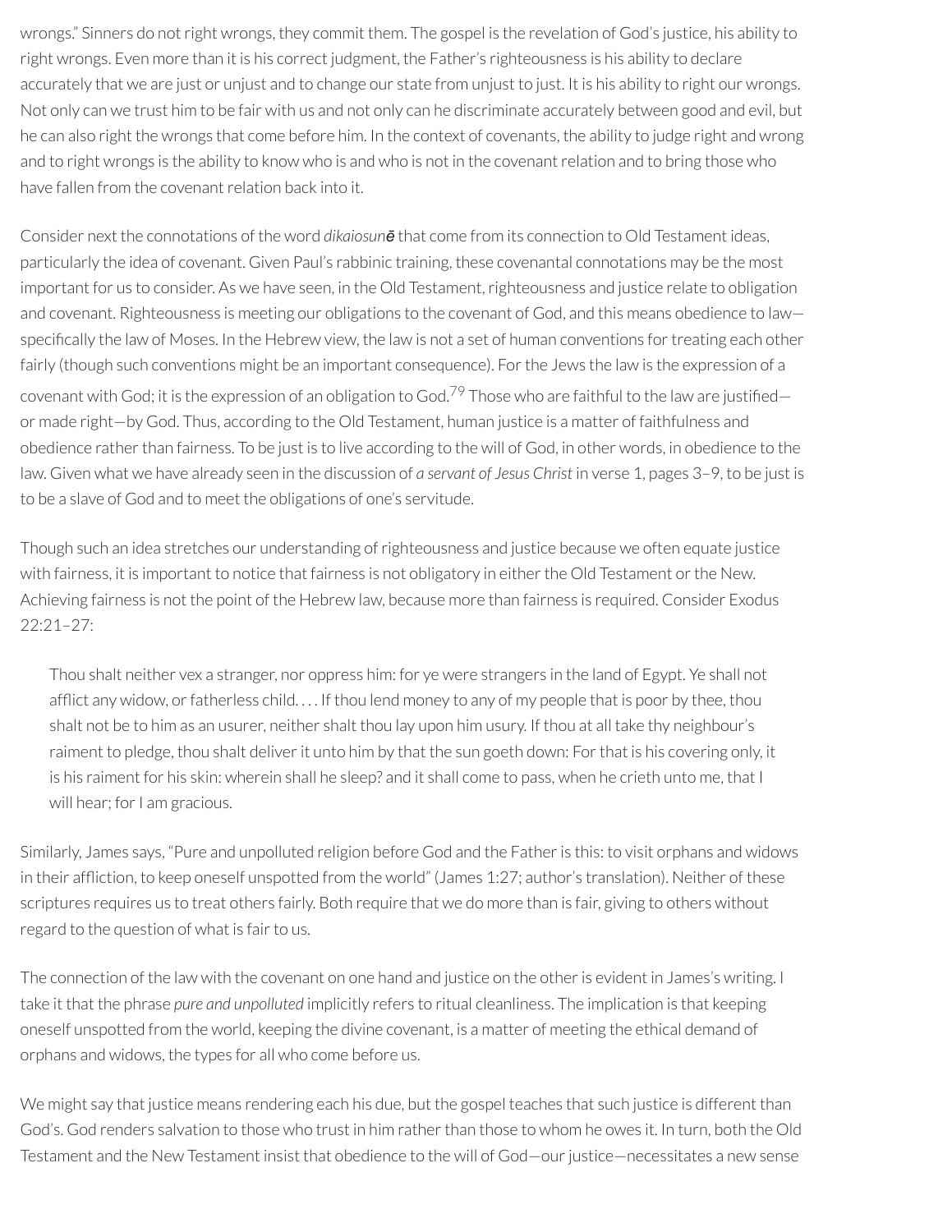wrongs." Sinners do not right wrongs, they commit them. The gospel is the revelation of God's justice, his ability to right wrongs. Even more than it is his correct judgment, the Father's righteousness is his ability to declare accurately that we are just or unjust and to change our state from unjust to just. It is his ability to right our wrongs. Not only can we trust him to be fair with us and not only can he discriminate accurately between good and evil, but he can also right the wrongs that come before him. In the context of covenants, the ability to judge right and wrong and to right wrongs is the ability to know who is and who is not in the covenant relation and to bring those who have fallen from the covenant relation back into it.

Consider next the connotations of the word *dikaiosunē* that come from its connection to Old Testament ideas, particularly the idea of covenant. Given Paul's rabbinic training, these covenantal connotations may be the most important for us to consider. As we have seen, in the Old Testament, righteousness and justice relate to obligation and covenant. Righteousness is meeting our obligations to the covenant of God, and this means obedience to law—specifically the law of Moses. In the Hebrew view, the law is not a set of human conventions for treating each other fairly (though such conventions might be an important consequence). For the Jews the law is the expression of a covenant with God; it is the expression of an obligation to God.[79] Those who are faithful to the law are justified—or made right—by God. Thus, according to the Old Testament, human justice is a matter of faithfulness and obedience rather than fairness. To be just is to live according to the will of God, in other words, in obedience to the law. Given what we have already seen in the discussion of *a servant of Jesus Christ* in verse 1, pages 3–9, to be just is to be a slave of God and to meet the obligations of one's servitude.

Though such an idea stretches our understanding of righteousness and justice because we often equate justice with fairness, it is important to notice that fairness is not obligatory in either the Old Testament or the New. Achieving fairness is not the point of the Hebrew law, because more than fairness is required. Consider Exodus 22:21–27:

> Thou shalt neither vex a stranger, nor oppress him: for ye were strangers in the land of Egypt. Ye shall not afflict any widow, or fatherless child. . . . If thou lend money to any of my people that is poor by thee, thou shalt not be to him as an usurer, neither shalt thou lay upon him usury. If thou at all take thy neighbour's raiment to pledge, thou shalt deliver it unto him by that the sun goeth down: For that is his covering only, it is his raiment for his skin: wherein shall he sleep? and it shall come to pass, when he crieth unto me, that I will hear; for I am gracious.

Similarly, James says, "Pure and unpolluted religion before God and the Father is this: to visit orphans and widows in their affliction, to keep oneself unspotted from the world" (James 1:27; author's translation). Neither of these scriptures requires us to treat others fairly. Both require that we do more than is fair, giving to others without regard to the question of what is fair to us.

The connection of the law with the covenant on one hand and justice on the other is evident in James's writing. I take it that the phrase *pure and unpolluted* implicitly refers to ritual cleanliness. The implication is that keeping oneself unspotted from the world, keeping the divine covenant, is a matter of meeting the ethical demand of orphans and widows, the types for all who come before us.

We might say that justice means rendering each his due, but the gospel teaches that such justice is different than God's. God renders salvation to those who trust in him rather than those to whom he owes it. In turn, both the Old Testament and the New Testament insist that obedience to the will of God—our justice—necessitates a new sense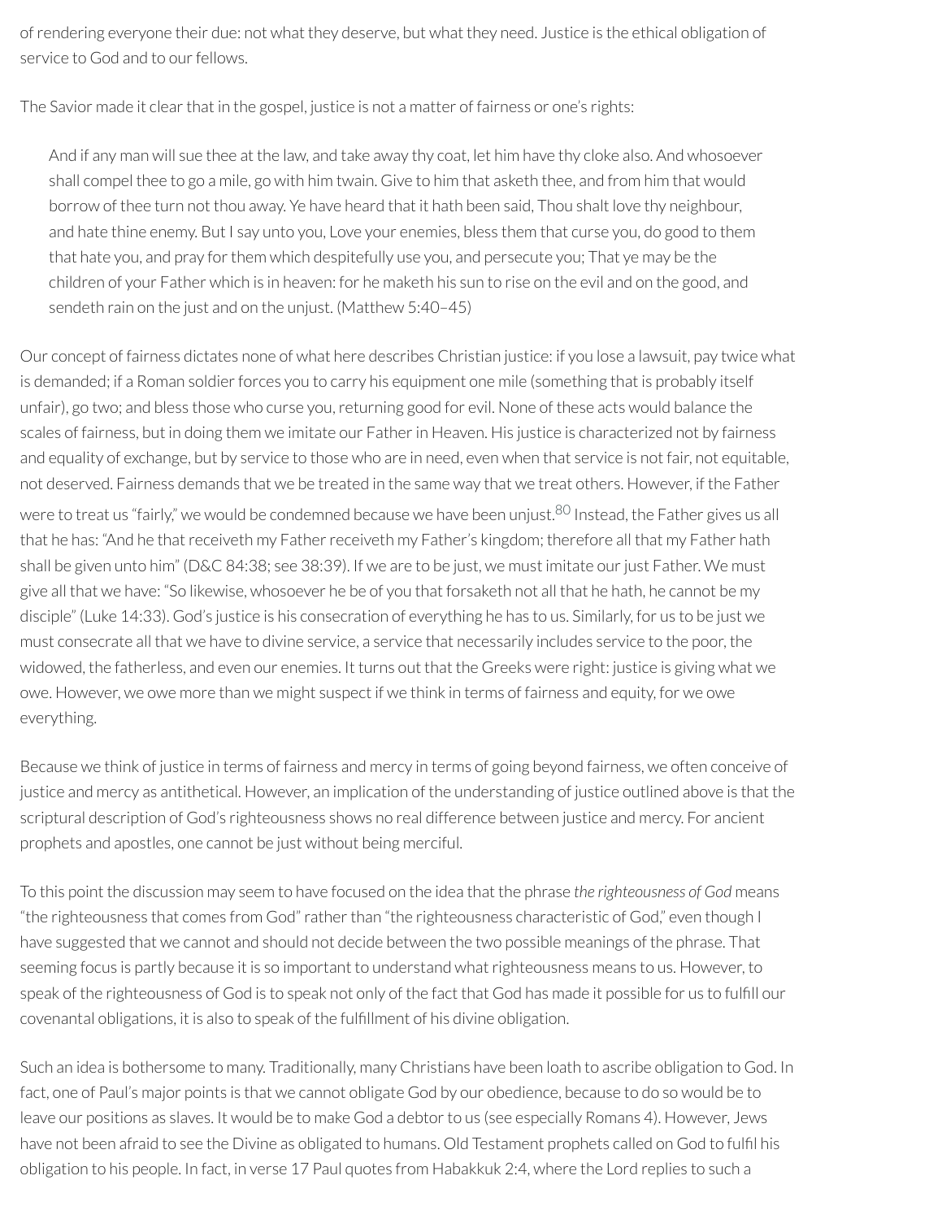of rendering everyone their due: not what they deserve, but what they need. Justice is the ethical obligation of service to God and to our fellows.

The Savior made it clear that in the gospel, justice is not a matter of fairness or one's rights:

> And if any man will sue thee at the law, and take away thy coat, let him have thy cloke also. And whosoever shall compel thee to go a mile, go with him twain. Give to him that asketh thee, and from him that would borrow of thee turn not thou away. Ye have heard that it hath been said, Thou shalt love thy neighbour, and hate thine enemy. But I say unto you, Love your enemies, bless them that curse you, do good to them that hate you, and pray for them which despitefully use you, and persecute you; That ye may be the children of your Father which is in heaven: for he maketh his sun to rise on the evil and on the good, and sendeth rain on the just and on the unjust. (Matthew 5:40–45)

Our concept of fairness dictates none of what here describes Christian justice: if you lose a lawsuit, pay twice what is demanded; if a Roman soldier forces you to carry his equipment one mile (something that is probably itself unfair), go two; and bless those who curse you, returning good for evil. None of these acts would balance the scales of fairness, but in doing them we imitate our Father in Heaven. His justice is characterized not by fairness and equality of exchange, but by service to those who are in need, even when that service is not fair, not equitable, not deserved. Fairness demands that we be treated in the same way that we treat others. However, if the Father were to treat us "fairly," we would be condemned because we have been unjust.[80] Instead, the Father gives us all that he has: "And he that receiveth my Father receiveth my Father's kingdom; therefore all that my Father hath shall be given unto him" (D&C 84:38; see 38:39). If we are to be just, we must imitate our just Father. We must give all that we have: "So likewise, whosoever he be of you that forsaketh not all that he hath, he cannot be my disciple" (Luke 14:33). God's justice is his consecration of everything he has to us. Similarly, for us to be just we must consecrate all that we have to divine service, a service that necessarily includes service to the poor, the widowed, the fatherless, and even our enemies. It turns out that the Greeks were right: justice is giving what we owe. However, we owe more than we might suspect if we think in terms of fairness and equity, for we owe everything.

Because we think of justice in terms of fairness and mercy in terms of going beyond fairness, we often conceive of justice and mercy as antithetical. However, an implication of the understanding of justice outlined above is that the scriptural description of God's righteousness shows no real difference between justice and mercy. For ancient prophets and apostles, one cannot be just without being merciful.

To this point the discussion may seem to have focused on the idea that the phrase *the righteousness of God* means "the righteousness that comes from God" rather than "the righteousness characteristic of God," even though I have suggested that we cannot and should not decide between the two possible meanings of the phrase. That seeming focus is partly because it is so important to understand what righteousness means to us. However, to speak of the righteousness of God is to speak not only of the fact that God has made it possible for us to fulfill our covenantal obligations, it is also to speak of the fulfillment of his divine obligation.

Such an idea is bothersome to many. Traditionally, many Christians have been loath to ascribe obligation to God. In fact, one of Paul's major points is that we cannot obligate God by our obedience, because to do so would be to leave our positions as slaves. It would be to make God a debtor to us (see especially Romans 4). However, Jews have not been afraid to see the Divine as obligated to humans. Old Testament prophets called on God to fulfil his obligation to his people. In fact, in verse 17 Paul quotes from Habakkuk 2:4, where the Lord replies to such a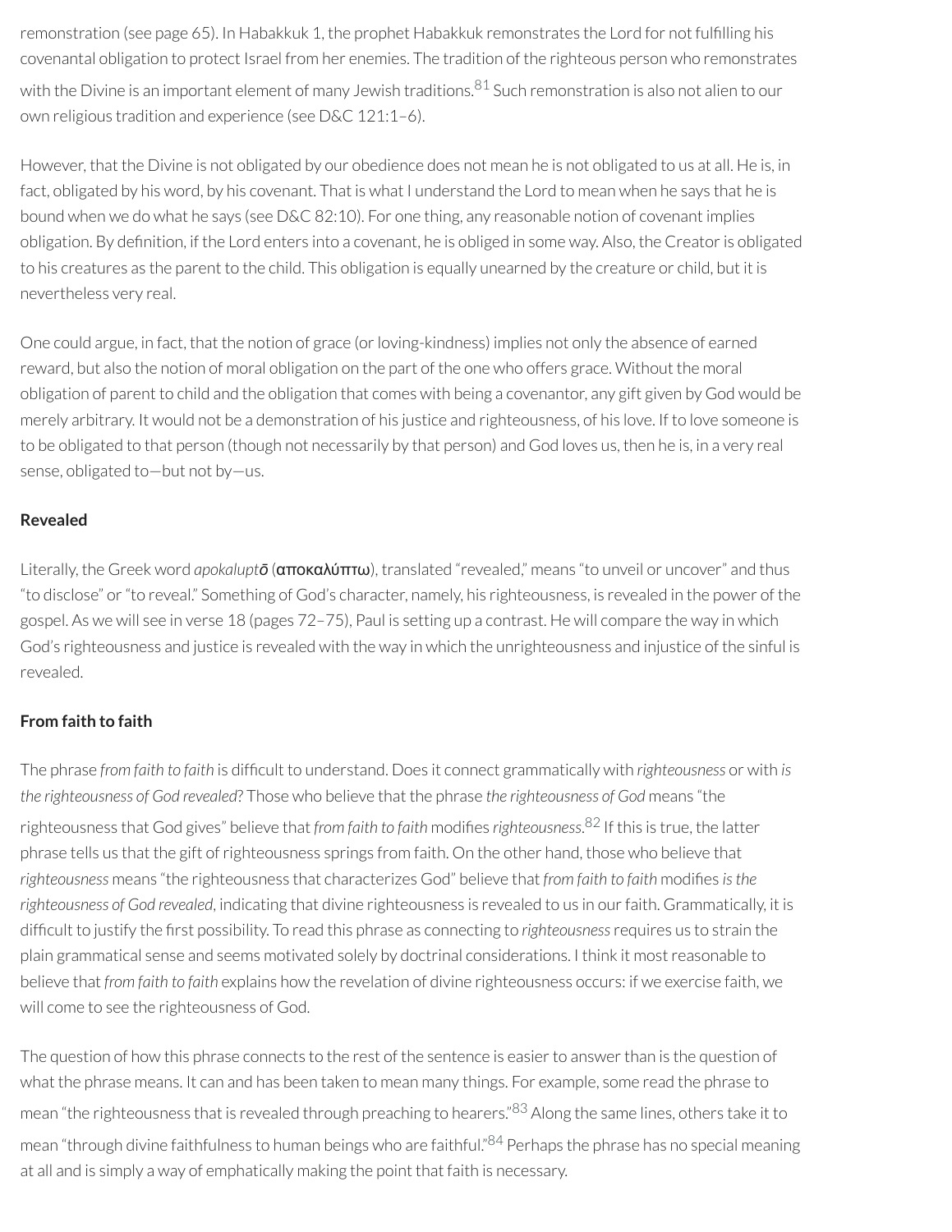remonstration (see page 65). In Habakkuk 1, the prophet Habakkuk remonstrates the Lord for not fulfilling his covenantal obligation to protect Israel from her enemies. The tradition of the righteous person who remonstrates with the Divine is an important element of many Jewish traditions.[81] Such remonstration is also not alien to our own religious tradition and experience (see D&C 121:1–6).

However, that the Divine is not obligated by our obedience does not mean he is not obligated to us at all. He is, in fact, obligated by his word, by his covenant. That is what I understand the Lord to mean when he says that he is bound when we do what he says (see D&C 82:10). For one thing, any reasonable notion of covenant implies obligation. By definition, if the Lord enters into a covenant, he is obliged in some way. Also, the Creator is obligated to his creatures as the parent to the child. This obligation is equally unearned by the creature or child, but it is nevertheless very real.

One could argue, in fact, that the notion of grace (or loving-kindness) implies not only the absence of earned reward, but also the notion of moral obligation on the part of the one who offers grace. Without the moral obligation of parent to child and the obligation that comes with being a covenantor, any gift given by God would be merely arbitrary. It would not be a demonstration of his justice and righteousness, of his love. If to love someone is to be obligated to that person (though not necessarily by that person) and God loves us, then he is, in a very real sense, obligated to—but not by—us.

**Revealed**

Literally, the Greek word *apokaluptō* (αποκαλύπτω), translated "revealed," means "to unveil or uncover" and thus "to disclose" or "to reveal." Something of God's character, namely, his righteousness, is revealed in the power of the gospel. As we will see in verse 18 (pages 72–75), Paul is setting up a contrast. He will compare the way in which God's righteousness and justice is revealed with the way in which the unrighteousness and injustice of the sinful is revealed.

**From faith to faith**

The phrase *from faith to faith* is difficult to understand. Does it connect grammatically with *righteousness* or with *is the righteousness of God revealed*? Those who believe that the phrase *the righteousness of God* means "the righteousness that God gives" believe that *from faith to faith* modifies *righteousness*.[82] If this is true, the latter phrase tells us that the gift of righteousness springs from faith. On the other hand, those who believe that *righteousness* means "the righteousness that characterizes God" believe that *from faith to faith* modifies *is the righteousness of God revealed*, indicating that divine righteousness is revealed to us in our faith. Grammatically, it is difficult to justify the first possibility. To read this phrase as connecting to *righteousness* requires us to strain the plain grammatical sense and seems motivated solely by doctrinal considerations. I think it most reasonable to believe that *from faith to faith* explains how the revelation of divine righteousness occurs: if we exercise faith, we will come to see the righteousness of God.

The question of how this phrase connects to the rest of the sentence is easier to answer than is the question of what the phrase means. It can and has been taken to mean many things. For example, some read the phrase to mean "the righteousness that is revealed through preaching to hearers."[83] Along the same lines, others take it to mean "through divine faithfulness to human beings who are faithful."[84] Perhaps the phrase has no special meaning at all and is simply a way of emphatically making the point that faith is necessary.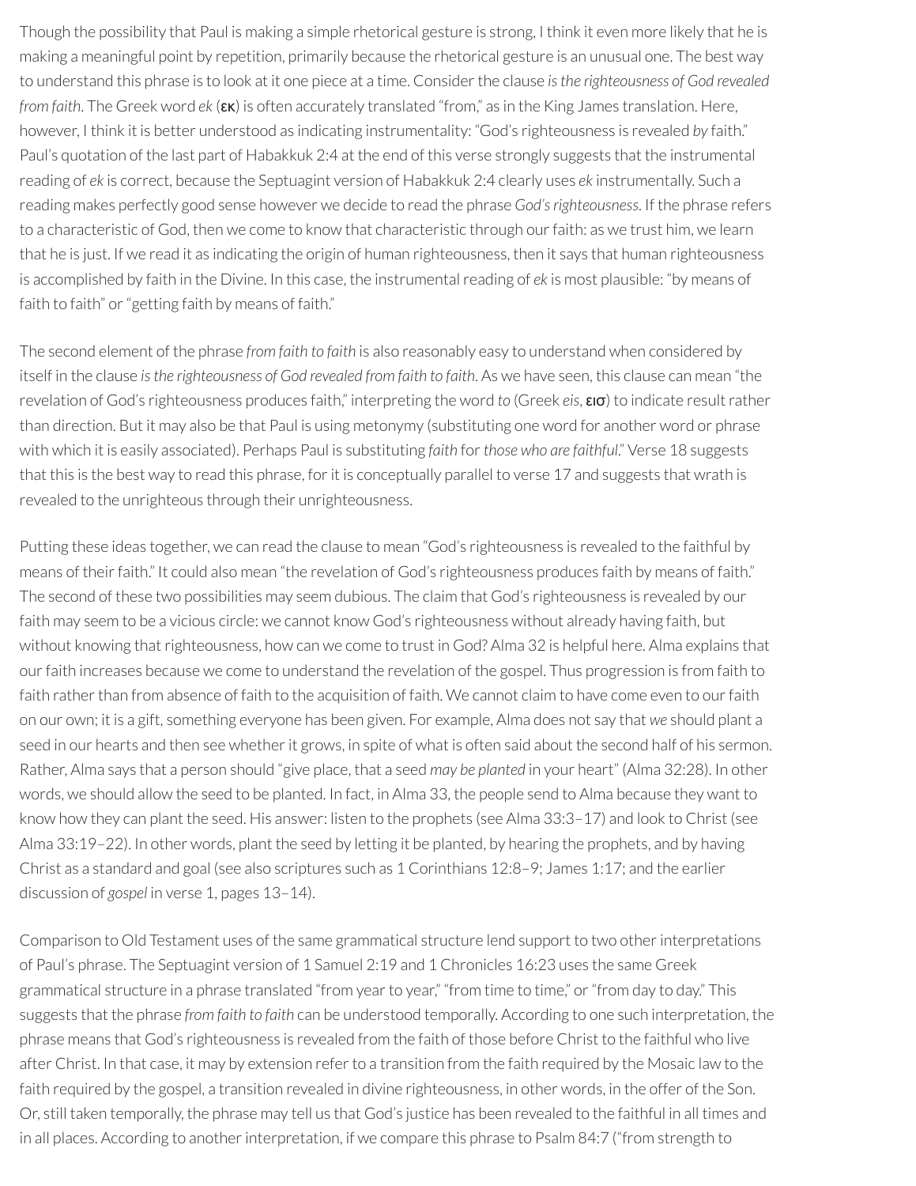Though the possibility that Paul is making a simple rhetorical gesture is strong, I think it even more likely that he is making a meaningful point by repetition, primarily because the rhetorical gesture is an unusual one. The best way to understand this phrase is to look at it one piece at a time. Consider the clause *is the righteousness of God revealed from faith*. The Greek word *ek* (**εκ**) is often accurately translated "from," as in the King James translation. Here, however, I think it is better understood as indicating instrumentality: "God's righteousness is revealed *by* faith." Paul's quotation of the last part of Habakkuk 2:4 at the end of this verse strongly suggests that the instrumental reading of *ek* is correct, because the Septuagint version of Habakkuk 2:4 clearly uses *ek* instrumentally. Such a reading makes perfectly good sense however we decide to read the phrase *God's righteousness*. If the phrase refers to a characteristic of God, then we come to know that characteristic through our faith: as we trust him, we learn that he is just. If we read it as indicating the origin of human righteousness, then it says that human righteousness is accomplished by faith in the Divine. In this case, the instrumental reading of *ek* is most plausible: "by means of faith to faith" or "getting faith by means of faith."

The second element of the phrase *from faith to faith* is also reasonably easy to understand when considered by itself in the clause *is the righteousness of God revealed from faith to faith*. As we have seen, this clause can mean "the revelation of God's righteousness produces faith," interpreting the word *to* (Greek *eis*, **εισ**) to indicate result rather than direction. But it may also be that Paul is using metonymy (substituting one word for another word or phrase with which it is easily associated). Perhaps Paul is substituting *faith* for *those who are faithful*." Verse 18 suggests that this is the best way to read this phrase, for it is conceptually parallel to verse 17 and suggests that wrath is revealed to the unrighteous through their unrighteousness.

Putting these ideas together, we can read the clause to mean "God's righteousness is revealed to the faithful by means of their faith." It could also mean "the revelation of God's righteousness produces faith by means of faith." The second of these two possibilities may seem dubious. The claim that God's righteousness is revealed by our faith may seem to be a vicious circle: we cannot know God's righteousness without already having faith, but without knowing that righteousness, how can we come to trust in God? Alma 32 is helpful here. Alma explains that our faith increases because we come to understand the revelation of the gospel. Thus progression is from faith to faith rather than from absence of faith to the acquisition of faith. We cannot claim to have come even to our faith on our own; it is a gift, something everyone has been given. For example, Alma does not say that *we* should plant a seed in our hearts and then see whether it grows, in spite of what is often said about the second half of his sermon. Rather, Alma says that a person should "give place, that a seed *may be planted* in your heart" (Alma 32:28). In other words, we should allow the seed to be planted. In fact, in Alma 33, the people send to Alma because they want to know how they can plant the seed. His answer: listen to the prophets (see Alma 33:3–17) and look to Christ (see Alma 33:19–22). In other words, plant the seed by letting it be planted, by hearing the prophets, and by having Christ as a standard and goal (see also scriptures such as 1 Corinthians 12:8–9; James 1:17; and the earlier discussion of *gospel* in verse 1, pages 13–14).

Comparison to Old Testament uses of the same grammatical structure lend support to two other interpretations of Paul's phrase. The Septuagint version of 1 Samuel 2:19 and 1 Chronicles 16:23 uses the same Greek grammatical structure in a phrase translated "from year to year," "from time to time," or "from day to day." This suggests that the phrase *from faith to faith* can be understood temporally. According to one such interpretation, the phrase means that God's righteousness is revealed from the faith of those before Christ to the faithful who live after Christ. In that case, it may by extension refer to a transition from the faith required by the Mosaic law to the faith required by the gospel, a transition revealed in divine righteousness, in other words, in the offer of the Son. Or, still taken temporally, the phrase may tell us that God's justice has been revealed to the faithful in all times and in all places. According to another interpretation, if we compare this phrase to Psalm 84:7 ("from strength to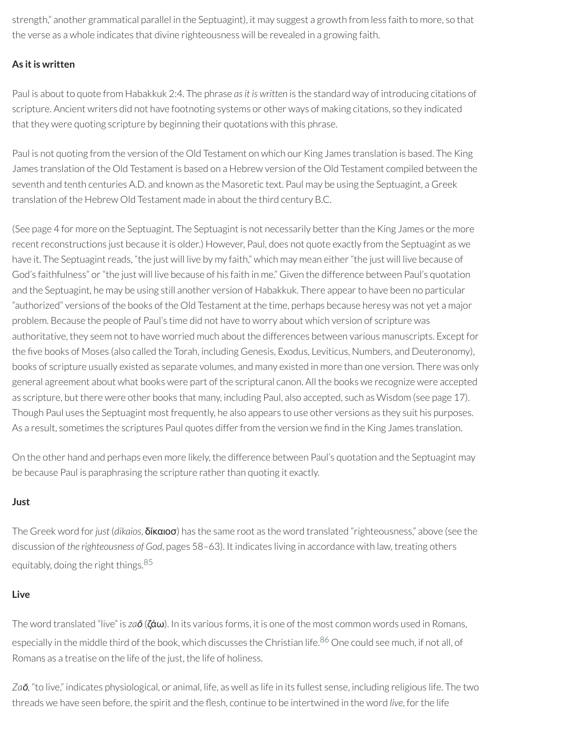strength," another grammatical parallel in the Septuagint), it may suggest a growth from less faith to more, so that the verse as a whole indicates that divine righteousness will be revealed in a growing faith.

### As it is written

Paul is about to quote from Habakkuk 2:4. The phrase *as it is written* is the standard way of introducing citations of scripture. Ancient writers did not have footnoting systems or other ways of making citations, so they indicated that they were quoting scripture by beginning their quotations with this phrase.

Paul is not quoting from the version of the Old Testament on which our King James translation is based. The King James translation of the Old Testament is based on a Hebrew version of the Old Testament compiled between the seventh and tenth centuries A.D. and known as the Masoretic text. Paul may be using the Septuagint, a Greek translation of the Hebrew Old Testament made in about the third century B.C.

(See page 4 for more on the Septuagint. The Septuagint is not necessarily better than the King James or the more recent reconstructions just because it is older.) However, Paul, does not quote exactly from the Septuagint as we have it. The Septuagint reads, "the just will live by my faith," which may mean either "the just will live because of God's faithfulness" or "the just will live because of his faith in me." Given the difference between Paul's quotation and the Septuagint, he may be using still another version of Habakkuk. There appear to have been no particular "authorized" versions of the books of the Old Testament at the time, perhaps because heresy was not yet a major problem. Because the people of Paul's time did not have to worry about which version of scripture was authoritative, they seem not to have worried much about the differences between various manuscripts. Except for the five books of Moses (also called the Torah, including Genesis, Exodus, Leviticus, Numbers, and Deuteronomy), books of scripture usually existed as separate volumes, and many existed in more than one version. There was only general agreement about what books were part of the scriptural canon. All the books we recognize were accepted as scripture, but there were other books that many, including Paul, also accepted, such as Wisdom (see page 17). Though Paul uses the Septuagint most frequently, he also appears to use other versions as they suit his purposes. As a result, sometimes the scriptures Paul quotes differ from the version we find in the King James translation.

On the other hand and perhaps even more likely, the difference between Paul's quotation and the Septuagint may be because Paul is paraphrasing the scripture rather than quoting it exactly.

### Just

The Greek word for *just* (*dikaios*, **δίκαιοσ**) has the same root as the word translated "righteousness," above (see the discussion of *the righteousness of God*, pages 58–63). It indicates living in accordance with law, treating others equitably, doing the right things.[85]

### Live

The word translated "live" is *zaō* (**ζάω**). In its various forms, it is one of the most common words used in Romans, especially in the middle third of the book, which discusses the Christian life.[86] One could see much, if not all, of Romans as a treatise on the life of the just, the life of holiness.

*Zaō*, "to live," indicates physiological, or animal, life, as well as life in its fullest sense, including religious life. The two threads we have seen before, the spirit and the flesh, continue to be intertwined in the word *live*, for the life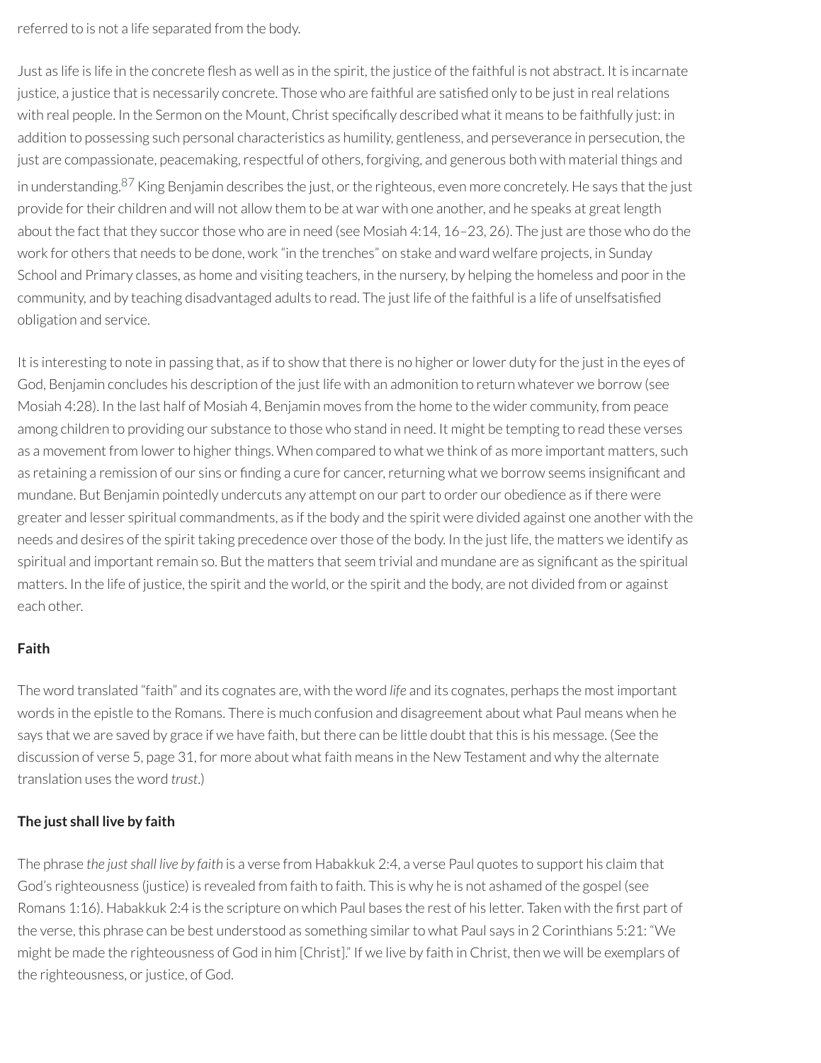referred to is not a life separated from the body.

Just as life is life in the concrete flesh as well as in the spirit, the justice of the faithful is not abstract. It is incarnate justice, a justice that is necessarily concrete. Those who are faithful are satisfied only to be just in real relations with real people. In the Sermon on the Mount, Christ specifically described what it means to be faithfully just: in addition to possessing such personal characteristics as humility, gentleness, and perseverance in persecution, the just are compassionate, peacemaking, respectful of others, forgiving, and generous both with material things and in understanding.[87] King Benjamin describes the just, or the righteous, even more concretely. He says that the just provide for their children and will not allow them to be at war with one another, and he speaks at great length about the fact that they succor those who are in need (see Mosiah 4:14, 16–23, 26). The just are those who do the work for others that needs to be done, work "in the trenches" on stake and ward welfare projects, in Sunday School and Primary classes, as home and visiting teachers, in the nursery, by helping the homeless and poor in the community, and by teaching disadvantaged adults to read. The just life of the faithful is a life of unselfsatisfied obligation and service.

It is interesting to note in passing that, as if to show that there is no higher or lower duty for the just in the eyes of God, Benjamin concludes his description of the just life with an admonition to return whatever we borrow (see Mosiah 4:28). In the last half of Mosiah 4, Benjamin moves from the home to the wider community, from peace among children to providing our substance to those who stand in need. It might be tempting to read these verses as a movement from lower to higher things. When compared to what we think of as more important matters, such as retaining a remission of our sins or finding a cure for cancer, returning what we borrow seems insignificant and mundane. But Benjamin pointedly undercuts any attempt on our part to order our obedience as if there were greater and lesser spiritual commandments, as if the body and the spirit were divided against one another with the needs and desires of the spirit taking precedence over those of the body. In the just life, the matters we identify as spiritual and important remain so. But the matters that seem trivial and mundane are as significant as the spiritual matters. In the life of justice, the spirit and the world, or the spirit and the body, are not divided from or against each other.

**Faith**

The word translated "faith" and its cognates are, with the word *life* and its cognates, perhaps the most important words in the epistle to the Romans. There is much confusion and disagreement about what Paul means when he says that we are saved by grace if we have faith, but there can be little doubt that this is his message. (See the discussion of verse 5, page 31, for more about what faith means in the New Testament and why the alternate translation uses the word *trust*.)

**The just shall live by faith**

The phrase *the just shall live by faith* is a verse from Habakkuk 2:4, a verse Paul quotes to support his claim that God's righteousness (justice) is revealed from faith to faith. This is why he is not ashamed of the gospel (see Romans 1:16). Habakkuk 2:4 is the scripture on which Paul bases the rest of his letter. Taken with the first part of the verse, this phrase can be best understood as something similar to what Paul says in 2 Corinthians 5:21: "We might be made the righteousness of God in him [Christ]." If we live by faith in Christ, then we will be exemplars of the righteousness, or justice, of God.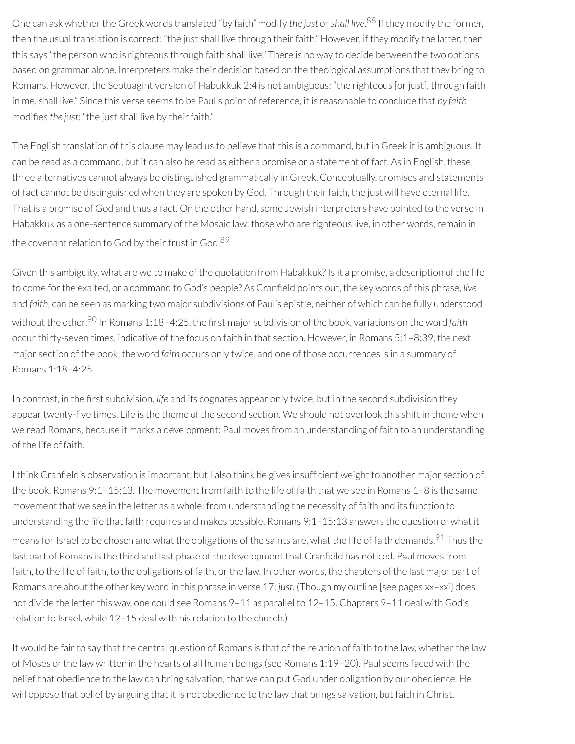One can ask whether the Greek words translated "by faith" modify *the just* or *shall live*.[88] If they modify the former, then the usual translation is correct: "the just shall live through their faith." However, if they modify the latter, then this says "the person who is righteous through faith shall live." There is no way to decide between the two options based on grammar alone. Interpreters make their decision based on the theological assumptions that they bring to Romans. However, the Septuagint version of Habukkuk 2:4 is not ambiguous: "the righteous [or just], through faith in me, shall live." Since this verse seems to be Paul's point of reference, it is reasonable to conclude that *by faith* modifies *the just*: "the just shall live by their faith."

The English translation of this clause may lead us to believe that this is a command, but in Greek it is ambiguous. It can be read as a command, but it can also be read as either a promise or a statement of fact. As in English, these three alternatives cannot always be distinguished grammatically in Greek. Conceptually, promises and statements of fact cannot be distinguished when they are spoken by God. Through their faith, the just will have eternal life. That is a promise of God and thus a fact. On the other hand, some Jewish interpreters have pointed to the verse in Habakkuk as a one-sentence summary of the Mosaic law: those who are righteous live, in other words, remain in the covenant relation to God by their trust in God.[89]

Given this ambiguity, what are we to make of the quotation from Habakkuk? Is it a promise, a description of the life to come for the exalted, or a command to God's people? As Cranfield points out, the key words of this phrase, *live* and *faith*, can be seen as marking two major subdivisions of Paul's epistle, neither of which can be fully understood without the other.[90] In Romans 1:18–4:25, the first major subdivision of the book, variations on the word *faith* occur thirty-seven times, indicative of the focus on faith in that section. However, in Romans 5:1–8:39, the next major section of the book, the word *faith* occurs only twice, and one of those occurrences is in a summary of Romans 1:18–4:25.

In contrast, in the first subdivision, *life* and its cognates appear only twice, but in the second subdivision they appear twenty-five times. Life is the theme of the second section. We should not overlook this shift in theme when we read Romans, because it marks a development: Paul moves from an understanding of faith to an understanding of the life of faith.

I think Cranfield's observation is important, but I also think he gives insufficient weight to another major section of the book, Romans 9:1–15:13. The movement from faith to the life of faith that we see in Romans 1–8 is the same movement that we see in the letter as a whole: from understanding the necessity of faith and its function to understanding the life that faith requires and makes possible. Romans 9:1–15:13 answers the question of what it means for Israel to be chosen and what the obligations of the saints are, what the life of faith demands.[91] Thus the last part of Romans is the third and last phase of the development that Cranfield has noticed. Paul moves from faith, to the life of faith, to the obligations of faith, or the law. In other words, the chapters of the last major part of Romans are about the other key word in this phrase in verse 17: *just*. (Though my outline [see pages xx–xxi] does not divide the letter this way, one could see Romans 9–11 as parallel to 12–15. Chapters 9–11 deal with God's relation to Israel, while 12–15 deal with his relation to the church.)

It would be fair to say that the central question of Romans is that of the relation of faith to the law, whether the law of Moses or the law written in the hearts of all human beings (see Romans 1:19–20). Paul seems faced with the belief that obedience to the law can bring salvation, that we can put God under obligation by our obedience. He will oppose that belief by arguing that it is not obedience to the law that brings salvation, but faith in Christ.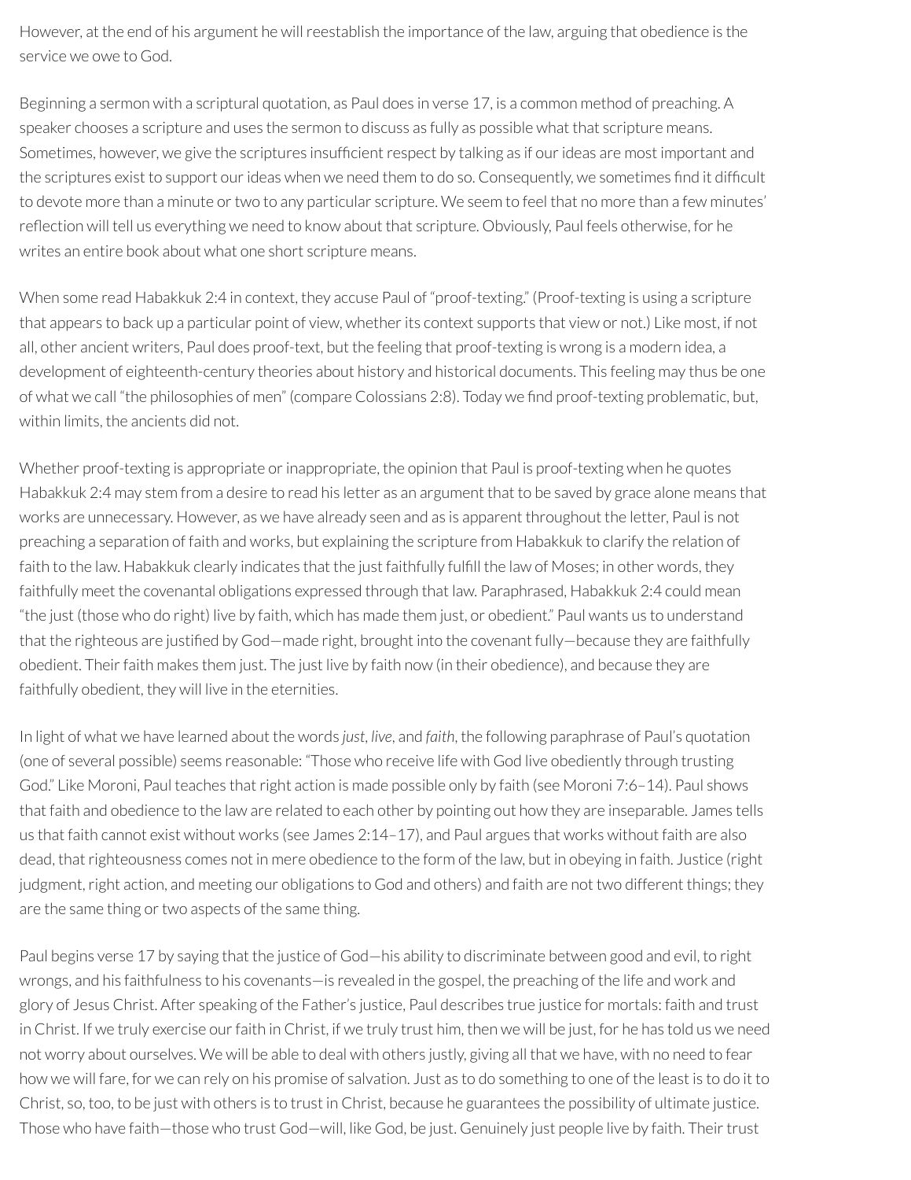However, at the end of his argument he will reestablish the importance of the law, arguing that obedience is the service we owe to God.

Beginning a sermon with a scriptural quotation, as Paul does in verse 17, is a common method of preaching. A speaker chooses a scripture and uses the sermon to discuss as fully as possible what that scripture means. Sometimes, however, we give the scriptures insufficient respect by talking as if our ideas are most important and the scriptures exist to support our ideas when we need them to do so. Consequently, we sometimes find it difficult to devote more than a minute or two to any particular scripture. We seem to feel that no more than a few minutes' reflection will tell us everything we need to know about that scripture. Obviously, Paul feels otherwise, for he writes an entire book about what one short scripture means.

When some read Habakkuk 2:4 in context, they accuse Paul of "proof-texting." (Proof-texting is using a scripture that appears to back up a particular point of view, whether its context supports that view or not.) Like most, if not all, other ancient writers, Paul does proof-text, but the feeling that proof-texting is wrong is a modern idea, a development of eighteenth-century theories about history and historical documents. This feeling may thus be one of what we call "the philosophies of men" (compare Colossians 2:8). Today we find proof-texting problematic, but, within limits, the ancients did not.

Whether proof-texting is appropriate or inappropriate, the opinion that Paul is proof-texting when he quotes Habakkuk 2:4 may stem from a desire to read his letter as an argument that to be saved by grace alone means that works are unnecessary. However, as we have already seen and as is apparent throughout the letter, Paul is not preaching a separation of faith and works, but explaining the scripture from Habakkuk to clarify the relation of faith to the law. Habakkuk clearly indicates that the just faithfully fulfill the law of Moses; in other words, they faithfully meet the covenantal obligations expressed through that law. Paraphrased, Habakkuk 2:4 could mean "the just (those who do right) live by faith, which has made them just, or obedient." Paul wants us to understand that the righteous are justified by God—made right, brought into the covenant fully—because they are faithfully obedient. Their faith makes them just. The just live by faith now (in their obedience), and because they are faithfully obedient, they will live in the eternities.

In light of what we have learned about the words *just*, *live*, and *faith*, the following paraphrase of Paul's quotation (one of several possible) seems reasonable: "Those who receive life with God live obediently through trusting God." Like Moroni, Paul teaches that right action is made possible only by faith (see Moroni 7:6–14). Paul shows that faith and obedience to the law are related to each other by pointing out how they are inseparable. James tells us that faith cannot exist without works (see James 2:14–17), and Paul argues that works without faith are also dead, that righteousness comes not in mere obedience to the form of the law, but in obeying in faith. Justice (right judgment, right action, and meeting our obligations to God and others) and faith are not two different things; they are the same thing or two aspects of the same thing.

Paul begins verse 17 by saying that the justice of God—his ability to discriminate between good and evil, to right wrongs, and his faithfulness to his covenants—is revealed in the gospel, the preaching of the life and work and glory of Jesus Christ. After speaking of the Father's justice, Paul describes true justice for mortals: faith and trust in Christ. If we truly exercise our faith in Christ, if we truly trust him, then we will be just, for he has told us we need not worry about ourselves. We will be able to deal with others justly, giving all that we have, with no need to fear how we will fare, for we can rely on his promise of salvation. Just as to do something to one of the least is to do it to Christ, so, too, to be just with others is to trust in Christ, because he guarantees the possibility of ultimate justice. Those who have faith—those who trust God—will, like God, be just. Genuinely just people live by faith. Their trust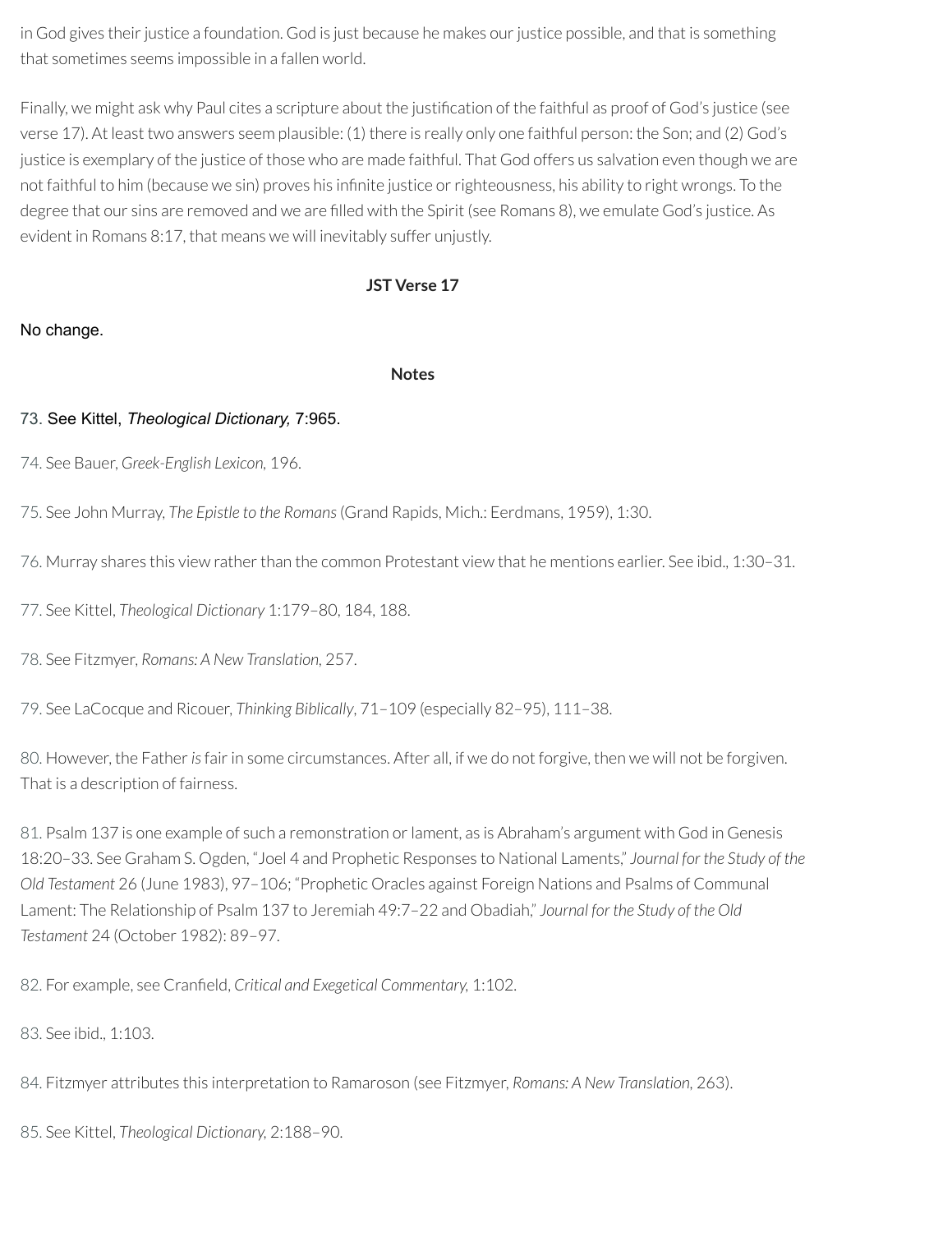in God gives their justice a foundation. God is just because he makes our justice possible, and that is something that sometimes seems impossible in a fallen world.

Finally, we might ask why Paul cites a scripture about the justification of the faithful as proof of God's justice (see verse 17). At least two answers seem plausible: (1) there is really only one faithful person: the Son; and (2) God's justice is exemplary of the justice of those who are made faithful. That God offers us salvation even though we are not faithful to him (because we sin) proves his infinite justice or righteousness, his ability to right wrongs. To the degree that our sins are removed and we are filled with the Spirit (see Romans 8), we emulate God's justice. As evident in Romans 8:17, that means we will inevitably suffer unjustly.

**JST Verse 17**

No change.

**Notes**

73. See Kittel, *Theological Dictionary,* 7:965.

74. See Bauer, *Greek-English Lexicon,* 196.

75. See John Murray, *The Epistle to the Romans* (Grand Rapids, Mich.: Eerdmans, 1959), 1:30.

76. Murray shares this view rather than the common Protestant view that he mentions earlier. See ibid., 1:30–31.

77. See Kittel, *Theological Dictionary* 1:179–80, 184, 188.

78. See Fitzmyer, *Romans: A New Translation,* 257.

79. See LaCocque and Ricouer, *Thinking Biblically*, 71–109 (especially 82–95), 111–38.

80. However, the Father *is* fair in some circumstances. After all, if we do not forgive, then we will not be forgiven. That is a description of fairness.

81. Psalm 137 is one example of such a remonstration or lament, as is Abraham's argument with God in Genesis 18:20–33. See Graham S. Ogden, "Joel 4 and Prophetic Responses to National Laments," *Journal for the Study of the Old Testament* 26 (June 1983), 97–106; "Prophetic Oracles against Foreign Nations and Psalms of Communal Lament: The Relationship of Psalm 137 to Jeremiah 49:7–22 and Obadiah," *Journal for the Study of the Old Testament* 24 (October 1982): 89–97.

82. For example, see Cranfield, *Critical and Exegetical Commentary,* 1:102.

83. See ibid., 1:103.

84. Fitzmyer attributes this interpretation to Ramaroson (see Fitzmyer, *Romans: A New Translation,* 263).

85. See Kittel, *Theological Dictionary,* 2:188–90.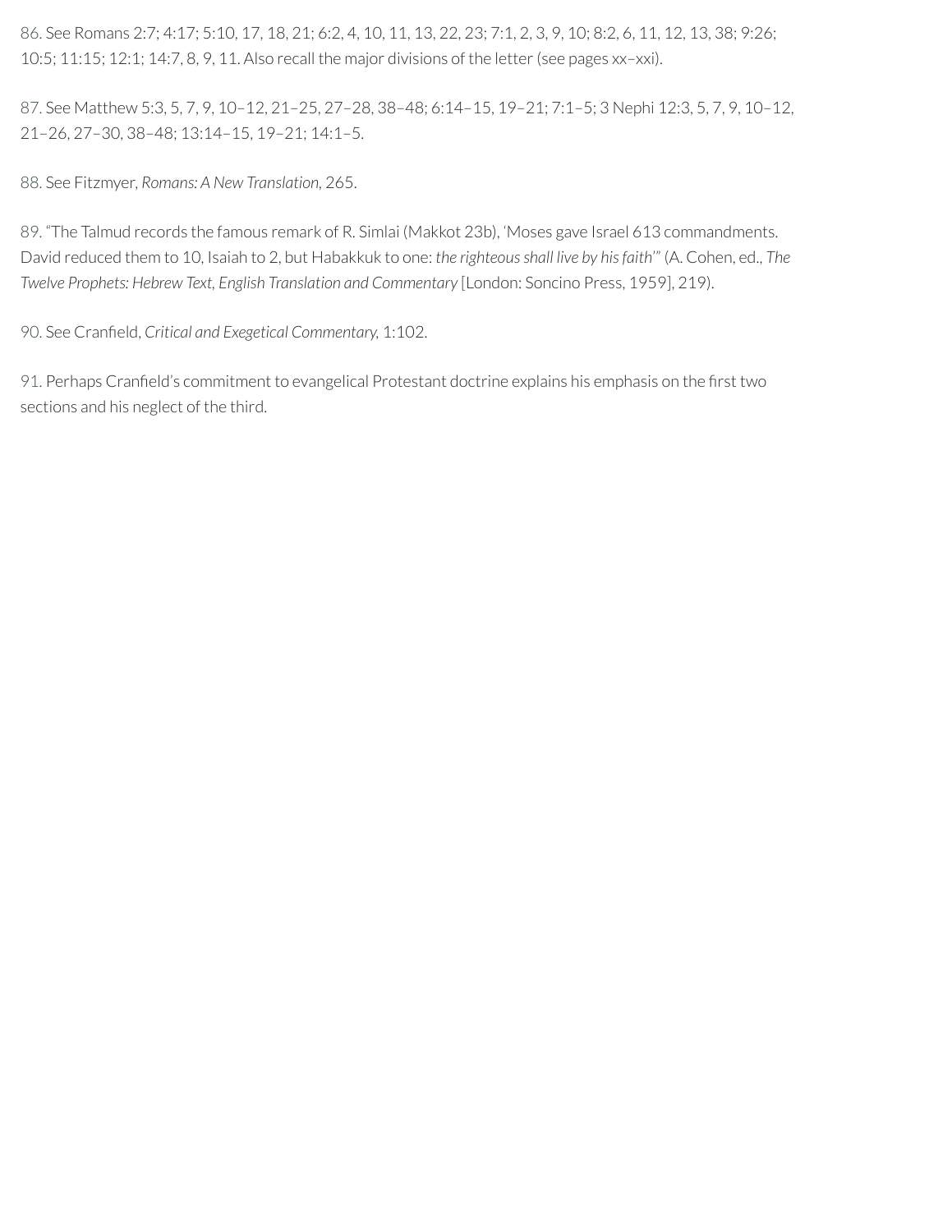86. See Romans 2:7; 4:17; 5:10, 17, 18, 21; 6:2, 4, 10, 11, 13, 22, 23; 7:1, 2, 3, 9, 10; 8:2, 6, 11, 12, 13, 38; 9:26; 10:5; 11:15; 12:1; 14:7, 8, 9, 11. Also recall the major divisions of the letter (see pages xx–xxi).

87. See Matthew 5:3, 5, 7, 9, 10–12, 21–25, 27–28, 38–48; 6:14–15, 19–21; 7:1–5; 3 Nephi 12:3, 5, 7, 9, 10–12, 21–26, 27–30, 38–48; 13:14–15, 19–21; 14:1–5.

88. See Fitzmyer, *Romans: A New Translation,* 265.

89. "The Talmud records the famous remark of R. Simlai (Makkot 23b), 'Moses gave Israel 613 commandments. David reduced them to 10, Isaiah to 2, but Habakkuk to one: *the righteous shall live by his faith*'" (A. Cohen, ed., *The Twelve Prophets: Hebrew Text, English Translation and Commentary* [London: Soncino Press, 1959], 219).

90. See Cranfield, *Critical and Exegetical Commentary,* 1:102.

91. Perhaps Cranfield's commitment to evangelical Protestant doctrine explains his emphasis on the first two sections and his neglect of the third.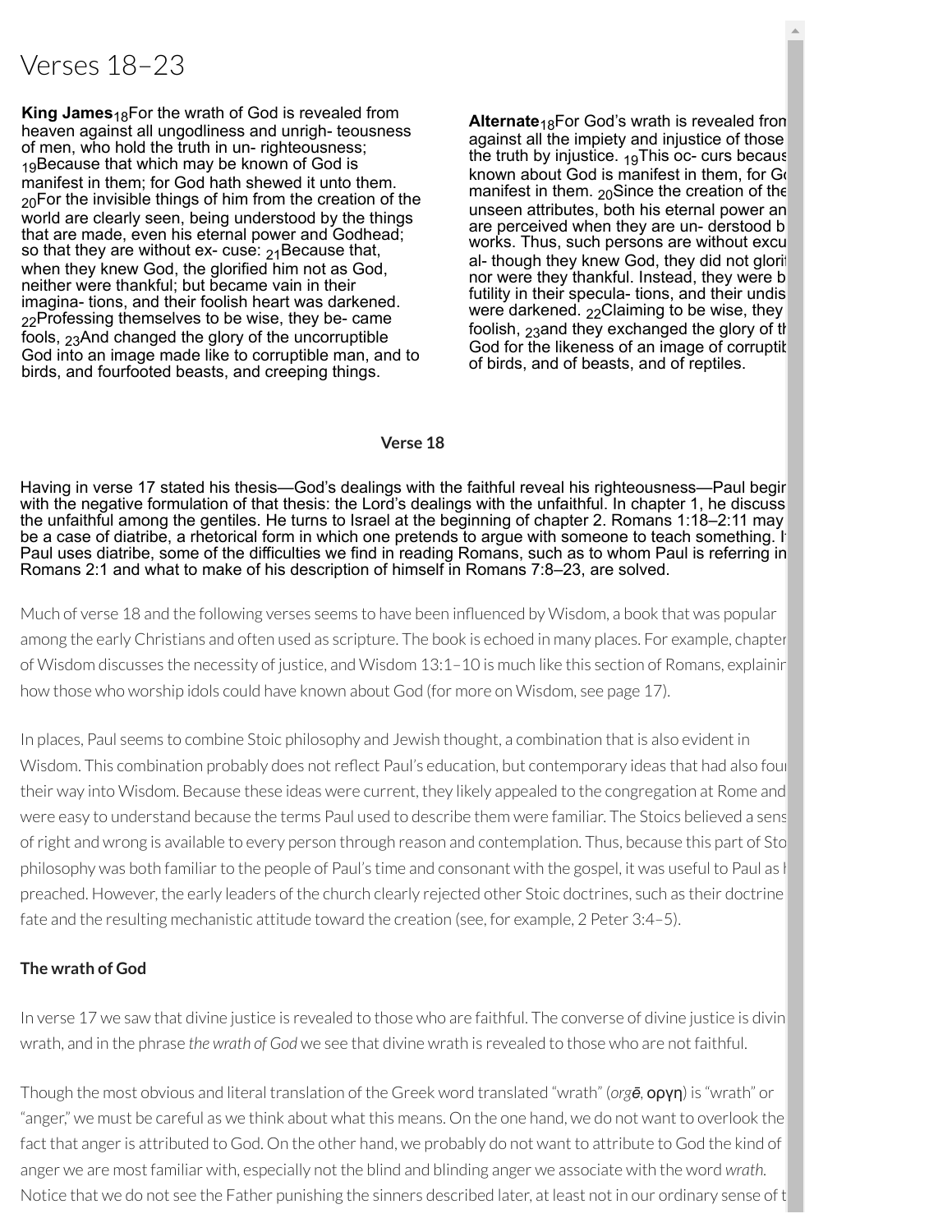# Verses 18–23

**King James**18For the wrath of God is revealed from heaven against all ungodliness and unrigh- teousness of men, who hold the truth in un- righteousness; 19Because that which may be known of God is manifest in them; for God hath shewed it unto them. 20For the invisible things of him from the creation of the world are clearly seen, being understood by the things that are made, even his eternal power and Godhead; so that they are without ex- cuse: 21Because that, when they knew God, the glorified him not as God, neither were thankful; but became vain in their imagina- tions, and their foolish heart was darkened. 22Professing themselves to be wise, they be- came fools, 23And changed the glory of the uncorruptible God into an image made like to corruptible man, and to birds, and fourfooted beasts, and creeping things.

**Alternate**18For God's wrath is revealed fron against all the impiety and injustice of those the truth by injustice. 19This oc- curs becaus known about God is manifest in them, for Go manifest in them. 20Since the creation of the unseen attributes, both his eternal power an are perceived when they are un- derstood b works. Thus, such persons are without excu al- though they knew God, they did not glorif nor were they thankful. Instead, they were b futility in their specula- tions, and their undis were darkened. 22Claiming to be wise, they foolish, 23and they exchanged the glory of th God for the likeness of an image of corruptib of birds, and of beasts, and of reptiles.

**Verse 18**

Having in verse 17 stated his thesis—God's dealings with the faithful reveal his righteousness—Paul begir with the negative formulation of that thesis: the Lord's dealings with the unfaithful. In chapter 1, he discuss the unfaithful among the gentiles. He turns to Israel at the beginning of chapter 2. Romans 1:18–2:11 may be a case of diatribe, a rhetorical form in which one pretends to argue with someone to teach something. I Paul uses diatribe, some of the difficulties we find in reading Romans, such as to whom Paul is referring in Romans 2:1 and what to make of his description of himself in Romans 7:8–23, are solved.

Much of verse 18 and the following verses seems to have been influenced by Wisdom, a book that was popular among the early Christians and often used as scripture. The book is echoed in many places. For example, chapter of Wisdom discusses the necessity of justice, and Wisdom 13:1–10 is much like this section of Romans, explainir how those who worship idols could have known about God (for more on Wisdom, see page 17).

In places, Paul seems to combine Stoic philosophy and Jewish thought, a combination that is also evident in Wisdom. This combination probably does not reflect Paul's education, but contemporary ideas that had also fou their way into Wisdom. Because these ideas were current, they likely appealed to the congregation at Rome and were easy to understand because the terms Paul used to describe them were familiar. The Stoics believed a sens of right and wrong is available to every person through reason and contemplation. Thus, because this part of Sto philosophy was both familiar to the people of Paul's time and consonant with the gospel, it was useful to Paul as h preached. However, the early leaders of the church clearly rejected other Stoic doctrines, such as their doctrine fate and the resulting mechanistic attitude toward the creation (see, for example, 2 Peter 3:4–5).

**The wrath of God**

In verse 17 we saw that divine justice is revealed to those who are faithful. The converse of divine justice is divin wrath, and in the phrase *the wrath of God* we see that divine wrath is revealed to those who are not faithful.

Though the most obvious and literal translation of the Greek word translated "wrath" (*orgē*, οργη) is "wrath" or "anger," we must be careful as we think about what this means. On the one hand, we do not want to overlook the fact that anger is attributed to God. On the other hand, we probably do not want to attribute to God the kind of anger we are most familiar with, especially not the blind and blinding anger we associate with the word *wrath*. Notice that we do not see the Father punishing the sinners described later, at least not in our ordinary sense of t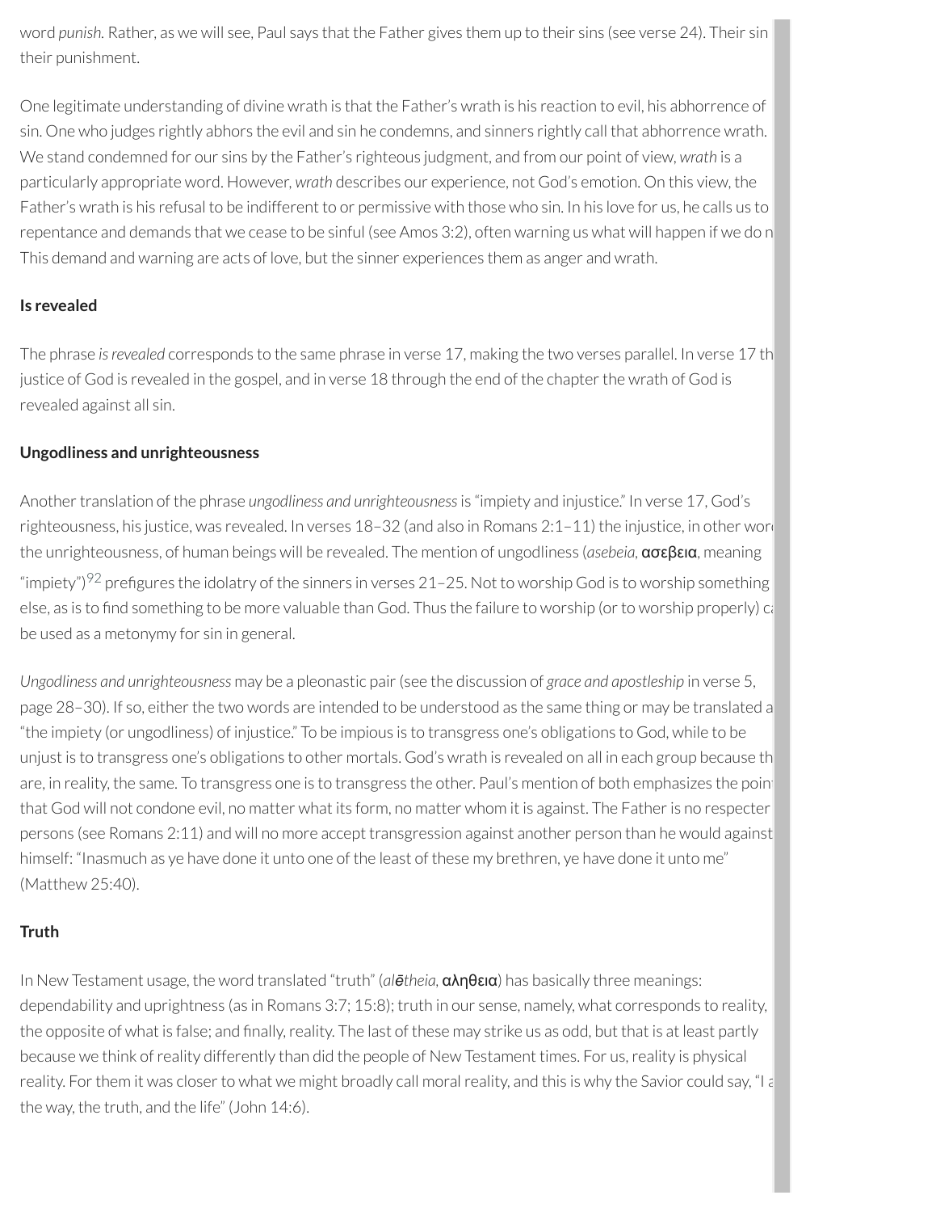word *punish.* Rather, as we will see, Paul says that the Father gives them up to their sins (see verse 24). Their sin their punishment.

One legitimate understanding of divine wrath is that the Father's wrath is his reaction to evil, his abhorrence of sin. One who judges rightly abhors the evil and sin he condemns, and sinners rightly call that abhorrence wrath. We stand condemned for our sins by the Father's righteous judgment, and from our point of view, *wrath* is a particularly appropriate word. However, *wrath* describes our experience, not God's emotion. On this view, the Father's wrath is his refusal to be indifferent to or permissive with those who sin. In his love for us, he calls us to repentance and demands that we cease to be sinful (see Amos 3:2), often warning us what will happen if we do n This demand and warning are acts of love, but the sinner experiences them as anger and wrath.

**Is revealed**

The phrase *is revealed* corresponds to the same phrase in verse 17, making the two verses parallel. In verse 17 th justice of God is revealed in the gospel, and in verse 18 through the end of the chapter the wrath of God is revealed against all sin.

**Ungodliness and unrighteousness**

Another translation of the phrase *ungodliness and unrighteousness* is "impiety and injustice." In verse 17, God's righteousness, his justice, was revealed. In verses 18–32 (and also in Romans 2:1–11) the injustice, in other word the unrighteousness, of human beings will be revealed. The mention of ungodliness (*asebeia*, ασεβεια, meaning "impiety")[92] prefigures the idolatry of the sinners in verses 21–25. Not to worship God is to worship something else, as is to find something to be more valuable than God. Thus the failure to worship (or to worship properly) ca be used as a metonymy for sin in general.

*Ungodliness and unrighteousness* may be a pleonastic pair (see the discussion of *grace and apostleship* in verse 5, page 28–30). If so, either the two words are intended to be understood as the same thing or may be translated a "the impiety (or ungodliness) of injustice." To be impious is to transgress one's obligations to God, while to be unjust is to transgress one's obligations to other mortals. God's wrath is revealed on all in each group because th are, in reality, the same. To transgress one is to transgress the other. Paul's mention of both emphasizes the poin that God will not condone evil, no matter what its form, no matter whom it is against. The Father is no respecter persons (see Romans 2:11) and will no more accept transgression against another person than he would against himself: "Inasmuch as ye have done it unto one of the least of these my brethren, ye have done it unto me" (Matthew 25:40).

**Truth**

In New Testament usage, the word translated "truth" (*alētheia*, αληθεια) has basically three meanings: dependability and uprightness (as in Romans 3:7; 15:8); truth in our sense, namely, what corresponds to reality, the opposite of what is false; and finally, reality. The last of these may strike us as odd, but that is at least partly because we think of reality differently than did the people of New Testament times. For us, reality is physical reality. For them it was closer to what we might broadly call moral reality, and this is why the Savior could say, "I a the way, the truth, and the life" (John 14:6).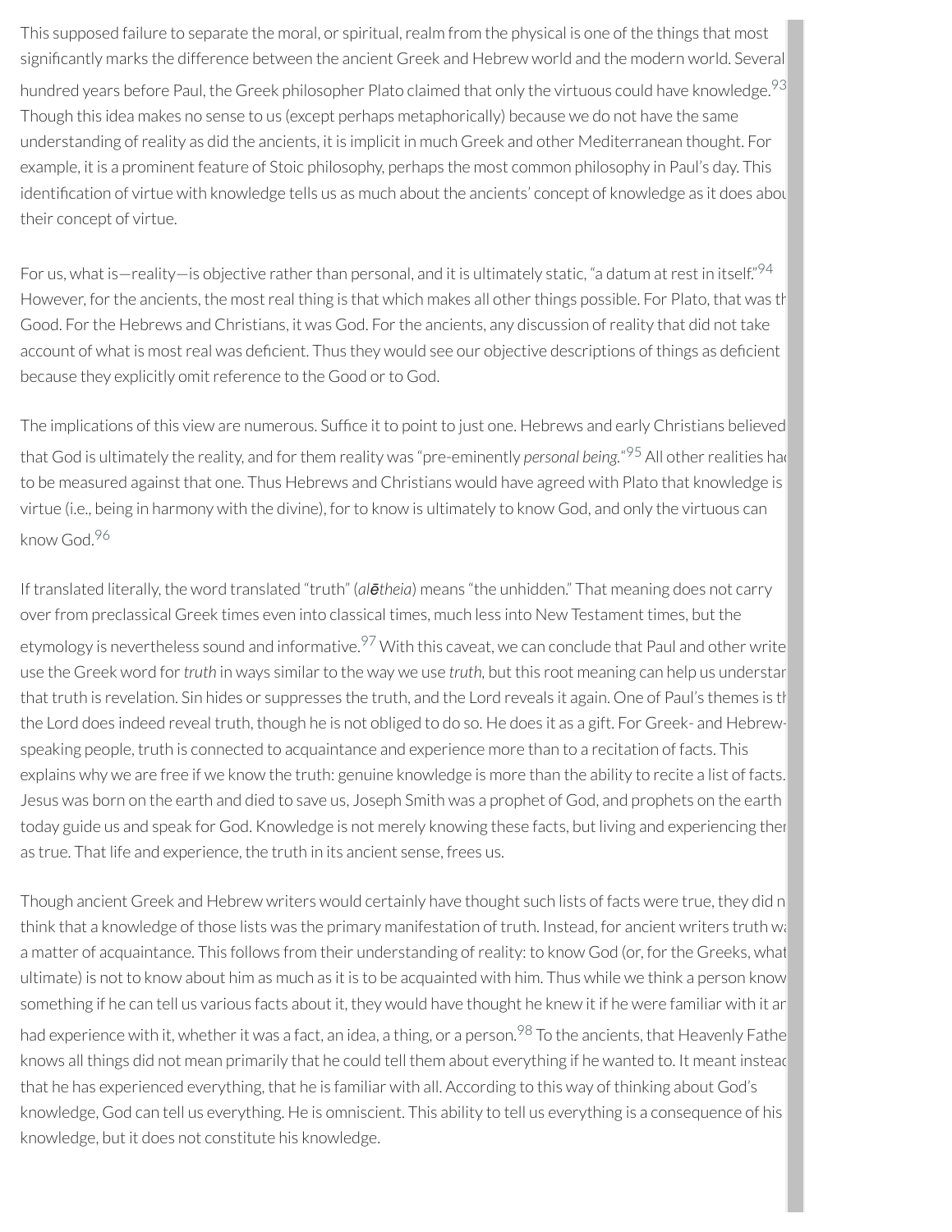This supposed failure to separate the moral, or spiritual, realm from the physical is one of the things that most significantly marks the difference between the ancient Greek and Hebrew world and the modern world. Several hundred years before Paul, the Greek philosopher Plato claimed that only the virtuous could have knowledge.[93] Though this idea makes no sense to us (except perhaps metaphorically) because we do not have the same understanding of reality as did the ancients, it is implicit in much Greek and other Mediterranean thought. For example, it is a prominent feature of Stoic philosophy, perhaps the most common philosophy in Paul's day. This identification of virtue with knowledge tells us as much about the ancients' concept of knowledge as it does about their concept of virtue.

For us, what is—reality—is objective rather than personal, and it is ultimately static, "a datum at rest in itself."[94] However, for the ancients, the most real thing is that which makes all other things possible. For Plato, that was the Good. For the Hebrews and Christians, it was God. For the ancients, any discussion of reality that did not take account of what is most real was deficient. Thus they would see our objective descriptions of things as deficient because they explicitly omit reference to the Good or to God.

The implications of this view are numerous. Suffice it to point to just one. Hebrews and early Christians believed that God is ultimately the reality, and for them reality was "pre-eminently *personal being*."[95] All other realities had to be measured against that one. Thus Hebrews and Christians would have agreed with Plato that knowledge is virtue (i.e., being in harmony with the divine), for to know is ultimately to know God, and only the virtuous can know God.[96]

If translated literally, the word translated "truth" (*alētheia*) means "the unhidden." That meaning does not carry over from preclassical Greek times even into classical times, much less into New Testament times, but the etymology is nevertheless sound and informative.[97] With this caveat, we can conclude that Paul and other writers use the Greek word for *truth* in ways similar to the way we use *truth*, but this root meaning can help us understand that truth is revelation. Sin hides or suppresses the truth, and the Lord reveals it again. One of Paul's themes is that the Lord does indeed reveal truth, though he is not obliged to do so. He does it as a gift. For Greek- and Hebrew-speaking people, truth is connected to acquaintance and experience more than to a recitation of facts. This explains why we are free if we know the truth: genuine knowledge is more than the ability to recite a list of facts. Jesus was born on the earth and died to save us, Joseph Smith was a prophet of God, and prophets on the earth today guide us and speak for God. Knowledge is not merely knowing these facts, but living and experiencing them as true. That life and experience, the truth in its ancient sense, frees us.

Though ancient Greek and Hebrew writers would certainly have thought such lists of facts were true, they did not think that a knowledge of those lists was the primary manifestation of truth. Instead, for ancient writers truth was a matter of acquaintance. This follows from their understanding of reality: to know God (or, for the Greeks, what is ultimate) is not to know about him as much as it is to be acquainted with him. Thus while we think a person knows something if he can tell us various facts about it, they would have thought he knew it if he were familiar with it and had experience with it, whether it was a fact, an idea, a thing, or a person.[98] To the ancients, that Heavenly Father knows all things did not mean primarily that he could tell them about everything if he wanted to. It meant instead that he has experienced everything, that he is familiar with all. According to this way of thinking about God's knowledge, God can tell us everything. He is omniscient. This ability to tell us everything is a consequence of his knowledge, but it does not constitute his knowledge.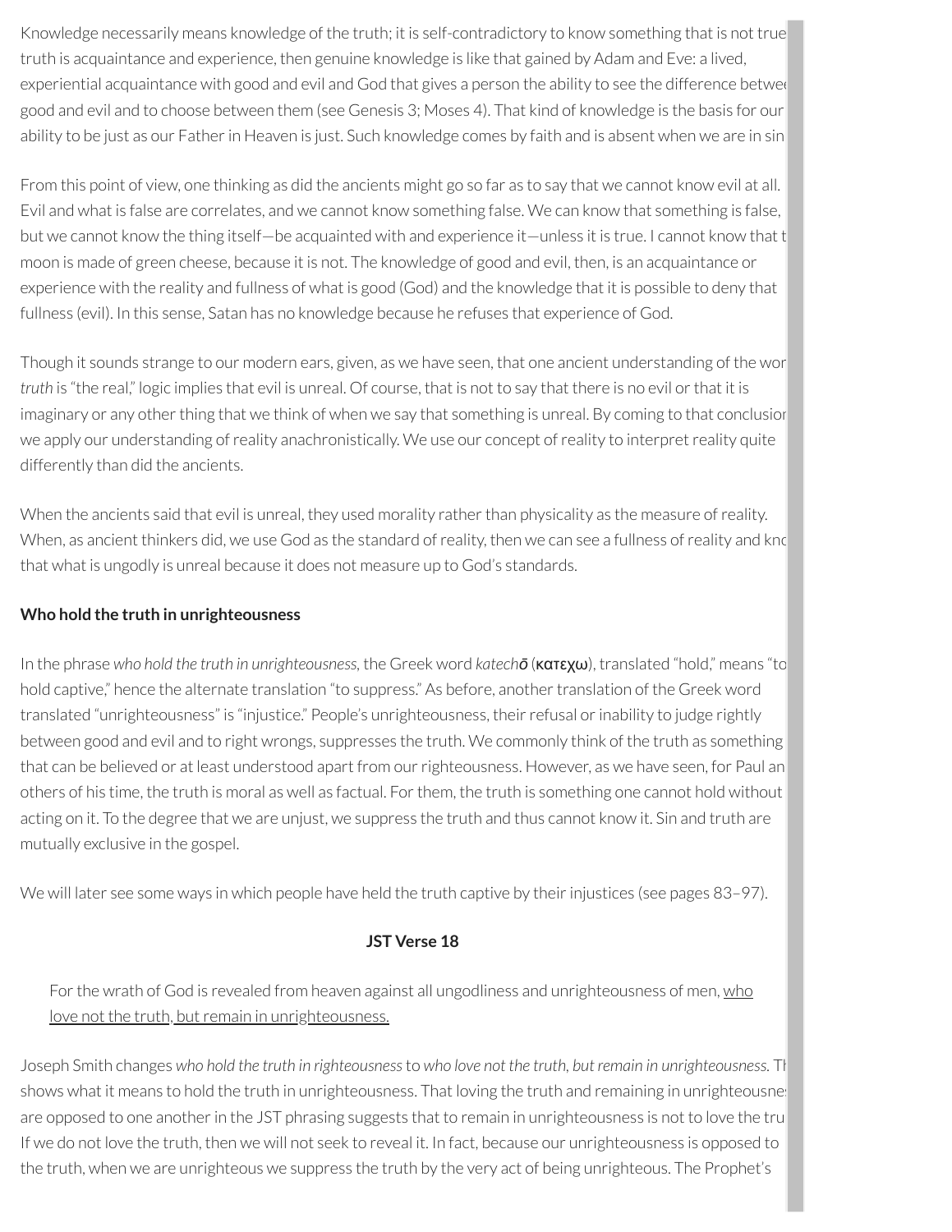Knowledge necessarily means knowledge of the truth; it is self-contradictory to know something that is not true truth is acquaintance and experience, then genuine knowledge is like that gained by Adam and Eve: a lived, experiential acquaintance with good and evil and God that gives a person the ability to see the difference betwe good and evil and to choose between them (see Genesis 3; Moses 4). That kind of knowledge is the basis for our ability to be just as our Father in Heaven is just. Such knowledge comes by faith and is absent when we are in sin

From this point of view, one thinking as did the ancients might go so far as to say that we cannot know evil at all. Evil and what is false are correlates, and we cannot know something false. We can know that something is false, but we cannot know the thing itself—be acquainted with and experience it—unless it is true. I cannot know that t moon is made of green cheese, because it is not. The knowledge of good and evil, then, is an acquaintance or experience with the reality and fullness of what is good (God) and the knowledge that it is possible to deny that fullness (evil). In this sense, Satan has no knowledge because he refuses that experience of God.

Though it sounds strange to our modern ears, given, as we have seen, that one ancient understanding of the wor *truth* is "the real," logic implies that evil is unreal. Of course, that is not to say that there is no evil or that it is imaginary or any other thing that we think of when we say that something is unreal. By coming to that conclusior we apply our understanding of reality anachronistically. We use our concept of reality to interpret reality quite differently than did the ancients.

When the ancients said that evil is unreal, they used morality rather than physicality as the measure of reality. When, as ancient thinkers did, we use God as the standard of reality, then we can see a fullness of reality and kno that what is ungodly is unreal because it does not measure up to God's standards.

**Who hold the truth in unrighteousness**

In the phrase *who hold the truth in unrighteousness,* the Greek word *katechō* (κατεχω), translated "hold," means "to hold captive," hence the alternate translation "to suppress." As before, another translation of the Greek word translated "unrighteousness" is "injustice." People's unrighteousness, their refusal or inability to judge rightly between good and evil and to right wrongs, suppresses the truth. We commonly think of the truth as something that can be believed or at least understood apart from our righteousness. However, as we have seen, for Paul an others of his time, the truth is moral as well as factual. For them, the truth is something one cannot hold without acting on it. To the degree that we are unjust, we suppress the truth and thus cannot know it. Sin and truth are mutually exclusive in the gospel.

We will later see some ways in which people have held the truth captive by their injustices (see pages 83–97).

**JST Verse 18**

> For the wrath of God is revealed from heaven against all ungodliness and unrighteousness of men, <u>who love not the truth, but remain in unrighteousness.</u>

Joseph Smith changes *who hold the truth in righteousness* to *who love not the truth, but remain in unrighteousness.* Th shows what it means to hold the truth in unrighteousness. That loving the truth and remaining in unrighteousne are opposed to one another in the JST phrasing suggests that to remain in unrighteousness is not to love the tru If we do not love the truth, then we will not seek to reveal it. In fact, because our unrighteousness is opposed to the truth, when we are unrighteous we suppress the truth by the very act of being unrighteous. The Prophet's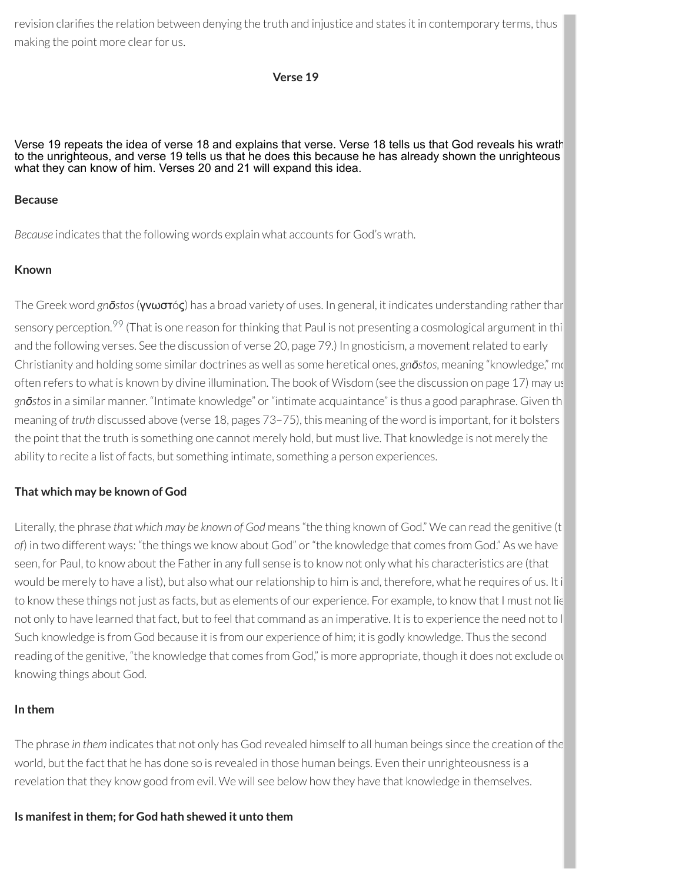revision clarifies the relation between denying the truth and injustice and states it in contemporary terms, thus making the point more clear for us.

### Verse 19

Verse 19 repeats the idea of verse 18 and explains that verse. Verse 18 tells us that God reveals his wrath to the unrighteous, and verse 19 tells us that he does this because he has already shown the unrighteous what they can know of him. Verses 20 and 21 will expand this idea.

**Because**

*Because* indicates that the following words explain what accounts for God's wrath.

**Known**

The Greek word *gnōstos* (γνωστός) has a broad variety of uses. In general, it indicates understanding rather than sensory perception.[99] (That is one reason for thinking that Paul is not presenting a cosmological argument in this and the following verses. See the discussion of verse 20, page 79.) In gnosticism, a movement related to early Christianity and holding some similar doctrines as well as some heretical ones, *gnōstos*, meaning "knowledge," most often refers to what is known by divine illumination. The book of Wisdom (see the discussion on page 17) may use *gnōstos* in a similar manner. "Intimate knowledge" or "intimate acquaintance" is thus a good paraphrase. Given the meaning of *truth* discussed above (verse 18, pages 73–75), this meaning of the word is important, for it bolsters the point that the truth is something one cannot merely hold, but must live. That knowledge is not merely the ability to recite a list of facts, but something intimate, something a person experiences.

**That which may be known of God**

Literally, the phrase *that which may be known of God* means "the thing known of God." We can read the genitive (the *of*) in two different ways: "the things we know about God" or "the knowledge that comes from God." As we have seen, for Paul, to know about the Father in any full sense is to know not only what his characteristics are (that would be merely to have a list), but also what our relationship to him is and, therefore, what he requires of us. It is to know these things not just as facts, but as elements of our experience. For example, to know that I must not lie is not only to have learned that fact, but to feel that command as an imperative. It is to experience the need not to lie. Such knowledge is from God because it is from our experience of him; it is godly knowledge. Thus the second reading of the genitive, "the knowledge that comes from God," is more appropriate, though it does not exclude our knowing things about God.

**In them**

The phrase *in them* indicates that not only has God revealed himself to all human beings since the creation of the world, but the fact that he has done so is revealed in those human beings. Even their unrighteousness is a revelation that they know good from evil. We will see below how they have that knowledge in themselves.

**Is manifest in them; for God hath shewed it unto them**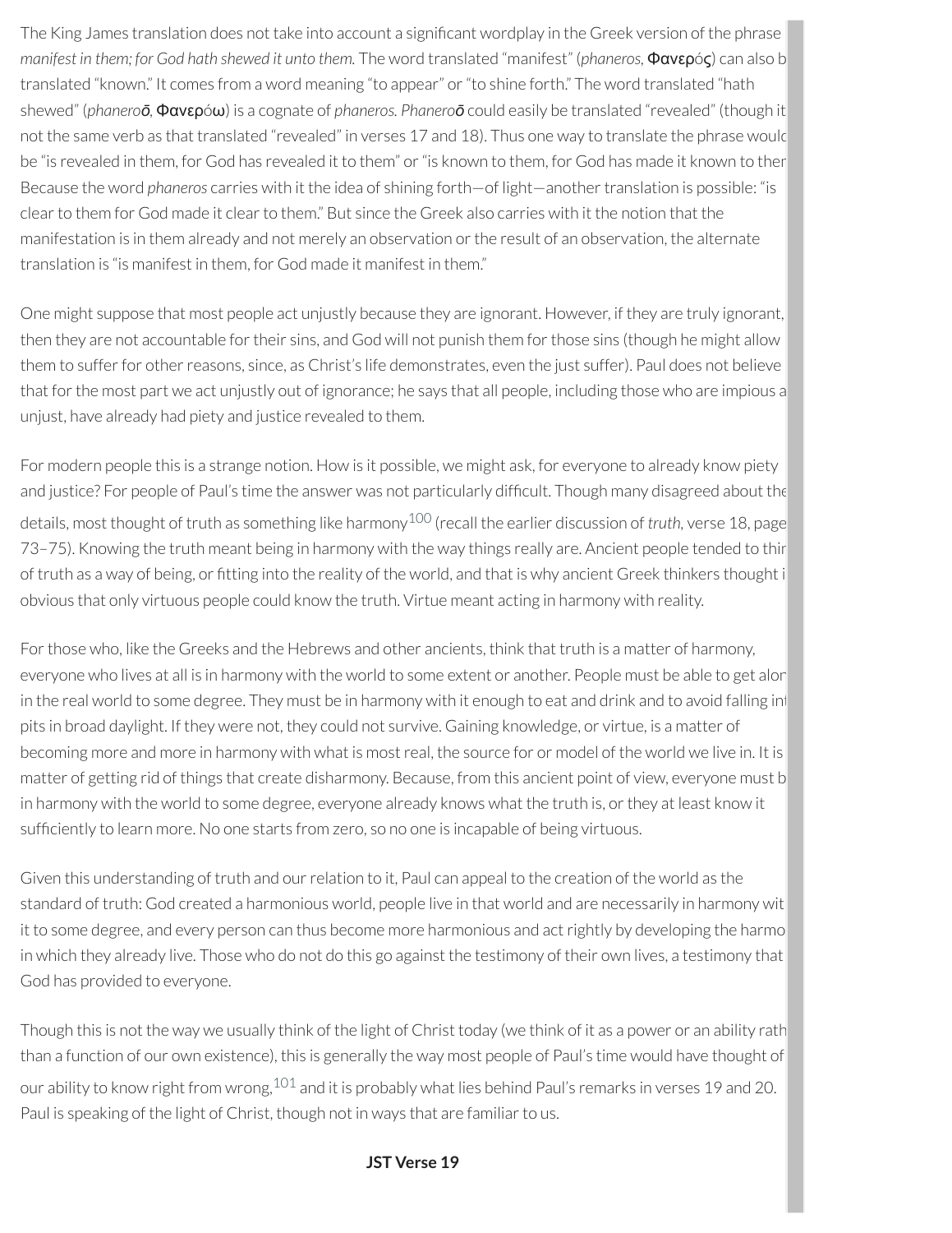The King James translation does not take into account a significant wordplay in the Greek version of the phrase *manifest in them; for God hath shewed it unto them.* The word translated "manifest" (*phaneros,* Φανερός) can also b translated "known." It comes from a word meaning "to appear" or "to shine forth." The word translated "hath shewed" (*phanero̅ō,* Φανερόω) is a cognate of *phaneros. Phanero̅ō* could easily be translated "revealed" (though it not the same verb as that translated "revealed" in verses 17 and 18). Thus one way to translate the phrase would be "is revealed in them, for God has revealed it to them" or "is known to them, for God has made it known to ther Because the word *phaneros* carries with it the idea of shining forth—of light—another translation is possible: "is clear to them for God made it clear to them." But since the Greek also carries with it the notion that the manifestation is in them already and not merely an observation or the result of an observation, the alternate translation is "is manifest in them, for God made it manifest in them."

One might suppose that most people act unjustly because they are ignorant. However, if they are truly ignorant, then they are not accountable for their sins, and God will not punish them for those sins (though he might allow them to suffer for other reasons, since, as Christ's life demonstrates, even the just suffer). Paul does not believe that for the most part we act unjustly out of ignorance; he says that all people, including those who are impious a unjust, have already had piety and justice revealed to them.

For modern people this is a strange notion. How is it possible, we might ask, for everyone to already know piety and justice? For people of Paul's time the answer was not particularly difficult. Though many disagreed about the details, most thought of truth as something like harmony[100] (recall the earlier discussion of *truth,* verse 18, page 73–75). Knowing the truth meant being in harmony with the way things really are. Ancient people tended to thir of truth as a way of being, or fitting into the reality of the world, and that is why ancient Greek thinkers thought i obvious that only virtuous people could know the truth. Virtue meant acting in harmony with reality.

For those who, like the Greeks and the Hebrews and other ancients, think that truth is a matter of harmony, everyone who lives at all is in harmony with the world to some extent or another. People must be able to get alor in the real world to some degree. They must be in harmony with it enough to eat and drink and to avoid falling in pits in broad daylight. If they were not, they could not survive. Gaining knowledge, or virtue, is a matter of becoming more and more in harmony with what is most real, the source for or model of the world we live in. It is matter of getting rid of things that create disharmony. Because, from this ancient point of view, everyone must b in harmony with the world to some degree, everyone already knows what the truth is, or they at least know it sufficiently to learn more. No one starts from zero, so no one is incapable of being virtuous.

Given this understanding of truth and our relation to it, Paul can appeal to the creation of the world as the standard of truth: God created a harmonious world, people live in that world and are necessarily in harmony wit it to some degree, and every person can thus become more harmonious and act rightly by developing the harmo in which they already live. Those who do not do this go against the testimony of their own lives, a testimony that God has provided to everyone.

Though this is not the way we usually think of the light of Christ today (we think of it as a power or an ability rath than a function of our own existence), this is generally the way most people of Paul's time would have thought of our ability to know right from wrong,[101] and it is probably what lies behind Paul's remarks in verses 19 and 20. Paul is speaking of the light of Christ, though not in ways that are familiar to us.

**JST Verse 19**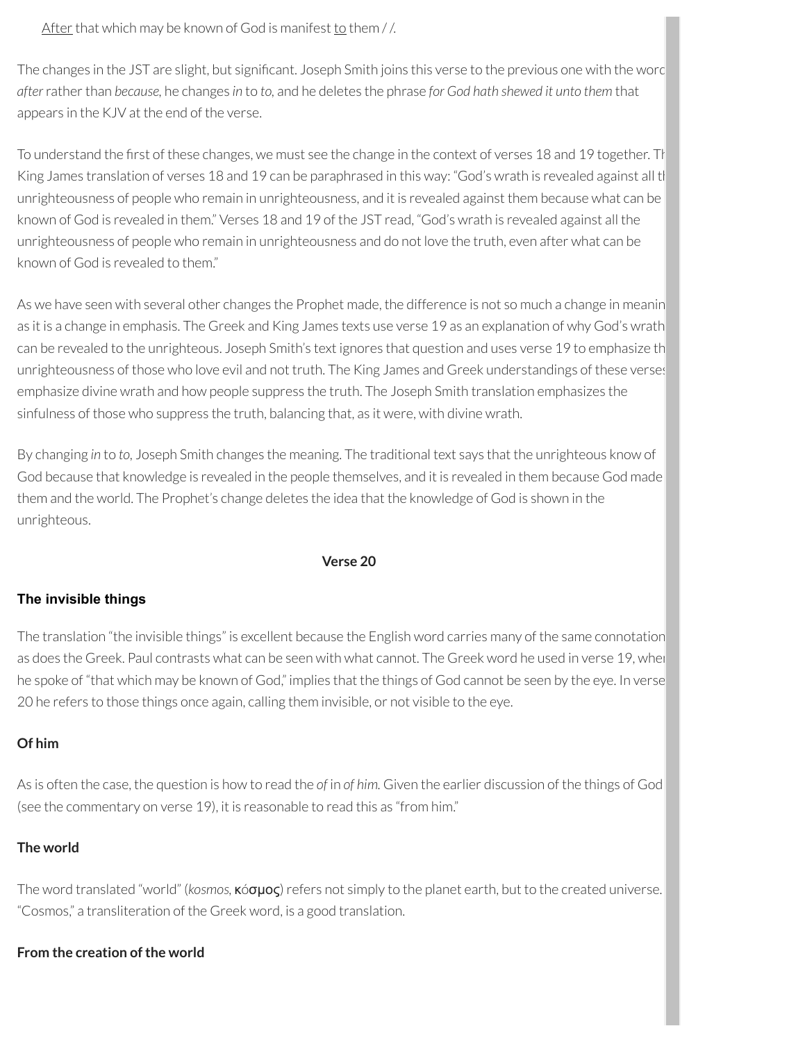<u>After</u> that which may be known of God is manifest <u>to</u> them / /.

The changes in the JST are slight, but significant. Joseph Smith joins this verse to the previous one with the word *after* rather than *because,* he changes *in* to *to,* and he deletes the phrase *for God hath shewed it unto them* that appears in the KJV at the end of the verse.

To understand the first of these changes, we must see the change in the context of verses 18 and 19 together. The King James translation of verses 18 and 19 can be paraphrased in this way: "God's wrath is revealed against all the unrighteousness of people who remain in unrighteousness, and it is revealed against them because what can be known of God is revealed in them." Verses 18 and 19 of the JST read, "God's wrath is revealed against all the unrighteousness of people who remain in unrighteousness and do not love the truth, even after what can be known of God is revealed to them."

As we have seen with several other changes the Prophet made, the difference is not so much a change in meaning as it is a change in emphasis. The Greek and King James texts use verse 19 as an explanation of why God's wrath can be revealed to the unrighteous. Joseph Smith's text ignores that question and uses verse 19 to emphasize the unrighteousness of those who love evil and not truth. The King James and Greek understandings of these verses emphasize divine wrath and how people suppress the truth. The Joseph Smith translation emphasizes the sinfulness of those who suppress the truth, balancing that, as it were, with divine wrath.

By changing *in* to *to,* Joseph Smith changes the meaning. The traditional text says that the unrighteous know of God because that knowledge is revealed in the people themselves, and it is revealed in them because God made them and the world. The Prophet's change deletes the idea that the knowledge of God is shown in the unrighteous.

**Verse 20**

**The invisible things**

The translation "the invisible things" is excellent because the English word carries many of the same connotations as does the Greek. Paul contrasts what can be seen with what cannot. The Greek word he used in verse 19, when he spoke of "that which may be known of God," implies that the things of God cannot be seen by the eye. In verse 20 he refers to those things once again, calling them invisible, or not visible to the eye.

**Of him**

As is often the case, the question is how to read the *of* in *of him.* Given the earlier discussion of the things of God (see the commentary on verse 19), it is reasonable to read this as "from him."

**The world**

The word translated "world" (*kosmos,* κόσμος) refers not simply to the planet earth, but to the created universe. "Cosmos," a transliteration of the Greek word, is a good translation.

**From the creation of the world**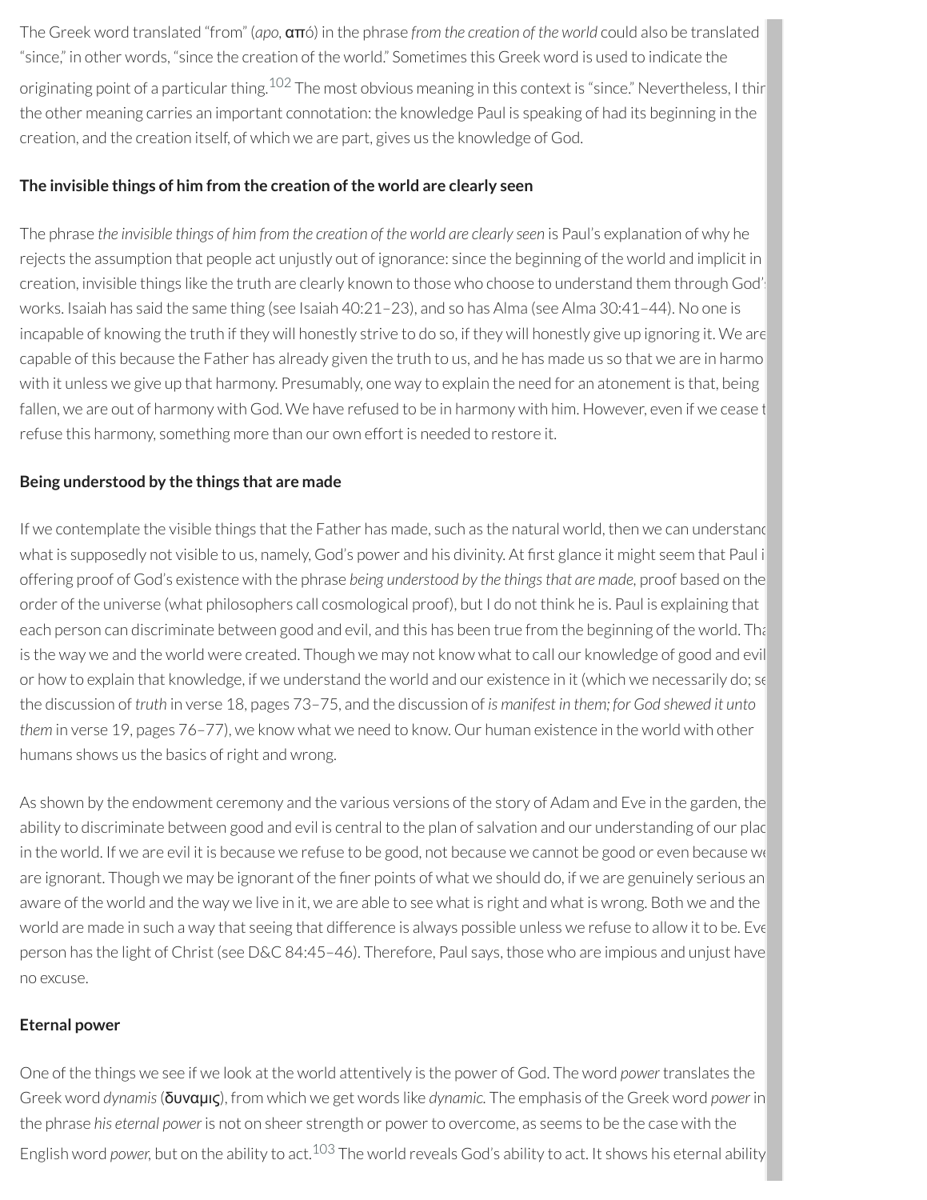The Greek word translated "from" (*apo*, ἀπό) in the phrase *from the creation of the world* could also be translated "since," in other words, "since the creation of the world." Sometimes this Greek word is used to indicate the originating point of a particular thing.[102] The most obvious meaning in this context is "since." Nevertheless, I think the other meaning carries an important connotation: the knowledge Paul is speaking of had its beginning in the creation, and the creation itself, of which we are part, gives us the knowledge of God.

**The invisible things of him from the creation of the world are clearly seen**

The phrase *the invisible things of him from the creation of the world are clearly seen* is Paul's explanation of why he rejects the assumption that people act unjustly out of ignorance: since the beginning of the world and implicit in creation, invisible things like the truth are clearly known to those who choose to understand them through God's works. Isaiah has said the same thing (see Isaiah 40:21–23), and so has Alma (see Alma 30:41–44). No one is incapable of knowing the truth if they will honestly strive to do so, if they will honestly give up ignoring it. We are capable of this because the Father has already given the truth to us, and he has made us so that we are in harmony with it unless we give up that harmony. Presumably, one way to explain the need for an atonement is that, being fallen, we are out of harmony with God. We have refused to be in harmony with him. However, even if we cease to refuse this harmony, something more than our own effort is needed to restore it.

**Being understood by the things that are made**

If we contemplate the visible things that the Father has made, such as the natural world, then we can understand what is supposedly not visible to us, namely, God's power and his divinity. At first glance it might seem that Paul is offering proof of God's existence with the phrase *being understood by the things that are made,* proof based on the order of the universe (what philosophers call cosmological proof), but I do not think he is. Paul is explaining that each person can discriminate between good and evil, and this has been true from the beginning of the world. That is the way we and the world were created. Though we may not know what to call our knowledge of good and evil or how to explain that knowledge, if we understand the world and our existence in it (which we necessarily do; see the discussion of *truth* in verse 18, pages 73–75, and the discussion of *is manifest in them; for God shewed it unto them* in verse 19, pages 76–77), we know what we need to know. Our human existence in the world with other humans shows us the basics of right and wrong.

As shown by the endowment ceremony and the various versions of the story of Adam and Eve in the garden, the ability to discriminate between good and evil is central to the plan of salvation and our understanding of our place in the world. If we are evil it is because we refuse to be good, not because we cannot be good or even because we are ignorant. Though we may be ignorant of the finer points of what we should do, if we are genuinely serious and aware of the world and the way we live in it, we are able to see what is right and what is wrong. Both we and the world are made in such a way that seeing that difference is always possible unless we refuse to allow it to be. Every person has the light of Christ (see D&C 84:45–46). Therefore, Paul says, those who are impious and unjust have no excuse.

**Eternal power**

One of the things we see if we look at the world attentively is the power of God. The word *power* translates the Greek word *dynamis* (δυναμις), from which we get words like *dynamic.* The emphasis of the Greek word *power* in the phrase *his eternal power* is not on sheer strength or power to overcome, as seems to be the case with the English word *power,* but on the ability to act.[103] The world reveals God's ability to act. It shows his eternal ability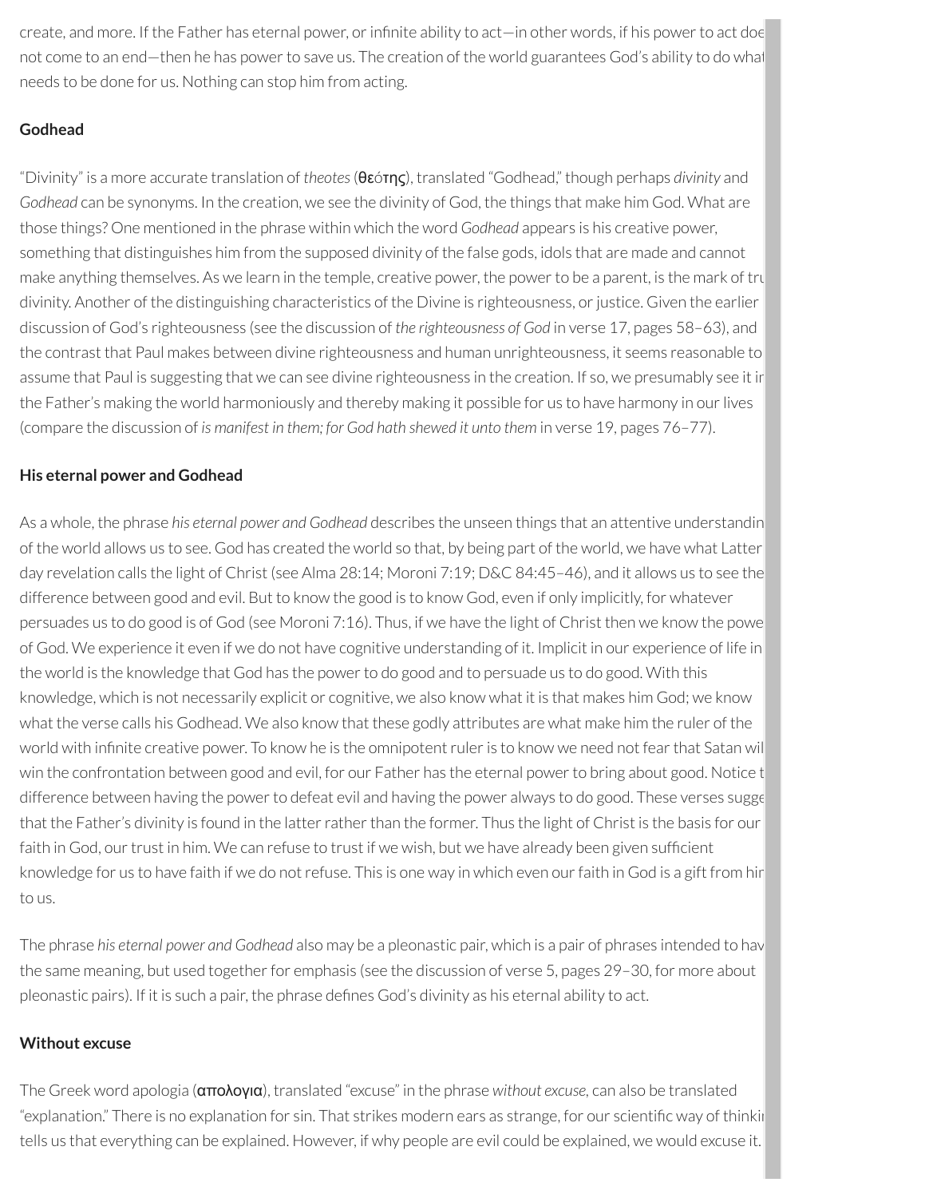create, and more. If the Father has eternal power, or infinite ability to act—in other words, if his power to act does not come to an end—then he has power to save us. The creation of the world guarantees God's ability to do what needs to be done for us. Nothing can stop him from acting.

### Godhead

"Divinity" is a more accurate translation of *theotes* (θεότης), translated "Godhead," though perhaps *divinity* and *Godhead* can be synonyms. In the creation, we see the divinity of God, the things that make him God. What are those things? One mentioned in the phrase within which the word *Godhead* appears is his creative power, something that distinguishes him from the supposed divinity of the false gods, idols that are made and cannot make anything themselves. As we learn in the temple, creative power, the power to be a parent, is the mark of true divinity. Another of the distinguishing characteristics of the Divine is righteousness, or justice. Given the earlier discussion of God's righteousness (see the discussion of *the righteousness of God* in verse 17, pages 58–63), and the contrast that Paul makes between divine righteousness and human unrighteousness, it seems reasonable to assume that Paul is suggesting that we can see divine righteousness in the creation. If so, we presumably see it in the Father's making the world harmoniously and thereby making it possible for us to have harmony in our lives (compare the discussion of *is manifest in them; for God hath shewed it unto them* in verse 19, pages 76–77).

### His eternal power and Godhead

As a whole, the phrase *his eternal power and Godhead* describes the unseen things that an attentive understanding of the world allows us to see. God has created the world so that, by being part of the world, we have what Latter-day revelation calls the light of Christ (see Alma 28:14; Moroni 7:19; D&C 84:45–46), and it allows us to see the difference between good and evil. But to know the good is to know God, even if only implicitly, for whatever persuades us to do good is of God (see Moroni 7:16). Thus, if we have the light of Christ then we know the power of God. We experience it even if we do not have cognitive understanding of it. Implicit in our experience of life in the world is the knowledge that God has the power to do good and to persuade us to do good. With this knowledge, which is not necessarily explicit or cognitive, we also know what it is that makes him God; we know what the verse calls his Godhead. We also know that these godly attributes are what make him the ruler of the world with infinite creative power. To know he is the omnipotent ruler is to know we need not fear that Satan will win the confrontation between good and evil, for our Father has the eternal power to bring about good. Notice the difference between having the power to defeat evil and having the power always to do good. These verses suggest that the Father's divinity is found in the latter rather than the former. Thus the light of Christ is the basis for our faith in God, our trust in him. We can refuse to trust if we wish, but we have already been given sufficient knowledge for us to have faith if we do not refuse. This is one way in which even our faith in God is a gift from him to us.

The phrase *his eternal power and Godhead* also may be a pleonastic pair, which is a pair of phrases intended to have the same meaning, but used together for emphasis (see the discussion of verse 5, pages 29–30, for more about pleonastic pairs). If it is such a pair, the phrase defines God's divinity as his eternal ability to act.

### Without excuse

The Greek word apologia (απολογια), translated "excuse" in the phrase *without excuse*, can also be translated "explanation." There is no explanation for sin. That strikes modern ears as strange, for our scientific way of thinking tells us that everything can be explained. However, if why people are evil could be explained, we would excuse it.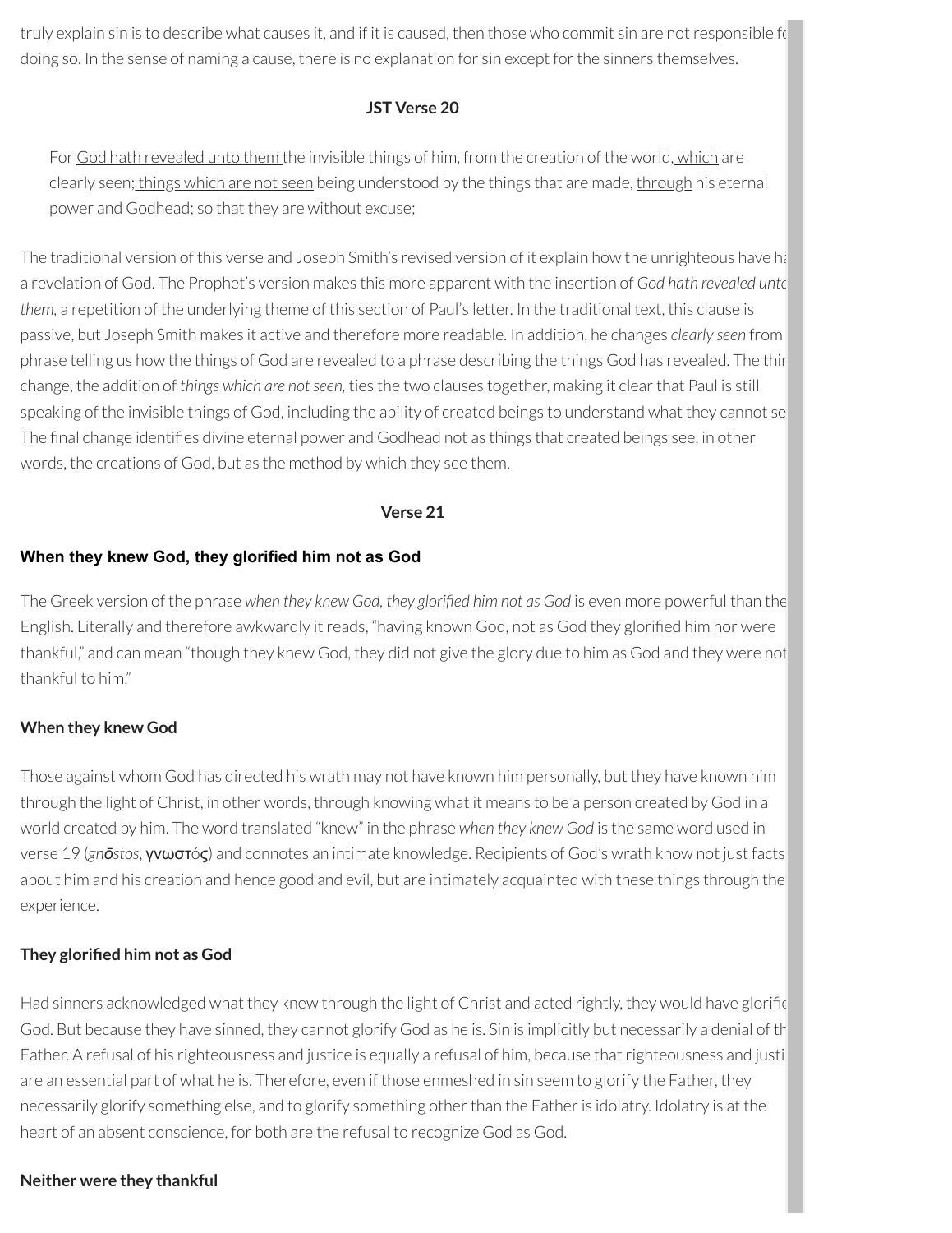truly explain sin is to describe what causes it, and if it is caused, then those who commit sin are not responsible fo doing so. In the sense of naming a cause, there is no explanation for sin except for the sinners themselves.

### JST Verse 20

> For God hath revealed unto them the invisible things of him, from the creation of the world, which are clearly seen; things which are not seen being understood by the things that are made, through his eternal power and Godhead; so that they are without excuse;

The traditional version of this verse and Joseph Smith's revised version of it explain how the unrighteous have ha a revelation of God. The Prophet's version makes this more apparent with the insertion of *God hath revealed unto them,* a repetition of the underlying theme of this section of Paul's letter. In the traditional text, this clause is passive, but Joseph Smith makes it active and therefore more readable. In addition, he changes *clearly seen* from phrase telling us how the things of God are revealed to a phrase describing the things God has revealed. The thir change, the addition of *things which are not seen,* ties the two clauses together, making it clear that Paul is still speaking of the invisible things of God, including the ability of created beings to understand what they cannot se The final change identifies divine eternal power and Godhead not as things that created beings see, in other words, the creations of God, but as the method by which they see them.

### Verse 21

**When they knew God, they glorified him not as God**

The Greek version of the phrase *when they knew God, they glorified him not as God* is even more powerful than the English. Literally and therefore awkwardly it reads, "having known God, not as God they glorified him nor were thankful," and can mean "though they knew God, they did not give the glory due to him as God and they were not thankful to him."

**When they knew God**

Those against whom God has directed his wrath may not have known him personally, but they have known him through the light of Christ, in other words, through knowing what it means to be a person created by God in a world created by him. The word translated "knew" in the phrase *when they knew God* is the same word used in verse 19 (*gnōstos*, γνωστός) and connotes an intimate knowledge. Recipients of God's wrath know not just facts about him and his creation and hence good and evil, but are intimately acquainted with these things through the experience.

**They glorified him not as God**

Had sinners acknowledged what they knew through the light of Christ and acted rightly, they would have glorifie God. But because they have sinned, they cannot glorify God as he is. Sin is implicitly but necessarily a denial of th Father. A refusal of his righteousness and justice is equally a refusal of him, because that righteousness and justi are an essential part of what he is. Therefore, even if those enmeshed in sin seem to glorify the Father, they necessarily glorify something else, and to glorify something other than the Father is idolatry. Idolatry is at the heart of an absent conscience, for both are the refusal to recognize God as God.

**Neither were they thankful**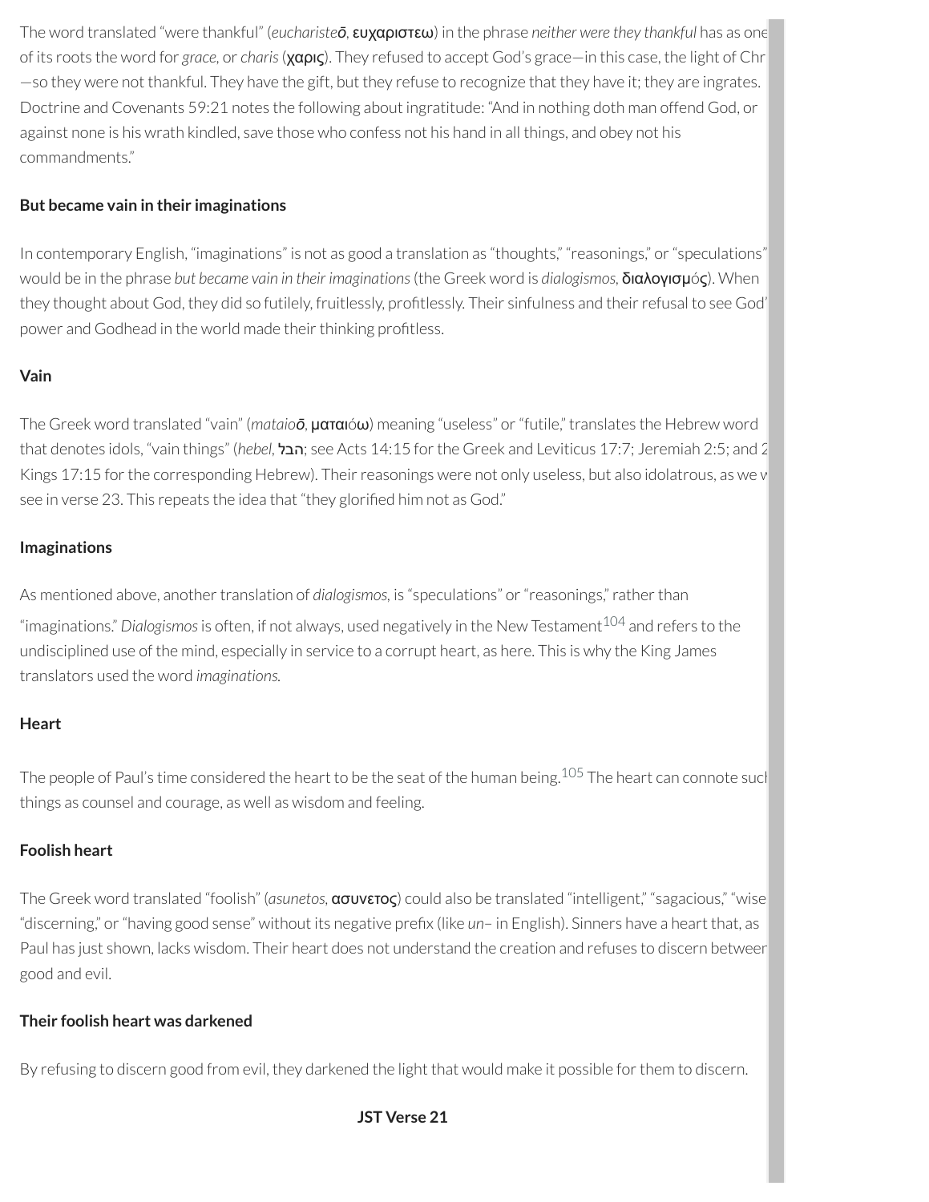The word translated "were thankful" (*eucharisteō*, ευχαριστεω) in the phrase *neither were they thankful* has as one of its roots the word for *grace*, or *charis* (χαρις). They refused to accept God's grace—in this case, the light of Chr —so they were not thankful. They have the gift, but they refuse to recognize that they have it; they are ingrates. Doctrine and Covenants 59:21 notes the following about ingratitude: "And in nothing doth man offend God, or against none is his wrath kindled, save those who confess not his hand in all things, and obey not his commandments."

**But became vain in their imaginations**

In contemporary English, "imaginations" is not as good a translation as "thoughts," "reasonings," or "speculations" would be in the phrase *but became vain in their imaginations* (the Greek word is *dialogismos*, διαλογισμός). When they thought about God, they did so futilely, fruitlessly, profitlessly. Their sinfulness and their refusal to see God' power and Godhead in the world made their thinking profitless.

**Vain**

The Greek word translated "vain" (*mataioō*, ματαιόω) meaning "useless" or "futile," translates the Hebrew word that denotes idols, "vain things" (*hebel*, הבל; see Acts 14:15 for the Greek and Leviticus 17:7; Jeremiah 2:5; and 2 Kings 17:15 for the corresponding Hebrew). Their reasonings were not only useless, but also idolatrous, as we w see in verse 23. This repeats the idea that "they glorified him not as God."

**Imaginations**

As mentioned above, another translation of *dialogismos*, is "speculations" or "reasonings," rather than "imaginations." *Dialogismos* is often, if not always, used negatively in the New Testament[104] and refers to the undisciplined use of the mind, especially in service to a corrupt heart, as here. This is why the King James translators used the word *imaginations*.

**Heart**

The people of Paul's time considered the heart to be the seat of the human being.[105] The heart can connote such things as counsel and courage, as well as wisdom and feeling.

**Foolish heart**

The Greek word translated "foolish" (*asunetos*, ασυνετος) could also be translated "intelligent," "sagacious," "wise "discerning," or "having good sense" without its negative prefix (like *un*– in English). Sinners have a heart that, as Paul has just shown, lacks wisdom. Their heart does not understand the creation and refuses to discern between good and evil.

**Their foolish heart was darkened**

By refusing to discern good from evil, they darkened the light that would make it possible for them to discern.

**JST Verse 21**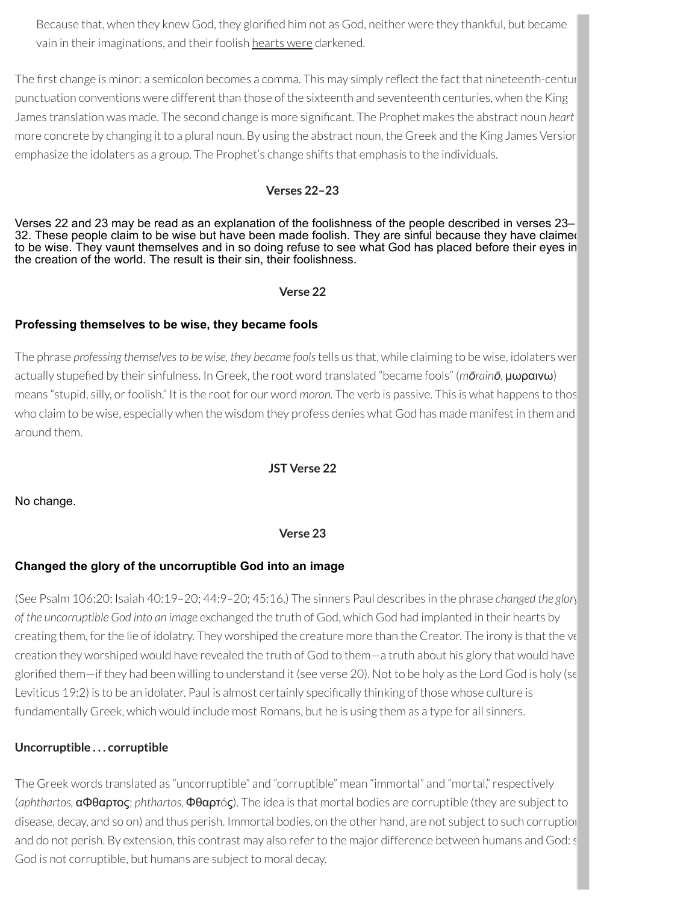Because that, when they knew God, they glorified him not as God, neither were they thankful, but became vain in their imaginations, and their foolish <u>hearts were</u> darkened.

The first change is minor: a semicolon becomes a comma. This may simply reflect the fact that nineteenth-century punctuation conventions were different than those of the sixteenth and seventeenth centuries, when the King James translation was made. The second change is more significant. The Prophet makes the abstract noun *heart* more concrete by changing it to a plural noun. By using the abstract noun, the Greek and the King James Version emphasize the idolaters as a group. The Prophet's change shifts that emphasis to the individuals.

### Verses 22–23

Verses 22 and 23 may be read as an explanation of the foolishness of the people described in verses 23–32. These people claim to be wise but have been made foolish. They are sinful because they have claimed to be wise. They vaunt themselves and in so doing refuse to see what God has placed before their eyes in the creation of the world. The result is their sin, their foolishness.

### Verse 22

**Professing themselves to be wise, they became fools**

The phrase *professing themselves to be wise, they became fools* tells us that, while claiming to be wise, idolaters were actually stupefied by their sinfulness. In Greek, the root word translated "became fools" (*mōrainō*, μωραινω) means "stupid, silly, or foolish." It is the root for our word *moron.* The verb is passive. This is what happens to those who claim to be wise, especially when the wisdom they profess denies what God has made manifest in them and around them.

### JST Verse 22

No change.

### Verse 23

**Changed the glory of the uncorruptible God into an image**

(See Psalm 106:20; Isaiah 40:19–20; 44:9–20; 45:16.) The sinners Paul describes in the phrase *changed the glory of the uncorruptible God into an image* exchanged the truth of God, which God had implanted in their hearts by creating them, for the lie of idolatry. They worshiped the creature more than the Creator. The irony is that the very creation they worshiped would have revealed the truth of God to them—a truth about his glory that would have glorified them—if they had been willing to understand it (see verse 20). Not to be holy as the Lord God is holy (see Leviticus 19:2) is to be an idolater. Paul is almost certainly specifically thinking of those whose culture is fundamentally Greek, which would include most Romans, but he is using them as a type for all sinners.

**Uncorruptible . . . corruptible**

The Greek words translated as "uncorruptible" and "corruptible" mean "immortal" and "mortal," respectively (*aphthartos,* αΦθαρτος; *phthartos,* Φθαρτός). The idea is that mortal bodies are corruptible (they are subject to disease, decay, and so on) and thus perish. Immortal bodies, on the other hand, are not subject to such corruption and do not perish. By extension, this contrast may also refer to the major difference between humans and God: God is not corruptible, but humans are subject to moral decay.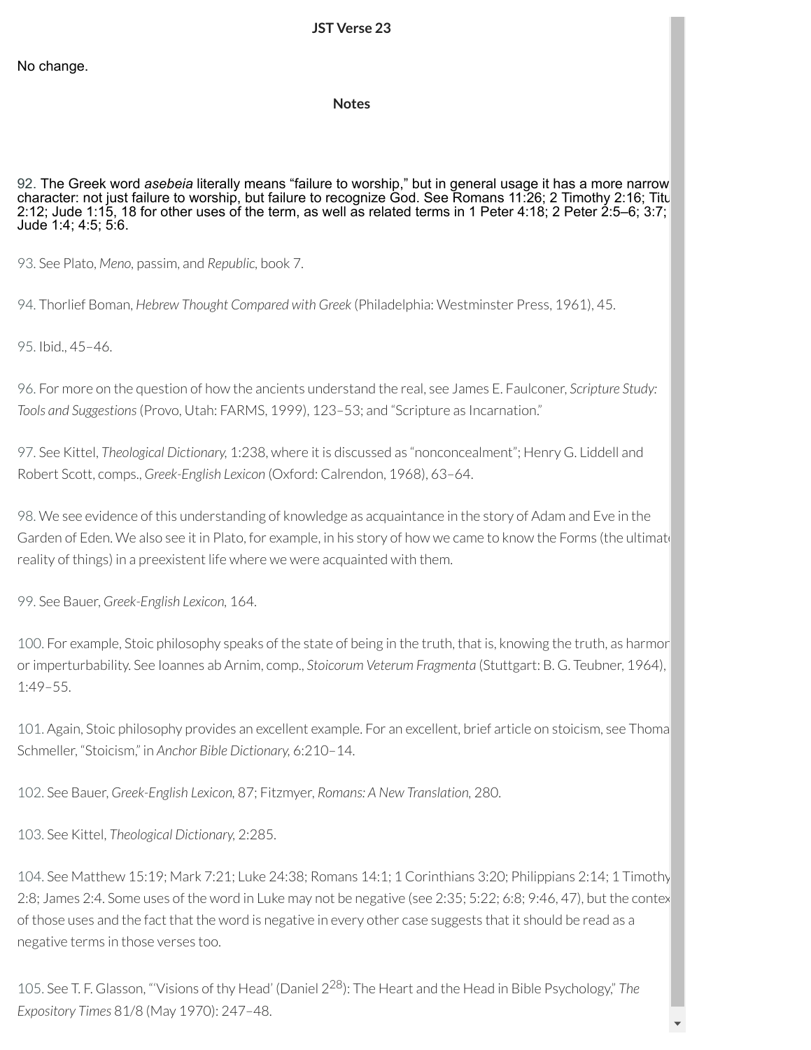### JST Verse 23

No change.

### Notes

92. The Greek word *asebeia* literally means "failure to worship," but in general usage it has a more narrow character: not just failure to worship, but failure to recognize God. See Romans 11:26; 2 Timothy 2:16; Titus 2:12; Jude 1:15, 18 for other uses of the term, as well as related terms in 1 Peter 4:18; 2 Peter 2:5–6; 3:7; Jude 1:4; 4:5; 5:6.

93. See Plato, *Meno*, passim, and *Republic*, book 7.

94. Thorlief Boman, *Hebrew Thought Compared with Greek* (Philadelphia: Westminster Press, 1961), 45.

95. Ibid., 45–46.

96. For more on the question of how the ancients understand the real, see James E. Faulconer, *Scripture Study: Tools and Suggestions* (Provo, Utah: FARMS, 1999), 123–53; and "Scripture as Incarnation."

97. See Kittel, *Theological Dictionary*, 1:238, where it is discussed as "nonconcealment"; Henry G. Liddell and Robert Scott, comps., *Greek-English Lexicon* (Oxford: Calrendon, 1968), 63–64.

98. We see evidence of this understanding of knowledge as acquaintance in the story of Adam and Eve in the Garden of Eden. We also see it in Plato, for example, in his story of how we came to know the Forms (the ultimate reality of things) in a preexistent life where we were acquainted with them.

99. See Bauer, *Greek-English Lexicon*, 164.

100. For example, Stoic philosophy speaks of the state of being in the truth, that is, knowing the truth, as harmony or imperturbability. See Ioannes ab Arnim, comp., *Stoicorum Veterum Fragmenta* (Stuttgart: B. G. Teubner, 1964), 1:49–55.

101. Again, Stoic philosophy provides an excellent example. For an excellent, brief article on stoicism, see Thomas Schmeller, "Stoicism," in *Anchor Bible Dictionary*, 6:210–14.

102. See Bauer, *Greek-English Lexicon*, 87; Fitzmyer, *Romans: A New Translation*, 280.

103. See Kittel, *Theological Dictionary*, 2:285.

104. See Matthew 15:19; Mark 7:21; Luke 24:38; Romans 14:1; 1 Corinthians 3:20; Philippians 2:14; 1 Timothy 2:8; James 2:4. Some uses of the word in Luke may not be negative (see 2:35; 5:22; 6:8; 9:46, 47), but the context of those uses and the fact that the word is negative in every other case suggests that it should be read as a negative terms in those verses too.

105. See T. F. Glasson, "'Visions of thy Head' (Daniel 2[28]): The Heart and the Head in Bible Psychology," *The Expository Times* 81/8 (May 1970): 247–48.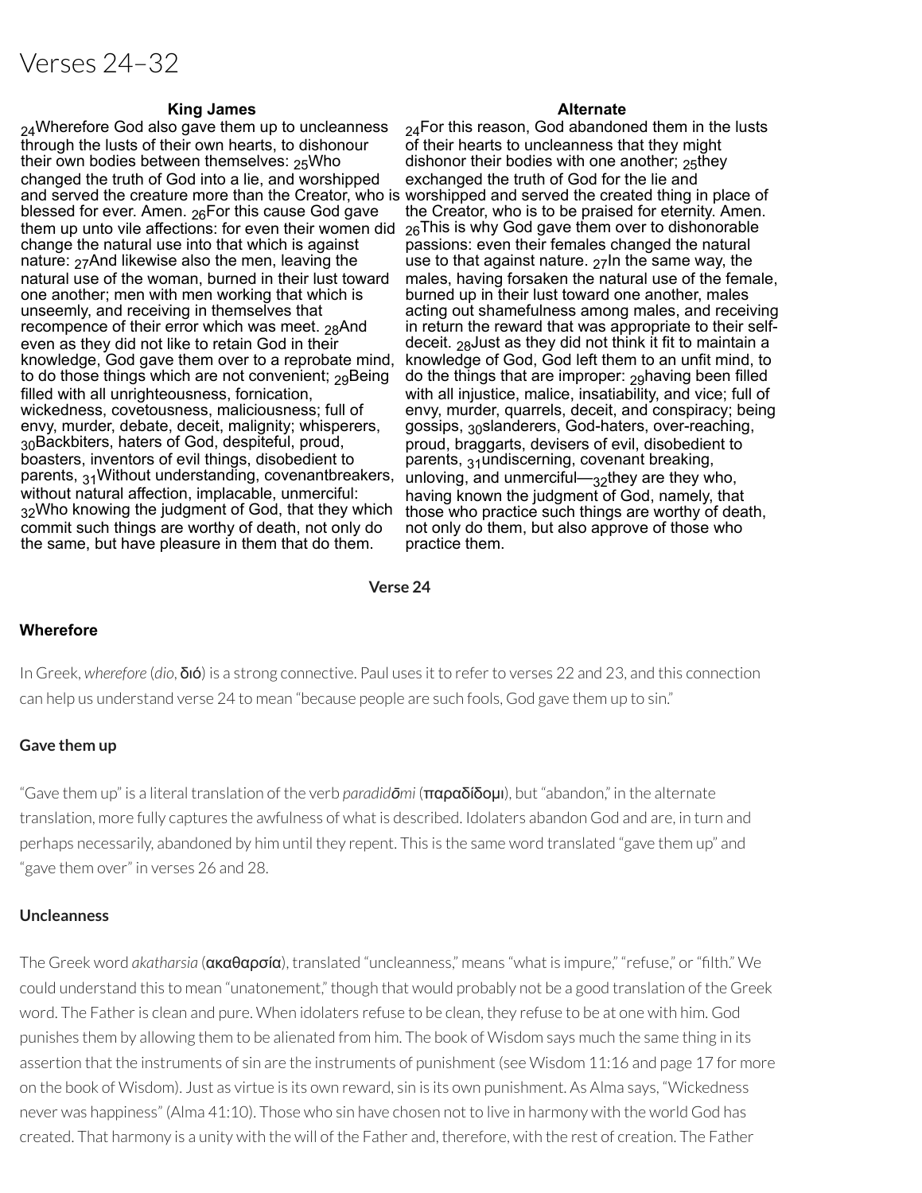# Verses 24–32

| King James | Alternate |
|---|---|
| 24Wherefore God also gave them up to uncleanness through the lusts of their own hearts, to dishonour their own bodies between themselves: 25Who changed the truth of God into a lie, and worshipped and served the creature more than the Creator, who is blessed for ever. Amen. 26For this cause God gave them up unto vile affections: for even their women did change the natural use into that which is against nature: 27And likewise also the men, leaving the natural use of the woman, burned in their lust toward one another; men with men working that which is unseemly, and receiving in themselves that recompence of their error which was meet. 28And even as they did not like to retain God in their knowledge, God gave them over to a reprobate mind, to do those things which are not convenient; 29Being filled with all unrighteousness, fornication, wickedness, covetousness, maliciousness; full of envy, murder, debate, deceit, malignity; whisperers, 30Backbiters, haters of God, despiteful, proud, boasters, inventors of evil things, disobedient to parents, 31Without understanding, covenantbreakers, without natural affection, implacable, unmerciful: 32Who knowing the judgment of God, that they which commit such things are worthy of death, not only do the same, but have pleasure in them that do them. | 24For this reason, God abandoned them in the lusts of their hearts to uncleanness that they might dishonor their bodies with one another; 25they exchanged the truth of God for the lie and worshipped and served the created thing in place of the Creator, who is to be praised for eternity. Amen. 26This is why God gave them over to dishonorable passions: even their females changed the natural use to that against nature. 27In the same way, the males, having forsaken the natural use of the female, burned up in their lust toward one another, males acting out shamefulness among males, and receiving in return the reward that was appropriate to their self-deceit. 28Just as they did not think it fit to maintain a knowledge of God, God left them to an unfit mind, to do the things that are improper: 29having been filled with all injustice, malice, insatiability, and vice; full of envy, murder, quarrels, deceit, and conspiracy; being gossips, 30slanderers, God-haters, over-reaching, proud, braggarts, devisers of evil, disobedient to parents, 31undiscerning, covenant breaking, unloving, and unmerciful—32they are they who, having known the judgment of God, namely, that those who practice such things are worthy of death, not only do them, but also approve of those who practice them. |

**Verse 24**

### Wherefore

In Greek, *wherefore* (*dio*, διό) is a strong connective. Paul uses it to refer to verses 22 and 23, and this connection can help us understand verse 24 to mean "because people are such fools, God gave them up to sin."

### Gave them up

"Gave them up" is a literal translation of the verb *paradidōmi* (παραδίδομι), but "abandon," in the alternate translation, more fully captures the awfulness of what is described. Idolaters abandon God and are, in turn and perhaps necessarily, abandoned by him until they repent. This is the same word translated "gave them up" and "gave them over" in verses 26 and 28.

### Uncleanness

The Greek word *akatharsia* (ακαθαρσία), translated "uncleanness," means "what is impure," "refuse," or "filth." We could understand this to mean "unatonement," though that would probably not be a good translation of the Greek word. The Father is clean and pure. When idolaters refuse to be clean, they refuse to be at one with him. God punishes them by allowing them to be alienated from him. The book of Wisdom says much the same thing in its assertion that the instruments of sin are the instruments of punishment (see Wisdom 11:16 and page 17 for more on the book of Wisdom). Just as virtue is its own reward, sin is its own punishment. As Alma says, "Wickedness never was happiness" (Alma 41:10). Those who sin have chosen not to live in harmony with the world God has created. That harmony is a unity with the will of the Father and, therefore, with the rest of creation. The Father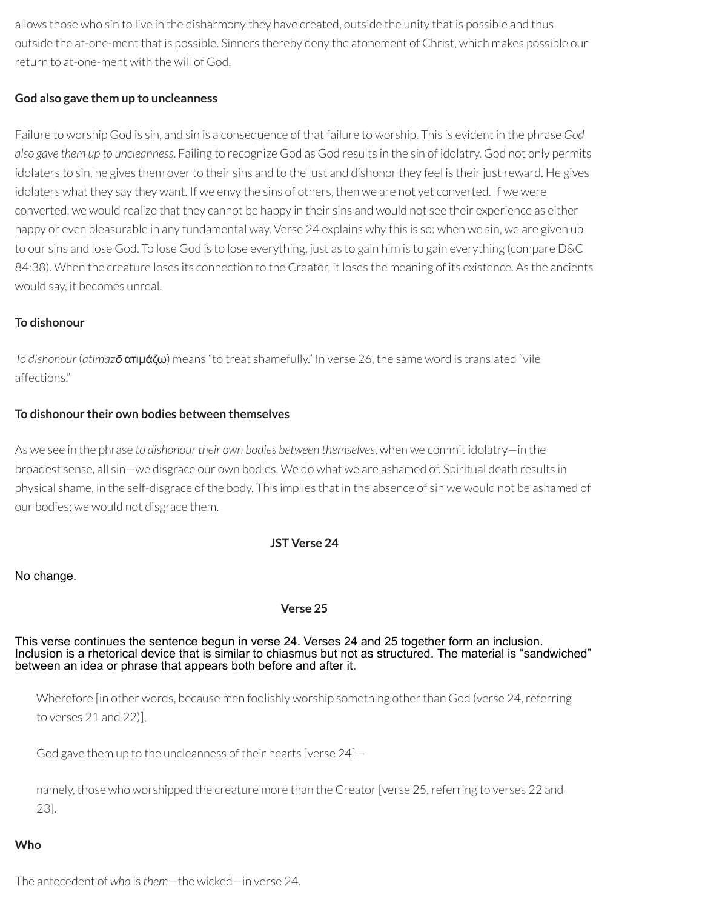allows those who sin to live in the disharmony they have created, outside the unity that is possible and thus outside the at-one-ment that is possible. Sinners thereby deny the atonement of Christ, which makes possible our return to at-one-ment with the will of God.

**God also gave them up to uncleanness**

Failure to worship God is sin, and sin is a consequence of that failure to worship. This is evident in the phrase *God also gave them up to uncleanness*. Failing to recognize God as God results in the sin of idolatry. God not only permits idolaters to sin, he gives them over to their sins and to the lust and dishonor they feel is their just reward. He gives idolaters what they say they want. If we envy the sins of others, then we are not yet converted. If we were converted, we would realize that they cannot be happy in their sins and would not see their experience as either happy or even pleasurable in any fundamental way. Verse 24 explains why this is so: when we sin, we are given up to our sins and lose God. To lose God is to lose everything, just as to gain him is to gain everything (compare D&C 84:38). When the creature loses its connection to the Creator, it loses the meaning of its existence. As the ancients would say, it becomes unreal.

**To dishonour**

*To dishonour* (*atimazō* ατιμάζω) means "to treat shamefully." In verse 26, the same word is translated "vile affections."

**To dishonour their own bodies between themselves**

As we see in the phrase *to dishonour their own bodies between themselves*, when we commit idolatry—in the broadest sense, all sin—we disgrace our own bodies. We do what we are ashamed of. Spiritual death results in physical shame, in the self-disgrace of the body. This implies that in the absence of sin we would not be ashamed of our bodies; we would not disgrace them.

**JST Verse 24**

No change.

**Verse 25**

This verse continues the sentence begun in verse 24. Verses 24 and 25 together form an inclusion. Inclusion is a rhetorical device that is similar to chiasmus but not as structured. The material is "sandwiched" between an idea or phrase that appears both before and after it.

> Wherefore [in other words, because men foolishly worship something other than God (verse 24, referring to verses 21 and 22)],
>
> God gave them up to the uncleanness of their hearts [verse 24]—
>
> namely, those who worshipped the creature more than the Creator [verse 25, referring to verses 22 and 23].

**Who**

The antecedent of *who* is *them*—the wicked—in verse 24.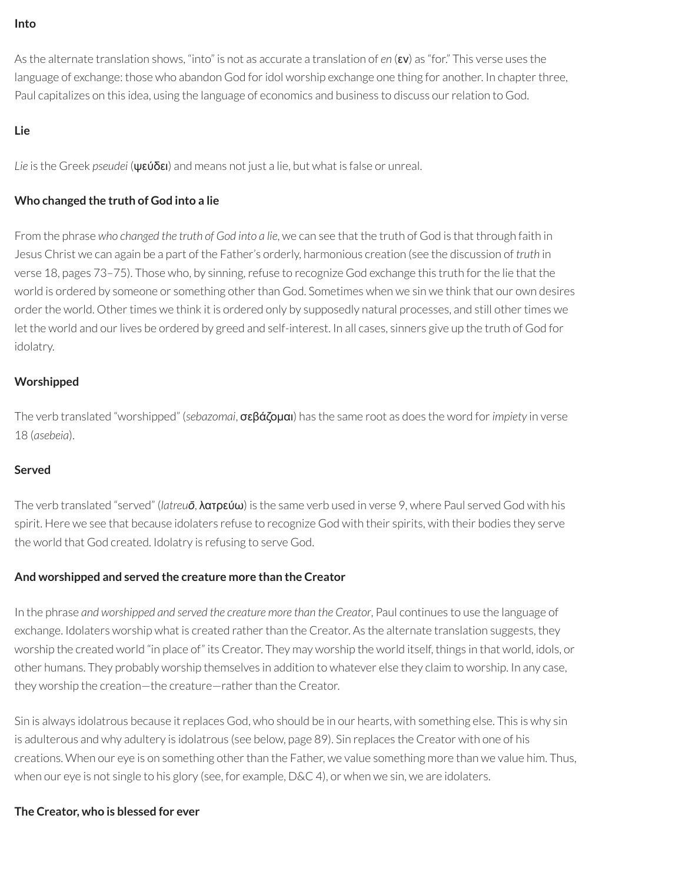**Into**

As the alternate translation shows, "into" is not as accurate a translation of *en* (**εν**) as "for." This verse uses the language of exchange: those who abandon God for idol worship exchange one thing for another. In chapter three, Paul capitalizes on this idea, using the language of economics and business to discuss our relation to God.

**Lie**

*Lie* is the Greek *pseudei* (**ψεύδει**) and means not just a lie, but what is false or unreal.

**Who changed the truth of God into a lie**

From the phrase *who changed the truth of God into a lie*, we can see that the truth of God is that through faith in Jesus Christ we can again be a part of the Father's orderly, harmonious creation (see the discussion of *truth* in verse 18, pages 73–75). Those who, by sinning, refuse to recognize God exchange this truth for the lie that the world is ordered by someone or something other than God. Sometimes when we sin we think that our own desires order the world. Other times we think it is ordered only by supposedly natural processes, and still other times we let the world and our lives be ordered by greed and self-interest. In all cases, sinners give up the truth of God for idolatry.

**Worshipped**

The verb translated "worshipped" (*sebazomai*, **σεβάζομαι**) has the same root as does the word for *impiety* in verse 18 (*asebeia*).

**Served**

The verb translated "served" (*latreuō*, **λατρεύω**) is the same verb used in verse 9, where Paul served God with his spirit. Here we see that because idolaters refuse to recognize God with their spirits, with their bodies they serve the world that God created. Idolatry is refusing to serve God.

**And worshipped and served the creature more than the Creator**

In the phrase *and worshipped and served the creature more than the Creator*, Paul continues to use the language of exchange. Idolaters worship what is created rather than the Creator. As the alternate translation suggests, they worship the created world "in place of" its Creator. They may worship the world itself, things in that world, idols, or other humans. They probably worship themselves in addition to whatever else they claim to worship. In any case, they worship the creation—the creature—rather than the Creator.

Sin is always idolatrous because it replaces God, who should be in our hearts, with something else. This is why sin is adulterous and why adultery is idolatrous (see below, page 89). Sin replaces the Creator with one of his creations. When our eye is on something other than the Father, we value something more than we value him. Thus, when our eye is not single to his glory (see, for example, D&C 4), or when we sin, we are idolaters.

**The Creator, who is blessed for ever**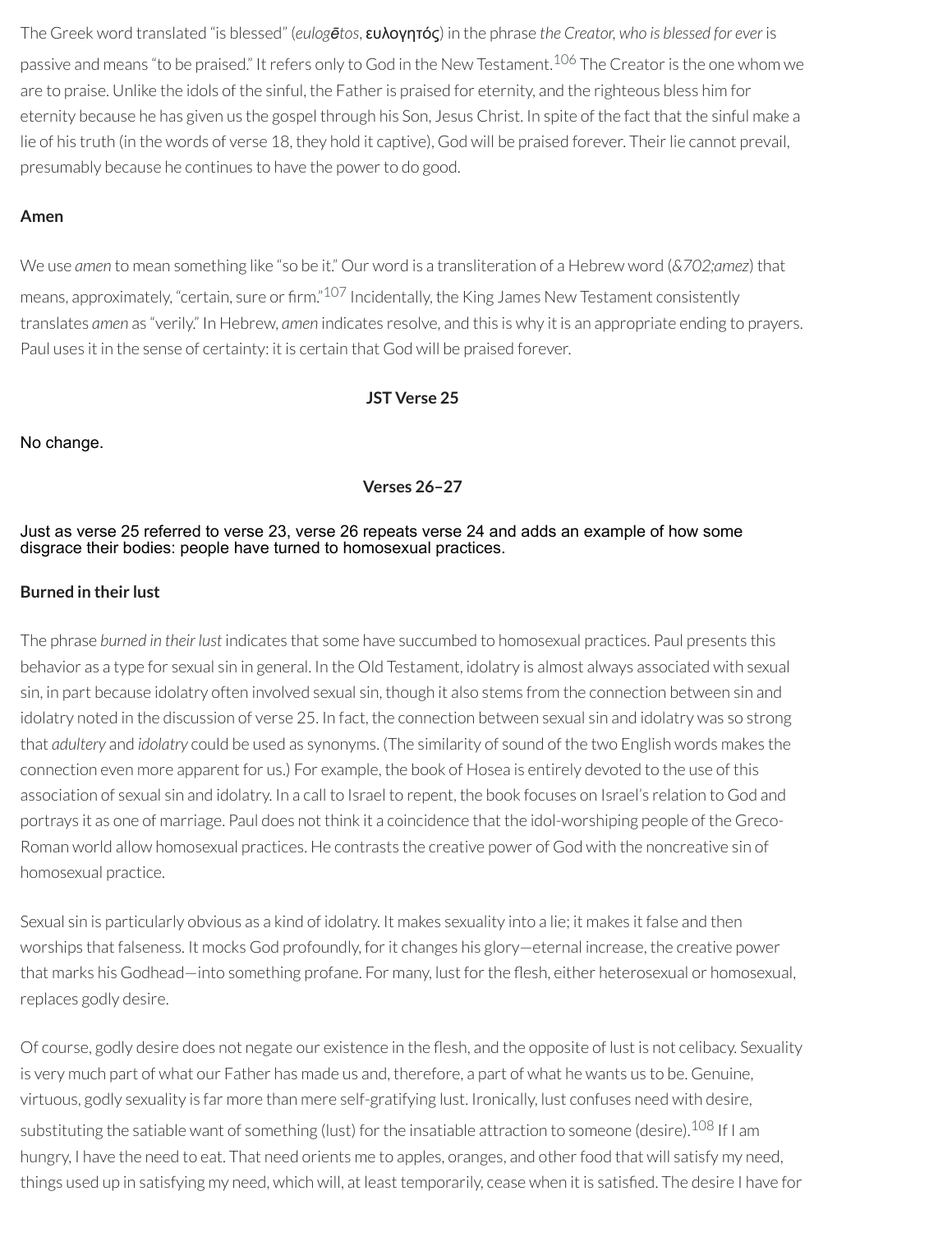The Greek word translated "is blessed" (*eulogētos*, εὐλογητός) in the phrase *the Creator, who is blessed for ever* is passive and means "to be praised." It refers only to God in the New Testament.[106] The Creator is the one whom we are to praise. Unlike the idols of the sinful, the Father is praised for eternity, and the righteous bless him for eternity because he has given us the gospel through his Son, Jesus Christ. In spite of the fact that the sinful make a lie of his truth (in the words of verse 18, they hold it captive), God will be praised forever. Their lie cannot prevail, presumably because he continues to have the power to do good.

**Amen**

We use *amen* to mean something like "so be it." Our word is a transliteration of a Hebrew word (*&702;amez*) that means, approximately, "certain, sure or firm."[107] Incidentally, the King James New Testament consistently translates *amen* as "verily." In Hebrew, *amen* indicates resolve, and this is why it is an appropriate ending to prayers. Paul uses it in the sense of certainty: it is certain that God will be praised forever.

### JST Verse 25

No change.

### Verses 26–27

Just as verse 25 referred to verse 23, verse 26 repeats verse 24 and adds an example of how some disgrace their bodies: people have turned to homosexual practices.

**Burned in their lust**

The phrase *burned in their lust* indicates that some have succumbed to homosexual practices. Paul presents this behavior as a type for sexual sin in general. In the Old Testament, idolatry is almost always associated with sexual sin, in part because idolatry often involved sexual sin, though it also stems from the connection between sin and idolatry noted in the discussion of verse 25. In fact, the connection between sexual sin and idolatry was so strong that *adultery* and *idolatry* could be used as synonyms. (The similarity of sound of the two English words makes the connection even more apparent for us.) For example, the book of Hosea is entirely devoted to the use of this association of sexual sin and idolatry. In a call to Israel to repent, the book focuses on Israel's relation to God and portrays it as one of marriage. Paul does not think it a coincidence that the idol-worshiping people of the Greco-Roman world allow homosexual practices. He contrasts the creative power of God with the noncreative sin of homosexual practice.

Sexual sin is particularly obvious as a kind of idolatry. It makes sexuality into a lie; it makes it false and then worships that falseness. It mocks God profoundly, for it changes his glory—eternal increase, the creative power that marks his Godhead—into something profane. For many, lust for the flesh, either heterosexual or homosexual, replaces godly desire.

Of course, godly desire does not negate our existence in the flesh, and the opposite of lust is not celibacy. Sexuality is very much part of what our Father has made us and, therefore, a part of what he wants us to be. Genuine, virtuous, godly sexuality is far more than mere self-gratifying lust. Ironically, lust confuses need with desire, substituting the satiable want of something (lust) for the insatiable attraction to someone (desire).[108] If I am hungry, I have the need to eat. That need orients me to apples, oranges, and other food that will satisfy my need, things used up in satisfying my need, which will, at least temporarily, cease when it is satisfied. The desire I have for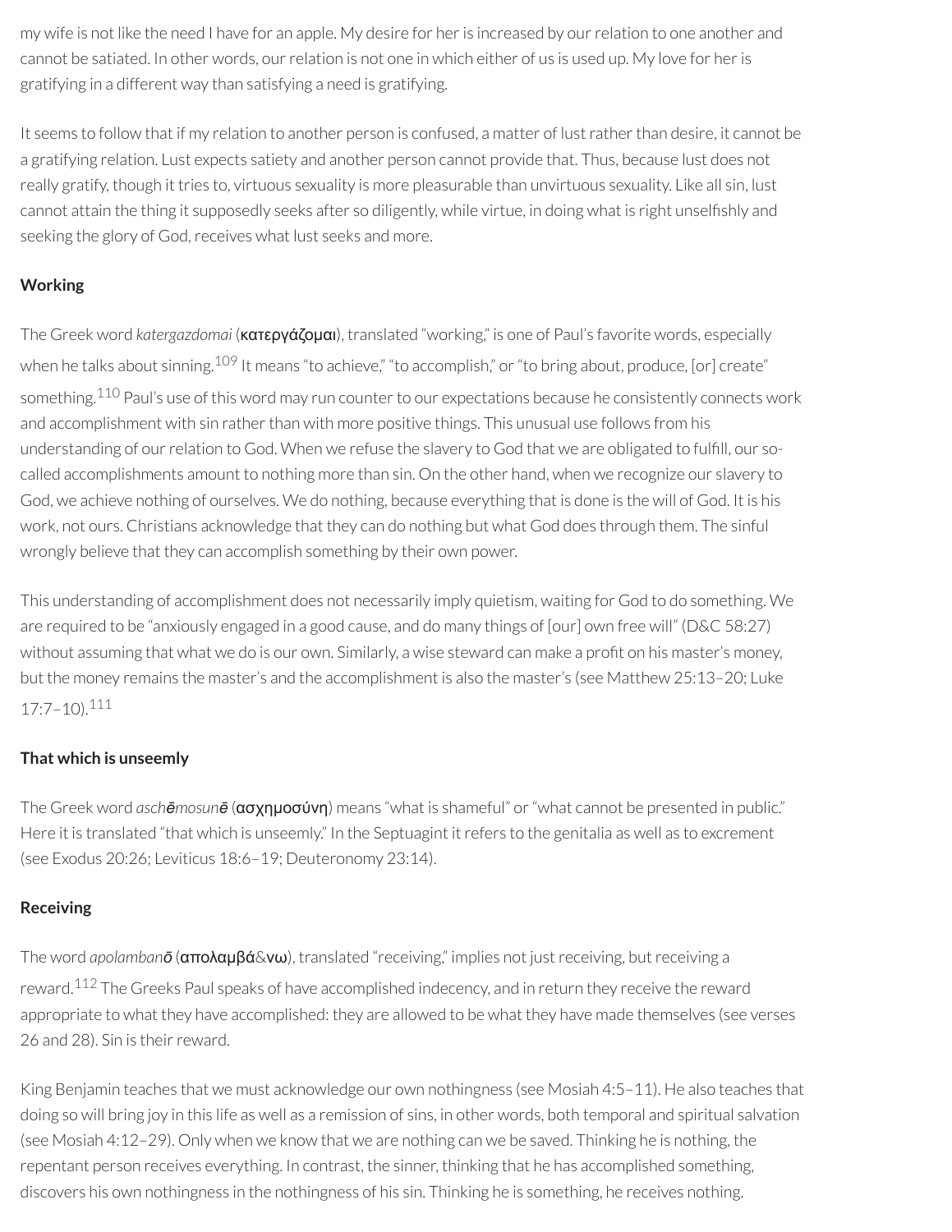my wife is not like the need I have for an apple. My desire for her is increased by our relation to one another and cannot be satiated. In other words, our relation is not one in which either of us is used up. My love for her is gratifying in a different way than satisfying a need is gratifying.

It seems to follow that if my relation to another person is confused, a matter of lust rather than desire, it cannot be a gratifying relation. Lust expects satiety and another person cannot provide that. Thus, because lust does not really gratify, though it tries to, virtuous sexuality is more pleasurable than unvirtuous sexuality. Like all sin, lust cannot attain the thing it supposedly seeks after so diligently, while virtue, in doing what is right unselfishly and seeking the glory of God, receives what lust seeks and more.

**Working**

The Greek word *katergazdomai* (κατεργάζομαι), translated "working," is one of Paul's favorite words, especially when he talks about sinning.[109] It means "to achieve," "to accomplish," or "to bring about, produce, [or] create" something.[110] Paul's use of this word may run counter to our expectations because he consistently connects work and accomplishment with sin rather than with more positive things. This unusual use follows from his understanding of our relation to God. When we refuse the slavery to God that we are obligated to fulfill, our so-called accomplishments amount to nothing more than sin. On the other hand, when we recognize our slavery to God, we achieve nothing of ourselves. We do nothing, because everything that is done is the will of God. It is his work, not ours. Christians acknowledge that they can do nothing but what God does through them. The sinful wrongly believe that they can accomplish something by their own power.

This understanding of accomplishment does not necessarily imply quietism, waiting for God to do something. We are required to be "anxiously engaged in a good cause, and do many things of [our] own free will" (D&C 58:27) without assuming that what we do is our own. Similarly, a wise steward can make a profit on his master's money, but the money remains the master's and the accomplishment is also the master's (see Matthew 25:13–20; Luke 17:7–10).[111]

**That which is unseemly**

The Greek word *aschēmosunē* (ασχημοσύνη) means "what is shameful" or "what cannot be presented in public." Here it is translated "that which is unseemly." In the Septuagint it refers to the genitalia as well as to excrement (see Exodus 20:26; Leviticus 18:6–19; Deuteronomy 23:14).

**Receiving**

The word *apolambanō* (απολαμβά&νω), translated "receiving," implies not just receiving, but receiving a reward.[112] The Greeks Paul speaks of have accomplished indecency, and in return they receive the reward appropriate to what they have accomplished: they are allowed to be what they have made themselves (see verses 26 and 28). Sin is their reward.

King Benjamin teaches that we must acknowledge our own nothingness (see Mosiah 4:5–11). He also teaches that doing so will bring joy in this life as well as a remission of sins, in other words, both temporal and spiritual salvation (see Mosiah 4:12–29). Only when we know that we are nothing can we be saved. Thinking he is nothing, the repentant person receives everything. In contrast, the sinner, thinking that he has accomplished something, discovers his own nothingness in the nothingness of his sin. Thinking he is something, he receives nothing.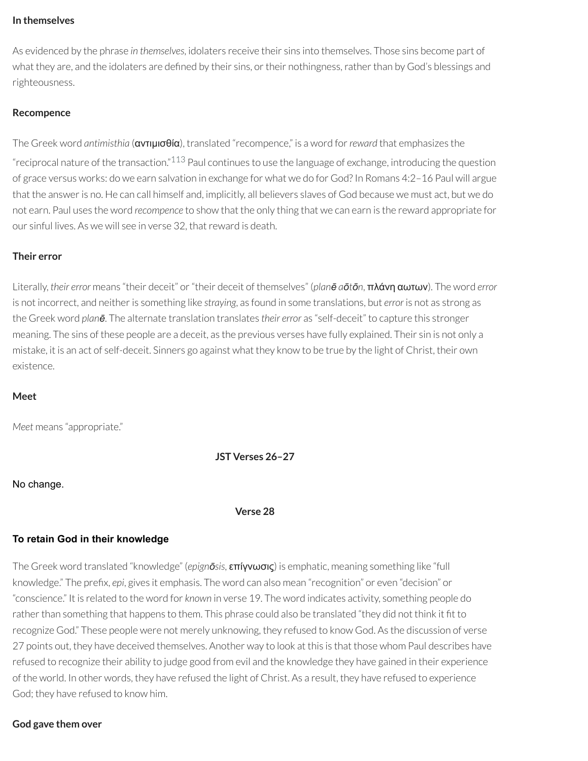**In themselves**

As evidenced by the phrase *in themselves*, idolaters receive their sins into themselves. Those sins become part of what they are, and the idolaters are defined by their sins, or their nothingness, rather than by God's blessings and righteousness.

**Recompence**

The Greek word *antimisthia* (αντιμισθία), translated "recompence," is a word for *reward* that emphasizes the "reciprocal nature of the transaction."[113] Paul continues to use the language of exchange, introducing the question of grace versus works: do we earn salvation in exchange for what we do for God? In Romans 4:2–16 Paul will argue that the answer is no. He can call himself and, implicitly, all believers slaves of God because we must act, but we do not earn. Paul uses the word *recompence* to show that the only thing that we can earn is the reward appropriate for our sinful lives. As we will see in verse 32, that reward is death.

**Their error**

Literally, *their error* means "their deceit" or "their deceit of themselves" (*planē aōtōn*, πλάνη αωτων). The word *error* is not incorrect, and neither is something like *straying*, as found in some translations, but *error* is not as strong as the Greek word *planē*. The alternate translation translates *their error* as "self-deceit" to capture this stronger meaning. The sins of these people are a deceit, as the previous verses have fully explained. Their sin is not only a mistake, it is an act of self-deceit. Sinners go against what they know to be true by the light of Christ, their own existence.

**Meet**

*Meet* means "appropriate."

**JST Verses 26–27**

No change.

**Verse 28**

**To retain God in their knowledge**

The Greek word translated "knowledge" (*epignōsis*, επίγνωσις) is emphatic, meaning something like "full knowledge." The prefix, *epi*, gives it emphasis. The word can also mean "recognition" or even "decision" or "conscience." It is related to the word for *known* in verse 19. The word indicates activity, something people do rather than something that happens to them. This phrase could also be translated "they did not think it fit to recognize God." These people were not merely unknowing, they refused to know God. As the discussion of verse 27 points out, they have deceived themselves. Another way to look at this is that those whom Paul describes have refused to recognize their ability to judge good from evil and the knowledge they have gained in their experience of the world. In other words, they have refused the light of Christ. As a result, they have refused to experience God; they have refused to know him.

**God gave them over**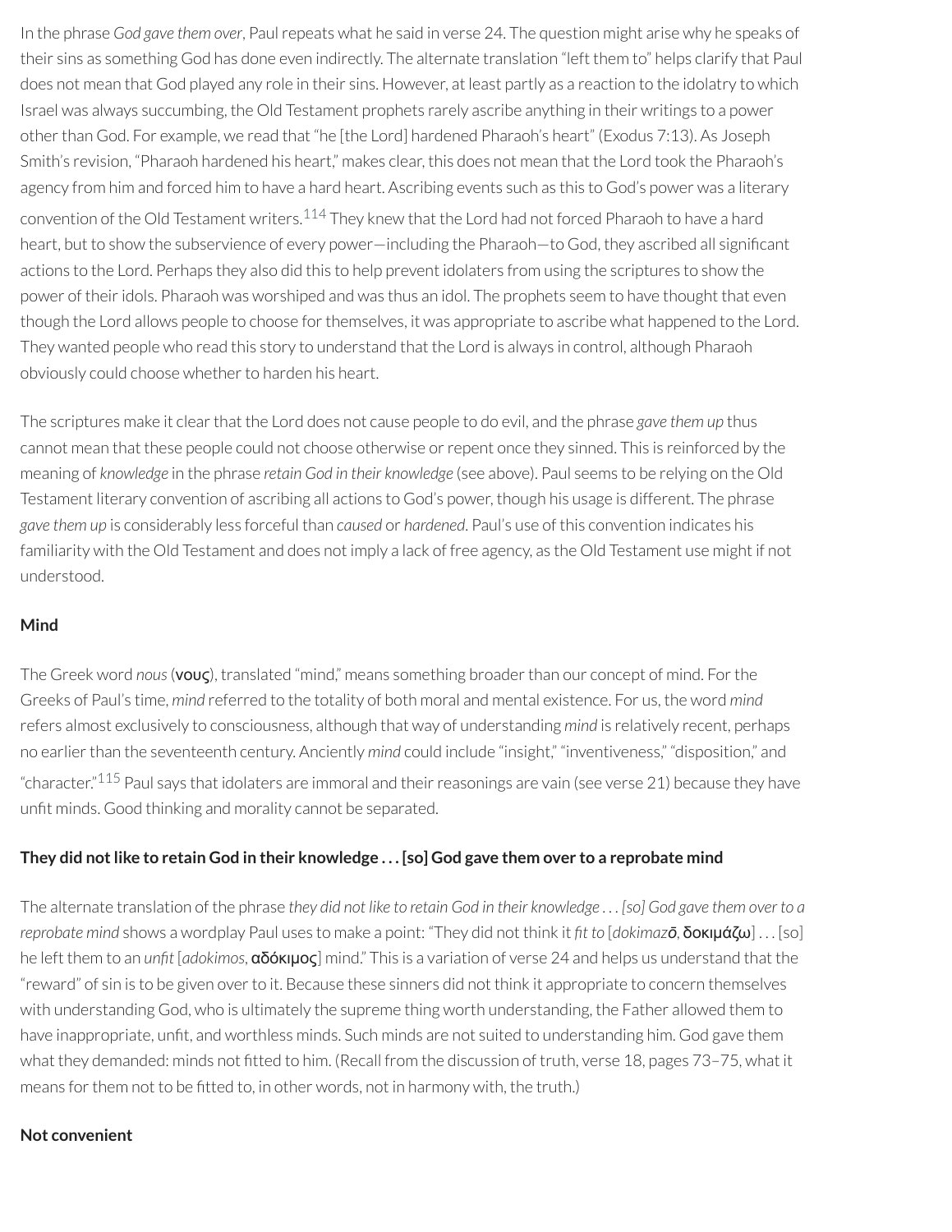In the phrase *God gave them over*, Paul repeats what he said in verse 24. The question might arise why he speaks of their sins as something God has done even indirectly. The alternate translation "left them to" helps clarify that Paul does not mean that God played any role in their sins. However, at least partly as a reaction to the idolatry to which Israel was always succumbing, the Old Testament prophets rarely ascribe anything in their writings to a power other than God. For example, we read that "he [the Lord] hardened Pharaoh's heart" (Exodus 7:13). As Joseph Smith's revision, "Pharaoh hardened his heart," makes clear, this does not mean that the Lord took the Pharaoh's agency from him and forced him to have a hard heart. Ascribing events such as this to God's power was a literary convention of the Old Testament writers.[114] They knew that the Lord had not forced Pharaoh to have a hard heart, but to show the subservience of every power—including the Pharaoh—to God, they ascribed all significant actions to the Lord. Perhaps they also did this to help prevent idolaters from using the scriptures to show the power of their idols. Pharaoh was worshiped and was thus an idol. The prophets seem to have thought that even though the Lord allows people to choose for themselves, it was appropriate to ascribe what happened to the Lord. They wanted people who read this story to understand that the Lord is always in control, although Pharaoh obviously could choose whether to harden his heart.

The scriptures make it clear that the Lord does not cause people to do evil, and the phrase *gave them up* thus cannot mean that these people could not choose otherwise or repent once they sinned. This is reinforced by the meaning of *knowledge* in the phrase *retain God in their knowledge* (see above). Paul seems to be relying on the Old Testament literary convention of ascribing all actions to God's power, though his usage is different. The phrase *gave them up* is considerably less forceful than *caused* or *hardened*. Paul's use of this convention indicates his familiarity with the Old Testament and does not imply a lack of free agency, as the Old Testament use might if not understood.

**Mind**

The Greek word *nous* (**νους**), translated "mind," means something broader than our concept of mind. For the Greeks of Paul's time, *mind* referred to the totality of both moral and mental existence. For us, the word *mind* refers almost exclusively to consciousness, although that way of understanding *mind* is relatively recent, perhaps no earlier than the seventeenth century. Anciently *mind* could include "insight," "inventiveness," "disposition," and "character."[115] Paul says that idolaters are immoral and their reasonings are vain (see verse 21) because they have unfit minds. Good thinking and morality cannot be separated.

**They did not like to retain God in their knowledge . . . [so] God gave them over to a reprobate mind**

The alternate translation of the phrase *they did not like to retain God in their knowledge . . . [so] God gave them over to a reprobate mind* shows a wordplay Paul uses to make a point: "They did not think it *fit to* [*dokimazō*, **δοκιμάζω**] . . . [so] he left them to an *unfit* [*adokimos*, **αδόκιμος**] mind." This is a variation of verse 24 and helps us understand that the "reward" of sin is to be given over to it. Because these sinners did not think it appropriate to concern themselves with understanding God, who is ultimately the supreme thing worth understanding, the Father allowed them to have inappropriate, unfit, and worthless minds. Such minds are not suited to understanding him. God gave them what they demanded: minds not fitted to him. (Recall from the discussion of truth, verse 18, pages 73–75, what it means for them not to be fitted to, in other words, not in harmony with, the truth.)

**Not convenient**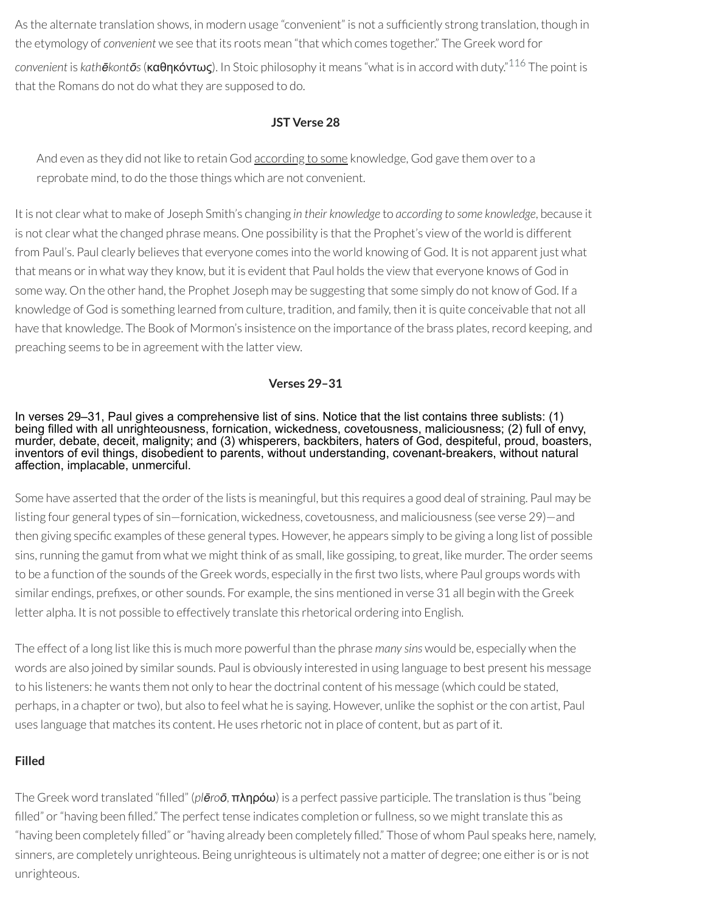As the alternate translation shows, in modern usage "convenient" is not a sufficiently strong translation, though in the etymology of *convenient* we see that its roots mean "that which comes together." The Greek word for *convenient* is *kathēkontōs* (καθηκόντως). In Stoic philosophy it means "what is in accord with duty."[116] The point is that the Romans do not do what they are supposed to do.

### JST Verse 28

> And even as they did not like to retain God <u>according to some</u> knowledge, God gave them over to a reprobate mind, to do the those things which are not convenient.

It is not clear what to make of Joseph Smith's changing *in their knowledge* to *according to some knowledge*, because it is not clear what the changed phrase means. One possibility is that the Prophet's view of the world is different from Paul's. Paul clearly believes that everyone comes into the world knowing of God. It is not apparent just what that means or in what way they know, but it is evident that Paul holds the view that everyone knows of God in some way. On the other hand, the Prophet Joseph may be suggesting that some simply do not know of God. If a knowledge of God is something learned from culture, tradition, and family, then it is quite conceivable that not all have that knowledge. The Book of Mormon's insistence on the importance of the brass plates, record keeping, and preaching seems to be in agreement with the latter view.

### Verses 29–31

In verses 29–31, Paul gives a comprehensive list of sins. Notice that the list contains three sublists: (1) being filled with all unrighteousness, fornication, wickedness, covetousness, maliciousness; (2) full of envy, murder, debate, deceit, malignity; and (3) whisperers, backbiters, haters of God, despiteful, proud, boasters, inventors of evil things, disobedient to parents, without understanding, covenant-breakers, without natural affection, implacable, unmerciful.

Some have asserted that the order of the lists is meaningful, but this requires a good deal of straining. Paul may be listing four general types of sin—fornication, wickedness, covetousness, and maliciousness (see verse 29)—and then giving specific examples of these general types. However, he appears simply to be giving a long list of possible sins, running the gamut from what we might think of as small, like gossiping, to great, like murder. The order seems to be a function of the sounds of the Greek words, especially in the first two lists, where Paul groups words with similar endings, prefixes, or other sounds. For example, the sins mentioned in verse 31 all begin with the Greek letter alpha. It is not possible to effectively translate this rhetorical ordering into English.

The effect of a long list like this is much more powerful than the phrase *many sins* would be, especially when the words are also joined by similar sounds. Paul is obviously interested in using language to best present his message to his listeners: he wants them not only to hear the doctrinal content of his message (which could be stated, perhaps, in a chapter or two), but also to feel what he is saying. However, unlike the sophist or the con artist, Paul uses language that matches its content. He uses rhetoric not in place of content, but as part of it.

#### Filled

The Greek word translated "filled" (*plēroō*, πληρόω) is a perfect passive participle. The translation is thus "being filled" or "having been filled." The perfect tense indicates completion or fullness, so we might translate this as "having been completely filled" or "having already been completely filled." Those of whom Paul speaks here, namely, sinners, are completely unrighteous. Being unrighteous is ultimately not a matter of degree; one either is or is not unrighteous.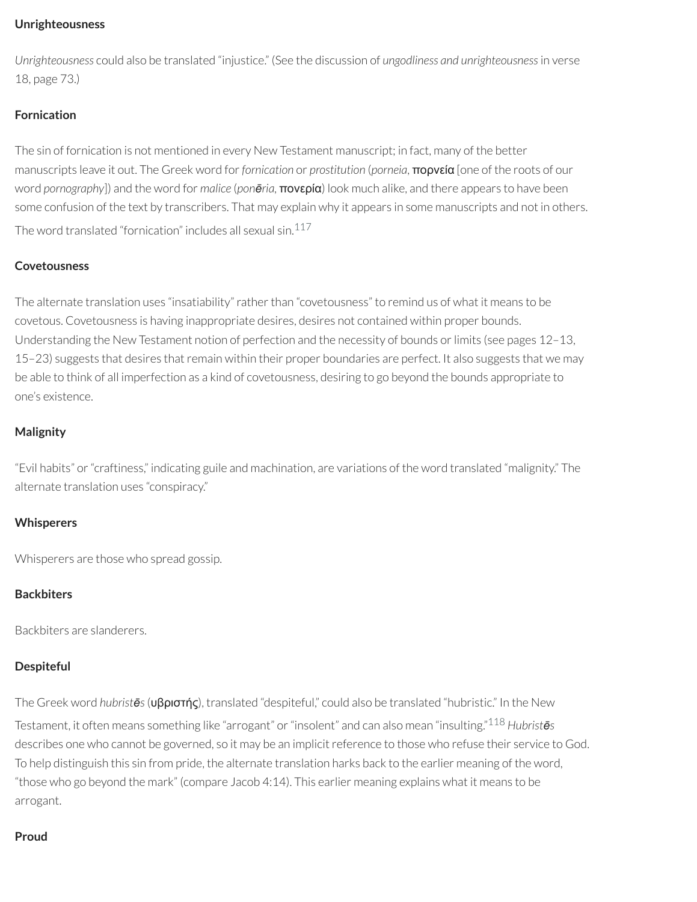**Unrighteousness**

*Unrighteousness* could also be translated "injustice." (See the discussion of *ungodliness and unrighteousness* in verse 18, page 73.)

**Fornication**

The sin of fornication is not mentioned in every New Testament manuscript; in fact, many of the better manuscripts leave it out. The Greek word for *fornication* or *prostitution* (*porneia*, πορνεία [one of the roots of our word *pornography*]) and the word for *malice* (*ponēria*, πονερία) look much alike, and there appears to have been some confusion of the text by transcribers. That may explain why it appears in some manuscripts and not in others. The word translated "fornication" includes all sexual sin.[117]

**Covetousness**

The alternate translation uses "insatiability" rather than "covetousness" to remind us of what it means to be covetous. Covetousness is having inappropriate desires, desires not contained within proper bounds. Understanding the New Testament notion of perfection and the necessity of bounds or limits (see pages 12–13, 15–23) suggests that desires that remain within their proper boundaries are perfect. It also suggests that we may be able to think of all imperfection as a kind of covetousness, desiring to go beyond the bounds appropriate to one's existence.

**Malignity**

"Evil habits" or "craftiness," indicating guile and machination, are variations of the word translated "malignity." The alternate translation uses "conspiracy."

**Whisperers**

Whisperers are those who spread gossip.

**Backbiters**

Backbiters are slanderers.

**Despiteful**

The Greek word *hubristēs* (υβριστής), translated "despiteful," could also be translated "hubristic." In the New Testament, it often means something like "arrogant" or "insolent" and can also mean "insulting."[118] *Hubristēs* describes one who cannot be governed, so it may be an implicit reference to those who refuse their service to God. To help distinguish this sin from pride, the alternate translation harks back to the earlier meaning of the word, "those who go beyond the mark" (compare Jacob 4:14). This earlier meaning explains what it means to be arrogant.

**Proud**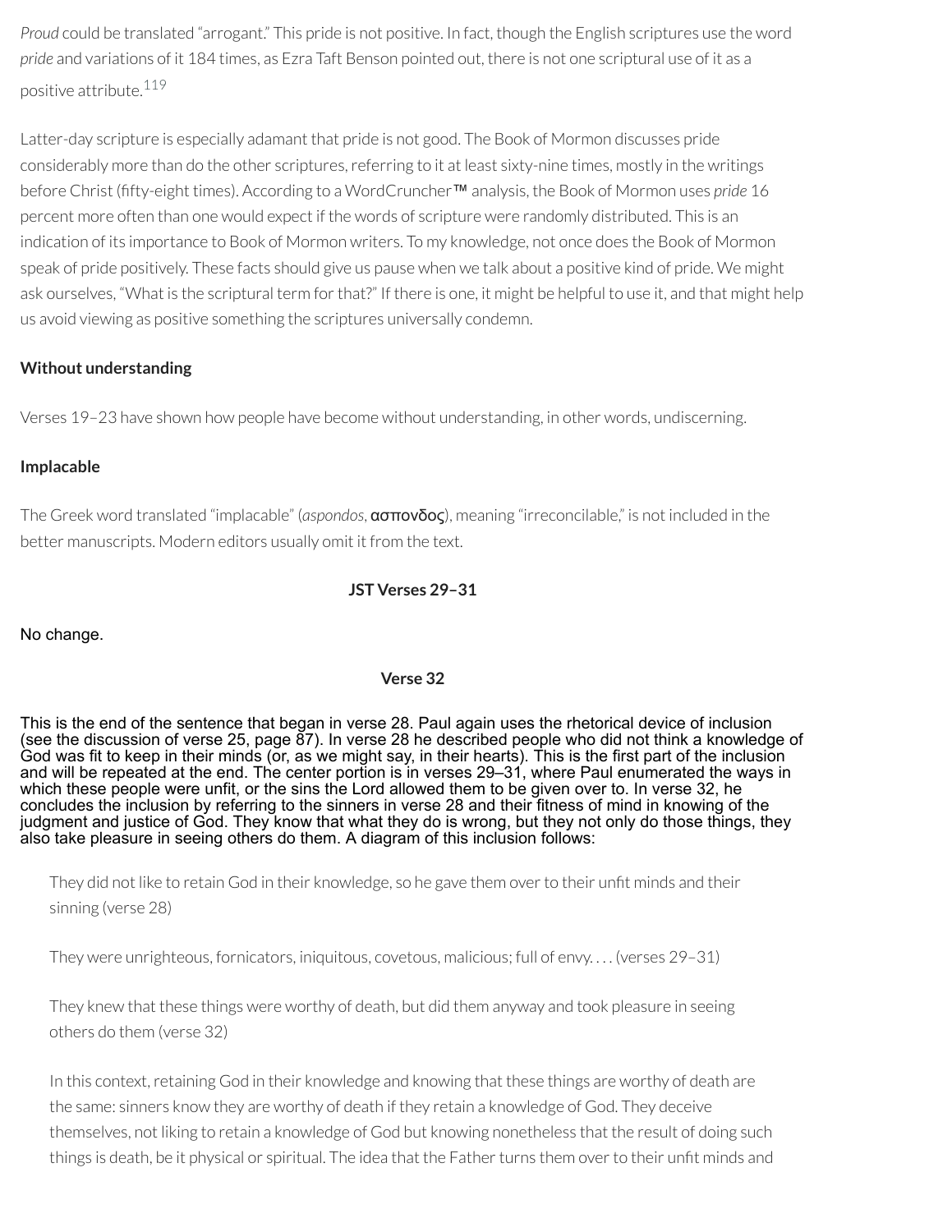*Proud* could be translated "arrogant." This pride is not positive. In fact, though the English scriptures use the word *pride* and variations of it 184 times, as Ezra Taft Benson pointed out, there is not one scriptural use of it as a positive attribute.[119]

Latter-day scripture is especially adamant that pride is not good. The Book of Mormon discusses pride considerably more than do the other scriptures, referring to it at least sixty-nine times, mostly in the writings before Christ (fifty-eight times). According to a WordCruncher™ analysis, the Book of Mormon uses *pride* 16 percent more often than one would expect if the words of scripture were randomly distributed. This is an indication of its importance to Book of Mormon writers. To my knowledge, not once does the Book of Mormon speak of pride positively. These facts should give us pause when we talk about a positive kind of pride. We might ask ourselves, "What is the scriptural term for that?" If there is one, it might be helpful to use it, and that might help us avoid viewing as positive something the scriptures universally condemn.

**Without understanding**

Verses 19–23 have shown how people have become without understanding, in other words, undiscerning.

**Implacable**

The Greek word translated "implacable" (*aspondos*, ασπονδος), meaning "irreconcilable," is not included in the better manuscripts. Modern editors usually omit it from the text.

**JST Verses 29–31**

No change.

**Verse 32**

This is the end of the sentence that began in verse 28. Paul again uses the rhetorical device of inclusion (see the discussion of verse 25, page 87). In verse 28 he described people who did not think a knowledge of God was fit to keep in their minds (or, as we might say, in their hearts). This is the first part of the inclusion and will be repeated at the end. The center portion is in verses 29–31, where Paul enumerated the ways in which these people were unfit, or the sins the Lord allowed them to be given over to. In verse 32, he concludes the inclusion by referring to the sinners in verse 28 and their fitness of mind in knowing of the judgment and justice of God. They know that what they do is wrong, but they not only do those things, they also take pleasure in seeing others do them. A diagram of this inclusion follows:

> They did not like to retain God in their knowledge, so he gave them over to their unfit minds and their sinning (verse 28)
>
> They were unrighteous, fornicators, iniquitous, covetous, malicious; full of envy. . . . (verses 29–31)
>
> They knew that these things were worthy of death, but did them anyway and took pleasure in seeing others do them (verse 32)
>
> In this context, retaining God in their knowledge and knowing that these things are worthy of death are the same: sinners know they are worthy of death if they retain a knowledge of God. They deceive themselves, not liking to retain a knowledge of God but knowing nonetheless that the result of doing such things is death, be it physical or spiritual. The idea that the Father turns them over to their unfit minds and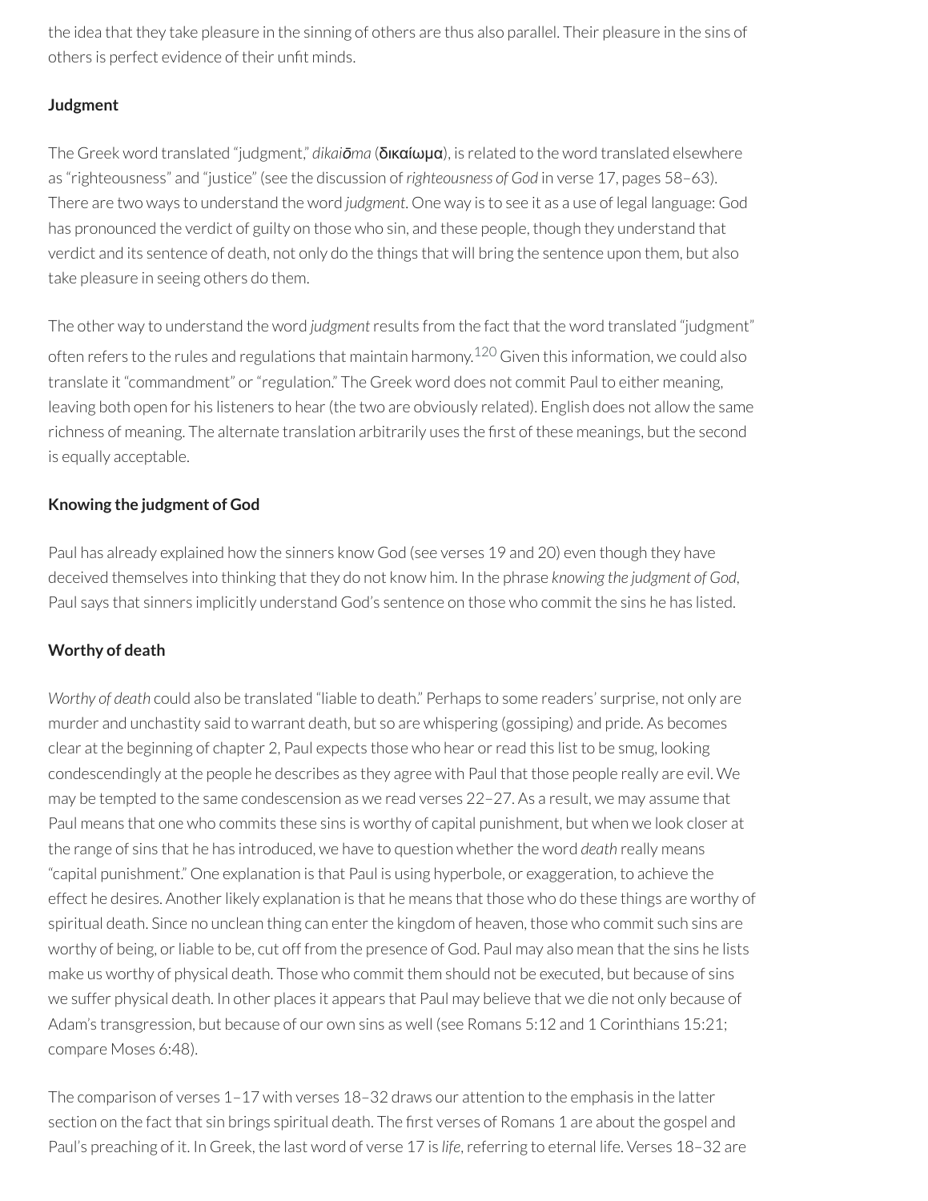the idea that they take pleasure in the sinning of others are thus also parallel. Their pleasure in the sins of others is perfect evidence of their unfit minds.

**Judgment**

The Greek word translated "judgment," *dikaiōma* (**δικαίωμα**), is related to the word translated elsewhere as "righteousness" and "justice" (see the discussion of *righteousness of God* in verse 17, pages 58–63). There are two ways to understand the word *judgment*. One way is to see it as a use of legal language: God has pronounced the verdict of guilty on those who sin, and these people, though they understand that verdict and its sentence of death, not only do the things that will bring the sentence upon them, but also take pleasure in seeing others do them.

The other way to understand the word *judgment* results from the fact that the word translated "judgment" often refers to the rules and regulations that maintain harmony.[120] Given this information, we could also translate it "commandment" or "regulation." The Greek word does not commit Paul to either meaning, leaving both open for his listeners to hear (the two are obviously related). English does not allow the same richness of meaning. The alternate translation arbitrarily uses the first of these meanings, but the second is equally acceptable.

**Knowing the judgment of God**

Paul has already explained how the sinners know God (see verses 19 and 20) even though they have deceived themselves into thinking that they do not know him. In the phrase *knowing the judgment of God*, Paul says that sinners implicitly understand God's sentence on those who commit the sins he has listed.

**Worthy of death**

*Worthy of death* could also be translated "liable to death." Perhaps to some readers' surprise, not only are murder and unchastity said to warrant death, but so are whispering (gossiping) and pride. As becomes clear at the beginning of chapter 2, Paul expects those who hear or read this list to be smug, looking condescendingly at the people he describes as they agree with Paul that those people really are evil. We may be tempted to the same condescension as we read verses 22–27. As a result, we may assume that Paul means that one who commits these sins is worthy of capital punishment, but when we look closer at the range of sins that he has introduced, we have to question whether the word *death* really means "capital punishment." One explanation is that Paul is using hyperbole, or exaggeration, to achieve the effect he desires. Another likely explanation is that he means that those who do these things are worthy of spiritual death. Since no unclean thing can enter the kingdom of heaven, those who commit such sins are worthy of being, or liable to be, cut off from the presence of God. Paul may also mean that the sins he lists make us worthy of physical death. Those who commit them should not be executed, but because of sins we suffer physical death. In other places it appears that Paul may believe that we die not only because of Adam's transgression, but because of our own sins as well (see Romans 5:12 and 1 Corinthians 15:21; compare Moses 6:48).

The comparison of verses 1–17 with verses 18–32 draws our attention to the emphasis in the latter section on the fact that sin brings spiritual death. The first verses of Romans 1 are about the gospel and Paul's preaching of it. In Greek, the last word of verse 17 is *life*, referring to eternal life. Verses 18–32 are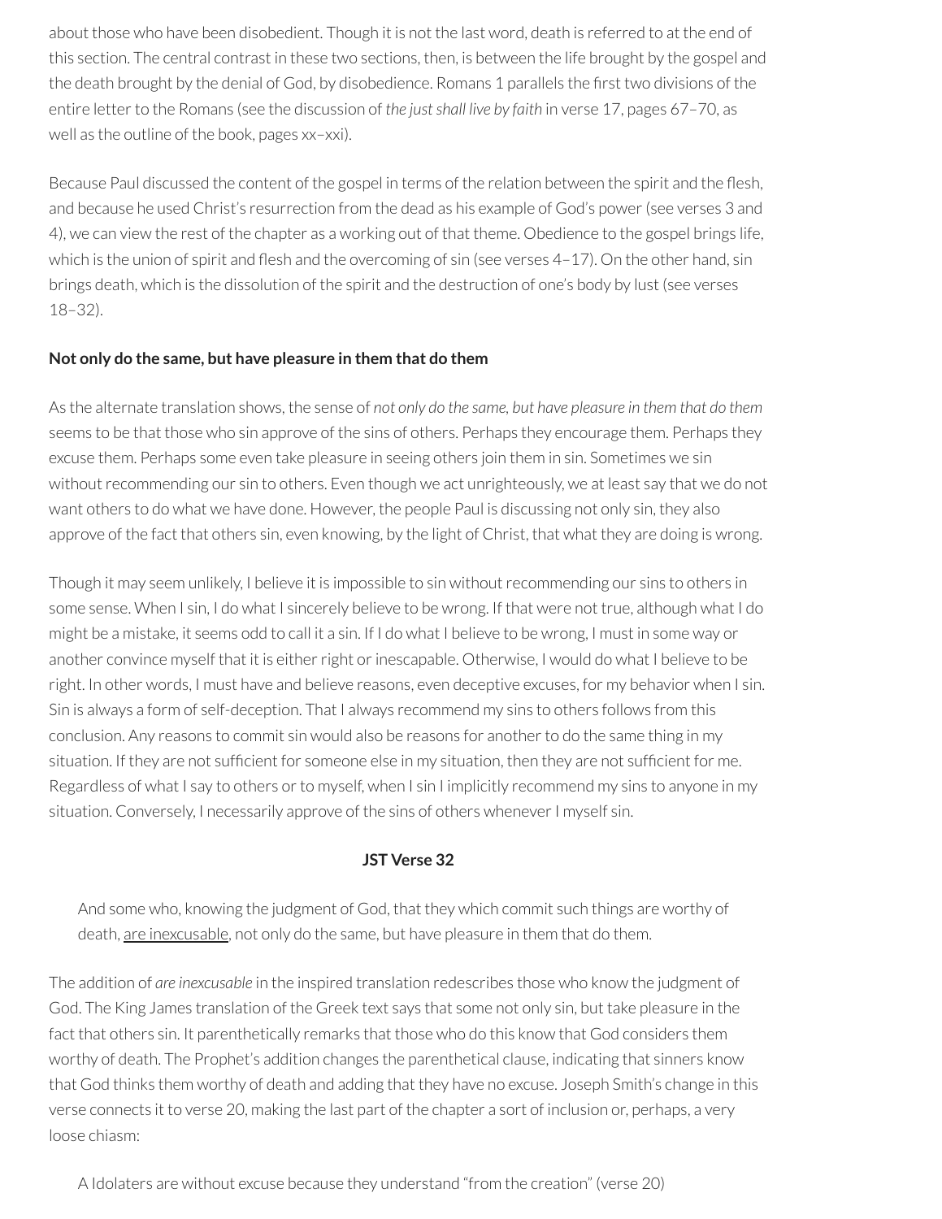about those who have been disobedient. Though it is not the last word, death is referred to at the end of this section. The central contrast in these two sections, then, is between the life brought by the gospel and the death brought by the denial of God, by disobedience. Romans 1 parallels the first two divisions of the entire letter to the Romans (see the discussion of *the just shall live by faith* in verse 17, pages 67–70, as well as the outline of the book, pages xx–xxi).

Because Paul discussed the content of the gospel in terms of the relation between the spirit and the flesh, and because he used Christ's resurrection from the dead as his example of God's power (see verses 3 and 4), we can view the rest of the chapter as a working out of that theme. Obedience to the gospel brings life, which is the union of spirit and flesh and the overcoming of sin (see verses 4–17). On the other hand, sin brings death, which is the dissolution of the spirit and the destruction of one's body by lust (see verses 18–32).

**Not only do the same, but have pleasure in them that do them**

As the alternate translation shows, the sense of *not only do the same, but have pleasure in them that do them* seems to be that those who sin approve of the sins of others. Perhaps they encourage them. Perhaps they excuse them. Perhaps some even take pleasure in seeing others join them in sin. Sometimes we sin without recommending our sin to others. Even though we act unrighteously, we at least say that we do not want others to do what we have done. However, the people Paul is discussing not only sin, they also approve of the fact that others sin, even knowing, by the light of Christ, that what they are doing is wrong.

Though it may seem unlikely, I believe it is impossible to sin without recommending our sins to others in some sense. When I sin, I do what I sincerely believe to be wrong. If that were not true, although what I do might be a mistake, it seems odd to call it a sin. If I do what I believe to be wrong, I must in some way or another convince myself that it is either right or inescapable. Otherwise, I would do what I believe to be right. In other words, I must have and believe reasons, even deceptive excuses, for my behavior when I sin. Sin is always a form of self-deception. That I always recommend my sins to others follows from this conclusion. Any reasons to commit sin would also be reasons for another to do the same thing in my situation. If they are not sufficient for someone else in my situation, then they are not sufficient for me. Regardless of what I say to others or to myself, when I sin I implicitly recommend my sins to anyone in my situation. Conversely, I necessarily approve of the sins of others whenever I myself sin.

**JST Verse 32**

> And some who, knowing the judgment of God, that they which commit such things are worthy of death, <u>are inexcusable</u>, not only do the same, but have pleasure in them that do them.

The addition of *are inexcusable* in the inspired translation redescribes those who know the judgment of God. The King James translation of the Greek text says that some not only sin, but take pleasure in the fact that others sin. It parenthetically remarks that those who do this know that God considers them worthy of death. The Prophet's addition changes the parenthetical clause, indicating that sinners know that God thinks them worthy of death and adding that they have no excuse. Joseph Smith's change in this verse connects it to verse 20, making the last part of the chapter a sort of inclusion or, perhaps, a very loose chiasm:

> A Idolaters are without excuse because they understand "from the creation" (verse 20)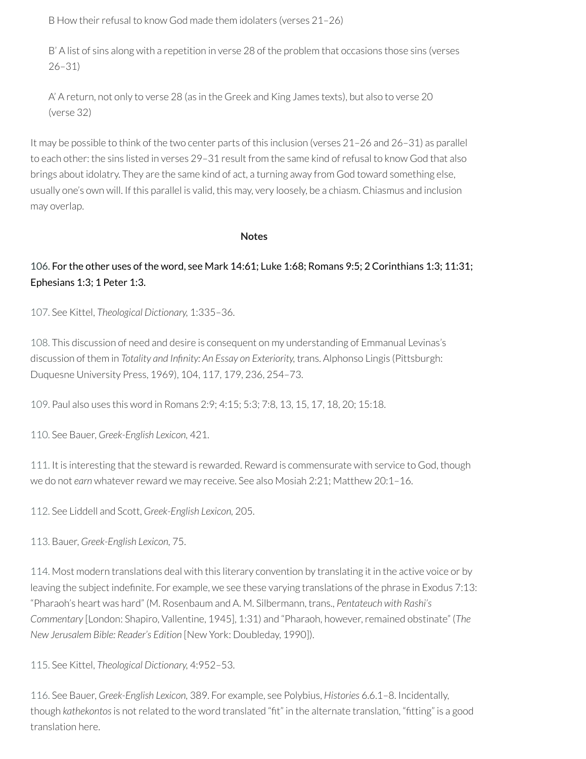B How their refusal to know God made them idolaters (verses 21–26)

B' A list of sins along with a repetition in verse 28 of the problem that occasions those sins (verses 26–31)

A' A return, not only to verse 28 (as in the Greek and King James texts), but also to verse 20 (verse 32)

It may be possible to think of the two center parts of this inclusion (verses 21–26 and 26–31) as parallel to each other: the sins listed in verses 29–31 result from the same kind of refusal to know God that also brings about idolatry. They are the same kind of act, a turning away from God toward something else, usually one's own will. If this parallel is valid, this may, very loosely, be a chiasm. Chiasmus and inclusion may overlap.

## Notes

106. For the other uses of the word, see Mark 14:61; Luke 1:68; Romans 9:5; 2 Corinthians 1:3; 11:31; Ephesians 1:3; 1 Peter 1:3.

107. See Kittel, *Theological Dictionary,* 1:335–36.

108. This discussion of need and desire is consequent on my understanding of Emmanual Levinas's discussion of them in *Totality and Infinity: An Essay on Exteriority,* trans. Alphonso Lingis (Pittsburgh: Duquesne University Press, 1969), 104, 117, 179, 236, 254–73.

109. Paul also uses this word in Romans 2:9; 4:15; 5:3; 7:8, 13, 15, 17, 18, 20; 15:18.

110. See Bauer, *Greek-English Lexicon,* 421.

111. It is interesting that the steward is rewarded. Reward is commensurate with service to God, though we do not *earn* whatever reward we may receive. See also Mosiah 2:21; Matthew 20:1–16.

112. See Liddell and Scott, *Greek-English Lexicon,* 205.

113. Bauer, *Greek-English Lexicon,* 75.

114. Most modern translations deal with this literary convention by translating it in the active voice or by leaving the subject indefinite. For example, we see these varying translations of the phrase in Exodus 7:13: "Pharaoh's heart was hard" (M. Rosenbaum and A. M. Silbermann, trans., *Pentateuch with Rashi's Commentary* [London: Shapiro, Vallentine, 1945], 1:31) and "Pharaoh, however, remained obstinate" (*The New Jerusalem Bible: Reader's Edition* [New York: Doubleday, 1990]).

115. See Kittel, *Theological Dictionary,* 4:952–53.

116. See Bauer, *Greek-English Lexicon,* 389. For example, see Polybius, *Histories* 6.6.1–8. Incidentally, though *kathekontos* is not related to the word translated "fit" in the alternate translation, "fitting" is a good translation here.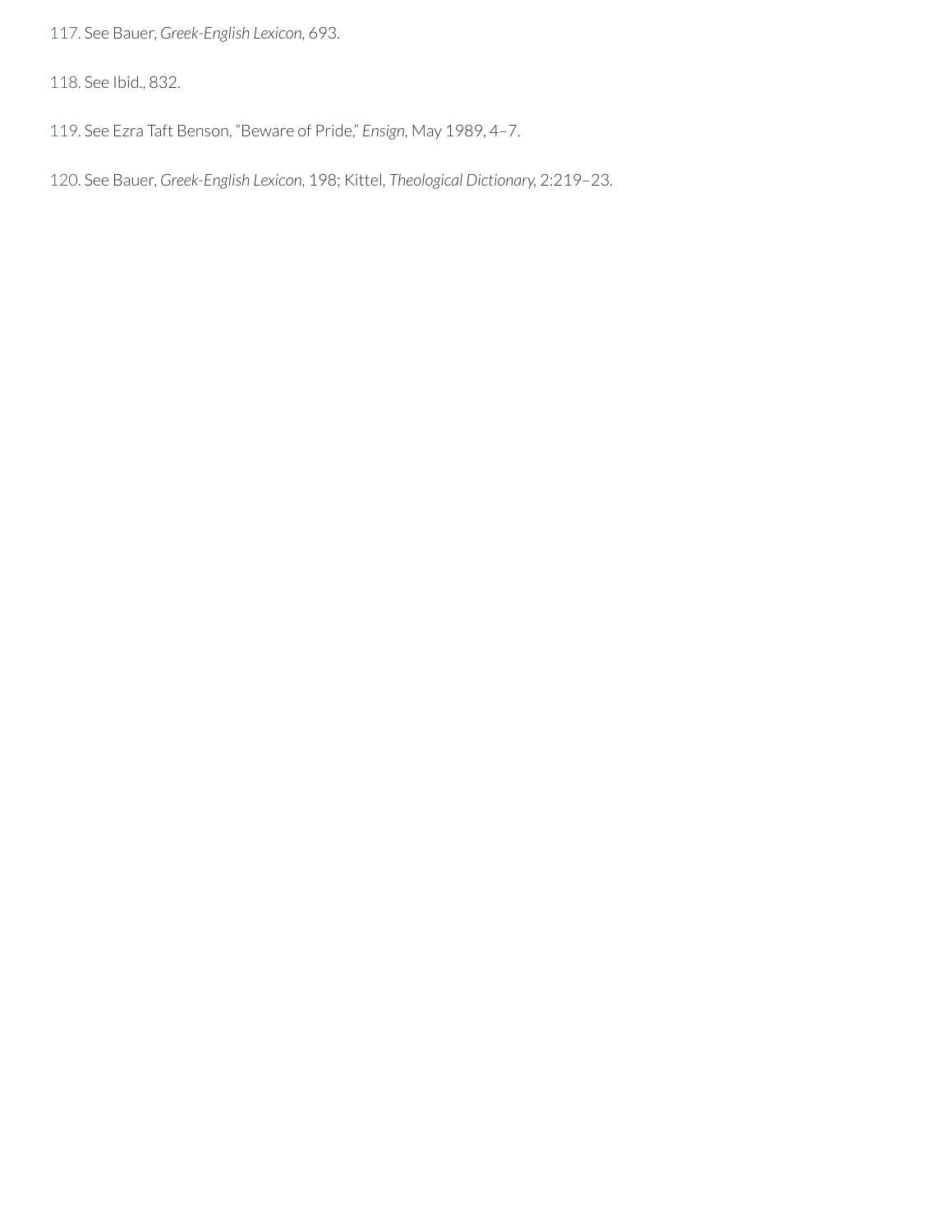117. See Bauer, *Greek-English Lexicon,* 693.

118. See Ibid., 832.

119. See Ezra Taft Benson, "Beware of Pride," *Ensign,* May 1989, 4–7.

120. See Bauer, *Greek-English Lexicon,* 198; Kittel, *Theological Dictionary,* 2:219–23.